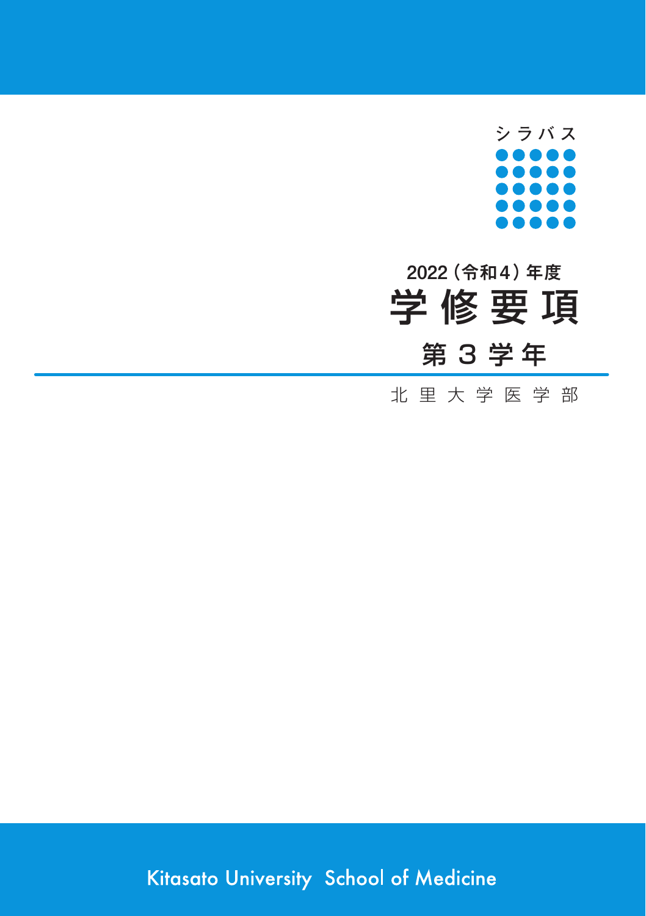シラバス

2022（令和4）年度

# 学修要項

## 第３学年

北里大学医学部

Kitasato University School of Medicine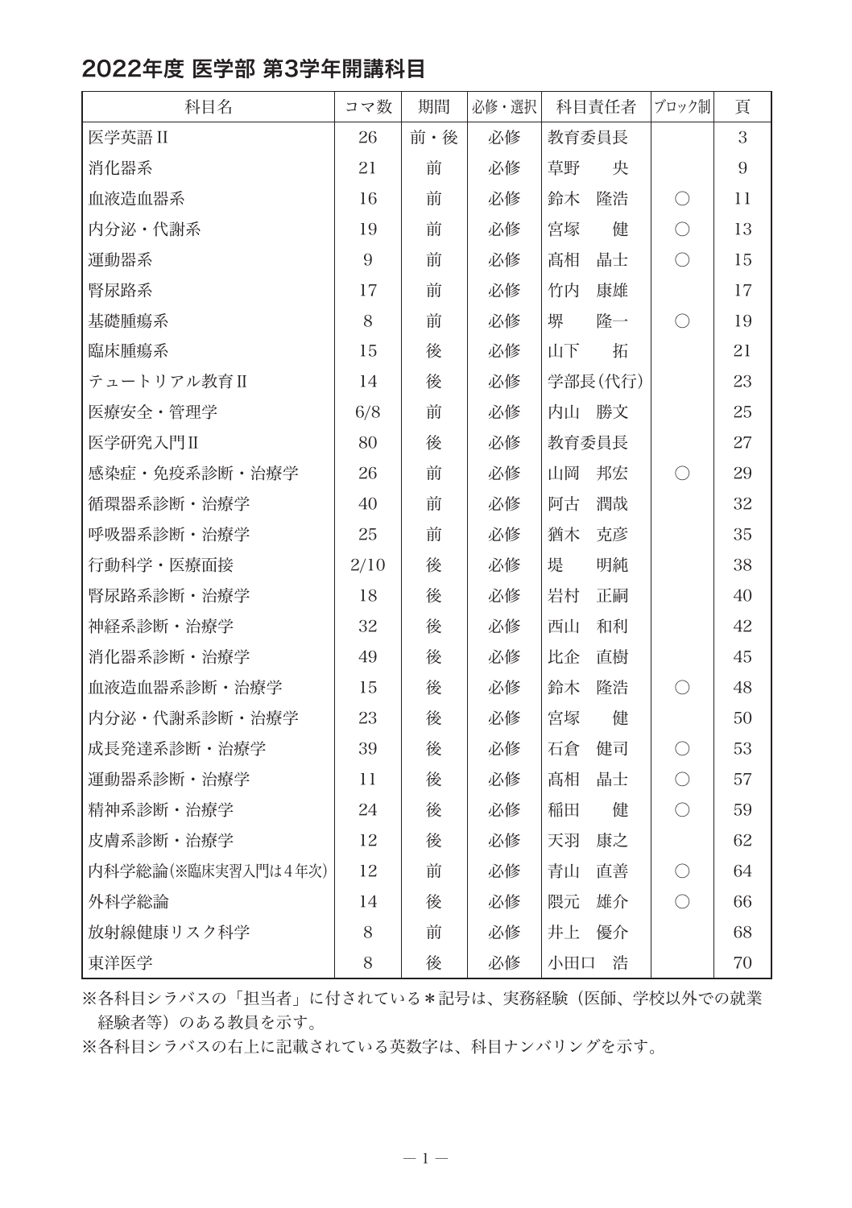# 2022年度 医学部 第3学年開講科目

| 科目名 | コマ数 | 期間 | 必修・選択 | 科目責任者 | ブロック制 | 頁 |
|---|---|---|---|---|---|---|
| 医学英語II | 26 | 前・後 | 必修 | 教育委員長 | | 3 |
| 消化器系 | 21 | 前 | 必修 | 草野　央 | | 9 |
| 血液造血器系 | 16 | 前 | 必修 | 鈴木　隆浩 | ○ | 11 |
| 内分泌・代謝系 | 19 | 前 | 必修 | 宮塚　健 | ○ | 13 |
| 運動器系 | 9 | 前 | 必修 | 髙相　晶士 | ○ | 15 |
| 腎尿路系 | 17 | 前 | 必修 | 竹内　康雄 | | 17 |
| 基礎腫瘍系 | 8 | 前 | 必修 | 堺　隆一 | ○ | 19 |
| 臨床腫瘍系 | 15 | 後 | 必修 | 山下　拓 | | 21 |
| テュートリアル教育II | 14 | 後 | 必修 | 学部長(代行) | | 23 |
| 医療安全・管理学 | 6/8 | 前 | 必修 | 内山　勝文 | | 25 |
| 医学研究入門II | 80 | 後 | 必修 | 教育委員長 | | 27 |
| 感染症・免疫系診断・治療学 | 26 | 前 | 必修 | 山岡　邦宏 | ○ | 29 |
| 循環器系診断・治療学 | 40 | 前 | 必修 | 阿古　潤哉 | | 32 |
| 呼吸器系診断・治療学 | 25 | 前 | 必修 | 猶木　克彦 | | 35 |
| 行動科学・医療面接 | 2/10 | 後 | 必修 | 堤　明純 | | 38 |
| 腎尿路系診断・治療学 | 18 | 後 | 必修 | 岩村　正嗣 | | 40 |
| 神経系診断・治療学 | 32 | 後 | 必修 | 西山　和利 | | 42 |
| 消化器系診断・治療学 | 49 | 後 | 必修 | 比企　直樹 | | 45 |
| 血液造血器系診断・治療学 | 15 | 後 | 必修 | 鈴木　隆浩 | ○ | 48 |
| 内分泌・代謝系診断・治療学 | 23 | 後 | 必修 | 宮塚　健 | | 50 |
| 成長発達系診断・治療学 | 39 | 後 | 必修 | 石倉　健司 | ○ | 53 |
| 運動器系診断・治療学 | 11 | 後 | 必修 | 髙相　晶士 | ○ | 57 |
| 精神系診断・治療学 | 24 | 後 | 必修 | 稲田　健 | ○ | 59 |
| 皮膚系診断・治療学 | 12 | 後 | 必修 | 天羽　康之 | | 62 |
| 内科学総論(※臨床実習入門は4年次) | 12 | 前 | 必修 | 青山　直善 | ○ | 64 |
| 外科学総論 | 14 | 後 | 必修 | 隈元　雄介 | ○ | 66 |
| 放射線健康リスク科学 | 8 | 前 | 必修 | 井上　優介 | | 68 |
| 東洋医学 | 8 | 後 | 必修 | 小田口　浩 | | 70 |

※各科目シラバスの「担当者」に付されている＊記号は、実務経験（医師、学校以外での就業経験者等）のある教員を示す。

※各科目シラバスの右上に記載されている英数字は、科目ナンバリングを示す。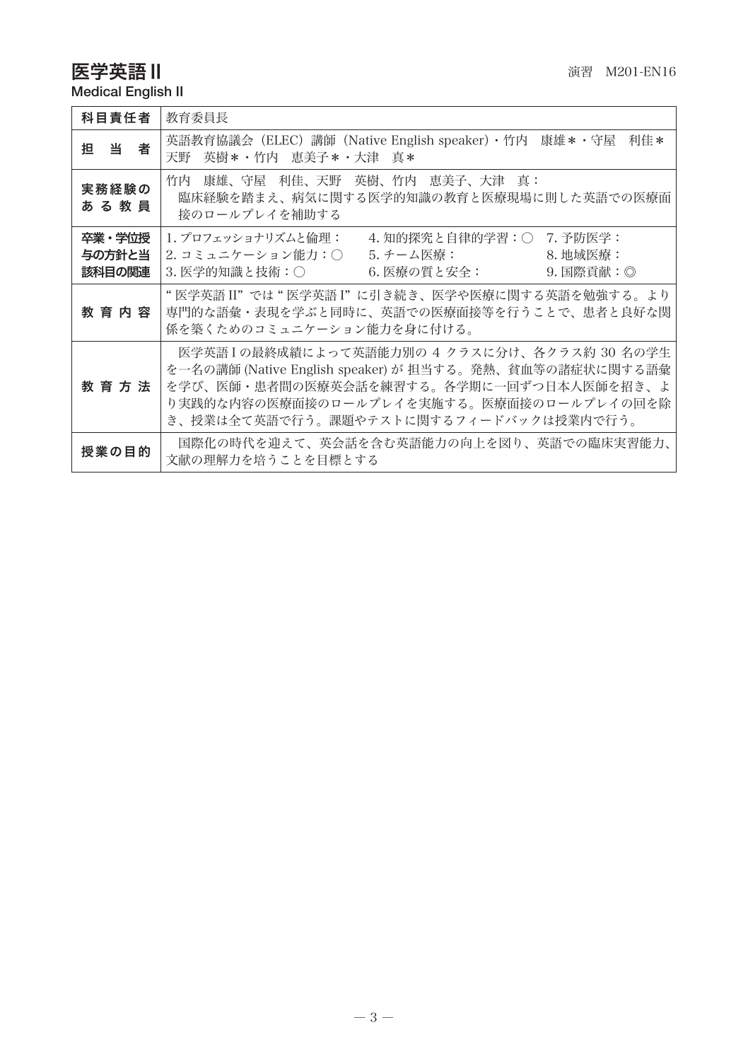# 医学英語 II

演習　M201-EN16

Medical English II

| 科目責任者 | 教育委員長 |
| --- | --- |
| 担　当　者 | 英語教育協議会（ELEC）講師（Native English speaker）・竹内　康雄＊・守屋　利佳＊<br>天野　英樹＊・竹内　恵美子＊・大津　真＊ |
| 実務経験のある教員 | 竹内　康雄、守屋　利佳、天野　英樹、竹内　恵美子、大津　真：<br>臨床経験を踏まえ、病気に関する医学的知識の教育と医療現場に則した英語での医療面接のロールプレイを補助する |
| 卒業・学位授与の方針と当該科目の関連 | 1. プロフェッショナリズムと倫理：　4. 知的探究と自律的学習：○　7. 予防医学：<br>2. コミュニケーション能力：○　5. チーム医療：　8. 地域医療：<br>3. 医学的知識と技術：○　6. 医療の質と安全：　9. 国際貢献：◎ |
| 教 育 内 容 | "医学英語 II" では "医学英語 I" に引き続き、医学や医療に関する英語を勉強する。より専門的な語彙・表現を学ぶと同時に、英語での医療面接等を行うことで、患者と良好な関係を築くためのコミュニケーション能力を身に付ける。 |
| 教 育 方 法 | 医学英語 I の最終成績によって英語能力別の 4 クラスに分け、各クラス約 30 名の学生を一名の講師 (Native English speaker) が 担当する。発熱、貧血等の諸症状に関する語彙を学び、医師・患者間の医療英会話を練習する。各学期に一回ずつ日本人医師を招き、より実践的な内容の医療面接のロールプレイを実施する。医療面接のロールプレイの回を除き、授業は全て英語で行う。課題やテストに関するフィードバックは授業内で行う。 |
| 授業の目的 | 国際化の時代を迎えて、英会話を含む英語能力の向上を図り、英語での臨床実習能力、文献の理解力を培うことを目標とする |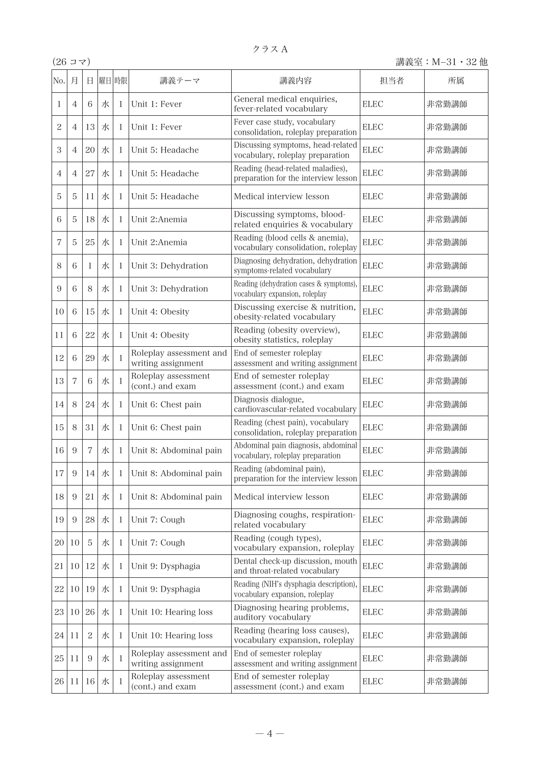クラスＡ

（26 コマ）　講義室：M−31・32 他

| No. | 月 | 日 | 曜日 | 時限 | 講義テーマ | 講義内容 | 担当者 | 所属 |
|---|---|---|---|---|---|---|---|---|
| 1 | 4 | 6 | 水 | 1 | Unit 1: Fever | General medical enquiries, fever-related vocabulary | ELEC | 非常勤講師 |
| 2 | 4 | 13 | 水 | 1 | Unit 1: Fever | Fever case study, vocabulary consolidation, roleplay preparation | ELEC | 非常勤講師 |
| 3 | 4 | 20 | 水 | 1 | Unit 5: Headache | Discussing symptoms, head-related vocabulary, roleplay preparation | ELEC | 非常勤講師 |
| 4 | 4 | 27 | 水 | 1 | Unit 5: Headache | Reading (head-related maladies), preparation for the interview lesson | ELEC | 非常勤講師 |
| 5 | 5 | 11 | 水 | 1 | Unit 5: Headache | Medical interview lesson | ELEC | 非常勤講師 |
| 6 | 5 | 18 | 水 | 1 | Unit 2:Anemia | Discussing symptoms, blood-related enquiries & vocabulary | ELEC | 非常勤講師 |
| 7 | 5 | 25 | 水 | 1 | Unit 2:Anemia | Reading (blood cells & anemia), vocabulary consolidation, roleplay | ELEC | 非常勤講師 |
| 8 | 6 | 1 | 水 | 1 | Unit 3: Dehydration | Diagnosing dehydration, dehydration symptoms-related vocabulary | ELEC | 非常勤講師 |
| 9 | 6 | 8 | 水 | 1 | Unit 3: Dehydration | Reading (dehydration cases & symptoms), vocabulary expansion, roleplay | ELEC | 非常勤講師 |
| 10 | 6 | 15 | 水 | 1 | Unit 4: Obesity | Discussing exercise & nutrition, obesity-related vocabulary | ELEC | 非常勤講師 |
| 11 | 6 | 22 | 水 | 1 | Unit 4: Obesity | Reading (obesity overview), obesity statistics, roleplay | ELEC | 非常勤講師 |
| 12 | 6 | 29 | 水 | 1 | Roleplay assessment and writing assignment | End of semester roleplay assessment and writing assignment | ELEC | 非常勤講師 |
| 13 | 7 | 6 | 水 | 1 | Roleplay assessment (cont.) and exam | End of semester roleplay assessment (cont.) and exam | ELEC | 非常勤講師 |
| 14 | 8 | 24 | 水 | 1 | Unit 6: Chest pain | Diagnosis dialogue, cardiovascular-related vocabulary | ELEC | 非常勤講師 |
| 15 | 8 | 31 | 水 | 1 | Unit 6: Chest pain | Reading (chest pain), vocabulary consolidation, roleplay preparation | ELEC | 非常勤講師 |
| 16 | 9 | 7 | 水 | 1 | Unit 8: Abdominal pain | Abdominal pain diagnosis, abdominal vocabulary, roleplay preparation | ELEC | 非常勤講師 |
| 17 | 9 | 14 | 水 | 1 | Unit 8: Abdominal pain | Reading (abdominal pain), preparation for the interview lesson | ELEC | 非常勤講師 |
| 18 | 9 | 21 | 水 | 1 | Unit 8: Abdominal pain | Medical interview lesson | ELEC | 非常勤講師 |
| 19 | 9 | 28 | 水 | 1 | Unit 7: Cough | Diagnosing coughs, respiration-related vocabulary | ELEC | 非常勤講師 |
| 20 | 10 | 5 | 水 | 1 | Unit 7: Cough | Reading (cough types), vocabulary expansion, roleplay | ELEC | 非常勤講師 |
| 21 | 10 | 12 | 水 | 1 | Unit 9: Dysphagia | Dental check-up discussion, mouth and throat-related vocabulary | ELEC | 非常勤講師 |
| 22 | 10 | 19 | 水 | 1 | Unit 9: Dysphagia | Reading (NIH's dysphagia description), vocabulary expansion, roleplay | ELEC | 非常勤講師 |
| 23 | 10 | 26 | 水 | 1 | Unit 10: Hearing loss | Diagnosing hearing problems, auditory vocabulary | ELEC | 非常勤講師 |
| 24 | 11 | 2 | 水 | 1 | Unit 10: Hearing loss | Reading (hearing loss causes), vocabulary expansion, roleplay | ELEC | 非常勤講師 |
| 25 | 11 | 9 | 水 | 1 | Roleplay assessment and writing assignment | End of semester roleplay assessment and writing assignment | ELEC | 非常勤講師 |
| 26 | 11 | 16 | 水 | 1 | Roleplay assessment (cont.) and exam | End of semester roleplay assessment (cont.) and exam | ELEC | 非常勤講師 |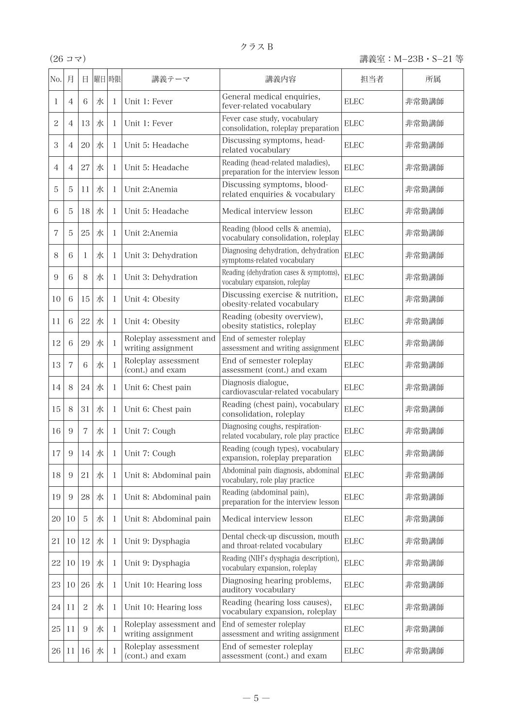クラスB

（26 コマ）　　講義室：M−23B・S−21 等

| No. | 月 | 日 | 曜日 | 時限 | 講義テーマ | 講義内容 | 担当者 | 所属 |
|---|---|---|---|---|---|---|---|---|
| 1 | 4 | 6 | 水 | 1 | Unit 1: Fever | General medical enquiries, fever-related vocabulary | ELEC | 非常勤講師 |
| 2 | 4 | 13 | 水 | 1 | Unit 1: Fever | Fever case study, vocabulary consolidation, roleplay preparation | ELEC | 非常勤講師 |
| 3 | 4 | 20 | 水 | 1 | Unit 5: Headache | Discussing symptoms, head-related vocabulary | ELEC | 非常勤講師 |
| 4 | 4 | 27 | 水 | 1 | Unit 5: Headache | Reading (head-related maladies), preparation for the interview lesson | ELEC | 非常勤講師 |
| 5 | 5 | 11 | 水 | 1 | Unit 2:Anemia | Discussing symptoms, blood-related enquiries & vocabulary | ELEC | 非常勤講師 |
| 6 | 5 | 18 | 水 | 1 | Unit 5: Headache | Medical interview lesson | ELEC | 非常勤講師 |
| 7 | 5 | 25 | 水 | 1 | Unit 2:Anemia | Reading (blood cells & anemia), vocabulary consolidation, roleplay | ELEC | 非常勤講師 |
| 8 | 6 | 1 | 水 | 1 | Unit 3: Dehydration | Diagnosing dehydration, dehydration symptoms-related vocabulary | ELEC | 非常勤講師 |
| 9 | 6 | 8 | 水 | 1 | Unit 3: Dehydration | Reading (dehydration cases & symptoms), vocabulary expansion, roleplay | ELEC | 非常勤講師 |
| 10 | 6 | 15 | 水 | 1 | Unit 4: Obesity | Discussing exercise & nutrition, obesity-related vocabulary | ELEC | 非常勤講師 |
| 11 | 6 | 22 | 水 | 1 | Unit 4: Obesity | Reading (obesity overview), obesity statistics, roleplay | ELEC | 非常勤講師 |
| 12 | 6 | 29 | 水 | 1 | Roleplay assessment and writing assignment | End of semester roleplay assessment and writing assignment | ELEC | 非常勤講師 |
| 13 | 7 | 6 | 水 | 1 | Roleplay assessment (cont.) and exam | End of semester roleplay assessment (cont.) and exam | ELEC | 非常勤講師 |
| 14 | 8 | 24 | 水 | 1 | Unit 6: Chest pain | Diagnosis dialogue, cardiovascular-related vocabulary | ELEC | 非常勤講師 |
| 15 | 8 | 31 | 水 | 1 | Unit 6: Chest pain | Reading (chest pain), vocabulary consolidation, roleplay | ELEC | 非常勤講師 |
| 16 | 9 | 7 | 水 | 1 | Unit 7: Cough | Diagnosing coughs, respiration-related vocabulary, role play practice | ELEC | 非常勤講師 |
| 17 | 9 | 14 | 水 | 1 | Unit 7: Cough | Reading (cough types), vocabulary expansion, roleplay preparation | ELEC | 非常勤講師 |
| 18 | 9 | 21 | 水 | 1 | Unit 8: Abdominal pain | Abdominal pain diagnosis, abdominal vocabulary, role play practice | ELEC | 非常勤講師 |
| 19 | 9 | 28 | 水 | 1 | Unit 8: Abdominal pain | Reading (abdominal pain), preparation for the interview lesson | ELEC | 非常勤講師 |
| 20 | 10 | 5 | 水 | 1 | Unit 8: Abdominal pain | Medical interview lesson | ELEC | 非常勤講師 |
| 21 | 10 | 12 | 水 | 1 | Unit 9: Dysphagia | Dental check-up discussion, mouth and throat-related vocabulary | ELEC | 非常勤講師 |
| 22 | 10 | 19 | 水 | 1 | Unit 9: Dysphagia | Reading (NIH's dysphagia description), vocabulary expansion, roleplay | ELEC | 非常勤講師 |
| 23 | 10 | 26 | 水 | 1 | Unit 10: Hearing loss | Diagnosing hearing problems, auditory vocabulary | ELEC | 非常勤講師 |
| 24 | 11 | 2 | 水 | 1 | Unit 10: Hearing loss | Reading (hearing loss causes), vocabulary expansion, roleplay | ELEC | 非常勤講師 |
| 25 | 11 | 9 | 水 | 1 | Roleplay assessment and writing assignment | End of semester roleplay assessment and writing assignment | ELEC | 非常勤講師 |
| 26 | 11 | 16 | 水 | 1 | Roleplay assessment (cont.) and exam | End of semester roleplay assessment (cont.) and exam | ELEC | 非常勤講師 |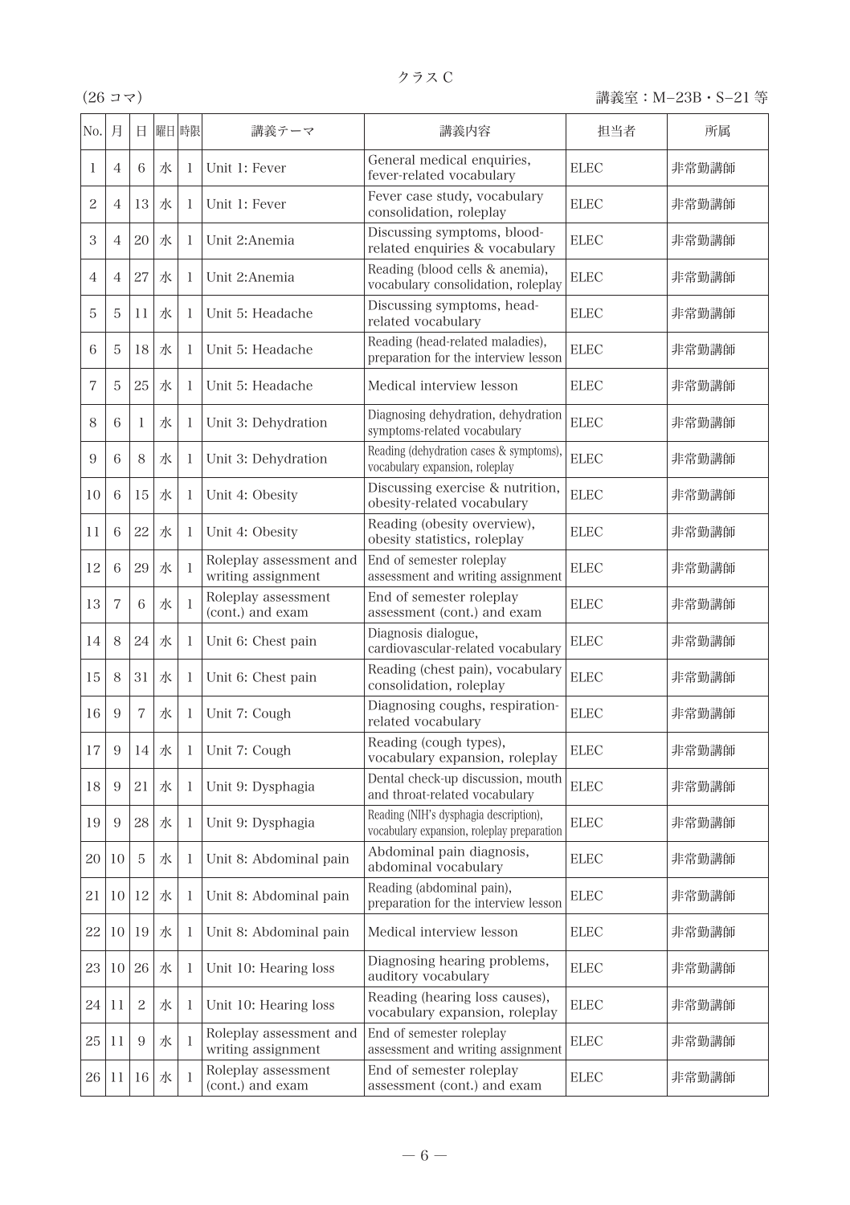クラス C

(26 コマ) 講義室：M–23B・S–21 等

| No. | 月 | 日 | 曜日 | 時限 | 講義テーマ | 講義内容 | 担当者 | 所属 |
|---|---|---|---|---|---|---|---|---|
| 1 | 4 | 6 | 水 | 1 | Unit 1: Fever | General medical enquiries, fever-related vocabulary | ELEC | 非常勤講師 |
| 2 | 4 | 13 | 水 | 1 | Unit 1: Fever | Fever case study, vocabulary consolidation, roleplay | ELEC | 非常勤講師 |
| 3 | 4 | 20 | 水 | 1 | Unit 2:Anemia | Discussing symptoms, blood-related enquiries & vocabulary | ELEC | 非常勤講師 |
| 4 | 4 | 27 | 水 | 1 | Unit 2:Anemia | Reading (blood cells & anemia), vocabulary consolidation, roleplay | ELEC | 非常勤講師 |
| 5 | 5 | 11 | 水 | 1 | Unit 5: Headache | Discussing symptoms, head-related vocabulary | ELEC | 非常勤講師 |
| 6 | 5 | 18 | 水 | 1 | Unit 5: Headache | Reading (head-related maladies), preparation for the interview lesson | ELEC | 非常勤講師 |
| 7 | 5 | 25 | 水 | 1 | Unit 5: Headache | Medical interview lesson | ELEC | 非常勤講師 |
| 8 | 6 | 1 | 水 | 1 | Unit 3: Dehydration | Diagnosing dehydration, dehydration symptoms-related vocabulary | ELEC | 非常勤講師 |
| 9 | 6 | 8 | 水 | 1 | Unit 3: Dehydration | Reading (dehydration cases & symptoms), vocabulary expansion, roleplay | ELEC | 非常勤講師 |
| 10 | 6 | 15 | 水 | 1 | Unit 4: Obesity | Discussing exercise & nutrition, obesity-related vocabulary | ELEC | 非常勤講師 |
| 11 | 6 | 22 | 水 | 1 | Unit 4: Obesity | Reading (obesity overview), obesity statistics, roleplay | ELEC | 非常勤講師 |
| 12 | 6 | 29 | 水 | 1 | Roleplay assessment and writing assignment | End of semester roleplay assessment and writing assignment | ELEC | 非常勤講師 |
| 13 | 7 | 6 | 水 | 1 | Roleplay assessment (cont.) and exam | End of semester roleplay assessment (cont.) and exam | ELEC | 非常勤講師 |
| 14 | 8 | 24 | 水 | 1 | Unit 6: Chest pain | Diagnosis dialogue, cardiovascular-related vocabulary | ELEC | 非常勤講師 |
| 15 | 8 | 31 | 水 | 1 | Unit 6: Chest pain | Reading (chest pain), vocabulary consolidation, roleplay | ELEC | 非常勤講師 |
| 16 | 9 | 7 | 水 | 1 | Unit 7: Cough | Diagnosing coughs, respiration-related vocabulary | ELEC | 非常勤講師 |
| 17 | 9 | 14 | 水 | 1 | Unit 7: Cough | Reading (cough types), vocabulary expansion, roleplay | ELEC | 非常勤講師 |
| 18 | 9 | 21 | 水 | 1 | Unit 9: Dysphagia | Dental check-up discussion, mouth and throat-related vocabulary | ELEC | 非常勤講師 |
| 19 | 9 | 28 | 水 | 1 | Unit 9: Dysphagia | Reading (NIH's dysphagia description), vocabulary expansion, roleplay preparation | ELEC | 非常勤講師 |
| 20 | 10 | 5 | 水 | 1 | Unit 8: Abdominal pain | Abdominal pain diagnosis, abdominal vocabulary | ELEC | 非常勤講師 |
| 21 | 10 | 12 | 水 | 1 | Unit 8: Abdominal pain | Reading (abdominal pain), preparation for the interview lesson | ELEC | 非常勤講師 |
| 22 | 10 | 19 | 水 | 1 | Unit 8: Abdominal pain | Medical interview lesson | ELEC | 非常勤講師 |
| 23 | 10 | 26 | 水 | 1 | Unit 10: Hearing loss | Diagnosing hearing problems, auditory vocabulary | ELEC | 非常勤講師 |
| 24 | 11 | 2 | 水 | 1 | Unit 10: Hearing loss | Reading (hearing loss causes), vocabulary expansion, roleplay | ELEC | 非常勤講師 |
| 25 | 11 | 9 | 水 | 1 | Roleplay assessment and writing assignment | End of semester roleplay assessment and writing assignment | ELEC | 非常勤講師 |
| 26 | 11 | 16 | 水 | 1 | Roleplay assessment (cont.) and exam | End of semester roleplay assessment (cont.) and exam | ELEC | 非常勤講師 |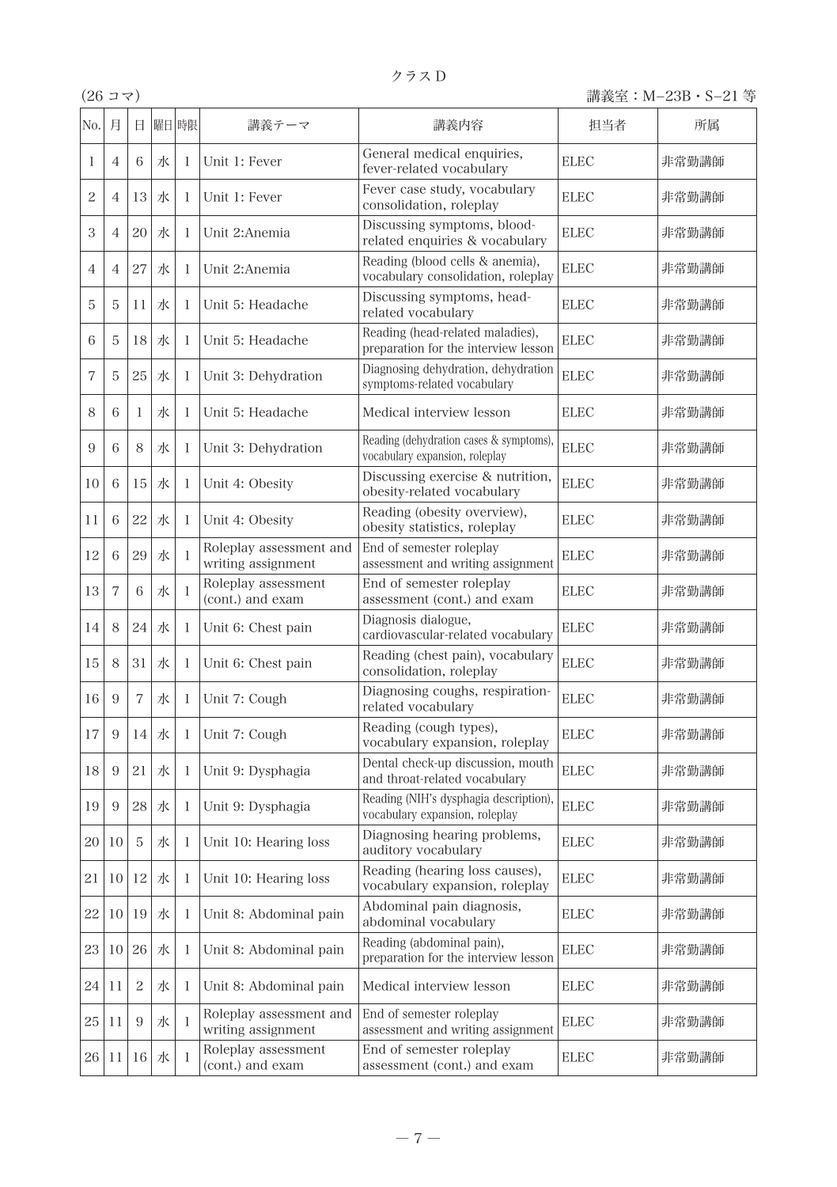クラスＤ

（26 コマ）

講義室：M–23B・S–21 等

| No. | 月 | 日 | 曜日 | 時限 | 講義テーマ | 講義内容 | 担当者 | 所属 |
|---|---|---|---|---|---|---|---|---|
| 1 | 4 | 6 | 水 | 1 | Unit 1: Fever | General medical enquiries, fever-related vocabulary | ELEC | 非常勤講師 |
| 2 | 4 | 13 | 水 | 1 | Unit 1: Fever | Fever case study, vocabulary consolidation, roleplay | ELEC | 非常勤講師 |
| 3 | 4 | 20 | 水 | 1 | Unit 2:Anemia | Discussing symptoms, blood-related enquiries & vocabulary | ELEC | 非常勤講師 |
| 4 | 4 | 27 | 水 | 1 | Unit 2:Anemia | Reading (blood cells & anemia), vocabulary consolidation, roleplay | ELEC | 非常勤講師 |
| 5 | 5 | 11 | 水 | 1 | Unit 5: Headache | Discussing symptoms, head-related vocabulary | ELEC | 非常勤講師 |
| 6 | 5 | 18 | 水 | 1 | Unit 5: Headache | Reading (head-related maladies), preparation for the interview lesson | ELEC | 非常勤講師 |
| 7 | 5 | 25 | 水 | 1 | Unit 3: Dehydration | Diagnosing dehydration, dehydration symptoms-related vocabulary | ELEC | 非常勤講師 |
| 8 | 6 | 1 | 水 | 1 | Unit 5: Headache | Medical interview lesson | ELEC | 非常勤講師 |
| 9 | 6 | 8 | 水 | 1 | Unit 3: Dehydration | Reading (dehydration cases & symptoms), vocabulary expansion, roleplay | ELEC | 非常勤講師 |
| 10 | 6 | 15 | 水 | 1 | Unit 4: Obesity | Discussing exercise & nutrition, obesity-related vocabulary | ELEC | 非常勤講師 |
| 11 | 6 | 22 | 水 | 1 | Unit 4: Obesity | Reading (obesity overview), obesity statistics, roleplay | ELEC | 非常勤講師 |
| 12 | 6 | 29 | 水 | 1 | Roleplay assessment and writing assignment | End of semester roleplay assessment and writing assignment | ELEC | 非常勤講師 |
| 13 | 7 | 6 | 水 | 1 | Roleplay assessment (cont.) and exam | End of semester roleplay assessment (cont.) and exam | ELEC | 非常勤講師 |
| 14 | 8 | 24 | 水 | 1 | Unit 6: Chest pain | Diagnosis dialogue, cardiovascular-related vocabulary | ELEC | 非常勤講師 |
| 15 | 8 | 31 | 水 | 1 | Unit 6: Chest pain | Reading (chest pain), vocabulary consolidation, roleplay | ELEC | 非常勤講師 |
| 16 | 9 | 7 | 水 | 1 | Unit 7: Cough | Diagnosing coughs, respiration-related vocabulary | ELEC | 非常勤講師 |
| 17 | 9 | 14 | 水 | 1 | Unit 7: Cough | Reading (cough types), vocabulary expansion, roleplay | ELEC | 非常勤講師 |
| 18 | 9 | 21 | 水 | 1 | Unit 9: Dysphagia | Dental check-up discussion, mouth and throat-related vocabulary | ELEC | 非常勤講師 |
| 19 | 9 | 28 | 水 | 1 | Unit 9: Dysphagia | Reading (NIH's dysphagia description), vocabulary expansion, roleplay | ELEC | 非常勤講師 |
| 20 | 10 | 5 | 水 | 1 | Unit 10: Hearing loss | Diagnosing hearing problems, auditory vocabulary | ELEC | 非常勤講師 |
| 21 | 10 | 12 | 水 | 1 | Unit 10: Hearing loss | Reading (hearing loss causes), vocabulary expansion, roleplay | ELEC | 非常勤講師 |
| 22 | 10 | 19 | 水 | 1 | Unit 8: Abdominal pain | Abdominal pain diagnosis, abdominal vocabulary | ELEC | 非常勤講師 |
| 23 | 10 | 26 | 水 | 1 | Unit 8: Abdominal pain | Reading (abdominal pain), preparation for the interview lesson | ELEC | 非常勤講師 |
| 24 | 11 | 2 | 水 | 1 | Unit 8: Abdominal pain | Medical interview lesson | ELEC | 非常勤講師 |
| 25 | 11 | 9 | 水 | 1 | Roleplay assessment and writing assignment | End of semester roleplay assessment and writing assignment | ELEC | 非常勤講師 |
| 26 | 11 | 16 | 水 | 1 | Roleplay assessment (cont.) and exam | End of semester roleplay assessment (cont.) and exam | ELEC | 非常勤講師 |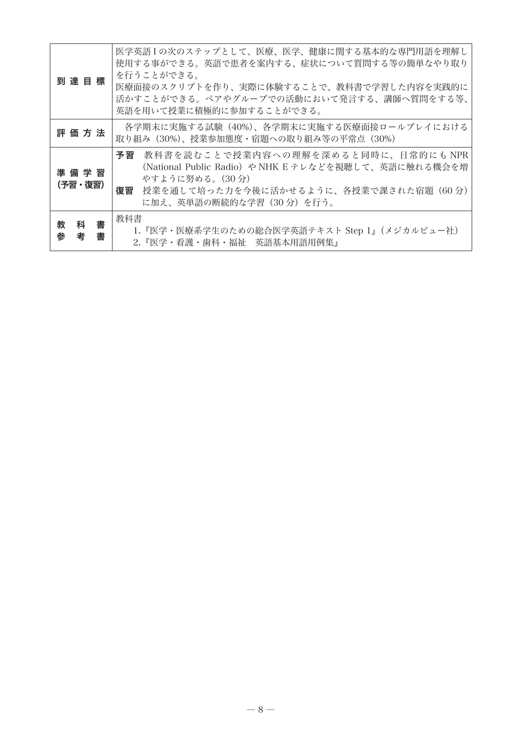| | |
|---|---|
| 到達目標 | 医学英語Ⅰの次のステップとして、医療、医学、健康に関する基本的な専門用語を理解し使用する事ができる。英語で患者を案内する、症状について質問する等の簡単なやり取りを行うことができる。<br>医療面接のスクリプトを作り、実際に体験することで、教科書で学習した内容を実践的に活かすことができる。ペアやグループでの活動において発言する、講師へ質問をする等、英語を用いて授業に積極的に参加することができる。 |
| 評価方法 | 各学期末に実施する試験（40%）、各学期末に実施する医療面接ロールプレイにおける取り組み（30%）、授業参加態度・宿題への取り組み等の平常点（30%） |
| 準備学習<br>(予習・復習) | **予習**　教科書を読むことで授業内容への理解を深めると同時に、日常的にもNPR（National Public Radio）やNHK Eテレなどを視聴して、英語に触れる機会を増やすように努める。（30分）<br>**復習**　授業を通して培った力を今後に活かせるように、各授業で課された宿題（60分）に加え、英単語の断続的な学習（30分）を行う。 |
| 教科書<br>参考書 | 教科書<br>1.『医学・医療系学生のための総合医学英語テキスト Step 1』（メジカルビュー社）<br>2.『医学・看護・歯科・福祉　英語基本用語用例集』 |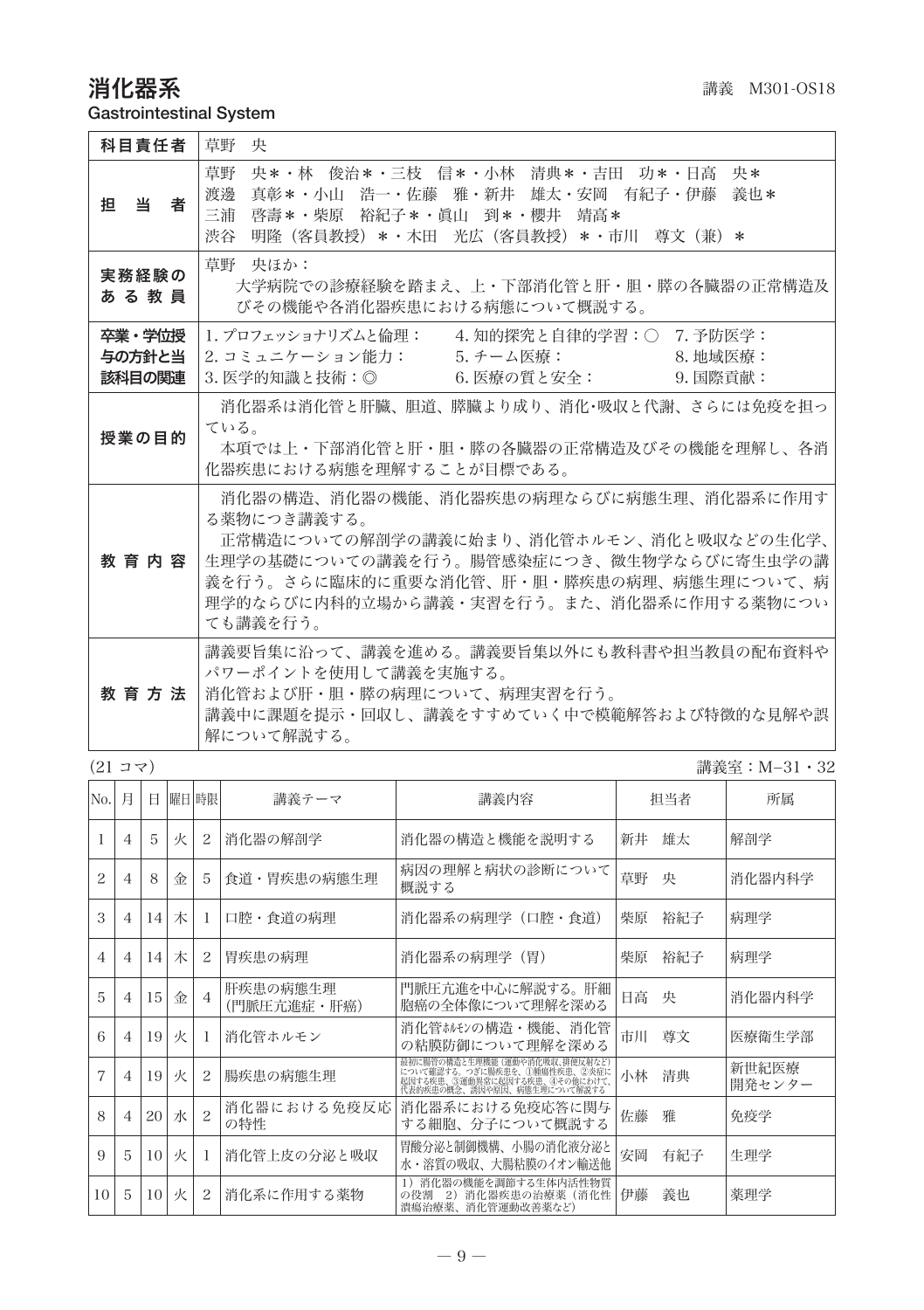# 消化器系

講義　M301-OS18

**Gastrointestinal System**

| | |
|---|---|
| **科目責任者** | 草野　央 |
| **担　当　者** | 草野　央＊・林　俊治＊・三枝　信＊・小林　清典＊・吉田　功＊・日高　央＊<br>渡邊　真彰＊・小山　浩一・佐藤　雅・新井　雄太・安岡　有紀子・伊藤　義也＊<br>三浦　啓壽＊・柴原　裕紀子＊・眞山　到＊・櫻井　靖高＊<br>渋谷　明隆（客員教授）＊・木田　光広（客員教授）＊・市川　尊文（兼）＊ |
| **実務経験のある教員** | 草野　央ほか：<br>大学病院での診療経験を踏まえ、上・下部消化管と肝・胆・膵の各臓器の正常構造及びその機能や各消化器疾患における病態について概説する。 |
| **卒業・学位授与の方針と当該科目の関連** | 1. プロフェッショナリズムと倫理：　4. 知的探究と自律的学習：○　7. 予防医学：<br>2. コミュニケーション能力：　5. チーム医療：　8. 地域医療：<br>3. 医学的知識と技術：◎　6. 医療の質と安全：　9. 国際貢献： |
| **授業の目的** | 消化器系は消化管と肝臓、胆道、膵臓より成り、消化･吸収と代謝、さらには免疫を担っている。<br>本項では上・下部消化管と肝・胆・膵の各臓器の正常構造及びその機能を理解し、各消化器疾患における病態を理解することが目標である。 |
| **教 育 内 容** | 消化器の構造、消化器の機能、消化器疾患の病理ならびに病態生理、消化器系に作用する薬物につき講義する。<br>正常構造についての解剖学の講義に始まり、消化管ホルモン、消化と吸収などの生化学、生理学の基礎についての講義を行う。腸管感染症につき、微生物学ならびに寄生虫学の講義を行う。さらに臨床的に重要な消化管、肝・胆・膵疾患の病理、病態生理について、病理学的ならびに内科的立場から講義・実習を行う。また、消化器系に作用する薬物についても講義を行う。 |
| **教 育 方 法** | 講義要旨集に沿って、講義を進める。講義要旨集以外にも教科書や担当教員の配布資料やパワーポイントを使用して講義を実施する。<br>消化管および肝・胆・膵の病理について、病理実習を行う。<br>講義中に課題を提示・回収し、講義をすすめていく中で模範解答および特徴的な見解や誤解について解説する。 |

(21 コマ)　　　講義室：M–31・32

| No. | 月 | 日 | 曜日 | 時限 | 講義テーマ | 講義内容 | 担当者 | 所属 |
|---|---|---|---|---|---|---|---|---|
| 1 | 4 | 5 | 火 | 2 | 消化器の解剖学 | 消化器の構造と機能を説明する | 新井　雄太 | 解剖学 |
| 2 | 4 | 8 | 金 | 5 | 食道・胃疾患の病態生理 | 病因の理解と病状の診断について概説する | 草野　央 | 消化器内科学 |
| 3 | 4 | 14 | 木 | 1 | 口腔・食道の病理 | 消化器系の病理学（口腔・食道） | 柴原　裕紀子 | 病理学 |
| 4 | 4 | 14 | 木 | 2 | 胃疾患の病理 | 消化器系の病理学（胃） | 柴原　裕紀子 | 病理学 |
| 5 | 4 | 15 | 金 | 4 | 肝疾患の病態生理（門脈圧亢進症・肝癌） | 門脈圧亢進を中心に解説する。肝細胞癌の全体像について理解を深める | 日高　央 | 消化器内科学 |
| 6 | 4 | 19 | 火 | 1 | 消化管ホルモン | 消化管ﾎﾙﾓﾝの構造・機能、消化管の粘膜防御について理解を深める | 市川　尊文 | 医療衛生学部 |
| 7 | 4 | 19 | 火 | 2 | 腸疾患の病態生理 | 最初に腸管の構造と生理機能（運動や消化吸収、排便反射など）について確認する。つぎに腸疾患を、①腫瘍性疾患、②炎症に起因する疾患、③運動異常に起因する疾患、④その他にわけて、代表的疾患の概念、誘因や原因、病態生理について解説する | 小林　清典 | 新世紀医療開発センター |
| 8 | 4 | 20 | 水 | 2 | 消化器における免疫反応の特性 | 消化器系における免疫応答に関与する細胞、分子について概説する | 佐藤　雅 | 免疫学 |
| 9 | 5 | 10 | 火 | 1 | 消化管上皮の分泌と吸収 | 胃酸分泌と制御機構、小腸の消化液分泌と水・溶質の吸収、大腸粘膜のイオン輸送他 | 安岡　有紀子 | 生理学 |
| 10 | 5 | 10 | 火 | 2 | 消化系に作用する薬物 | 1）消化器の機能を調節する生体内活性物質の役割　2）消化器疾患の治療薬（消化性潰瘍治療薬、消化管運動改善薬など） | 伊藤　義也 | 薬理学 |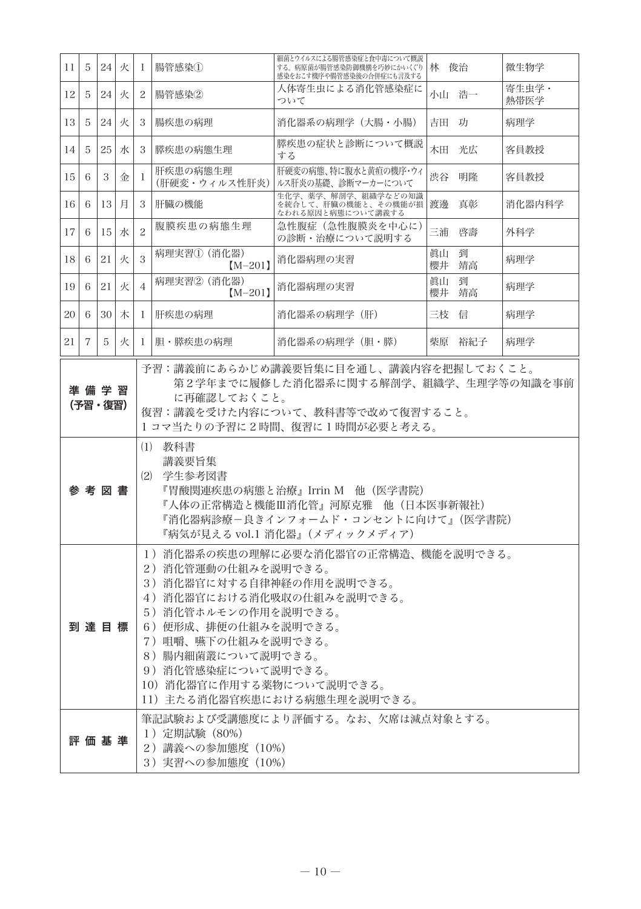| 11 | 5 | 24 | 火 | 1 | 腸管感染① | 細菌とウィルスによる腸管感染症と食中毒について概説する。病原菌が腸管感染防御機構を巧妙にかいくぐり感染をおこす機序や腸管感染後の合併症にも言及する | 林　俊治 | 微生物学 |
|---|---|---|---|---|---|---|---|---|
| 12 | 5 | 24 | 火 | 2 | 腸管感染② | 人体寄生虫による消化管感染症について | 小山　浩一 | 寄生虫学・熱帯医学 |
| 13 | 5 | 24 | 火 | 3 | 腸疾患の病理 | 消化器系の病理学（大腸・小腸） | 吉田　功 | 病理学 |
| 14 | 5 | 25 | 水 | 3 | 膵疾患の病態生理 | 膵疾患の症状と診断について概説する | 木田　光広 | 客員教授 |
| 15 | 6 | 3 | 金 | 1 | 肝疾患の病態生理（肝硬変・ウィルス性肝炎） | 肝硬変の病態、特に腹水と黄疸の機序・ウィルス肝炎の基礎、診断マーカーについて | 渋谷　明隆 | 客員教授 |
| 16 | 6 | 13 | 月 | 3 | 肝臓の機能 | 生化学、薬学、解剖学、組織学などの知識を統合して、肝臓の機能と、その機能が損なわれる原因と病態について講義する | 渡邊　真彰 | 消化器内科学 |
| 17 | 6 | 15 | 水 | 2 | 腹膜疾患の病態生理 | 急性腹症（急性腹膜炎を中心に）の診断・治療について説明する | 三浦　啓壽 | 外科学 |
| 18 | 6 | 21 | 火 | 3 | 病理実習①（消化器）【M−201】 | 消化器病理の実習 | 眞山　到<br>櫻井　靖高 | 病理学 |
| 19 | 6 | 21 | 火 | 4 | 病理実習②（消化器）【M−201】 | 消化器病理の実習 | 眞山　到<br>櫻井　靖高 | 病理学 |
| 20 | 6 | 30 | 木 | 1 | 肝疾患の病理 | 消化器系の病理学（肝） | 三枝　信 | 病理学 |
| 21 | 7 | 5 | 火 | 1 | 胆・膵疾患の病理 | 消化器系の病理学（胆・膵） | 柴原　裕紀子 | 病理学 |

**準備学習（予習・復習）**

予習：講義前にあらかじめ講義要旨集に目を通し、講義内容を把握しておくこと。
　　　第２学年までに履修した消化器系に関する解剖学、組織学、生理学等の知識を事前に再確認しておくこと。
復習：講義を受けた内容について、教科書等で改めて復習すること。
１コマ当たりの予習に２時間、復習に１時間が必要と考える。

**参考図書**

(1) 教科書
　講義要旨集
(2) 学生参考図書
　『胃酸関連疾患の病態と治療』Irrin M　他（医学書院）
　『人体の正常構造と機能Ⅲ消化管』河原克雅　他（日本医事新報社）
　『消化器病診療－良きインフォームド・コンセントに向けて』（医学書院）
　『病気が見える vol.1 消化器』（メディックメディア）

**到達目標**

1）消化器系の疾患の理解に必要な消化器官の正常構造、機能を説明できる。
2）消化管運動の仕組みを説明できる。
3）消化器官に対する自律神経の作用を説明できる。
4）消化器官における消化吸収の仕組みを説明できる。
5）消化管ホルモンの作用を説明できる。
6）便形成、排便の仕組みを説明できる。
7）咀嚼、嚥下の仕組みを説明できる。
8）腸内細菌叢について説明できる。
9）消化管感染症について説明できる。
10）消化器官に作用する薬物について説明できる。
11）主たる消化器官疾患における病態生理を説明できる。

**評価基準**

筆記試験および受講態度により評価する。なお、欠席は減点対象とする。
1）定期試験（80%）
2）講義への参加態度（10%）
3）実習への参加態度（10%）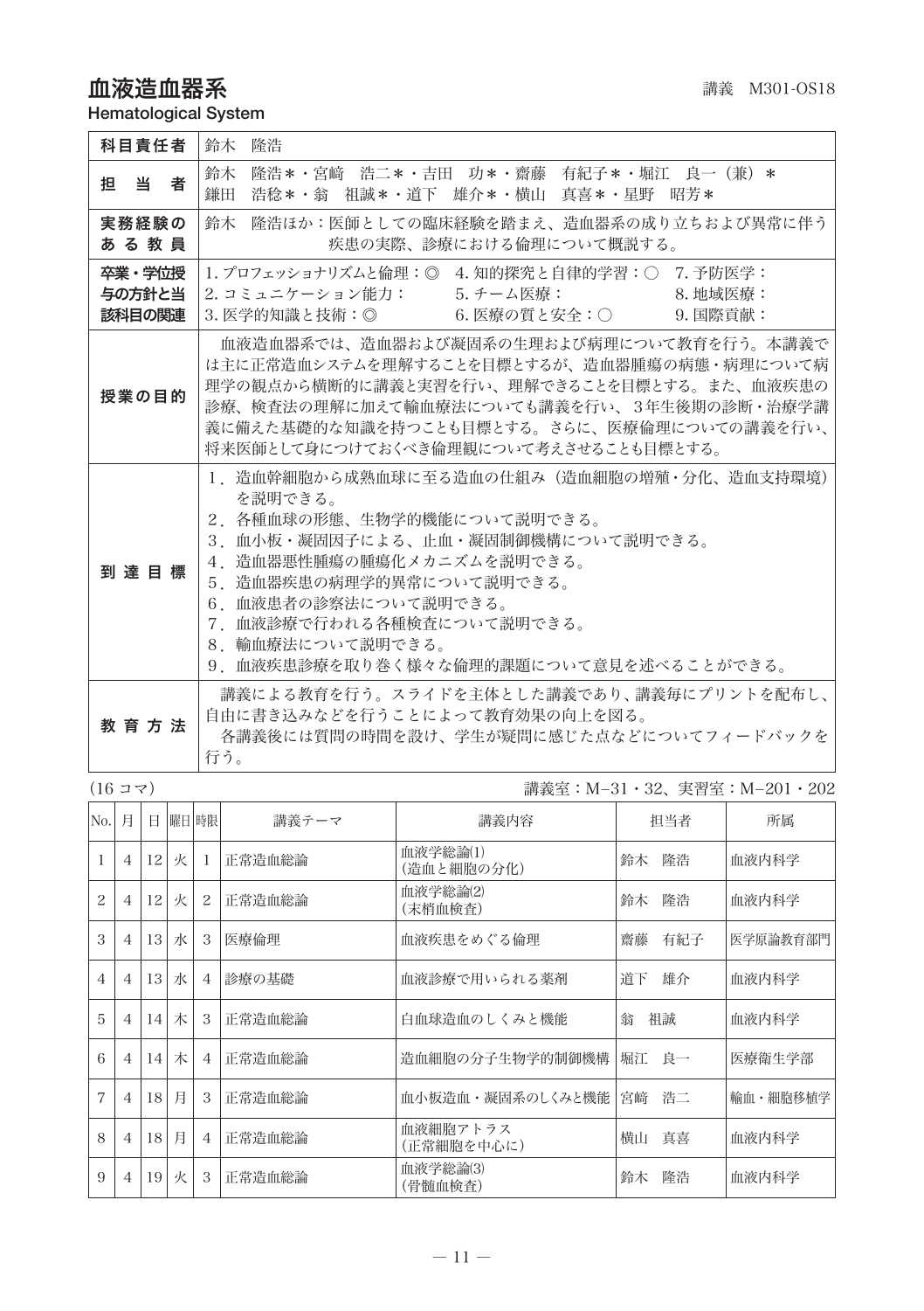# 血液造血器系

講義　M301-OS18

Hematological System

| | |
|---|---|
| 科目責任者 | 鈴木　隆浩 |
| 担当者 | 鈴木　隆浩＊・宮﨑　浩二＊・吉田　功＊・齋藤　有紀子＊・堀江　良一（兼）＊<br>鎌田　浩稔＊・翁　祖誠＊・道下　雄介＊・横山　真喜＊・星野　昭芳＊ |
| 実務経験のある教員 | 鈴木　隆浩ほか：医師としての臨床経験を踏まえ、造血器系の成り立ちおよび異常に伴う疾患の実際、診療における倫理について概説する。 |
| 卒業・学位授与の方針と当該科目の関連 | 1. プロフェッショナリズムと倫理：◎　4. 知的探究と自律的学習：○　7. 予防医学：<br>2. コミュニケーション能力：　5. チーム医療：　8. 地域医療：<br>3. 医学的知識と技術：◎　6. 医療の質と安全：○　9. 国際貢献： |
| 授業の目的 | 血液造血器系では、造血器および凝固系の生理および病理について教育を行う。本講義では主に正常造血システムを理解することを目標とするが、造血器腫瘍の病態・病理について病理学の観点から横断的に講義と実習を行い、理解できることを目標とする。また、血液疾患の診療、検査法の理解に加えて輸血療法についても講義を行い、3年生後期の診断・治療学講義に備えた基礎的な知識を持つことも目標とする。さらに、医療倫理についての講義を行い、将来医師として身につけておくべき倫理観について考えさせることも目標とする。 |
| 到達目標 | 1．造血幹細胞から成熟血球に至る造血の仕組み（造血細胞の増殖・分化、造血支持環境）を説明できる。<br>2．各種血球の形態、生物学的機能について説明できる。<br>3．血小板・凝固因子による、止血・凝固制御機構について説明できる。<br>4．造血器悪性腫瘍の腫瘍化メカニズムを説明できる。<br>5．造血器疾患の病理学的異常について説明できる。<br>6．血液患者の診察法について説明できる。<br>7．血液診療で行われる各種検査について説明できる。<br>8．輸血療法について説明できる。<br>9．血液疾患診療を取り巻く様々な倫理的課題について意見を述べることができる。 |
| 教育方法 | 講義による教育を行う。スライドを主体とした講義であり、講義毎にプリントを配布し、自由に書き込みなどを行うことによって教育効果の向上を図る。<br>各講義後には質問の時間を設け、学生が疑問に感じた点などについてフィードバックを行う。 |

（16 コマ）　講義室：M−31・32、実習室：M−201・202

| No. | 月 | 日 | 曜日 | 時限 | 講義テーマ | 講義内容 | 担当者 | 所属 |
|---|---|---|---|---|---|---|---|---|
| 1 | 4 | 12 | 火 | 1 | 正常造血総論 | 血液学総論(1)<br>（造血と細胞の分化） | 鈴木　隆浩 | 血液内科学 |
| 2 | 4 | 12 | 火 | 2 | 正常造血総論 | 血液学総論(2)<br>（末梢血検査） | 鈴木　隆浩 | 血液内科学 |
| 3 | 4 | 13 | 水 | 3 | 医療倫理 | 血液疾患をめぐる倫理 | 齋藤　有紀子 | 医学原論教育部門 |
| 4 | 4 | 13 | 水 | 4 | 診療の基礎 | 血液診療で用いられる薬剤 | 道下　雄介 | 血液内科学 |
| 5 | 4 | 14 | 木 | 3 | 正常造血総論 | 白血球造血のしくみと機能 | 翁　祖誠 | 血液内科学 |
| 6 | 4 | 14 | 木 | 4 | 正常造血総論 | 造血細胞の分子生物学的制御機構 | 堀江　良一 | 医療衛生学部 |
| 7 | 4 | 18 | 月 | 3 | 正常造血総論 | 血小板造血・凝固系のしくみと機能 | 宮﨑　浩二 | 輸血・細胞移植学 |
| 8 | 4 | 18 | 月 | 4 | 正常造血総論 | 血液細胞アトラス<br>（正常細胞を中心に） | 横山　真喜 | 血液内科学 |
| 9 | 4 | 19 | 火 | 3 | 正常造血総論 | 血液学総論(3)<br>（骨髄血検査） | 鈴木　隆浩 | 血液内科学 |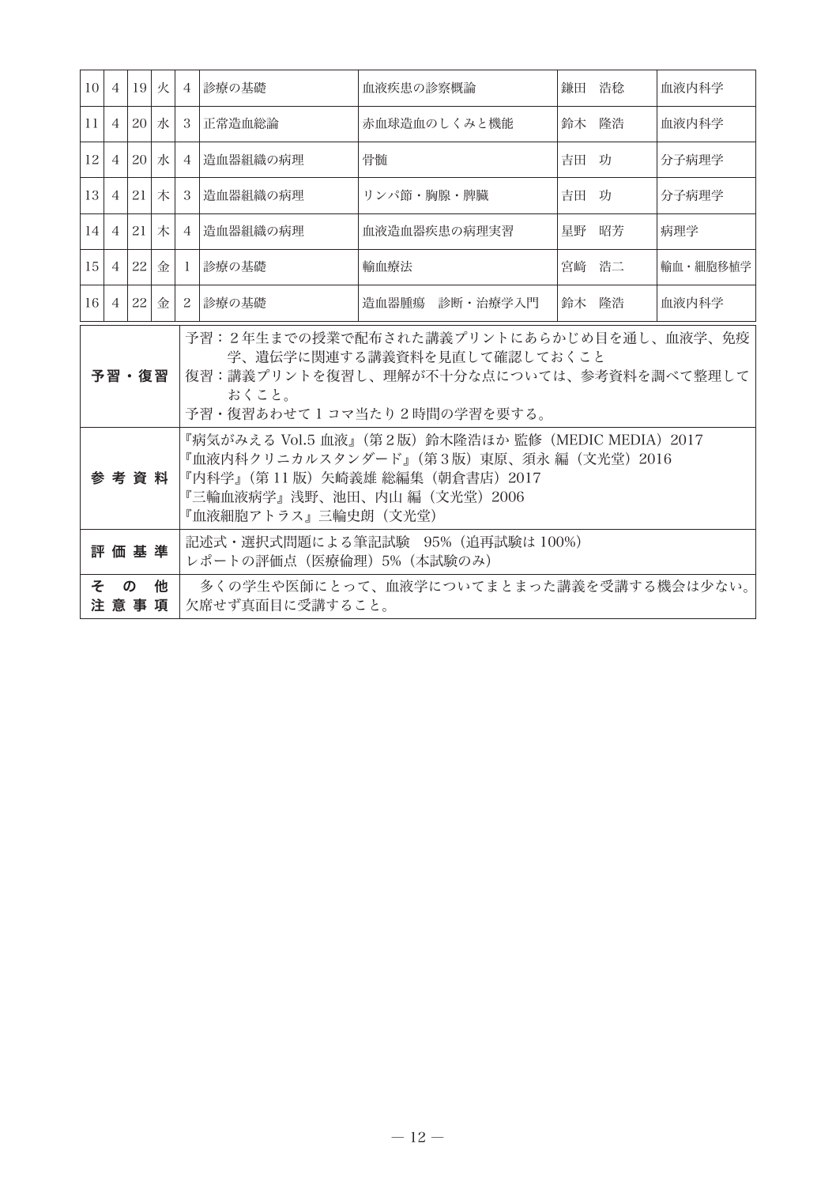| | | | | | | | | |
|---|---|---|---|---|---|---|---|---|
| 10 | 4 | 19 | 火 | 4 | 診療の基礎 | 血液疾患の診察概論 | 鎌田　浩稔 | 血液内科学 |
| 11 | 4 | 20 | 水 | 3 | 正常造血総論 | 赤血球造血のしくみと機能 | 鈴木　隆浩 | 血液内科学 |
| 12 | 4 | 20 | 水 | 4 | 造血器組織の病理 | 骨髄 | 吉田　功 | 分子病理学 |
| 13 | 4 | 21 | 木 | 3 | 造血器組織の病理 | リンパ節・胸腺・脾臓 | 吉田　功 | 分子病理学 |
| 14 | 4 | 21 | 木 | 4 | 造血器組織の病理 | 血液造血器疾患の病理実習 | 星野　昭芳 | 病理学 |
| 15 | 4 | 22 | 金 | 1 | 診療の基礎 | 輸血療法 | 宮﨑　浩二 | 輸血・細胞移植学 |
| 16 | 4 | 22 | 金 | 2 | 診療の基礎 | 造血器腫瘍　診断・治療学入門 | 鈴木　隆浩 | 血液内科学 |

| | |
|---|---|
| **予習・復習** | 予習：2年生までの授業で配布された講義プリントにあらかじめ目を通し、血液学、免疫学、遺伝学に関連する講義資料を見直して確認しておくこと<br>復習：講義プリントを復習し、理解が不十分な点については、参考資料を調べて整理しておくこと。<br>予習・復習あわせて1コマ当たり2時間の学習を要する。 |
| **参考資料** | 『病気がみえる Vol.5 血液』（第2版）鈴木隆浩ほか 監修（MEDIC MEDIA）2017<br>『血液内科クリニカルスタンダード』（第3版）東原、須永 編（文光堂）2016<br>『内科学』（第11版）矢崎義雄 総編集（朝倉書店）2017<br>『三輪血液病学』浅野、池田、内山 編（文光堂）2006<br>『血液細胞アトラス』三輪史朗（文光堂） |
| **評価基準** | 記述式・選択式問題による筆記試験　95%（追再試験は100%）<br>レポートの評価点（医療倫理）5%（本試験のみ） |
| **その他注意事項** | 多くの学生や医師にとって、血液学についてまとまった講義を受講する機会は少ない。欠席せず真面目に受講すること。 |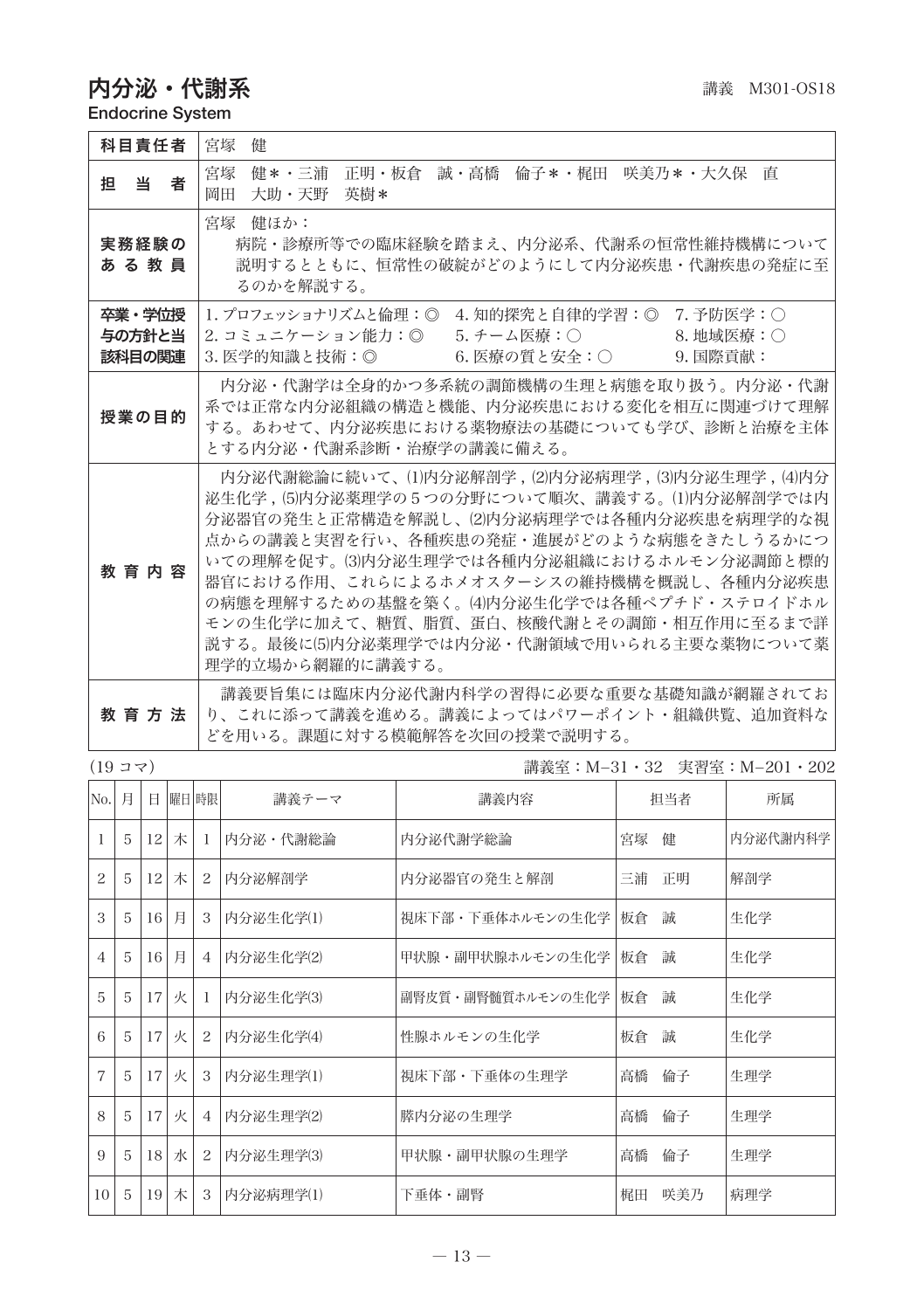# 内分泌・代謝系

講義　M301-OS18

**Endocrine System**

| | |
|---|---|
| **科目責任者** | 宮塚　健 |
| **担　当　者** | 宮塚　健＊・三浦　正明・板倉　誠・高橋　倫子＊・梶田　咲美乃＊・大久保　直<br>岡田　大助・天野　英樹＊ |
| **実務経験のある教員** | 宮塚　健ほか：<br>病院・診療所等での臨床経験を踏まえ、内分泌系、代謝系の恒常性維持機構について説明するとともに、恒常性の破綻がどのようにして内分泌疾患・代謝疾患の発症に至るのかを解説する。 |
| **卒業・学位授与の方針と当該科目の関連** | 1. プロフェッショナリズムと倫理：◎　4. 知的探究と自律的学習：◎　7. 予防医学：○<br>2. コミュニケーション能力：◎　5. チーム医療：○　8. 地域医療：○<br>3. 医学的知識と技術：◎　6. 医療の質と安全：○　9. 国際貢献： |
| **授業の目的** | 内分泌・代謝学は全身的かつ多系統の調節機構の生理と病態を取り扱う。内分泌・代謝系では正常な内分泌組織の構造と機能、内分泌疾患における変化を相互に関連づけて理解する。あわせて、内分泌疾患における薬物療法の基礎についても学び、診断と治療を主体とする内分泌・代謝系診断・治療学の講義に備える。 |
| **教育内容** | 内分泌代謝総論に続いて、⑴内分泌解剖学，⑵内分泌病理学，⑶内分泌生理学，⑷内分泌生化学，⑸内分泌薬理学の５つの分野について順次、講義する。⑴内分泌解剖学では内分泌器官の発生と正常構造を解説し、⑵内分泌病理学では各種内分泌疾患を病理学的な視点からの講義と実習を行い、各種疾患の発症・進展がどのような病態をきたしうるかについての理解を促す。⑶内分泌生理学では各種内分泌組織におけるホルモン分泌調節と標的器官における作用、これらによるホメオスターシスの維持機構を概説し、各種内分泌疾患の病態を理解するための基盤を築く。⑷内分泌生化学では各種ペプチド・ステロイドホルモンの生化学に加えて、糖質、脂質、蛋白、核酸代謝とその調節・相互作用に至るまで詳説する。最後に⑸内分泌薬理学では内分泌・代謝領域で用いられる主要な薬物について薬理学的立場から網羅的に講義する。 |
| **教育方法** | 講義要旨集には臨床内分泌代謝内科学の習得に必要な重要な基礎知識が網羅されており、これに添って講義を進める。講義によってはパワーポイント・組織供覧、追加資料などを用いる。課題に対する模範解答を次回の授業で説明する。 |

(19 コマ)　　　　講義室：M−31・32　実習室：M−201・202

| No. | 月 | 日 | 曜日 | 時限 | 講義テーマ | 講義内容 | 担当者 | 所属 |
|---|---|---|---|---|---|---|---|---|
| 1 | 5 | 12 | 木 | 1 | 内分泌・代謝総論 | 内分泌代謝学総論 | 宮塚　健 | 内分泌代謝内科学 |
| 2 | 5 | 12 | 木 | 2 | 内分泌解剖学 | 内分泌器官の発生と解剖 | 三浦　正明 | 解剖学 |
| 3 | 5 | 16 | 月 | 3 | 内分泌生化学⑴ | 視床下部・下垂体ホルモンの生化学 | 板倉　誠 | 生化学 |
| 4 | 5 | 16 | 月 | 4 | 内分泌生化学⑵ | 甲状腺・副甲状腺ホルモンの生化学 | 板倉　誠 | 生化学 |
| 5 | 5 | 17 | 火 | 1 | 内分泌生化学⑶ | 副腎皮質・副腎髄質ホルモンの生化学 | 板倉　誠 | 生化学 |
| 6 | 5 | 17 | 火 | 2 | 内分泌生化学⑷ | 性腺ホルモンの生化学 | 板倉　誠 | 生化学 |
| 7 | 5 | 17 | 火 | 3 | 内分泌生理学⑴ | 視床下部・下垂体の生理学 | 高橋　倫子 | 生理学 |
| 8 | 5 | 17 | 火 | 4 | 内分泌生理学⑵ | 膵内分泌の生理学 | 高橋　倫子 | 生理学 |
| 9 | 5 | 18 | 水 | 2 | 内分泌生理学⑶ | 甲状腺・副甲状腺の生理学 | 高橋　倫子 | 生理学 |
| 10 | 5 | 19 | 木 | 3 | 内分泌病理学⑴ | 下垂体・副腎 | 梶田　咲美乃 | 病理学 |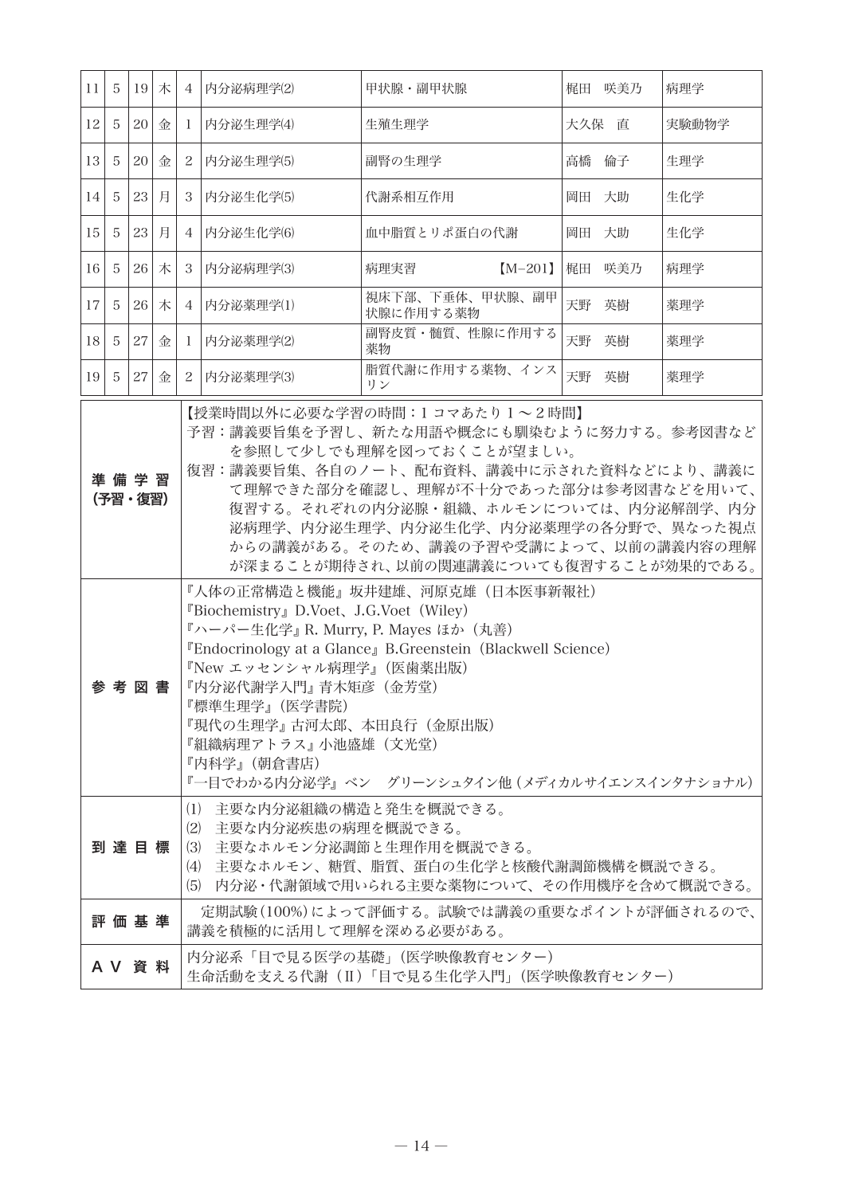| 11 | 5 | 19 | 木 | 4 | 内分泌病理学(2) | 甲状腺・副甲状腺 | 梶田　咲美乃 | 病理学 |
|---|---|---|---|---|---|---|---|---|
| 12 | 5 | 20 | 金 | 1 | 内分泌生理学(4) | 生殖生理学 | 大久保　直 | 実験動物学 |
| 13 | 5 | 20 | 金 | 2 | 内分泌生理学(5) | 副腎の生理学 | 高橋　倫子 | 生理学 |
| 14 | 5 | 23 | 月 | 3 | 内分泌生化学(5) | 代謝系相互作用 | 岡田　大助 | 生化学 |
| 15 | 5 | 23 | 月 | 4 | 内分泌生化学(6) | 血中脂質とリポ蛋白の代謝 | 岡田　大助 | 生化学 |
| 16 | 5 | 26 | 木 | 3 | 内分泌病理学(3) | 病理実習　【M−201】 | 梶田　咲美乃 | 病理学 |
| 17 | 5 | 26 | 木 | 4 | 内分泌薬理学(1) | 視床下部、下垂体、甲状腺、副甲状腺に作用する薬物 | 天野　英樹 | 薬理学 |
| 18 | 5 | 27 | 金 | 1 | 内分泌薬理学(2) | 副腎皮質・髄質、性腺に作用する薬物 | 天野　英樹 | 薬理学 |
| 19 | 5 | 27 | 金 | 2 | 内分泌薬理学(3) | 脂質代謝に作用する薬物、インスリン | 天野　英樹 | 薬理学 |

**準備学習（予習・復習）**

【授業時間以外に必要な学習の時間：1 コマあたり 1 〜 2 時間】

予習：講義要旨集を予習し、新たな用語や概念にも馴染むように努力する。参考図書などを参照して少しでも理解を図っておくことが望ましい。

復習：講義要旨集、各自のノート、配布資料、講義中に示された資料などにより、講義にて理解できた部分を確認し、理解が不十分であった部分は参考図書などを用いて、復習する。それぞれの内分泌腺・組織、ホルモンについては、内分泌解剖学、内分泌病理学、内分泌生理学、内分泌生化学、内分泌薬理学の各分野で、異なった視点からの講義がある。そのため、講義の予習や受講によって、以前の講義内容の理解が深まることが期待され、以前の関連講義についても復習することが効果的である。

**参考図書**

『人体の正常構造と機能』坂井建雄、河原克雄（日本医事新報社）
『Biochemistry』D.Voet、J.G.Voet（Wiley）
『ハーパー生化学』R. Murry, P. Mayes ほか（丸善）
『Endocrinology at a Glance』B.Greenstein（Blackwell Science）
『New エッセンシャル病理学』（医歯薬出版）
『内分泌代謝学入門』青木矩彦（金芳堂）
『標準生理学』（医学書院）
『現代の生理学』古河太郎、本田良行（金原出版）
『組織病理アトラス』小池盛雄（文光堂）
『内科学』（朝倉書店）
『一目でわかる内分泌学』ベン　グリーンシュタイン他（メディカルサイエンスインタナショナル）

**到達目標**

(1) 主要な内分泌組織の構造と発生を概説できる。
(2) 主要な内分泌疾患の病理を概説できる。
(3) 主要なホルモン分泌調節と生理作用を概説できる。
(4) 主要なホルモン、糖質、脂質、蛋白の生化学と核酸代謝調節機構を概説できる。
(5) 内分泌・代謝領域で用いられる主要な薬物について、その作用機序を含めて概説できる。

**評価基準**

定期試験（100%）によって評価する。試験では講義の重要なポイントが評価されるので、講義を積極的に活用して理解を深める必要がある。

**AV 資料**

内分泌系「目で見る医学の基礎」（医学映像教育センター）
生命活動を支える代謝（II）「目で見る生化学入門」（医学映像教育センター）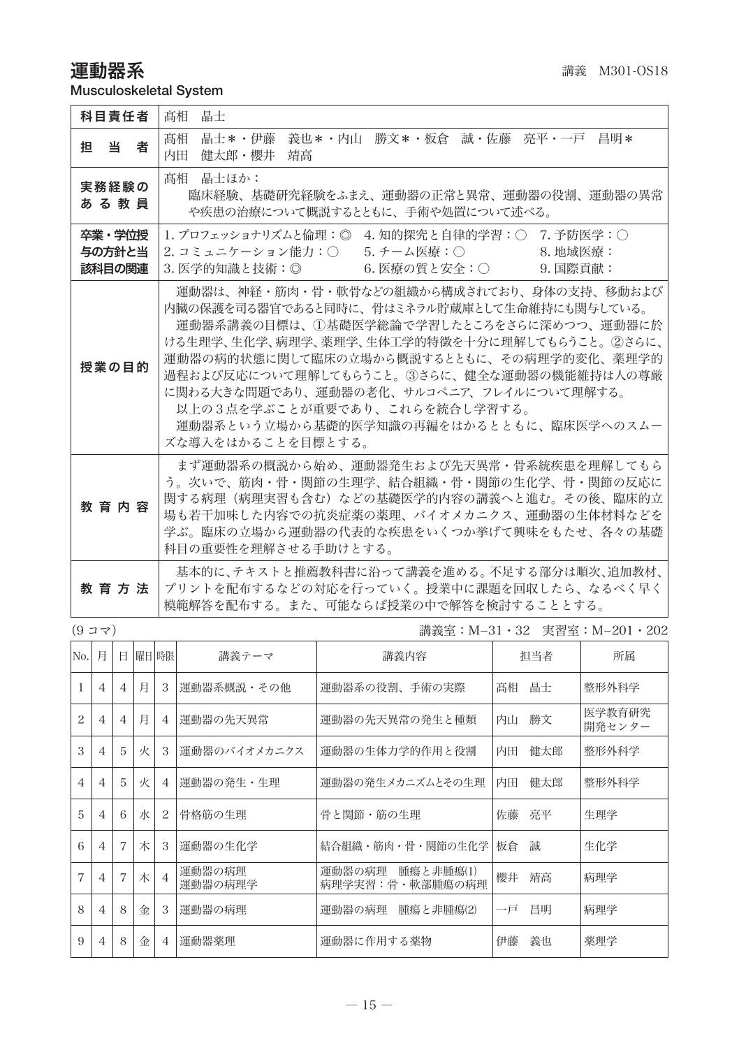# 運動器系

講義　M301-OS18

**Musculoskeletal System**

| | |
|---|---|
| **科目責任者** | 髙相　晶士 |
| **担　当　者** | 髙相　晶士＊・伊藤　義也＊・内山　勝文＊・板倉　誠・佐藤　亮平・一戸　昌明＊<br>内田　健太郎・櫻井　靖高 |
| **実務経験のある教員** | 髙相　晶士ほか：<br>臨床経験、基礎研究経験をふまえ、運動器の正常と異常、運動器の役割、運動器の異常や疾患の治療について概説するとともに、手術や処置について述べる。 |
| **卒業・学位授与の方針と当該科目の関連** | 1. プロフェッショナリズムと倫理：◎　4. 知的探究と自律的学習：○　7. 予防医学：○<br>2. コミュニケーション能力：○　5. チーム医療：○　8. 地域医療：<br>3. 医学的知識と技術：◎　6. 医療の質と安全：○　9. 国際貢献： |
| **授業の目的** | 運動器は、神経・筋肉・骨・軟骨などの組織から構成されており、身体の支持、移動および内臓の保護を司る器官であると同時に、骨はミネラル貯蔵庫として生命維持にも関与している。<br>運動器系講義の目標は、①基礎医学総論で学習したところをさらに深めつつ、運動器に於ける生理学、生化学、病理学、薬理学、生体工学的特徴を十分に理解してもらうこと。②さらに、運動器の病的状態に関して臨床の立場から概説するとともに、その病理学的変化、薬理学的過程および反応について理解してもらうこと。③さらに、健全な運動器の機能維持は人の尊厳に関わる大きな問題であり、運動器の老化、サルコペニア、フレイルについて理解する。<br>以上の３点を学ぶことが重要であり、これらを統合し学習する。<br>運動器系という立場から基礎的医学知識の再編をはかるとともに、臨床医学へのスムーズな導入をはかることを目標とする。 |
| **教育内容** | まず運動器系の概説から始め、運動器発生および先天異常・骨系統疾患を理解してもらう。次いで、筋肉・骨・関節の生理学、結合組織・骨・関節の生化学、骨・関節の反応に関する病理（病理実習も含む）などの基礎医学的内容の講義へと進む。その後、臨床的立場も若干加味した内容での抗炎症薬の薬理、バイオメカニクス、運動器の生体材料などを学ぶ。臨床の立場から運動器の代表的な疾患をいくつか挙げて興味をもたせ、各々の基礎科目の重要性を理解させる手助けとする。 |
| **教育方法** | 基本的に、テキストと推薦教科書に沿って講義を進める。不足する部分は順次、追加教材、プリントを配布するなどの対応を行っていく。授業中に課題を回収したら、なるべく早く模範解答を配布する。また、可能ならば授業の中で解答を検討することとする。 |

（9 コマ）　　講義室：M−31・32　実習室：M−201・202

| No. | 月 | 日 | 曜日 | 時限 | 講義テーマ | 講義内容 | 担当者 | 所属 |
|---|---|---|---|---|---|---|---|---|
| 1 | 4 | 4 | 月 | 3 | 運動器系概説・その他 | 運動器系の役割、手術の実際 | 髙相　晶士 | 整形外科学 |
| 2 | 4 | 4 | 月 | 4 | 運動器の先天異常 | 運動器の先天異常の発生と種類 | 内山　勝文 | 医学教育研究開発センター |
| 3 | 4 | 5 | 火 | 3 | 運動器のバイオメカニクス | 運動器の生体力学的作用と役割 | 内田　健太郎 | 整形外科学 |
| 4 | 4 | 5 | 火 | 4 | 運動器の発生・生理 | 運動器の発生メカニズムとその生理 | 内田　健太郎 | 整形外科学 |
| 5 | 4 | 6 | 水 | 2 | 骨格筋の生理 | 骨と関節・筋の生理 | 佐藤　亮平 | 生理学 |
| 6 | 4 | 7 | 木 | 3 | 運動器の生化学 | 結合組織・筋肉・骨・関節の生化学 | 板倉　誠 | 生化学 |
| 7 | 4 | 7 | 木 | 4 | 運動器の病理<br>運動器の病理学 | 運動器の病理　腫瘍と非腫瘍(1)<br>病理学実習：骨・軟部腫瘍の病理 | 櫻井　靖高 | 病理学 |
| 8 | 4 | 8 | 金 | 3 | 運動器の病理 | 運動器の病理　腫瘍と非腫瘍(2) | 一戸　昌明 | 病理学 |
| 9 | 4 | 8 | 金 | 4 | 運動器薬理 | 運動器に作用する薬物 | 伊藤　義也 | 薬理学 |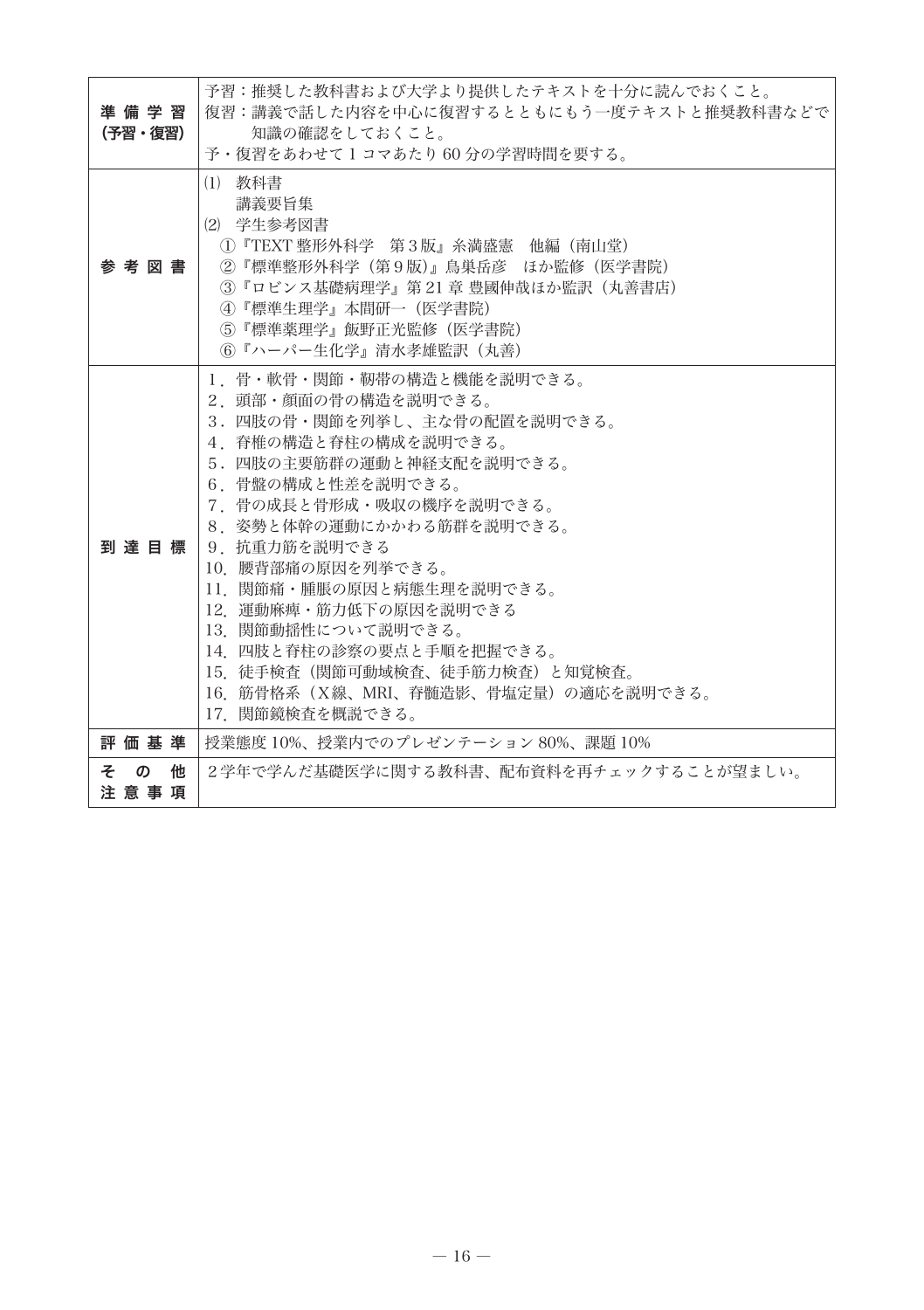| | |
|---|---|
| **準備学習（予習・復習）** | 予習：推奨した教科書および大学より提供したテキストを十分に読んでおくこと。<br>復習：講義で話した内容を中心に復習するとともにもう一度テキストと推奨教科書などで知識の確認をしておくこと。<br>予・復習をあわせて1コマあたり60分の学習時間を要する。 |
| **参考図書** | ⑴ 教科書<br>講義要旨集<br>⑵ 学生参考図書<br>①『TEXT 整形外科学　第3版』糸満盛憲　他編（南山堂）<br>②『標準整形外科学（第9版）』鳥巣岳彦　ほか監修（医学書院）<br>③『ロビンス基礎病理学』第21章 豊國伸哉ほか監訳（丸善書店）<br>④『標準生理学』本間研一（医学書院）<br>⑤『標準薬理学』飯野正光監修（医学書院）<br>⑥『ハーパー生化学』清水孝雄監訳（丸善） |
| **到達目標** | 1．骨・軟骨・関節・靭帯の構造と機能を説明できる。<br>2．頭部・顔面の骨の構造を説明できる。<br>3．四肢の骨・関節を列挙し、主な骨の配置を説明できる。<br>4．脊椎の構造と脊柱の構成を説明できる。<br>5．四肢の主要筋群の運動と神経支配を説明できる。<br>6．骨盤の構成と性差を説明できる。<br>7．骨の成長と骨形成・吸収の機序を説明できる。<br>8．姿勢と体幹の運動にかかわる筋群を説明できる。<br>9．抗重力筋を説明できる<br>10．腰背部痛の原因を列挙できる。<br>11．関節痛・腫脹の原因と病態生理を説明できる。<br>12．運動麻痺・筋力低下の原因を説明できる<br>13．関節動揺性について説明できる。<br>14．四肢と脊柱の診察の要点と手順を把握できる。<br>15．徒手検査（関節可動域検査、徒手筋力検査）と知覚検査。<br>16．筋骨格系（X線、MRI、脊髄造影、骨塩定量）の適応を説明できる。<br>17．関節鏡検査を概説できる。 |
| **評価基準** | 授業態度10%、授業内でのプレゼンテーション80%、課題10% |
| **その他注意事項** | 2学年で学んだ基礎医学に関する教科書、配布資料を再チェックすることが望ましい。 |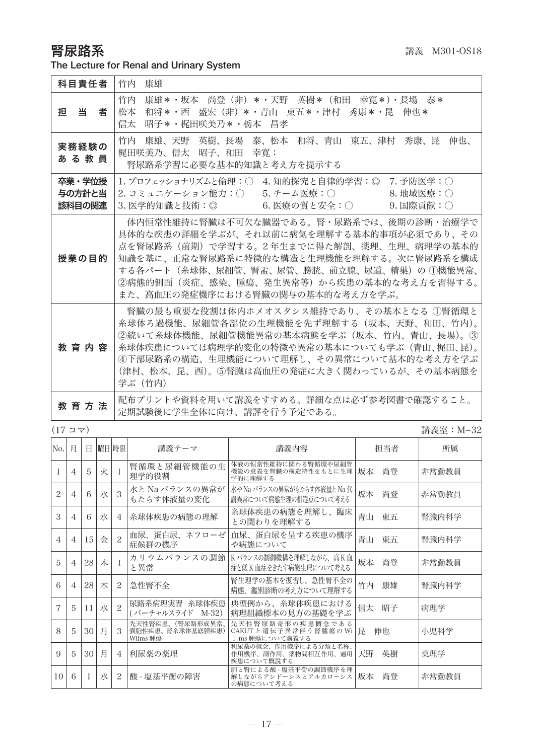# 腎尿路系

講義　M301-OS18

**The Lecture for Renal and Urinary System**

| | |
|---|---|
| **科目責任者** | 竹内　康雄 |
| **担　当　者** | 竹内　康雄＊・坂本　尚登（非）＊・天野　英樹＊（和田　幸寛＊）・長場　泰＊<br>松本　和将＊・西　盛宏（非）＊・青山　東五＊・津村　秀康＊・昆　伸也＊<br>信太　昭子＊・梶田咲美乃＊・栃本　昌孝 |
| **実務経験のある教員** | 竹内　康雄、天野　英樹、長場　泰、松本　和将、青山　東五、津村　秀康、昆　伸也、梶田咲美乃、信太　昭子、和田　幸寛：<br>腎尿路系学習に必要な基本的知識と考え方を提示する |
| **卒業・学位授与の方針と当該科目の関連** | 1.プロフェッショナリズムと倫理：○　4.知的探究と自律的学習：◎　7.予防医学：○<br>2.コミュニケーション能力：○　5.チーム医療：○　8.地域医療：○<br>3.医学的知識と技術：◎　6.医療の質と安全：○　9.国際貢献：○ |
| **授業の目的** | 体内恒常性維持に腎臓は不可欠な臓器である。腎・尿路系では、後期の診断・治療学で具体的な疾患の詳細を学ぶが、それ以前に病気を理解する基本的事項が必須であり、その点を腎尿路系（前期）で学習する。2年生までに得た解剖、薬理、生理、病理学の基本的知識を基に、正常な腎尿路系に特徴的な構造と生理機能を理解する。次に腎尿路系を構成する各パート（糸球体、尿細管、腎盂、尿管、膀胱、前立腺、尿道、精巣）の ①機能異常、②病態的側面（炎症、感染、腫瘍、発生異常等）から疾患の基本的な考え方を習得する。また、高血圧の発症機序における腎臓の関与の基本的な考え方を学ぶ。 |
| **教育内容** | 腎臓の最も重要な役割は体内ホメオスタシス維持であり、その基本となる ①腎循環と糸球体ろ過機能、尿細管各部位の生理機能を先ず理解する（坂本、天野、和田、竹内）。②続いて糸球体機能、尿細管機能異常の基本病態を学ぶ（坂本、竹内、青山、長場）。③糸球体疾患については病理学的変化の特徴や異常の基本についても学ぶ（青山、梶田、昆）。④下部尿路系の構造、生理機能について理解し、その異常について基本的な考え方を学ぶ（津村、松本、昆、西）。⑤腎臓は高血圧の発症に大きく関わっているが、その基本病態を学ぶ（竹内） |
| **教育方法** | 配布プリントや資料を用いて講義をすすめる。詳細な点は必ず参考図書で確認すること。定期試験後に学生全体に向け、講評を行う予定である。 |

(17 コマ)　　講義室：M−32

| No. | 月 | 日 | 曜日 | 時限 | 講義テーマ | 講義内容 | 担当者 | 所属 |
|---|---|---|---|---|---|---|---|---|
| 1 | 4 | 5 | 火 | 1 | 腎循環と尿細管機能の生理学的役割 | 体液の恒常性維持に関わる腎循環や尿細管機能の意義を腎臓の構造特性をもとに生理学的に理解する | 坂本　尚登 | 非常勤教員 |
| 2 | 4 | 6 | 水 | 3 | 水と Na バランスの異常がもたらす体液量の変化 | 水や Na バランスの異常がもたらす体液量と Na 代謝異常について病態生理の相違点について考える | 坂本　尚登 | 非常勤教員 |
| 3 | 4 | 6 | 水 | 4 | 糸球体疾患の病態の理解 | 糸球体疾患の病態を理解し、臨床との関わりを理解する | 青山　東五 | 腎臓内科学 |
| 4 | 4 | 15 | 金 | 2 | 血尿、蛋白尿、ネフローゼ症候群の機序 | 血尿、蛋白尿を呈する疾患の機序や病態について | 青山　東五 | 腎臓内科学 |
| 5 | 4 | 28 | 木 | 1 | カリウムバランスの調節と異常 | K バランスの制御機構を理解しながら、高 K 血症と低 K 血症をきたす病態生理について考える | 坂本　尚登 | 非常勤教員 |
| 6 | 4 | 28 | 木 | 2 | 急性腎不全 | 腎生理学の基本を復習し、急性腎不全の病態、鑑別診断の考え方について理解する | 竹内　康雄 | 腎臓内科学 |
| 7 | 5 | 11 | 水 | 2 | 尿路系病理実習　糸球体疾患（バーチャルスライド　M-32） | 典型例から、糸球体疾患における病理組織標本の見方の基礎を学ぶ | 信太　昭子 | 病理学 |
| 8 | 5 | 30 | 月 | 3 | 先天性腎疾患、（腎尿路形成異常、嚢胞性疾患、腎糸球体基底膜疾患）Wilms 腫瘍 | 先天性腎尿路奇形の疾患概念である CAKUT と遺伝子異常伴う腎腫瘍の Wi 1 ms 腫瘍について講義する | 昆　伸也 | 小児科学 |
| 9 | 5 | 30 | 月 | 4 | 利尿薬の薬理 | 利尿薬の概念、作用機序による分類と名称、作用機序、副作用、薬物間相互作用、適用疾患について概説する | 天野　英樹 | 薬理学 |
| 10 | 6 | 1 | 水 | 2 | 酸 - 塩基平衡の障害 | 肺と腎による酸 - 塩基平衡の調節機序を理解しながらアシドーシスとアルカローシスの病態について考える | 坂本　尚登 | 非常勤教員 |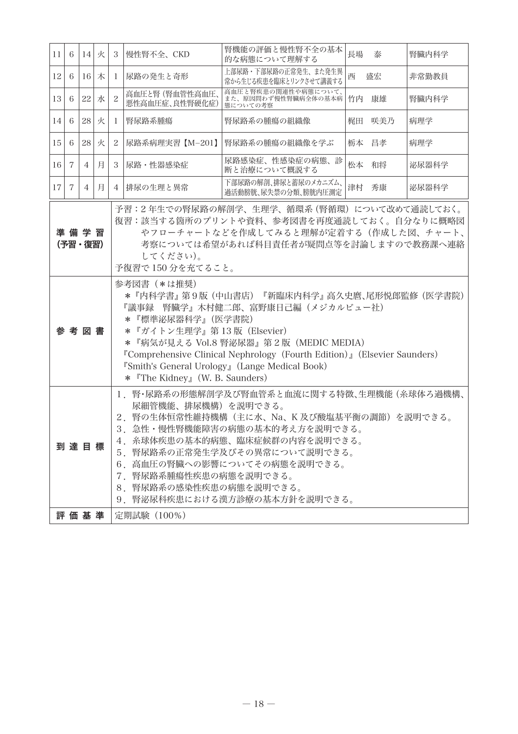| 11 | 6 | 14 | 火 | 3 | 慢性腎不全、CKD | 腎機能の評価と慢性腎不全の基本的な病態について理解する | 長場　泰 | 腎臓内科学 |
|---|---|---|---|---|---|---|---|---|
| 12 | 6 | 16 | 木 | 1 | 尿路の発生と奇形 | 上部尿路・下部尿路の正常発生、また発生異常から生じる疾患を臨床とリンクさせて講義する | 西　盛宏 | 非常勤教員 |
| 13 | 6 | 22 | 水 | 2 | 高血圧と腎（腎血管性高血圧、悪性高血圧症、良性腎硬化症） | 高血圧と腎疾患の関連性や病態について、また、原因問わず慢性腎臓病全体の基本病態についての考察 | 竹内　康雄 | 腎臓内科学 |
| 14 | 6 | 28 | 火 | 1 | 腎尿路系腫瘍 | 腎尿路系の腫瘍の組織像 | 梶田　咲美乃 | 病理学 |
| 15 | 6 | 28 | 火 | 2 | 尿路系病理実習【M−201】 | 腎尿路系の腫瘍の組織像を学ぶ | 栃本　昌孝 | 病理学 |
| 16 | 7 | 4 | 月 | 3 | 尿路・性器感染症 | 尿路感染症、性感染症の病態、診断と治療について概説する | 松本　和将 | 泌尿器科学 |
| 17 | 7 | 4 | 月 | 4 | 排尿の生理と異常 | 下部尿路の解剖、排尿と蓄尿のメカニズム、過活動膀胱、尿失禁の分類、膀胱内圧測定 | 津村　秀康 | 泌尿器科学 |

| | |
|---|---|
| **準備学習（予習・復習）** | 予習：2年生での腎尿路の解剖学、生理学、循環系（腎循環）について改めて通読しておく。<br>復習：該当する箇所のプリントや資料、参考図書を再度通読しておく。自分なりに概略図やフローチャートなどを作成してみると理解が定着する（作成した図、チャート、考察については希望があれば科目責任者が疑問点等を討論しますので教務課へ連絡してください）。<br>予復習で150分を充てること。 |
| **参考図書** | 参考図書（＊は推奨）<br>＊『内科学書』第9版（中山書店）『新臨床内科学』高久史麿、尾形悦郎監修（医学書院）<br>『議事録　腎臓学』木村健二郎、富野康日己編（メジカルビュー社）<br>＊『標準泌尿器科学』（医学書院）<br>＊『ガイトン生理学』第13版（Elsevier）<br>＊『病気が見える Vol.8 腎泌尿器』第2版（MEDIC MEDIA）<br>『Comprehensive Clinical Nephrology（Fourth Edition）』（Elsevier Saunders）<br>『Smith's General Urology』（Lange Medical Book）<br>＊『The Kidney』（W. B. Saunders） |
| **到達目標** | 1．腎・尿路系の形態解剖学及び腎血管系と血流に関する特徴、生理機能（糸球体ろ過機構、尿細管機能、排尿機構）を説明できる。<br>2．腎の生体恒常性維持機構（主に水、Na、K及び酸塩基平衡の調節）を説明できる。<br>3．急性・慢性腎機能障害の病態の基本的考え方を説明できる。<br>4．糸球体疾患の基本的病態、臨床症候群の内容を説明できる。<br>5．腎尿路系の正常発生学及びその異常について説明できる。<br>6．高血圧の腎臓への影響についてその病態を説明できる。<br>7．腎尿路系腫瘍性疾患の病態を説明できる。<br>8．腎尿路系の感染性疾患の病態を説明できる。<br>9．腎泌尿科疾患における漢方診療の基本方針を説明できる。 |
| **評価基準** | 定期試験（100%） |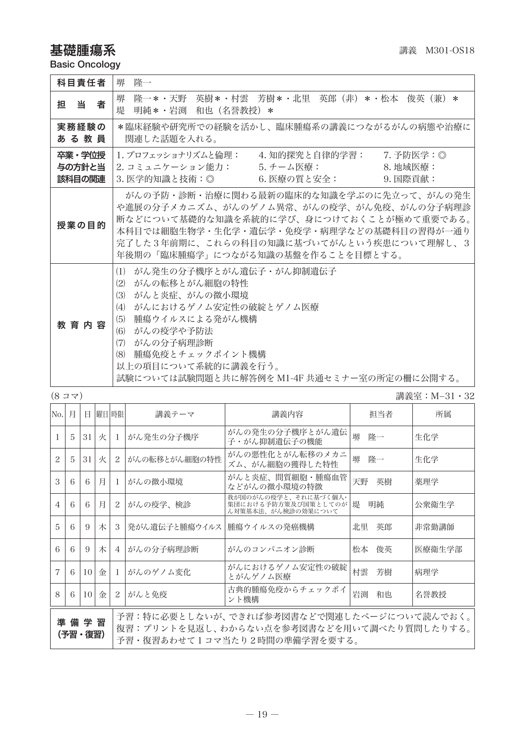# 基礎腫瘍系

講義　M301-OS18

**Basic Oncology**

| | |
|---|---|
| **科目責任者** | 堺　隆一 |
| **担　当　者** | 堺　隆一＊・天野　英樹＊・村雲　芳樹＊・北里　英郎（非）＊・松本　俊英（兼）＊<br>堤　明純＊・岩渕　和也（名誉教授）＊ |
| **実務経験のある教員** | ＊臨床経験や研究所での経験を活かし、臨床腫瘍系の講義につながるがんの病態や治療に関連した話題を入れる。 |
| **卒業・学位授与の方針と当該科目の関連** | 1. プロフェッショナリズムと倫理：　4. 知的探究と自律的学習：　7. 予防医学：◎<br>2. コミュニケーション能力：　5. チーム医療：　8. 地域医療：<br>3. 医学的知識と技術：◎　6. 医療の質と安全：　9. 国際貢献： |
| **授業の目的** | がんの予防・診断・治療に関わる最新の臨床的な知識を学ぶのに先立って、がんの発生や進展の分子メカニズム、がんのゲノム異常、がんの疫学、がん免疫、がんの分子病理診断などについて基礎的な知識を系統的に学び、身につけておくことが極めて重要である。本科目では細胞生物学・生化学・遺伝学・免疫学・病理学などの基礎科目の習得が一通り完了した3年前期に、これらの科目の知識に基づいてがんという疾患について理解し、3年後期の「臨床腫瘍学」につながる知識の基盤を作ることを目標とする。 |
| **教育内容** | (1)　がん発生の分子機序とがん遺伝子・がん抑制遺伝子<br>(2)　がんの転移とがん細胞の特性<br>(3)　がんと炎症、がんの微小環境<br>(4)　がんにおけるゲノム安定性の破綻とゲノム医療<br>(5)　腫瘍ウイルスによる発がん機構<br>(6)　がんの疫学や予防法<br>(7)　がんの分子病理診断<br>(8)　腫瘍免疫とチェックポイント機構<br>以上の項目について系統的に講義を行う。<br>試験については試験問題と共に解答例を M1-4F 共通セミナー室の所定の棚に公開する。 |

(8コマ)　　講義室：M–31・32

| No. | 月 | 日 | 曜日 | 時限 | 講義テーマ | 講義内容 | 担当者 | 所属 |
|---|---|---|---|---|---|---|---|---|
| 1 | 5 | 31 | 火 | 1 | がん発生の分子機序 | がんの発生の分子機序とがん遺伝子・がん抑制遺伝子の機能 | 堺　隆一 | 生化学 |
| 2 | 5 | 31 | 火 | 2 | がんの転移とがん細胞の特性 | がんの悪性化とがん転移のメカニズム、がん細胞の獲得した特性 | 堺　隆一 | 生化学 |
| 3 | 6 | 6 | 月 | 1 | がんの微小環境 | がんと炎症、間質細胞・腫瘍血管などがんの微小環境の特徴 | 天野　英樹 | 薬理学 |
| 4 | 6 | 6 | 月 | 2 | がんの疫学、検診 | 我が国のがんの疫学と、それに基づく個人・集団における予防方策及び国策としてのがん対策基本法、がん検診の効果について | 堤　明純 | 公衆衛生学 |
| 5 | 6 | 9 | 木 | 3 | 発がん遺伝子と腫瘍ウイルス | 腫瘍ウイルスの発癌機構 | 北里　英郎 | 非常勤講師 |
| 6 | 6 | 9 | 木 | 4 | がんの分子病理診断 | がんのコンパニオン診断 | 松本　俊英 | 医療衛生学部 |
| 7 | 6 | 10 | 金 | 1 | がんのゲノム変化 | がんにおけるゲノム安定性の破綻とがんゲノム医療 | 村雲　芳樹 | 病理学 |
| 8 | 6 | 10 | 金 | 2 | がんと免疫 | 古典的腫瘍免疫からチェックポイント機構 | 岩渕　和也 | 名誉教授 |

| | |
|---|---|
| **準備学習（予習・復習）** | 予習：特に必要としないが、できれば参考図書などで関連したページについて読んでおく。<br>復習：プリントを見返し、わからない点を参考図書などを用いて調べたり質問したりする。<br>予習・復習あわせて1コマ当たり2時間の準備学習を要する。 |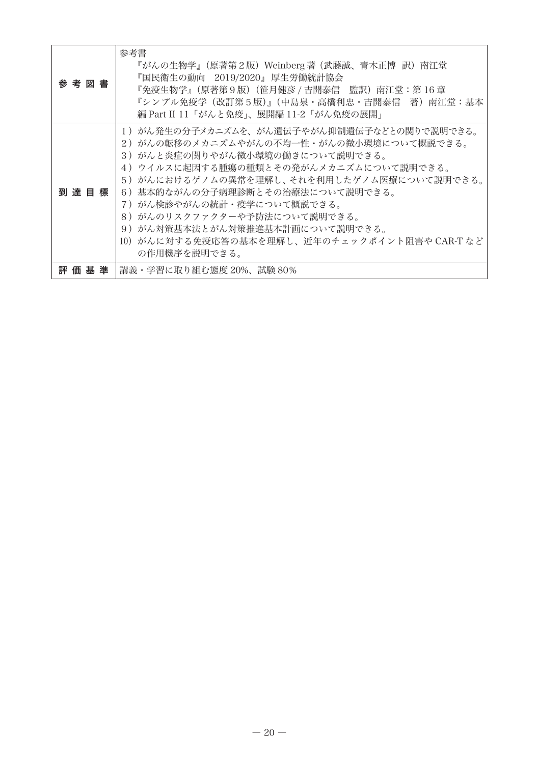| | |
|---|---|
| **参考図書** | 参考書<br>『がんの生物学』（原著第２版）Weinberg 著（武藤誠、青木正博　訳）南江堂<br>『国民衛生の動向　2019/2020』 厚生労働統計協会<br>『免疫生物学』（原著第９版）（笹月健彦 / 吉開泰信　監訳）南江堂：第 16 章<br>『シンプル免疫学（改訂第５版）』（中島泉・高橋利忠・吉開泰信　著）南江堂：基本編 Part II 11「がんと免疫」、展開編 11-2「がん免疫の展開」 |
| **到達目標** | 1）がん発生の分子メカニズムを、がん遺伝子やがん抑制遺伝子などとの関りで説明できる。<br>2）がんの転移のメカニズムやがんの不均一性・がんの微小環境について概説できる。<br>3）がんと炎症の関りやがん微小環境の働きについて説明できる。<br>4）ウイルスに起因する腫瘍の種類とその発がんメカニズムについて説明できる。<br>5）がんにおけるゲノムの異常を理解し、それを利用したゲノム医療について説明できる。<br>6）基本的ながんの分子病理診断とその治療法について説明できる。<br>7）がん検診やがんの統計・疫学について概説できる。<br>8）がんのリスクファクターや予防法について説明できる。<br>9）がん対策基本法とがん対策推進基本計画について説明できる。<br>10）がんに対する免疫応答の基本を理解し、近年のチェックポイント阻害や CAR-T などの作用機序を説明できる。 |
| **評価基準** | 講義・学習に取り組む態度 20%、試験 80% |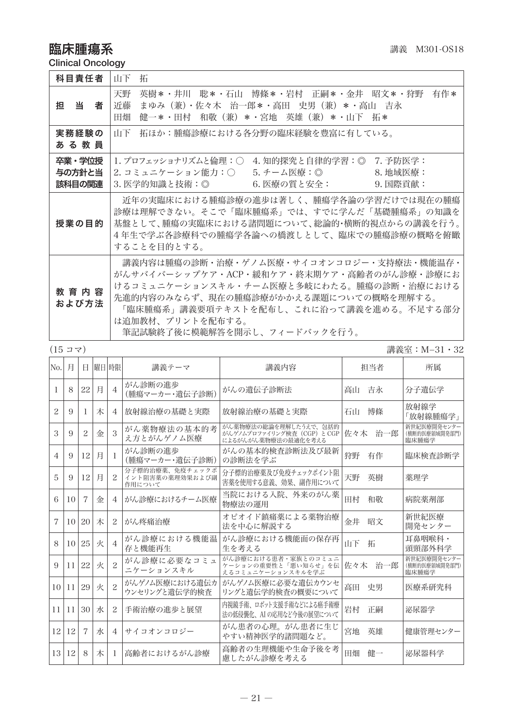# 臨床腫瘍系

講義　M301-OS18

Clinical Oncology

| 科目責任者 | 山下　拓 |
|---|---|
| 担　当　者 | 天野　英樹＊・井川　聡＊・石山　博條＊・岩村　正嗣＊・金井　昭文＊・狩野　有作＊<br>近藤　まゆみ（兼）・佐々木　治一郎＊・高田　史男（兼）＊・高山　吉永<br>田畑　健一＊・田村　和敬（兼）＊・宮地　英雄（兼）＊・山下　拓＊ |
| 実務経験のある教員 | 山下　拓ほか：腫瘍診療における各分野の臨床経験を豊富に有している。 |
| 卒業・学位授与の方針と当該科目の関連 | 1. プロフェッショナリズムと倫理：○　4. 知的探究と自律的学習：◎　7. 予防医学：<br>2. コミュニケーション能力：○　5. チーム医療：◎　8. 地域医療：<br>3. 医学的知識と技術：◎　6. 医療の質と安全：　9. 国際貢献： |
| 授業の目的 | 近年の実臨床における腫瘍診療の進歩は著しく、腫瘍学各論の学習だけでは現在の腫瘍診療は理解できない。そこで「臨床腫瘍系」では、すでに学んだ「基礎腫瘍系」の知識を基盤として、腫瘍の実臨床における諸問題について、総論的・横断的視点からの講義を行う。4年生で学ぶ各診療科での腫瘍学各論への橋渡しとして、臨床での腫瘍診療の概略を俯瞰することを目的とする。 |
| 教育内容および方法 | 講義内容は腫瘍の診断・治療・ゲノム医療・サイコオンコロジー・支持療法・機能温存・がんサバイバーシップケア・ACP・緩和ケア・終末期ケア・高齢者のがん診療・診療におけるコミュニケーションスキル・チーム医療と多岐にわたる。腫瘍の診断・治療における先進的内容のみならず、現在の腫瘍診療がかかえる課題についての概略を理解する。<br>「臨床腫瘍系」講義要項テキストを配布し、これに沿って講義を進める。不足する部分は追加教材、プリントを配布する。<br>筆記試験終了後に模範解答を開示し、フィードバックを行う。 |

（15コマ）

講義室：M−31・32

| No. | 月 | 日 | 曜日 | 時限 | 講義テーマ | 講義内容 | 担当者 | 所属 |
|---|---|---|---|---|---|---|---|---|
| 1 | 8 | 22 | 月 | 4 | がん診断の進歩（腫瘍マーカー・遺伝子診断） | がんの遺伝子診断法 | 高山　吉永 | 分子遺伝学 |
| 2 | 9 | 1 | 木 | 4 | 放射線治療の基礎と実際 | 放射線治療の基礎と実際 | 石山　博條 | 放射線学「放射線腫瘍学」 |
| 3 | 9 | 2 | 金 | 3 | がん薬物療法の基本的考え方とがんゲノム医療 | がん薬物療法の総論を理解したうえで、包括的がんゲノムプロファイリング検査（CGP）とCGPによるがんがん薬物療法の最適化を考える | 佐々木　治一郎 | 新世紀医療開発センター（横断的医療領域開発部門）臨床腫瘍学 |
| 4 | 9 | 12 | 月 | 1 | がん診断の進歩（腫瘍マーカー・遺伝子診断） | がんの基本的検査診断法及び最新の診断法を学ぶ | 狩野　有作 | 臨床検査診断学 |
| 5 | 9 | 12 | 月 | 2 | 分子標的治療薬、免疫チェックポイント阻害薬の薬理効果および副作用について | 分子標的治療薬及び免疫チェックポイント阻害薬を使用する意義、効果、副作用について | 天野　英樹 | 薬理学 |
| 6 | 10 | 7 | 金 | 4 | がん診療におけるチーム医療 | 当院における入院、外来のがん薬物療法の運用 | 田村　和敬 | 病院薬剤部 |
| 7 | 10 | 20 | 木 | 2 | がん疼痛治療 | オピオイド鎮痛薬による薬物治療法を中心に解説する | 金井　昭文 | 新世紀医療開発センター |
| 8 | 10 | 25 | 火 | 4 | がん診療における機能温存と機能再生 | がん診療における機能面の保存再生を考える | 山下　拓 | 耳鼻咽喉科・頭頸部外科学 |
| 9 | 11 | 22 | 火 | 2 | がん診療に必要なコミュニケーションスキル | がん診療における患者・家族とのコミュニケーションの重要性と「悪い知らせ」を伝えるコミュニケーションスキルを学ぶ | 佐々木　治一郎 | 新世紀医療開発センター（横断的医療領域開発部門）臨床腫瘍学 |
| 10 | 11 | 29 | 火 | 2 | がんゲノム医療における遺伝カウンセリングと遺伝学的検査 | がんゲノム医療に必要な遺伝カウンセリングと遺伝学的検査の概要について | 高田　史男 | 医療系研究科 |
| 11 | 11 | 30 | 水 | 2 | 手術治療の進歩と展望 | 内視鏡手術、ロボット支援手術などによる癌手術療法の低侵襲化、AIの応用など今後の展望について | 岩村　正嗣 | 泌尿器学 |
| 12 | 12 | 7 | 水 | 4 | サイコオンコロジー | がん患者の心理。がん患者に生じやすい精神医学的諸問題など。 | 宮地　英雄 | 健康管理センター |
| 13 | 12 | 8 | 木 | 1 | 高齢者におけるがん診療 | 高齢者の生理機能や生命予後を考慮したがん診療を考える | 田畑　健一 | 泌尿器科学 |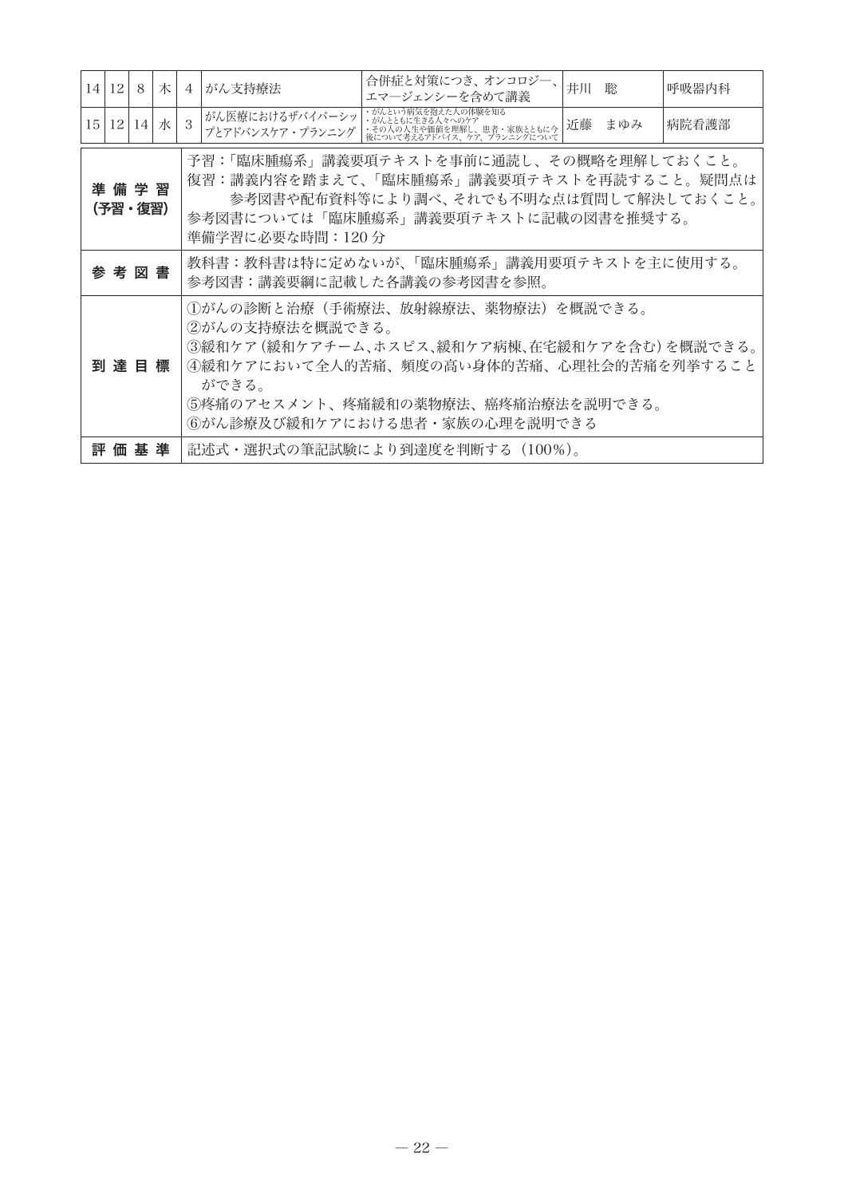| 14 | 12 | 8 | 木 | 4 | がん支持療法 | 合併症と対策につき、オンコロジー、エマージェンシーを含めて講義 | 井川　聡 | 呼吸器内科 |
|---|---|---|---|---|---|---|---|---|
| 15 | 12 | 14 | 水 | 3 | がん医療におけるザバイバーシップとアドバンスケア・プランニング | ・がんという病気を抱えた人の体験を知る<br>・がんとともに生きる人々へのケア<br>・その人の人生や価値を理解し、患者・家族とともに今後について考えるアドバイス、ケア、プランニングについて | 近藤　まゆみ | 病院看護部 |

| 項目 | 内容 |
|---|---|
| 準備学習（予習・復習） | 予習：「臨床腫瘍系」講義要項テキストを事前に通読し、その概略を理解しておくこと。<br>復習：講義内容を踏まえて、「臨床腫瘍系」講義要項テキストを再読すること。疑問点は参考図書や配布資料等により調べ、それでも不明な点は質問して解決しておくこと。<br>参考図書については「臨床腫瘍系」講義要項テキストに記載の図書を推奨する。<br>準備学習に必要な時間：120分 |
| 参考図書 | 教科書：教科書は特に定めないが、「臨床腫瘍系」講義用要項テキストを主に使用する。<br>参考図書：講義要綱に記載した各講義の参考図書を参照。 |
| 到達目標 | ①がんの診断と治療（手術療法、放射線療法、薬物療法）を概説できる。<br>②がんの支持療法を概説できる。<br>③緩和ケア（緩和ケアチーム、ホスピス、緩和ケア病棟、在宅緩和ケアを含む）を概説できる。<br>④緩和ケアにおいて全人的苦痛、頻度の高い身体的苦痛、心理社会的苦痛を列挙することができる。<br>⑤疼痛のアセスメント、疼痛緩和の薬物療法、癌疼痛治療法を説明できる。<br>⑥がん診療及び緩和ケアにおける患者・家族の心理を説明できる |
| 評価基準 | 記述式・選択式の筆記試験により到達度を判断する（100%）。 |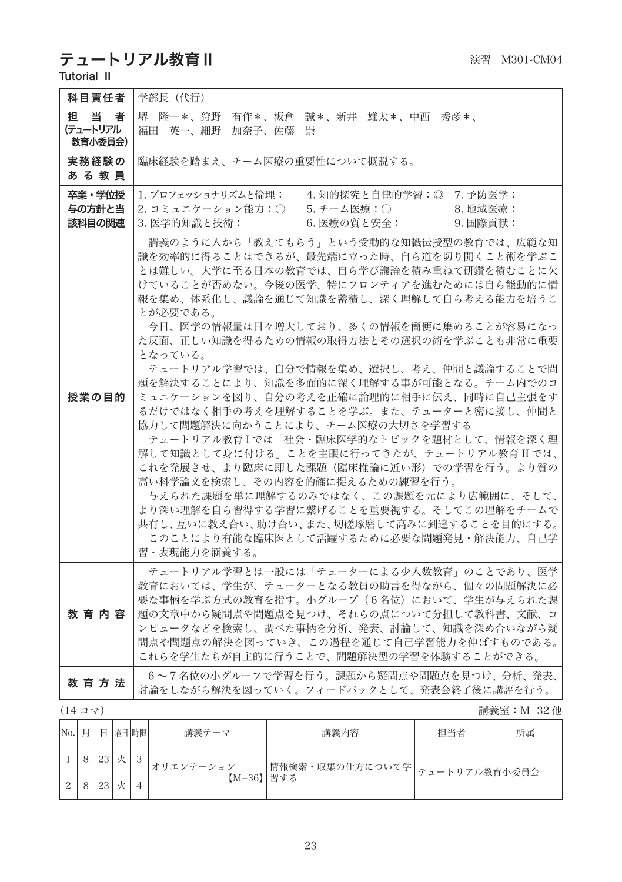# テュートリアル教育Ⅱ

演習　M301-CM04

Tutorial Ⅱ

| | |
|---|---|
| **科目責任者** | 学部長（代行） |
| **担当者（テュートリアル教育小委員会）** | 堺　隆一＊、狩野　有作＊、板倉　誠＊、新井　雄太＊、中西　秀彦＊、福田　英一、細野　加奈子、佐藤　崇 |
| **実務経験のある教員** | 臨床経験を踏まえ、チーム医療の重要性について概説する。 |
| **卒業・学位授与の方針と当該科目の関連** | 1.プロフェッショナリズムと倫理：　4.知的探究と自律的学習：◎　7.予防医学：<br>2.コミュニケーション能力：○　5.チーム医療：○　8.地域医療：<br>3.医学的知識と技術：　6.医療の質と安全：　9.国際貢献： |
| **授業の目的** | 講義のように人から「教えてもらう」という受動的な知識伝授型の教育では、広範な知識を効率的に得ることはできるが、最先端に立った時、自ら道を切り開くこと術を学ぶことは難しい。大学に至る日本の教育では、自ら学び議論を積み重ねて研鑽を積むことに欠けていることが否めない。今後の医学、特にフロンティアを進むためには自ら能動的に情報を集め、体系化し、議論を通じて知識を蓄積し、深く理解して自ら考える能力を培うことが必要である。<br>今日、医学の情報量は日々増大しており、多くの情報を簡便に集めることが容易になった反面、正しい知識を得るための情報の取得方法とその選択の術を学ぶことも非常に重要となっている。<br>テュートリアル学習では、自分で情報を集め、選択し、考え、仲間と議論することで問題を解決することにより、知識を多面的に深く理解する事が可能となる。チーム内でのコミュニケーションを図り、自分の考えを正確に論理的に相手に伝え、同時に自己主張をするだけではなく相手の考えを理解することを学ぶ。また、テューターと密に接し、仲間と協力して問題解決に向かうことにより、チーム医療の大切さを学習する<br>テュートリアル教育Ⅰでは「社会・臨床医学的なトピックを題材として、情報を深く理解して知識として身に付ける」ことを主眼に行ってきたが、テュートリアル教育Ⅱでは、これを発展させ、より臨床に即した課題（臨床推論に近い形）での学習を行う。より質の高い科学論文を検索し、その内容を的確に捉えるための練習を行う。<br>与えられた課題を単に理解するのみではなく、この課題を元により広範囲に、そして、より深い理解を自ら習得する学習に繋げることを重要視する。そしてこの理解をチームで共有し、互いに教え合い、助け合い、また、切磋琢磨して高みに到達することを目的にする。<br>このことにより有能な臨床医として活躍するために必要な問題発見・解決能力、自己学習・表現能力を涵養する。 |
| **教育内容** | テュートリアル学習とは一般には「テューターによる少人数教育」のことであり、医学教育においては、学生が、テューターとなる教員の助言を得ながら、個々の問題解決に必要な事柄を学ぶ方式の教育を指す。小グループ（6名位）において、学生が与えられた課題の文章中から疑問点や問題点を見つけ、それらの点について分担して教科書、文献、コンピュータなどを検索し、調べた事柄を分析、発表、討論して、知識を深め合いながら疑問点や問題点の解決を図っていき、この過程を通じて自己学習能力を伸ばすものである。これらを学生たちが自主的に行うことで、問題解決型の学習を体験することができる。 |
| **教育方法** | 6～7名位の小グループで学習を行う。課題から疑問点や問題点を見つけ、分析、発表、討論をしながら解決を図っていく。フィードバックとして、発表会終了後に講評を行う。 |

（14 コマ）　講義室：M-32 他

| No. | 月 | 日 | 曜日 | 時限 | 講義テーマ | 講義内容 | 担当者 | 所属 |
|---|---|---|---|---|---|---|---|---|
| 1 | 8 | 23 | 火 | 3 | オリエンテーション【M-36】 | 情報検索・収集の仕方について学習する | テュートリアル教育小委員会 | |
| 2 | 8 | 23 | 火 | 4 | | | | |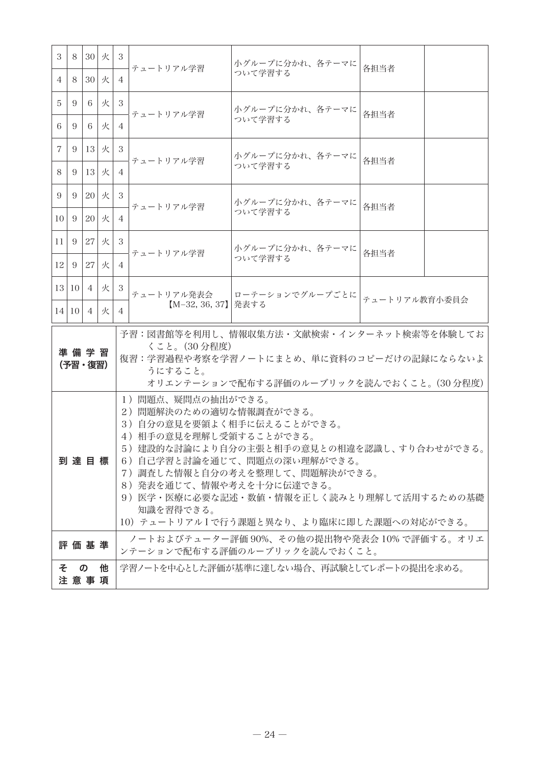| 3 | 8 | 30 | 火 | 3 | テュートリアル学習 | 小グループに分かれ、各テーマについて学習する | 各担当者 | |
|---|---|---|---|---|---|---|---|---|
| 4 | 8 | 30 | 火 | 4 | | | | |
| 5 | 9 | 6 | 火 | 3 | テュートリアル学習 | 小グループに分かれ、各テーマについて学習する | 各担当者 | |
| 6 | 9 | 6 | 火 | 4 | | | | |
| 7 | 9 | 13 | 火 | 3 | テュートリアル学習 | 小グループに分かれ、各テーマについて学習する | 各担当者 | |
| 8 | 9 | 13 | 火 | 4 | | | | |
| 9 | 9 | 20 | 火 | 3 | テュートリアル学習 | 小グループに分かれ、各テーマについて学習する | 各担当者 | |
| 10 | 9 | 20 | 火 | 4 | | | | |
| 11 | 9 | 27 | 火 | 3 | テュートリアル学習 | 小グループに分かれ、各テーマについて学習する | 各担当者 | |
| 12 | 9 | 27 | 火 | 4 | | | | |
| 13 | 10 | 4 | 火 | 3 | テュートリアル発表会【M−32, 36, 37】 | ローテーションでグループごとに発表する | テュートリアル教育小委員会 | |
| 14 | 10 | 4 | 火 | 4 | | | | |

| 項目 | 内容 |
|---|---|
| 準備学習（予習・復習） | 予習：図書館等を利用し、情報収集方法・文献検索・インターネット検索等を体験しておくこと。(30分程度)<br>復習：学習過程や考察を学習ノートにまとめ、単に資料のコピーだけの記録にならないようにすること。<br>オリエンテーションで配布する評価のルーブリックを読んでおくこと。(30分程度) |
| 到達目標 | 1）問題点、疑問点の抽出ができる。<br>2）問題解決のための適切な情報調査ができる。<br>3）自分の意見を要領よく相手に伝えることができる。<br>4）相手の意見を理解し受領することができる。<br>5）建設的な討論により自分の主張と相手の意見との相違を認識し、すり合わせができる。<br>6）自己学習と討論を通じて、問題点の深い理解ができる。<br>7）調査した情報と自分の考えを整理して、問題解決ができる。<br>8）発表を通じて、情報や考えを十分に伝達できる。<br>9）医学・医療に必要な記述・数値・情報を正しく読みとり理解して活用するための基礎知識を習得できる。<br>10）テュートリアルⅠで行う課題と異なり、より臨床に即した課題への対応ができる。 |
| 評価基準 | ノートおよびテューター評価90%、その他の提出物や発表会10%で評価する。オリエンテーションで配布する評価のルーブリックを読んでおくこと。 |
| その他注意事項 | 学習ノートを中心とした評価が基準に達しない場合、再試験としてレポートの提出を求める。 |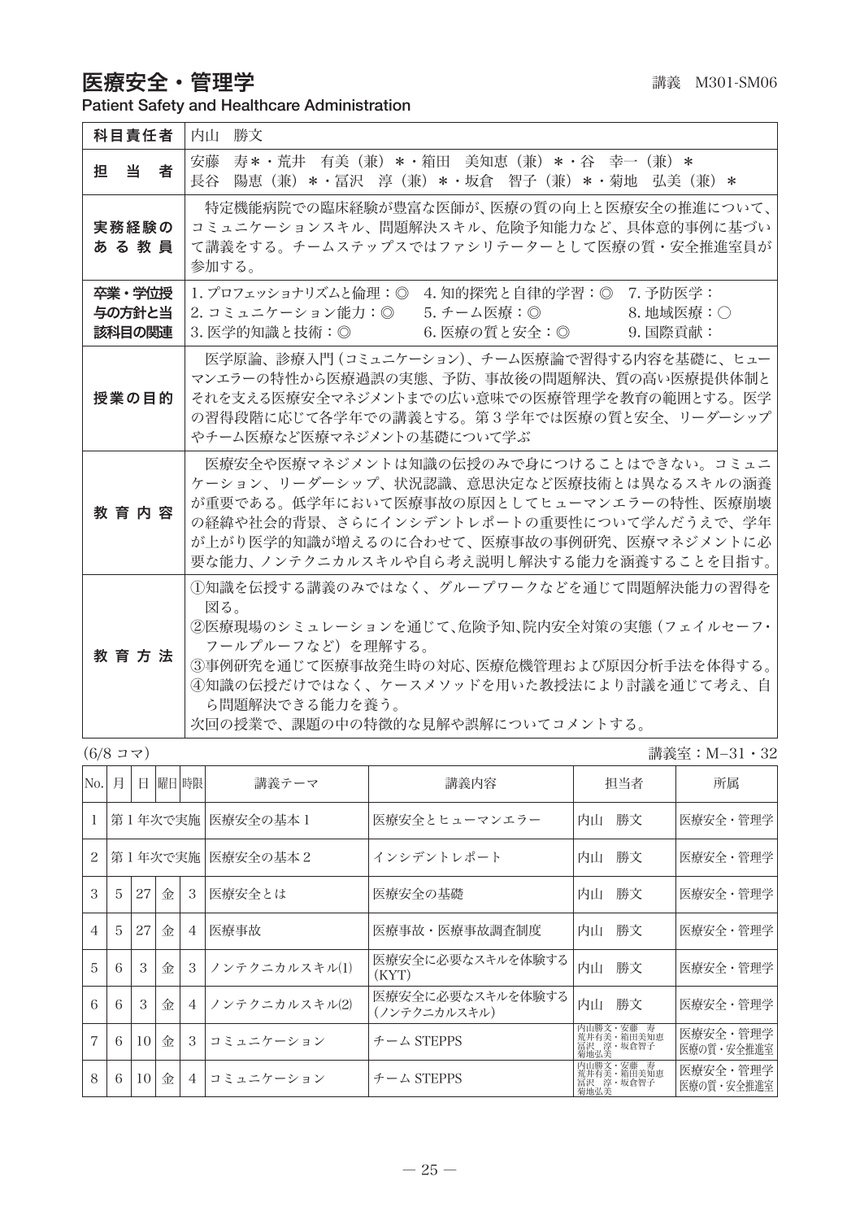# 医療安全・管理学

講義　M301-SM06

**Patient Safety and Healthcare Administration**

| | |
|---|---|
| **科目責任者** | 内山　勝文 |
| **担　当　者** | 安藤　寿＊・荒井　有美（兼）＊・箱田　美知恵（兼）＊・谷　幸一（兼）＊<br>長谷　陽恵（兼）＊・冨沢　淳（兼）＊・坂倉　智子（兼）＊・菊地　弘美（兼）＊ |
| **実務経験のある教員** | 特定機能病院での臨床経験が豊富な医師が、医療の質の向上と医療安全の推進について、コミュニケーションスキル、問題解決スキル、危険予知能力など、具体的事例に基づいて講義をする。チームステップスではファシリテーターとして医療の質・安全推進室員が参加する。 |
| **卒業・学位授与の方針と当該科目の関連** | 1. プロフェッショナリズムと倫理：◎　4. 知的探究と自律的学習：◎　7. 予防医学：<br>2. コミュニケーション能力：◎　5. チーム医療：◎　8. 地域医療：○<br>3. 医学的知識と技術：◎　6. 医療の質と安全：◎　9. 国際貢献： |
| **授業の目的** | 医学原論、診療入門（コミュニケーション）、チーム医療論で習得する内容を基礎に、ヒューマンエラーの特性から医療過誤の実態、予防、事故後の問題解決、質の高い医療提供体制とそれを支える医療安全マネジメントまでの広い意味での医療管理学を教育の範囲とする。医学の習得段階に応じて各学年での講義とする。第３学年では医療の質と安全、リーダーシップやチーム医療など医療マネジメントの基礎について学ぶ |
| **教育内容** | 医療安全や医療マネジメントは知識の伝授のみで身につけることはできない。コミュニケーション、リーダーシップ、状況認識、意思決定など医療技術とは異なるスキルの涵養が重要である。低学年において医療事故の原因としてヒューマンエラーの特性、医療崩壊の経緯や社会的背景、さらにインシデントレポートの重要性について学んだうえで、学年が上がり医学的知識が増えるのに合わせて、医療事故の事例研究、医療マネジメントに必要な能力、ノンテクニカルスキルや自ら考え説明し解決する能力を涵養することを目指す。 |
| **教育方法** | ①知識を伝授する講義のみではなく、グループワークなどを通じて問題解決能力の習得を図る。<br>②医療現場のシミュレーションを通じて、危険予知、院内安全対策の実態（フェイルセーフ・フールプルーフなど）を理解する。<br>③事例研究を通じて医療事故発生時の対応、医療危機管理および原因分析手法を体得する。<br>④知識の伝授だけではなく、ケースメソッドを用いた教授法により討議を通じて考え、自ら問題解決できる能力を養う。<br>次回の授業で、課題の中の特徴的な見解や誤解についてコメントする。 |

(6/8 コマ)　　　　講義室：M−31・32

| No. | 月 | 日 | 曜日 | 時限 | 講義テーマ | 講義内容 | 担当者 | 所属 |
|---|---|---|---|---|---|---|---|---|
| 1 | 第１年次で実施 | | | | 医療安全の基本１ | 医療安全とヒューマンエラー | 内山　勝文 | 医療安全・管理学 |
| 2 | 第１年次で実施 | | | | 医療安全の基本２ | インシデントレポート | 内山　勝文 | 医療安全・管理学 |
| 3 | 5 | 27 | 金 | 3 | 医療安全とは | 医療安全の基礎 | 内山　勝文 | 医療安全・管理学 |
| 4 | 5 | 27 | 金 | 4 | 医療事故 | 医療事故・医療事故調査制度 | 内山　勝文 | 医療安全・管理学 |
| 5 | 6 | 3 | 金 | 3 | ノンテクニカルスキル(1) | 医療安全に必要なスキルを体験する(KYT) | 内山　勝文 | 医療安全・管理学 |
| 6 | 6 | 3 | 金 | 4 | ノンテクニカルスキル(2) | 医療安全に必要なスキルを体験する（ノンテクニカルスキル） | 内山　勝文 | 医療安全・管理学 |
| 7 | 6 | 10 | 金 | 3 | コミュニケーション | チーム STEPPS | 内山勝文・安藤　寿<br>荒井有美・箱田美知恵<br>冨沢　淳・坂倉智子<br>菊地弘美 | 医療安全・管理学<br>医療の質・安全推進室 |
| 8 | 6 | 10 | 金 | 4 | コミュニケーション | チーム STEPPS | 内山勝文・安藤　寿<br>荒井有美・箱田美知恵<br>冨沢　淳・坂倉智子<br>菊地弘美 | 医療安全・管理学<br>医療の質・安全推進室 |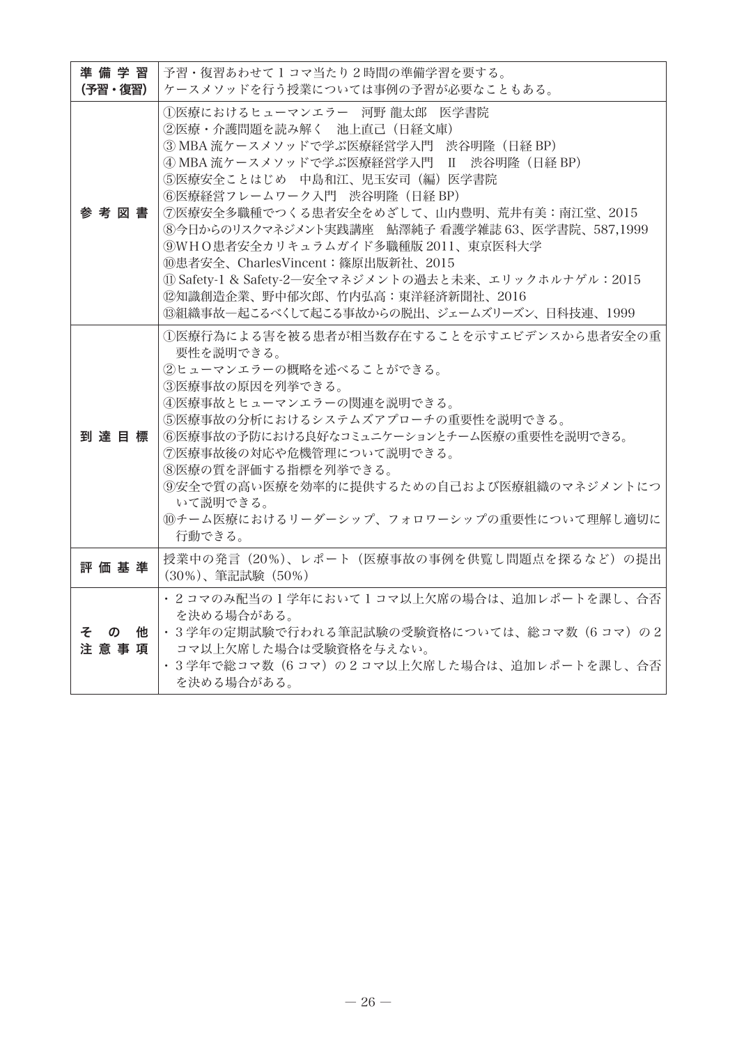| 準備学習(予習・復習) | 予習・復習あわせて1コマ当たり2時間の準備学習を要する。<br>ケースメソッドを行う授業については事例の予習が必要なこともある。 |
|---|---|
| 参考図書 | ①医療におけるヒューマンエラー　河野 龍太郎　医学書院<br>②医療・介護問題を読み解く　池上直己（日経文庫）<br>③MBA流ケースメソッドで学ぶ医療経営学入門　渋谷明隆（日経BP）<br>④MBA流ケースメソッドで学ぶ医療経営学入門　II　渋谷明隆（日経BP）<br>⑤医療安全ことはじめ　中島和江、児玉安司（編）医学書院<br>⑥医療経営フレームワーク入門　渋谷明隆（日経BP）<br>⑦医療安全多職種でつくる患者安全をめざして、山内豊明、荒井有美：南江堂、2015<br>⑧今日からのリスクマネジメント実践講座　鮎澤純子 看護学雑誌63、医学書院、587,1999<br>⑨WHO患者安全カリキュラムガイド多職種版2011、東京医科大学<br>⑩患者安全、CharlesVincent：篠原出版新社、2015<br>⑪Safety-1 & Safety-2—安全マネジメントの過去と未来、エリックホルナゲル：2015<br>⑫知識創造企業、野中郁次郎、竹内弘高：東洋経済新聞社、2016<br>⑬組織事故—起こるべくして起こる事故からの脱出、ジェームズリーズン、日科技連、1999 |
| 到達目標 | ①医療行為による害を被る患者が相当数存在することを示すエビデンスから患者安全の重要性を説明できる。<br>②ヒューマンエラーの概略を述べることができる。<br>③医療事故の原因を列挙できる。<br>④医療事故とヒューマンエラーの関連を説明できる。<br>⑤医療事故の分析におけるシステムズアプローチの重要性を説明できる。<br>⑥医療事故の予防における良好なコミュニケーションとチーム医療の重要性を説明できる。<br>⑦医療事故後の対応や危機管理について説明できる。<br>⑧医療の質を評価する指標を列挙できる。<br>⑨安全で質の高い医療を効率的に提供するための自己および医療組織のマネジメントについて説明できる。<br>⑩チーム医療におけるリーダーシップ、フォロワーシップの重要性について理解し適切に行動できる。 |
| 評価基準 | 授業中の発言（20%）、レポート（医療事故の事例を供覧し問題点を探るなど）の提出（30%）、筆記試験（50%） |
| その他注意事項 | ・2コマのみ配当の1学年において1コマ以上欠席の場合は、追加レポートを課し、合否を決める場合がある。<br>・3学年の定期試験で行われる筆記試験の受験資格については、総コマ数（6コマ）の2コマ以上欠席した場合は受験資格を与えない。<br>・3学年で総コマ数（6コマ）の2コマ以上欠席した場合は、追加レポートを課し、合否を決める場合がある。 |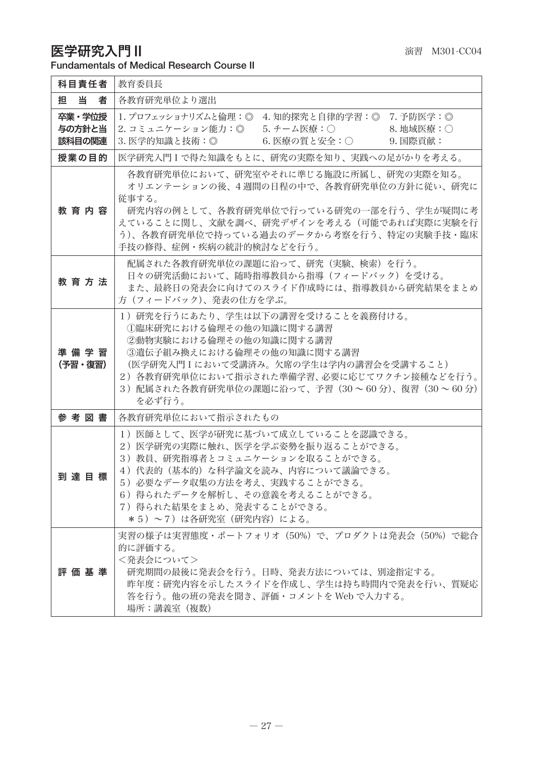# 医学研究入門Ⅱ

演習　M301-CC04

Fundamentals of Medical Research Course II

| | |
|---|---|
| **科目責任者** | 教育委員長 |
| **担　当　者** | 各教育研究単位より選出 |
| **卒業・学位授与の方針と当該科目の関連** | 1. プロフェッショナリズムと倫理：◎　4. 知的探究と自律的学習：◎　7. 予防医学：◎<br>2. コミュニケーション能力：◎　5. チーム医療：○　8. 地域医療：○<br>3. 医学的知識と技術：◎　6. 医療の質と安全：○　9. 国際貢献： |
| **授業の目的** | 医学研究入門Ⅰで得た知識をもとに、研究の実際を知り、実践への足がかりを考える。 |
| **教 育 内 容** | 各教育研究単位において、研究室やそれに準じる施設に所属し、研究の実際を知る。<br>オリエンテーションの後、4週間の日程の中で、各教育研究単位の方針に従い、研究に従事する。<br>研究内容の例として、各教育研究単位で行っている研究の一部を行う、学生が疑問に考えていることに関し、文献を調べ、研究デザインを考える（可能であれば実際に実験を行う）、各教育研究単位で持っている過去のデータから考察を行う、特定の実験手技・臨床手技の修得、症例・疾病の統計的検討などを行う。 |
| **教 育 方 法** | 配属された各教育研究単位の課題に沿って、研究（実験、検索）を行う。<br>日々の研究活動において、随時指導教員から指導（フィードバック）を受ける。<br>また、最終日の発表会に向けてのスライド作成時には、指導教員から研究結果をまとめ方（フィードバック）、発表の仕方を学ぶ。 |
| **準 備 学 習（予習・復習）** | 1）研究を行うにあたり、学生は以下の講習を受けることを義務付ける。<br>①臨床研究における倫理その他の知識に関する講習<br>②動物実験における倫理その他の知識に関する講習<br>③遺伝子組み換えにおける倫理その他の知識に関する講習<br>（医学研究入門Ⅰにおいて受講済み。欠席の学生は学内の講習会を受講すること）<br>2）各教育研究単位において指示された準備学習、必要に応じてワクチン接種などを行う。<br>3）配属された各教育研究単位の課題に沿って、予習（30～60分）、復習（30～60分）を必ず行う。 |
| **参 考 図 書** | 各教育研究単位において指示されたもの |
| **到 達 目 標** | 1）医師として、医学が研究に基づいて成立していることを認識できる。<br>2）医学研究の実際に触れ、医学を学ぶ姿勢を振り返ることができる。<br>3）教員、研究指導者とコミュニケーションを取ることができる。<br>4）代表的（基本的）な科学論文を読み、内容について議論できる。<br>5）必要なデータ収集の方法を考え、実践することができる。<br>6）得られたデータを解析し、その意義を考えることができる。<br>7）得られた結果をまとめ、発表することができる。<br>＊5）～7）は各研究室（研究内容）による。 |
| **評 価 基 準** | 実習の様子は実習態度・ポートフォリオ（50%）で、プロダクトは発表会（50%）で総合的に評価する。<br>＜発表会について＞<br>研究期間の最後に発表会を行う。日時、発表方法については、別途指定する。<br>昨年度：研究内容を示したスライドを作成し、学生は持ち時間内で発表を行い、質疑応答を行う。他の班の発表を聞き、評価・コメントを Web で入力する。<br>場所：講義室（複数） |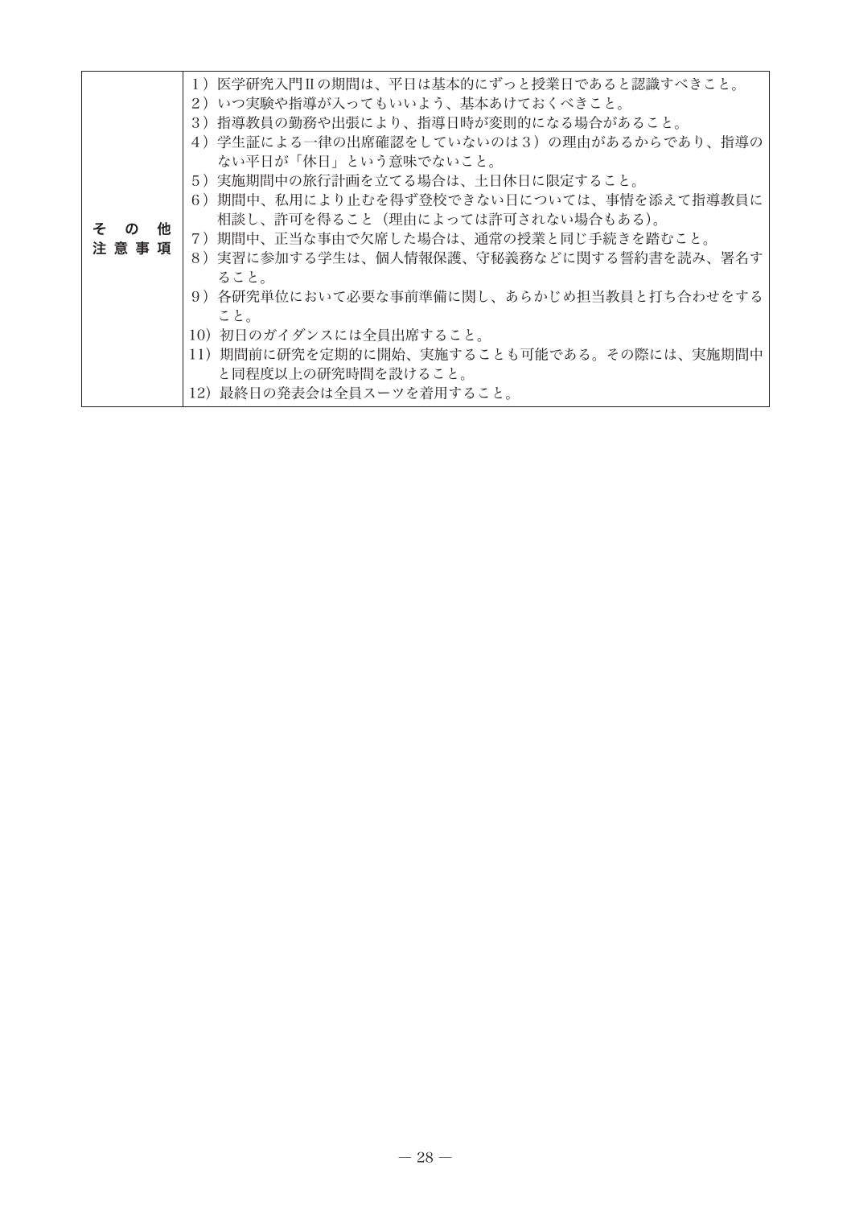| その他注意事項 | 1）医学研究入門Ⅱの期間は、平日は基本的にずっと授業日であると認識すべきこと。<br>2）いつ実験や指導が入ってもいいよう、基本あけておくべきこと。<br>3）指導教員の勤務や出張により、指導日時が変則的になる場合があること。<br>4）学生証による一律の出席確認をしていないのは3）の理由があるからであり、指導のない平日が「休日」という意味でないこと。<br>5）実施期間中の旅行計画を立てる場合は、土日休日に限定すること。<br>6）期間中、私用により止むを得ず登校できない日については、事情を添えて指導教員に相談し、許可を得ること（理由によっては許可されない場合もある）。<br>7）期間中、正当な事由で欠席した場合は、通常の授業と同じ手続きを踏むこと。<br>8）実習に参加する学生は、個人情報保護、守秘義務などに関する誓約書を読み、署名すること。<br>9）各研究単位において必要な事前準備に関し、あらかじめ担当教員と打ち合わせをすること。<br>10）初日のガイダンスには全員出席すること。<br>11）期間前に研究を定期的に開始、実施することも可能である。その際には、実施期間中と同程度以上の研究時間を設けること。<br>12）最終日の発表会は全員スーツを着用すること。 |
|---|---|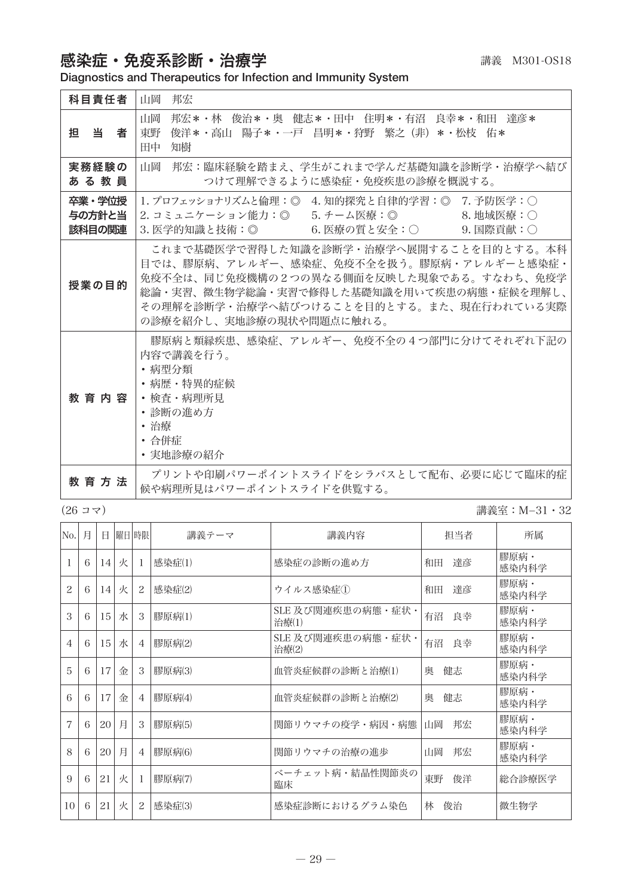# 感染症・免疫系診断・治療学

講義　M301-OS18

**Diagnostics and Therapeutics for Infection and Immunity System**

| 科目責任者 | 山岡　邦宏 |
|---|---|
| 担当者 | 山岡　邦宏＊・林　俊治＊・奥　健志＊・田中　住明＊・有沼　良幸＊・和田　達彦＊<br>東野　俊洋＊・高山　陽子＊・一戸　昌明＊・狩野　繁之（非）＊・松枝　佑＊<br>田中　知樹 |
| 実務経験のある教員 | 山岡　邦宏：臨床経験を踏まえ、学生がこれまで学んだ基礎知識を診断学・治療学へ結びつけて理解できるように感染症・免疫疾患の診療を概説する。 |
| 卒業・学位授与の方針と当該科目の関連 | 1. プロフェッショナリズムと倫理：◎　4. 知的探究と自律的学習：◎　7. 予防医学：○<br>2. コミュニケーション能力：◎　5. チーム医療：◎　8. 地域医療：○<br>3. 医学的知識と技術：◎　6. 医療の質と安全：○　9. 国際貢献：○ |
| 授業の目的 | これまで基礎医学で習得した知識を診断学・治療学へ展開することを目的とする。本科目では、膠原病、アレルギー、感染症、免疫不全を扱う。膠原病・アレルギーと感染症・免疫不全は、同じ免疫機構の２つの異なる側面を反映した現象である。すなわち、免疫学総論・実習、微生物学総論・実習で修得した基礎知識を用いて疾患の病態・症候を理解し、その理解を診断学・治療学へ結びつけることを目的とする。また、現在行われている実際の診療を紹介し、実地診療の現状や問題点に触れる。 |
| 教育内容 | 膠原病と類縁疾患、感染症、アレルギー、免疫不全の４つ部門に分けてそれぞれ下記の内容で講義を行う。<br>・病型分類<br>・病歴・特異的症候<br>・検査・病理所見<br>・診断の進め方<br>・治療<br>・合併症<br>・実地診療の紹介 |
| 教育方法 | プリントや印刷パワーポイントスライドをシラバスとして配布、必要に応じて臨床的症候や病理所見はパワーポイントスライドを供覧する。 |

（26 コマ）　　　　講義室：M−31・32

| No. | 月 | 日 | 曜日 | 時限 | 講義テーマ | 講義内容 | 担当者 | 所属 |
|---|---|---|---|---|---|---|---|---|
| 1 | 6 | 14 | 火 | 1 | 感染症(1) | 感染症の診断の進め方 | 和田　達彦 | 膠原病・感染内科学 |
| 2 | 6 | 14 | 火 | 2 | 感染症(2) | ウイルス感染症① | 和田　達彦 | 膠原病・感染内科学 |
| 3 | 6 | 15 | 水 | 3 | 膠原病(1) | SLE 及び関連疾患の病態・症状・治療(1) | 有沼　良幸 | 膠原病・感染内科学 |
| 4 | 6 | 15 | 水 | 4 | 膠原病(2) | SLE 及び関連疾患の病態・症状・治療(2) | 有沼　良幸 | 膠原病・感染内科学 |
| 5 | 6 | 17 | 金 | 3 | 膠原病(3) | 血管炎症候群の診断と治療(1) | 奥　健志 | 膠原病・感染内科学 |
| 6 | 6 | 17 | 金 | 4 | 膠原病(4) | 血管炎症候群の診断と治療(2) | 奥　健志 | 膠原病・感染内科学 |
| 7 | 6 | 20 | 月 | 3 | 膠原病(5) | 関節リウマチの疫学・病因・病態 | 山岡　邦宏 | 膠原病・感染内科学 |
| 8 | 6 | 20 | 月 | 4 | 膠原病(6) | 関節リウマチの治療の進歩 | 山岡　邦宏 | 膠原病・感染内科学 |
| 9 | 6 | 21 | 火 | 1 | 膠原病(7) | ベーチェット病・結晶性関節炎の臨床 | 東野　俊洋 | 総合診療医学 |
| 10 | 6 | 21 | 火 | 2 | 感染症(3) | 感染症診断におけるグラム染色 | 林　俊治 | 微生物学 |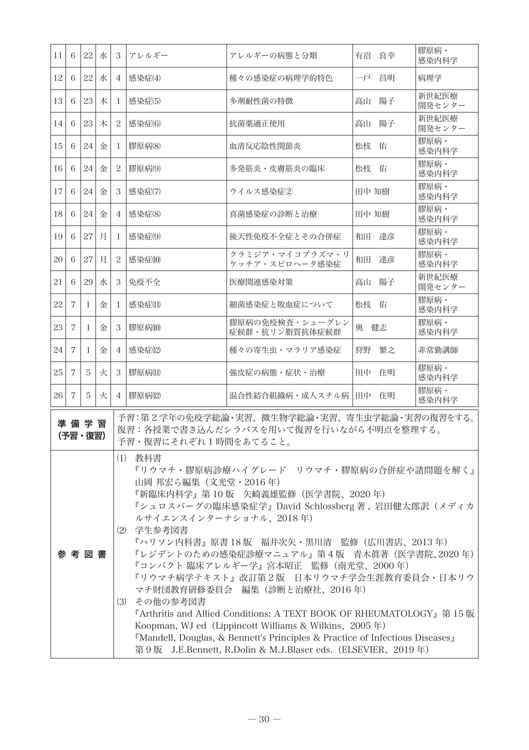| 11 | 6 | 22 | 水 | 3 | アレルギー | アレルギーの病態と分類 | 有沼　良幸 | 膠原病・感染内科学 |
|---|---|---|---|---|---|---|---|---|
| 12 | 6 | 22 | 水 | 4 | 感染症(4) | 種々の感染症の病理学的特色 | 一戸　昌明 | 病理学 |
| 13 | 6 | 23 | 木 | 1 | 感染症(5) | 多剤耐性菌の特徴 | 高山　陽子 | 新世紀医療開発センター |
| 14 | 6 | 23 | 木 | 2 | 感染症(6) | 抗菌薬適正使用 | 高山　陽子 | 新世紀医療開発センター |
| 15 | 6 | 24 | 金 | 1 | 膠原病(8) | 血清反応陰性関節炎 | 松枝　佑 | 膠原病・感染内科学 |
| 16 | 6 | 24 | 金 | 2 | 膠原病(9) | 多発筋炎・皮膚筋炎の臨床 | 松枝　佑 | 膠原病・感染内科学 |
| 17 | 6 | 24 | 金 | 3 | 感染症(7) | ウイルス感染症② | 田中 知樹 | 膠原病・感染内科学 |
| 18 | 6 | 24 | 金 | 4 | 感染症(8) | 真菌感染症の診断と治療 | 田中 知樹 | 膠原病・感染内科学 |
| 19 | 6 | 27 | 月 | 1 | 感染症(9) | 後天性免疫不全症とその合併症 | 和田　達彦 | 膠原病・感染内科学 |
| 20 | 6 | 27 | 月 | 2 | 感染症(10) | クラミジア・マイコプラズマ・リケッチア・スピロヘータ感染症 | 和田　達彦 | 膠原病・感染内科学 |
| 21 | 6 | 29 | 水 | 3 | 免疫不全 | 医療関連感染対策 | 高山　陽子 | 新世紀医療開発センター |
| 22 | 7 | 1 | 金 | 1 | 感染症(11) | 細菌感染症と敗血症について | 松枝　佑 | 膠原病・感染内科学 |
| 23 | 7 | 1 | 金 | 3 | 膠原病(10) | 膠原病の免疫検査・シェーグレン症候群・抗リン脂質抗体症候群 | 奥　健志 | 膠原病・感染内科学 |
| 24 | 7 | 1 | 金 | 4 | 感染症(12) | 種々の寄生虫・マラリア感染症 | 狩野　繁之 | 非常勤講師 |
| 25 | 7 | 5 | 火 | 3 | 膠原病(11) | 強皮症の病態・症状・治療 | 田中　住明 | 膠原病・感染内科学 |
| 26 | 7 | 5 | 火 | 4 | 膠原病(12) | 混合性結合組織病・成人スチル病 | 田中　住明 | 膠原病・感染内科学 |

| 準備学習（予習・復習） | 予習：第２学年の免疫学総論・実習、微生物学総論・実習、寄生虫学総論・実習の復習をする。<br>復習：各授業で書き込んだシラバスを用いて復習を行いながら不明点を整理する。<br>予習・復習にそれぞれ１時間をあてること。 |
|---|---|
| 参考図書 | (1) 教科書<br>『リウマチ・膠原病診療ハイグレード　リウマチ・膠原病の合併症や諸問題を解く』山岡 邦宏ら編集（文光堂・2016 年）<br>『新臨床内科学』第 10 版　矢崎義雄監修（医学書院、2020 年）<br>『シュロスバーグの臨床感染症学』David Schlossberg 著 , 岩田健太郎訳（メディカルサイエンスインターナショナル、2018 年）<br>(2) 学生参考図書<br>『ハリソン内科書』原書 18 版　福井次矢・黒川清　監修（広川書店、2013 年）<br>『レジデントのための感染症診療マニュアル』第４版　青木眞著（医学書院、2020 年）<br>『コンパクト 臨床アレルギー学』宮本昭正　監修（南光堂、2000 年）<br>『リウマチ病学テキスト』改訂第２版　日本リウマチ学会生涯教育委員会・日本リウマチ財団教育研修委員会　編集（診断と治療社、2016 年）<br>(3) その他の参考図書<br>『Arthritis and Allied Conditions: A TEXT BOOK OF RHEUMATOLOGY』第 15 版　Koopman, WJ ed（Lippincott Williams & Wilkins、2005 年）<br>『Mandell, Douglas, & Bennett's Principles & Practice of Infectious Diseases』第 9 版　J.E.Bennett, R.Dolin & M.J.Blaser eds.（ELSEVIER、2019 年） |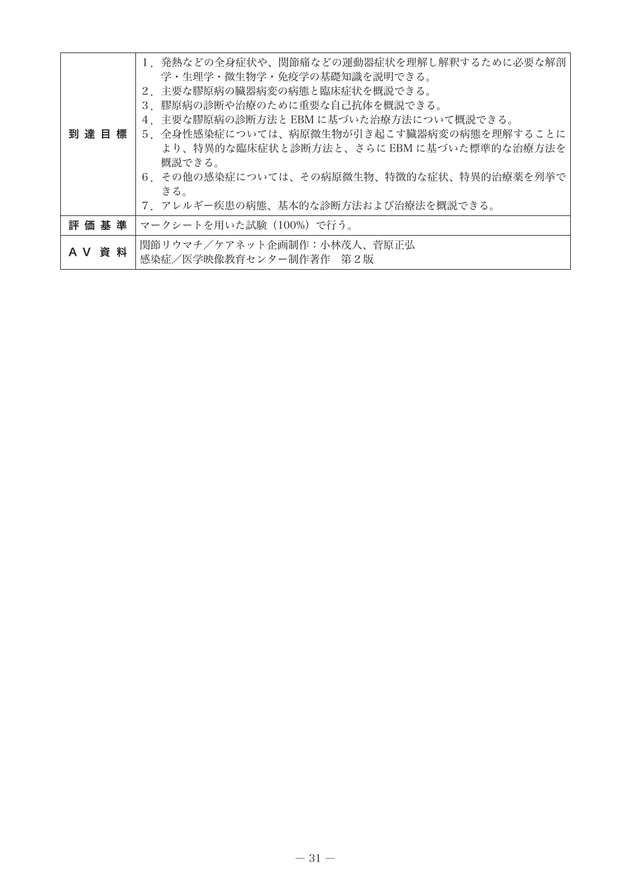| | |
|---|---|
| **到達目標** | 1．発熱などの全身症状や、関節痛などの運動器症状を理解し解釈するために必要な解剖学・生理学・微生物学・免疫学の基礎知識を説明できる。<br>2．主要な膠原病の臓器病変の病態と臨床症状を概説できる。<br>3．膠原病の診断や治療のために重要な自己抗体を概説できる。<br>4．主要な膠原病の診断方法と EBM に基づいた治療方法について概説できる。<br>5．全身性感染症については、病原微生物が引き起こす臓器病変の病態を理解することにより、特異的な臨床症状と診断方法と、さらに EBM に基づいた標準的な治療方法を概説できる。<br>6．その他の感染症については、その病原微生物、特徴的な症状、特異的治療薬を列挙できる。<br>7．アレルギー疾患の病態、基本的な診断方法および治療法を概説できる。 |
| **評価基準** | マークシートを用いた試験（100%）で行う。 |
| **AV 資料** | 関節リウマチ／ケアネット企画制作：小林茂人、菅原正弘<br>感染症／医学映像教育センター制作著作　第２版 |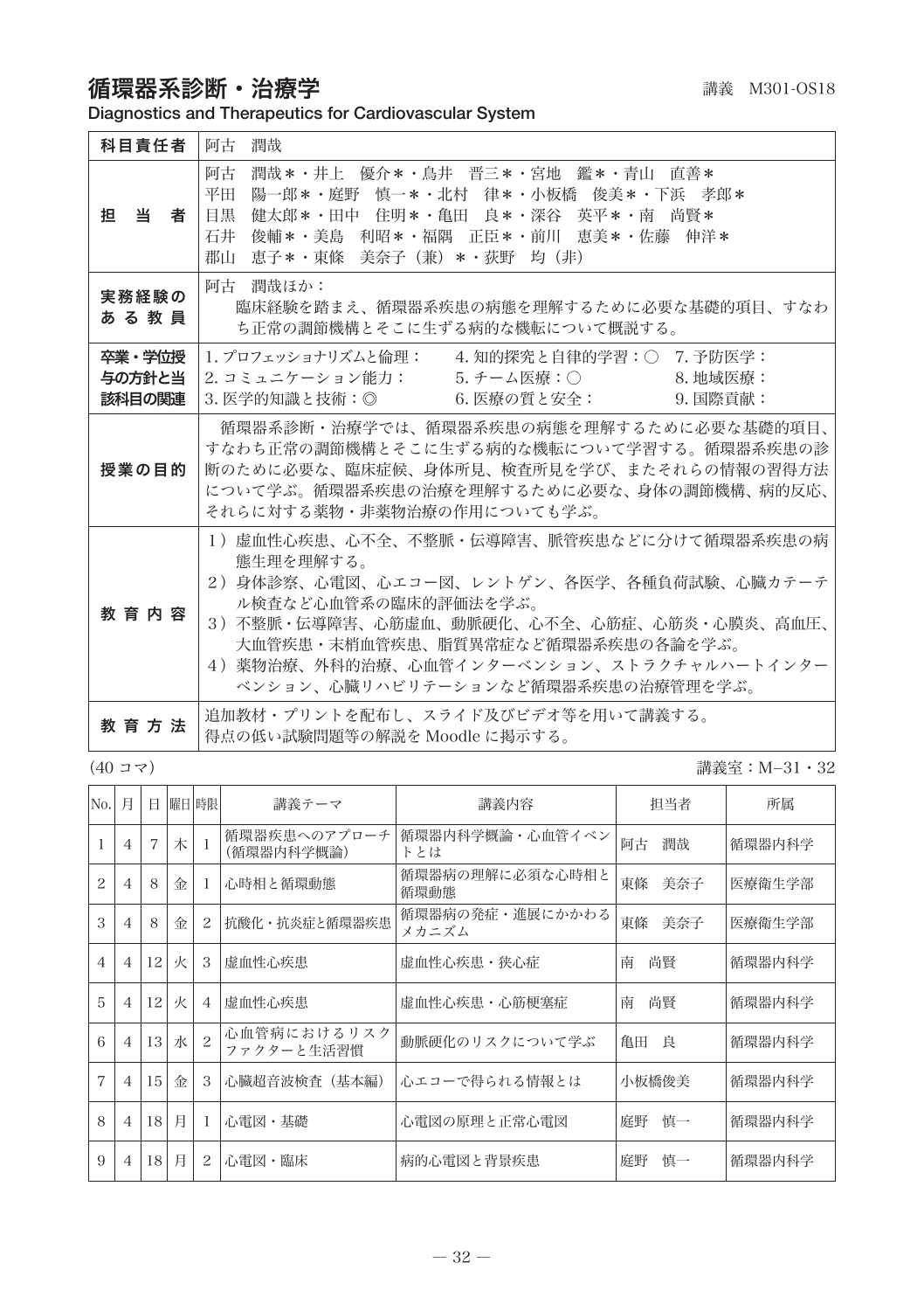# 循環器系診断・治療学

講義　M301-OS18

**Diagnostics and Therapeutics for Cardiovascular System**

| | |
|---|---|
| **科目責任者** | 阿古　潤哉 |
| **担　当　者** | 阿古　潤哉*・井上　優介*・鳥井　晋三*・宮地　鑑*・青山　直善*<br>平田　陽一郎*・庭野　慎一*・北村　律*・小板橋　俊美*・下浜　孝郎*<br>目黒　健太郎*・田中　住明*・亀田　良*・深谷　英平*・南　尚賢*<br>石井　俊輔*・美島　利昭*・福隅　正臣*・前川　恵美*・佐藤　伸洋*<br>郡山　恵子*・東條　美奈子（兼）*・荻野　均（非） |
| **実務経験のある教員** | 阿古　潤哉ほか：<br>臨床経験を踏まえ、循環器系疾患の病態を理解するために必要な基礎的項目、すなわち正常の調節機構とそこに生ずる病的な機転について概説する。 |
| **卒業・学位授与の方針と当該科目の関連** | 1. プロフェッショナリズムと倫理：　4. 知的探究と自律的学習：○　7. 予防医学：<br>2. コミュニケーション能力：　5. チーム医療：○　8. 地域医療：<br>3. 医学的知識と技術：◎　6. 医療の質と安全：　9. 国際貢献： |
| **授業の目的** | 循環器系診断・治療学では、循環器系疾患の病態を理解するために必要な基礎的項目、すなわち正常の調節機構とそこに生ずる病的な機転について学習する。循環器系疾患の診断のために必要な、臨床症候、身体所見、検査所見を学び、またそれらの情報の習得方法について学ぶ。循環器系疾患の治療を理解するために必要な、身体の調節機構、病的反応、それらに対する薬物・非薬物治療の作用についても学ぶ。 |
| **教育内容** | 1）虚血性心疾患、心不全、不整脈・伝導障害、脈管疾患などに分けて循環器系疾患の病態生理を理解する。<br>2）身体診察、心電図、心エコー図、レントゲン、各医学、各種負荷試験、心臓カテーテル検査など心血管系の臨床的評価法を学ぶ。<br>3）不整脈・伝導障害、心筋虚血、動脈硬化、心不全、心筋症、心筋炎・心膜炎、高血圧、大血管疾患・末梢血管疾患、脂質異常症など循環器系疾患の各論を学ぶ。<br>4）薬物治療、外科的治療、心血管インターベンション、ストラクチャルハートインターベンション、心臓リハビリテーションなど循環器系疾患の治療管理を学ぶ。 |
| **教育方法** | 追加教材・プリントを配布し、スライド及びビデオ等を用いて講義する。<br>得点の低い試験問題等の解説を Moodle に掲示する。 |

（40 コマ）　　　　講義室：M–31・32

| No. | 月 | 日 | 曜日 | 時限 | 講義テーマ | 講義内容 | 担当者 | 所属 |
|---|---|---|---|---|---|---|---|---|
| 1 | 4 | 7 | 木 | 1 | 循環器疾患へのアプローチ（循環器内科学概論） | 循環器内科学概論・心血管イベントとは | 阿古　潤哉 | 循環器内科学 |
| 2 | 4 | 8 | 金 | 1 | 心時相と循環動態 | 循環器病の理解に必須な心時相と循環動態 | 東條　美奈子 | 医療衛生学部 |
| 3 | 4 | 8 | 金 | 2 | 抗酸化・抗炎症と循環器疾患 | 循環器病の発症・進展にかかわるメカニズム | 東條　美奈子 | 医療衛生学部 |
| 4 | 4 | 12 | 火 | 3 | 虚血性心疾患 | 虚血性心疾患・狭心症 | 南　尚賢 | 循環器内科学 |
| 5 | 4 | 12 | 火 | 4 | 虚血性心疾患 | 虚血性心疾患・心筋梗塞症 | 南　尚賢 | 循環器内科学 |
| 6 | 4 | 13 | 水 | 2 | 心血管病におけるリスクファクターと生活習慣 | 動脈硬化のリスクについて学ぶ | 亀田　良 | 循環器内科学 |
| 7 | 4 | 15 | 金 | 3 | 心臓超音波検査（基本編） | 心エコーで得られる情報とは | 小板橋俊美 | 循環器内科学 |
| 8 | 4 | 18 | 月 | 1 | 心電図・基礎 | 心電図の原理と正常心電図 | 庭野　慎一 | 循環器内科学 |
| 9 | 4 | 18 | 月 | 2 | 心電図・臨床 | 病的心電図と背景疾患 | 庭野　慎一 | 循環器内科学 |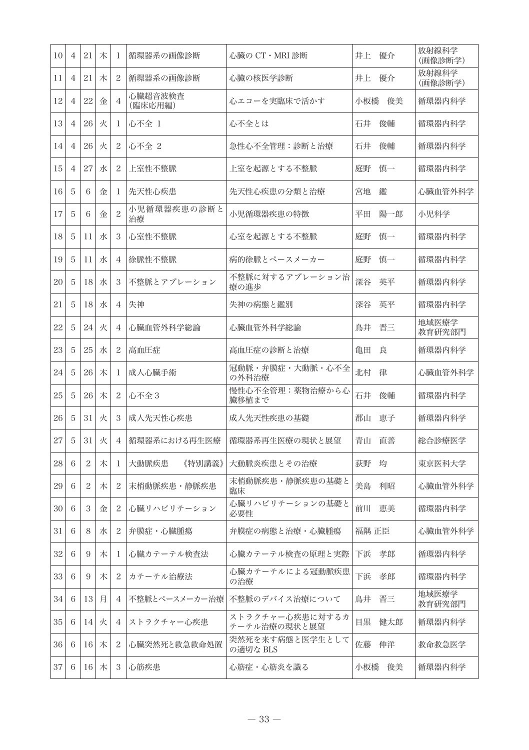| 10 | 4 | 21 | 木 | 1 | 循環器系の画像診断 | 心臓の CT・MRI 診断 | 井上　優介 | 放射線科学(画像診断学) |
|---|---|---|---|---|---|---|---|---|
| 11 | 4 | 21 | 木 | 2 | 循環器系の画像診断 | 心臓の核医学診断 | 井上　優介 | 放射線科学(画像診断学) |
| 12 | 4 | 22 | 金 | 4 | 心臓超音波検査(臨床応用編) | 心エコーを実臨床で活かす | 小板橋　俊美 | 循環器内科学 |
| 13 | 4 | 26 | 火 | 1 | 心不全 1 | 心不全とは | 石井　俊輔 | 循環器内科学 |
| 14 | 4 | 26 | 火 | 2 | 心不全 2 | 急性心不全管理：診断と治療 | 石井　俊輔 | 循環器内科学 |
| 15 | 4 | 27 | 水 | 2 | 上室性不整脈 | 上室を起源とする不整脈 | 庭野　慎一 | 循環器内科学 |
| 16 | 5 | 6 | 金 | 1 | 先天性心疾患 | 先天性心疾患の分類と治療 | 宮地　鑑 | 心臓血管外科学 |
| 17 | 5 | 6 | 金 | 2 | 小児循環器疾患の診断と治療 | 小児循環器疾患の特徴 | 平田　陽一郎 | 小児科学 |
| 18 | 5 | 11 | 水 | 3 | 心室性不整脈 | 心室を起源とする不整脈 | 庭野　慎一 | 循環器内科学 |
| 19 | 5 | 11 | 水 | 4 | 徐脈性不整脈 | 病的徐脈とペースメーカー | 庭野　慎一 | 循環器内科学 |
| 20 | 5 | 18 | 水 | 3 | 不整脈とアブレーション | 不整脈に対するアブレーション治療の進歩 | 深谷　英平 | 循環器内科学 |
| 21 | 5 | 18 | 水 | 4 | 失神 | 失神の病態と鑑別 | 深谷　英平 | 循環器内科学 |
| 22 | 5 | 24 | 火 | 4 | 心臓血管外科学総論 | 心臓血管外科学総論 | 鳥井　晋三 | 地域医療学教育研究部門 |
| 23 | 5 | 25 | 水 | 2 | 高血圧症 | 高血圧症の診断と治療 | 亀田　良 | 循環器内科学 |
| 24 | 5 | 26 | 木 | 1 | 成人心臓手術 | 冠動脈・弁膜症・大動脈・心不全の外科治療 | 北村　律 | 心臓血管外科学 |
| 25 | 5 | 26 | 木 | 2 | 心不全 3 | 慢性心不全管理：薬物治療から心臓移植まで | 石井　俊輔 | 循環器内科学 |
| 26 | 5 | 31 | 火 | 3 | 成人先天性心疾患 | 成人先天性疾患の基礎 | 郡山　恵子 | 循環器内科学 |
| 27 | 5 | 31 | 火 | 4 | 循環器系における再生医療 | 循環器系再生医療の現状と展望 | 青山　直善 | 総合診療医学 |
| 28 | 6 | 2 | 木 | 1 | 大動脈疾患　《特別講義》 | 大動脈炎疾患とその治療 | 荻野　均 | 東京医科大学 |
| 29 | 6 | 2 | 木 | 2 | 末梢動脈疾患・静脈疾患 | 末梢動脈疾患・静脈疾患の基礎と臨床 | 美島　利昭 | 心臓血管外科学 |
| 30 | 6 | 3 | 金 | 2 | 心臓リハビリテーション | 心臓リハビリテーションの基礎と必要性 | 前川　恵美 | 循環器内科学 |
| 31 | 6 | 8 | 水 | 2 | 弁膜症・心臓腫瘍 | 弁膜症の病態と治療・心臓腫瘍 | 福隅 正臣 | 心臓血管外科学 |
| 32 | 6 | 9 | 木 | 1 | 心臓カテーテル検査法 | 心臓カテーテル検査の原理と実際 | 下浜　孝郎 | 循環器内科学 |
| 33 | 6 | 9 | 木 | 2 | カテーテル治療法 | 心臓カテーテルによる冠動脈疾患の治療 | 下浜　孝郎 | 循環器内科学 |
| 34 | 6 | 13 | 月 | 4 | 不整脈とペースメーカー治療 | 不整脈のデバイス治療について | 鳥井　晋三 | 地域医療学教育研究部門 |
| 35 | 6 | 14 | 火 | 4 | ストラクチャー心疾患 | ストラクチャー心疾患に対するカテーテル治療の現状と展望 | 目黒　健太郎 | 循環器内科学 |
| 36 | 6 | 16 | 木 | 2 | 心臓突然死と救急救命処置 | 突然死を来す病態と医学生としての適切な BLS | 佐藤　伸洋 | 救命救急医学 |
| 37 | 6 | 16 | 木 | 3 | 心筋疾患 | 心筋症・心筋炎を識る | 小板橋　俊美 | 循環器内科学 |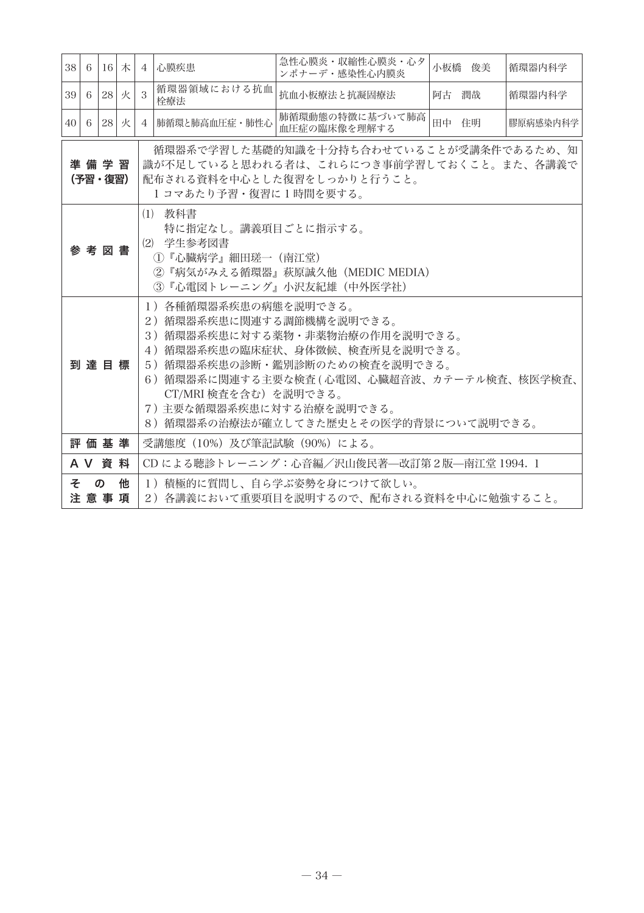| 38 | 6 | 16 | 木 | 4 | 心膜疾患 | 急性心膜炎・収縮性心膜炎・心タンポナーデ・感染性心内膜炎 | 小板橋　俊美 | 循環器内科学 |
|---|---|---|---|---|---|---|---|---|
| 39 | 6 | 28 | 火 | 3 | 循環器領域における抗血栓療法 | 抗血小板療法と抗凝固療法 | 阿古　潤哉 | 循環器内科学 |
| 40 | 6 | 28 | 火 | 4 | 肺循環と肺高血圧症・肺性心 | 肺循環動態の特徴に基づいて肺高血圧症の臨床像を理解する | 田中　住明 | 膠原病感染内科学 |

| 項目 | 内容 |
|---|---|
| **準備学習(予習・復習)** | 循環器系で学習した基礎的知識を十分持ち合わせていることが受講条件であるため、知識が不足していると思われる者は、これらにつき事前学習しておくこと。また、各講義で配布される資料を中心とした復習をしっかりと行うこと。<br>1コマあたり予習・復習に1時間を要する。 |
| **参考図書** | (1) 教科書<br>特に指定なし。講義項目ごとに指示する。<br>(2) 学生参考図書<br>①『心臓病学』細田瑳一（南江堂）<br>②『病気がみえる循環器』萩原誠久他（MEDIC MEDIA）<br>③『心電図トレーニング』小沢友紀雄（中外医学社） |
| **到達目標** | 1）各種循環器系疾患の病態を説明できる。<br>2）循環器系疾患に関連する調節機構を説明できる。<br>3）循環器系疾患に対する薬物・非薬物治療の作用を説明できる。<br>4）循環器系疾患の臨床症状、身体徴候、検査所見を説明できる。<br>5）循環器系疾患の診断・鑑別診断のための検査を説明できる。<br>6）循環器系に関連する主要な検査(心電図、心臓超音波、カテーテル検査、核医学検査、CT/MRI検査を含む）を説明できる。<br>7）主要な循環器系疾患に対する治療を説明できる。<br>8）循環器系の治療法が確立してきた歴史とその医学的背景について説明できる。 |
| **評価基準** | 受講態度（10%）及び筆記試験（90%）による。 |
| **AV資料** | CDによる聴診トレーニング：心音編／沢山俊民著—改訂第2版—南江堂 1994．1 |
| **その他注意事項** | 1）積極的に質問し、自ら学ぶ姿勢を身につけて欲しい。<br>2）各講義において重要項目を説明するので、配布される資料を中心に勉強すること。 |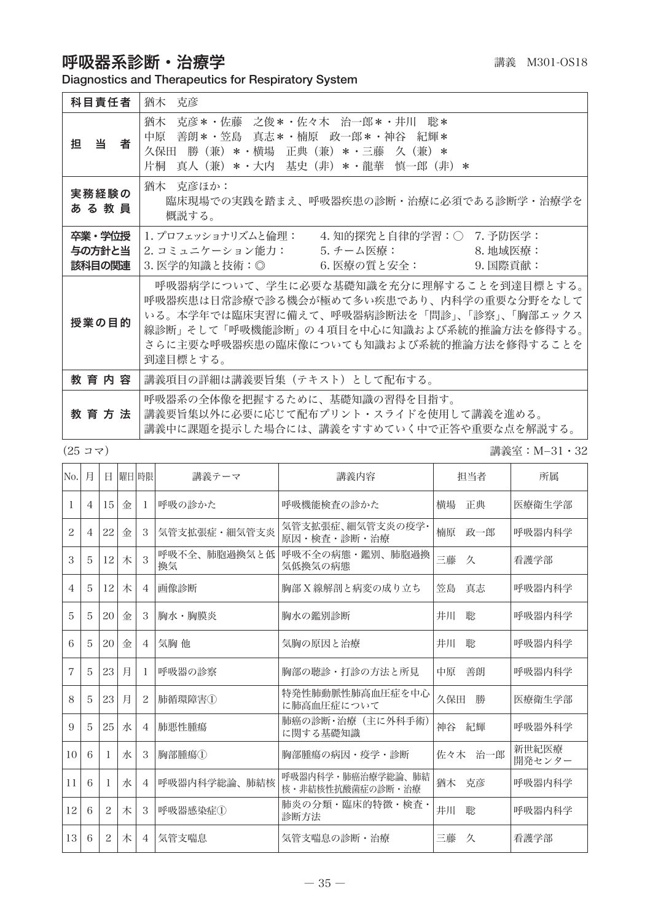# 呼吸器系診断・治療学

講義　M301-OS18

**Diagnostics and Therapeutics for Respiratory System**

| | |
|---|---|
| **科目責任者** | 猶木　克彦 |
| **担　当　者** | 猶木　克彦＊・佐藤　之俊＊・佐々木　治一郎＊・井川　聡＊<br>中原　善朗＊・笠島　真志＊・楠原　政一郎＊・神谷　紀輝＊<br>久保田　勝（兼）＊・横場　正典（兼）＊・三藤　久（兼）＊<br>片桐　真人（兼）＊・大内　基史（非）＊・龍華　慎一郎（非）＊ |
| **実務経験のある教員** | 猶木　克彦ほか：<br>臨床現場での実践を踏まえ、呼吸器疾患の診断・治療に必須である診断学・治療学を概説する。 |
| **卒業・学位授与の方針と当該科目の関連** | 1. プロフェッショナリズムと倫理：　4. 知的探究と自律的学習：○　7. 予防医学：<br>2. コミュニケーション能力：　5. チーム医療：　8. 地域医療：<br>3. 医学的知識と技術：◎　6. 医療の質と安全：　9. 国際貢献： |
| **授業の目的** | 呼吸器病学について、学生に必要な基礎知識を充分に理解することを到達目標とする。呼吸器疾患は日常診療で診る機会が極めて多い疾患であり、内科学の重要な分野をなしている。本学年では臨床実習に備えて、呼吸器病診断法を「問診」、「診察」、「胸部エックス線診断」そして「呼吸機能診断」の４項目を中心に知識および系統的推論方法を修得する。さらに主要な呼吸器疾患の臨床像についても知識および系統的推論方法を修得することを到達目標とする。 |
| **教育内容** | 講義項目の詳細は講義要旨集（テキスト）として配布する。 |
| **教育方法** | 呼吸器系の全体像を把握するために、基礎知識の習得を目指す。<br>講義要旨集以外に必要に応じて配布プリント・スライドを使用して講義を進める。<br>講義中に課題を提示した場合には、講義をすすめていく中で正答や重要な点を解説する。 |

（25 コマ）　　講義室：M−31・32

| No. | 月 | 日 | 曜日 | 時限 | 講義テーマ | 講義内容 | 担当者 | 所属 |
|---|---|---|---|---|---|---|---|---|
| 1 | 4 | 15 | 金 | 1 | 呼吸の診かた | 呼吸機能検査の診かた | 横場　正典 | 医療衛生学部 |
| 2 | 4 | 22 | 金 | 3 | 気管支拡張症・細気管支炎 | 気管支拡張症、細気管支炎の疫学・原因・検査・診断・治療 | 楠原　政一郎 | 呼吸器内科学 |
| 3 | 5 | 12 | 木 | 3 | 呼吸不全、肺胞過換気と低換気 | 呼吸不全の病態・鑑別、肺胞過換気低換気の病態 | 三藤　久 | 看護学部 |
| 4 | 5 | 12 | 木 | 4 | 画像診断 | 胸部Ｘ線解剖と病変の成り立ち | 笠島　真志 | 呼吸器内科学 |
| 5 | 5 | 20 | 金 | 3 | 胸水・胸膜炎 | 胸水の鑑別診断 | 井川　聡 | 呼吸器内科学 |
| 6 | 5 | 20 | 金 | 4 | 気胸 他 | 気胸の原因と治療 | 井川　聡 | 呼吸器内科学 |
| 7 | 5 | 23 | 月 | 1 | 呼吸器の診察 | 胸部の聴診・打診の方法と所見 | 中原　善朗 | 呼吸器内科学 |
| 8 | 5 | 23 | 月 | 2 | 肺循環障害① | 特発性肺動脈性肺高血圧症を中心に肺高血圧症について | 久保田　勝 | 医療衛生学部 |
| 9 | 5 | 25 | 水 | 4 | 肺悪性腫瘍 | 肺癌の診断・治療（主に外科手術）に関する基礎知識 | 神谷　紀輝 | 呼吸器外科学 |
| 10 | 6 | 1 | 水 | 3 | 胸部腫瘍① | 胸部腫瘍の病因・疫学・診断 | 佐々木　治一郎 | 新世紀医療開発センター |
| 11 | 6 | 1 | 水 | 4 | 呼吸器内科学総論、肺結核 | 呼吸器内科学・肺癌治療学総論、肺結核・非結核性抗酸菌症の診断・治療 | 猶木　克彦 | 呼吸器内科学 |
| 12 | 6 | 2 | 木 | 3 | 呼吸器感染症① | 肺炎の分類・臨床的特徴・検査・診断方法 | 井川　聡 | 呼吸器内科学 |
| 13 | 6 | 2 | 木 | 4 | 気管支喘息 | 気管支喘息の診断・治療 | 三藤　久 | 看護学部 |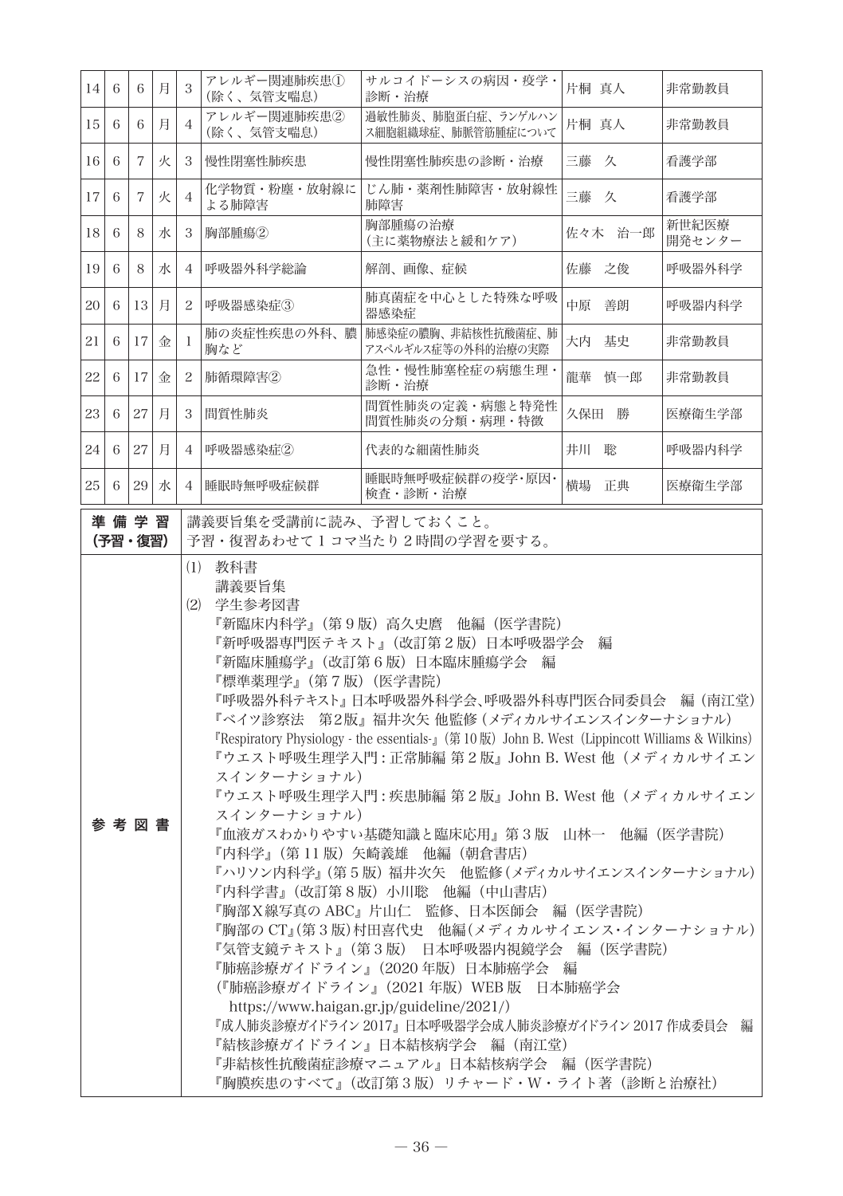| 14 | 6 | 6 | 月 | 3 | アレルギー関連肺疾患①（除く、気管支喘息） | サルコイドーシスの病因・疫学・診断・治療 | 片桐　真人 | 非常勤教員 |
|---|---|---|---|---|---|---|---|---|
| 15 | 6 | 6 | 月 | 4 | アレルギー関連肺疾患②（除く、気管支喘息） | 過敏性肺炎、肺胞蛋白症、ランゲルハンス細胞組織球症、肺脈管筋腫症について | 片桐　真人 | 非常勤教員 |
| 16 | 6 | 7 | 火 | 3 | 慢性閉塞性肺疾患 | 慢性閉塞性肺疾患の診断・治療 | 三藤　久 | 看護学部 |
| 17 | 6 | 7 | 火 | 4 | 化学物質・粉塵・放射線による肺障害 | じん肺・薬剤性肺障害・放射線性肺障害 | 三藤　久 | 看護学部 |
| 18 | 6 | 8 | 水 | 3 | 胸部腫瘍② | 胸部腫瘍の治療（主に薬物療法と緩和ケア） | 佐々木　治一郎 | 新世紀医療開発センター |
| 19 | 6 | 8 | 水 | 4 | 呼吸器外科学総論 | 解剖、画像、症候 | 佐藤　之俊 | 呼吸器外科学 |
| 20 | 6 | 13 | 月 | 2 | 呼吸器感染症③ | 肺真菌症を中心とした特殊な呼吸器感染症 | 中原　善朗 | 呼吸器内科学 |
| 21 | 6 | 17 | 金 | 1 | 肺の炎症性疾患の外科、膿胸など | 肺感染症の膿胸、非結核性抗酸菌症、肺アスペルギルス症等の外科的治療の実際 | 大内　基史 | 非常勤教員 |
| 22 | 6 | 17 | 金 | 2 | 肺循環障害② | 急性・慢性肺塞栓症の病態生理・診断・治療 | 龍華　慎一郎 | 非常勤教員 |
| 23 | 6 | 27 | 月 | 3 | 間質性肺炎 | 間質性肺炎の定義・病態と特発性間質性肺炎の分類・病理・特徴 | 久保田　勝 | 医療衛生学部 |
| 24 | 6 | 27 | 月 | 4 | 呼吸器感染症② | 代表的な細菌性肺炎 | 井川　聡 | 呼吸器内科学 |
| 25 | 6 | 29 | 水 | 4 | 睡眠時無呼吸症候群 | 睡眠時無呼吸症候群の疫学・原因・検査・診断・治療 | 横場　正典 | 医療衛生学部 |

| 準備学習（予習・復習） | 講義要旨集を受講前に読み、予習しておくこと。<br>予習・復習あわせて1コマ当たり2時間の学習を要する。 |
|---|---|
| 参考図書 | (1) 教科書<br>講義要旨集<br>(2) 学生参考図書<br>『新臨床内科学』（第9版）高久史麿　他編（医学書院）<br>『新呼吸器専門医テキスト』（改訂第2版）日本呼吸器学会　編<br>『新臨床腫瘍学』（改訂第6版）日本臨床腫瘍学会　編<br>『標準薬理学』（第7版）（医学書院）<br>『呼吸器外科テキスト』日本呼吸器外科学会、呼吸器外科専門医合同委員会　編（南江堂）<br>『ベイツ診察法　第2版』福井次矢 他監修（メディカルサイエンスインターナショナル）<br>『Respiratory Physiology - the essentials-』（第10版）John B. West（Lippincott Williams & Wilkins）<br>『ウエスト呼吸生理学入門：正常肺編 第2版』John B. West 他（メディカルサイエンスインターナショナル）<br>『ウエスト呼吸生理学入門：疾患肺編 第2版』John B. West 他（メディカルサイエンスインターナショナル）<br>『血液ガスわかりやすい基礎知識と臨床応用』第3版　山林一　他編（医学書院）<br>『内科学』（第11版）矢崎義雄　他編（朝倉書店）<br>『ハリソン内科学』（第5版）福井次矢　他監修（メディカルサイエンスインターナショナル）<br>『内科学書』（改訂第8版）小川聡　他編（中山書店）<br>『胸部X線写真のABC』片山仁　監修、日本医師会　編（医学書院）<br>『胸部のCT』（第3版）村田喜代史　他編（メディカルサイエンス・インターナショナル）<br>『気管支鏡テキスト』（第3版）　日本呼吸器内視鏡学会　編（医学書院）<br>『肺癌診療ガイドライン』（2020年版）日本肺癌学会　編<br>（『肺癌診療ガイドライン』（2021年版）WEB版　日本肺癌学会<br>https://www.haigan.gr.jp/guideline/2021/）<br>『成人肺炎診療ガイドライン2017』日本呼吸器学会成人肺炎診療ガイドライン2017作成委員会　編<br>『結核診療ガイドライン』日本結核病学会　編（南江堂）<br>『非結核性抗酸菌症診療マニュアル』日本結核病学会　編（医学書院）<br>『胸膜疾患のすべて』（改訂第3版）リチャード・W・ライト著（診断と治療社） |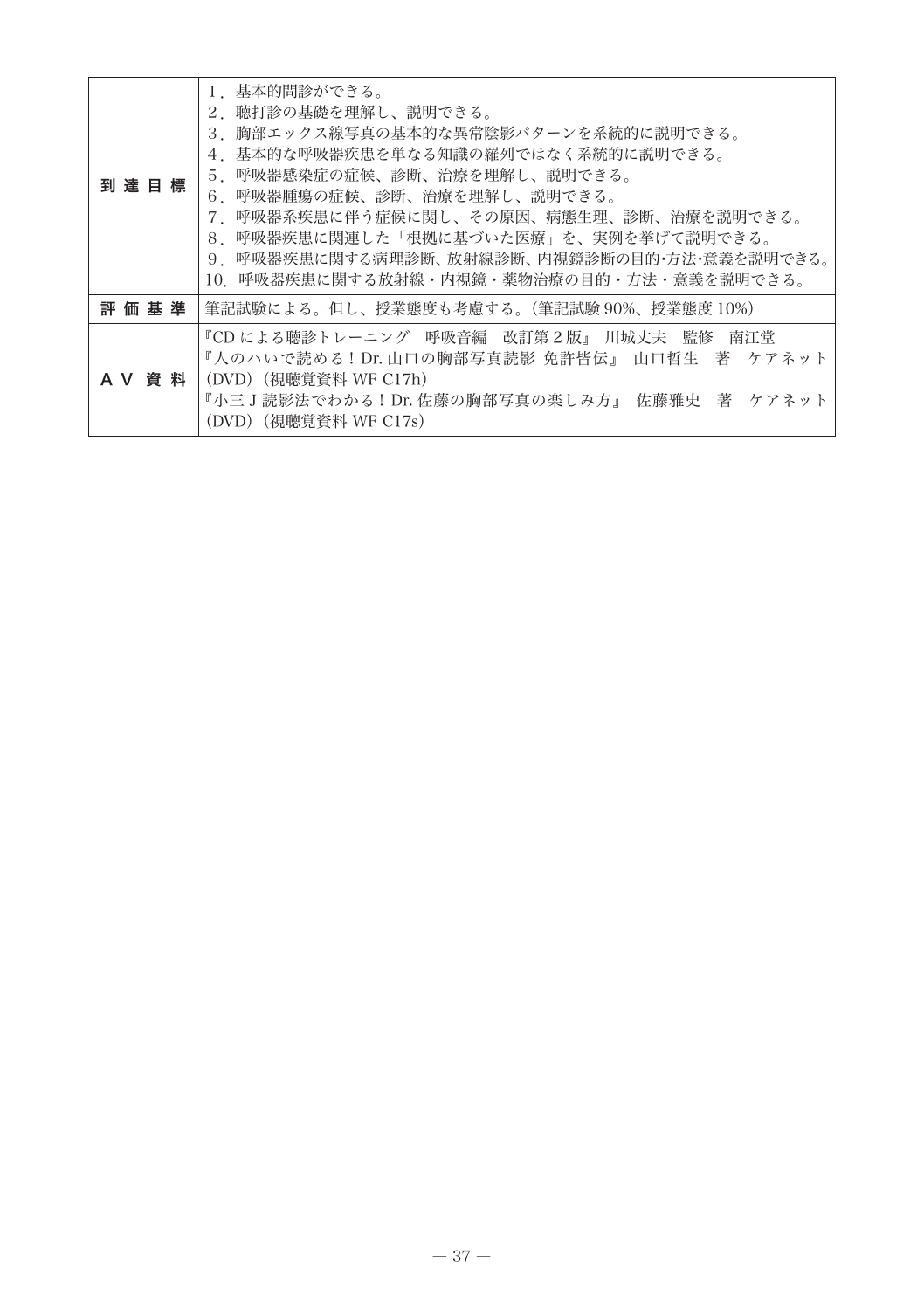| | |
|---|---|
| 到達目標 | 1．基本的問診ができる。<br>2．聴打診の基礎を理解し、説明できる。<br>3．胸部エックス線写真の基本的な異常陰影パターンを系統的に説明できる。<br>4．基本的な呼吸器疾患を単なる知識の羅列ではなく系統的に説明できる。<br>5．呼吸器感染症の症候、診断、治療を理解し、説明できる。<br>6．呼吸器腫瘍の症候、診断、治療を理解し、説明できる。<br>7．呼吸器系疾患に伴う症候に関し、その原因、病態生理、診断、治療を説明できる。<br>8．呼吸器疾患に関連した「根拠に基づいた医療」を、実例を挙げて説明できる。<br>9．呼吸器疾患に関する病理診断、放射線診断、内視鏡診断の目的･方法･意義を説明できる。<br>10．呼吸器疾患に関する放射線・内視鏡・薬物治療の目的・方法・意義を説明できる。 |
| 評価基準 | 筆記試験による。但し、授業態度も考慮する。（筆記試験90%、授業態度10%） |
| ＡＶ資料 | 『CDによる聴診トレーニング　呼吸音編　改訂第２版』 川城丈夫　監修　南江堂<br>『人のハいで読める！Dr. 山口の胸部写真読影 免許皆伝』 山口哲生　著　ケアネット（DVD）（視聴覚資料 WF C17h）<br>『小三J読影法でわかる！Dr. 佐藤の胸部写真の楽しみ方』 佐藤雅史　著　ケアネット（DVD）（視聴覚資料 WF C17s） |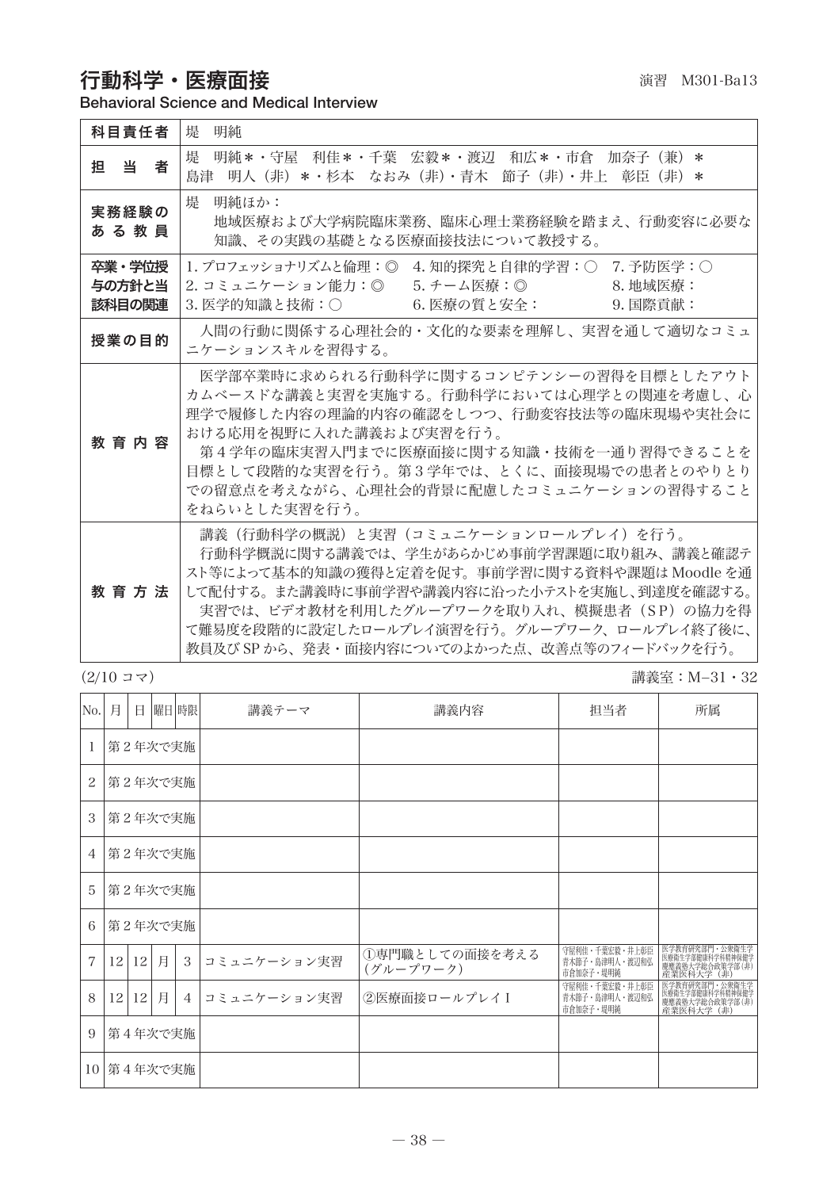# 行動科学・医療面接

演習　M301-Ba13

**Behavioral Science and Medical Interview**

| | |
|---|---|
| **科目責任者** | 堤　明純 |
| **担　当　者** | 堤　明純＊・守屋　利佳＊・千葉　宏毅＊・渡辺　和広＊・市倉　加奈子（兼）＊<br>島津　明人（非）＊・杉本　なおみ（非）・青木　節子（非）・井上　彰臣（非）＊ |
| **実務経験のある教員** | 堤　明純ほか：<br>地域医療および大学病院臨床業務、臨床心理士業務経験を踏まえ、行動変容に必要な知識、その実践の基礎となる医療面接技法について教授する。 |
| **卒業・学位授与の方針と当該科目の関連** | 1. プロフェッショナリズムと倫理：◎　4. 知的探究と自律的学習：○　7. 予防医学：○<br>2. コミュニケーション能力：◎　5. チーム医療：◎　8. 地域医療：<br>3. 医学的知識と技術：○　6. 医療の質と安全：　9. 国際貢献： |
| **授業の目的** | 人間の行動に関係する心理社会的・文化的な要素を理解し、実習を通して適切なコミュニケーションスキルを習得する。 |
| **教育内容** | 医学部卒業時に求められる行動科学に関するコンピテンシーの習得を目標としたアウトカムベースドな講義と実習を実施する。行動科学においては心理学との関連を考慮し、心理学で履修した内容の理論的内容の確認をしつつ、行動変容技法等の臨床現場や実社会における応用を視野に入れた講義および実習を行う。<br>第４学年の臨床実習入門までに医療面接に関する知識・技術を一通り習得できることを目標として段階的な実習を行う。第３学年では、とくに、面接現場での患者とのやりとりでの留意点を考えながら、心理社会的背景に配慮したコミュニケーションの習得することをねらいとした実習を行う。 |
| **教育方法** | 講義（行動科学の概説）と実習（コミュニケーションロールプレイ）を行う。<br>行動科学概説に関する講義では、学生があらかじめ事前学習課題に取り組み、講義と確認テスト等によって基本的知識の獲得と定着を促す。事前学習に関する資料や課題は Moodle を通して配付する。また講義時に事前学習や講義内容に沿った小テストを実施し、到達度を確認する。<br>実習では、ビデオ教材を利用したグループワークを取り入れ、模擬患者（SP）の協力を得て難易度を段階的に設定したロールプレイ演習を行う。グループワーク、ロールプレイ終了後に、教員及び SP から、発表・面接内容についてのよかった点、改善点等のフィードバックを行う。 |

(2/10 コマ)　　講義室：M−31・32

| No. | 月 | 日 | 曜日 | 時限 | 講義テーマ | 講義内容 | 担当者 | 所属 |
|---|---|---|---|---|---|---|---|---|
| 1 | 第２年次で実施 | | | | | | | |
| 2 | 第２年次で実施 | | | | | | | |
| 3 | 第２年次で実施 | | | | | | | |
| 4 | 第２年次で実施 | | | | | | | |
| 5 | 第２年次で実施 | | | | | | | |
| 6 | 第２年次で実施 | | | | | | | |
| 7 | 12 | 12 | 月 | 3 | コミュニケーション実習 | ①専門職としての面接を考える（グループワーク） | 守屋利佳・千葉宏毅・井上彰臣・青木節子・島津明人・渡辺和広・市倉加奈子・堤明純 | 医学教育研究部門・公衆衛生学・医療衛生学部健康科学科精神保健学・慶應義塾大学総合政策学部(非)・産業医科大学（非） |
| 8 | 12 | 12 | 月 | 4 | コミュニケーション実習 | ②医療面接ロールプレイⅠ | 守屋利佳・千葉宏毅・井上彰臣・青木節子・島津明人・渡辺和広・市倉加奈子・堤明純 | 医学教育研究部門・公衆衛生学・医療衛生学部健康科学科精神保健学・慶應義塾大学総合政策学部(非)・産業医科大学（非） |
| 9 | 第４年次で実施 | | | | | | | |
| 10 | 第４年次で実施 | | | | | | | |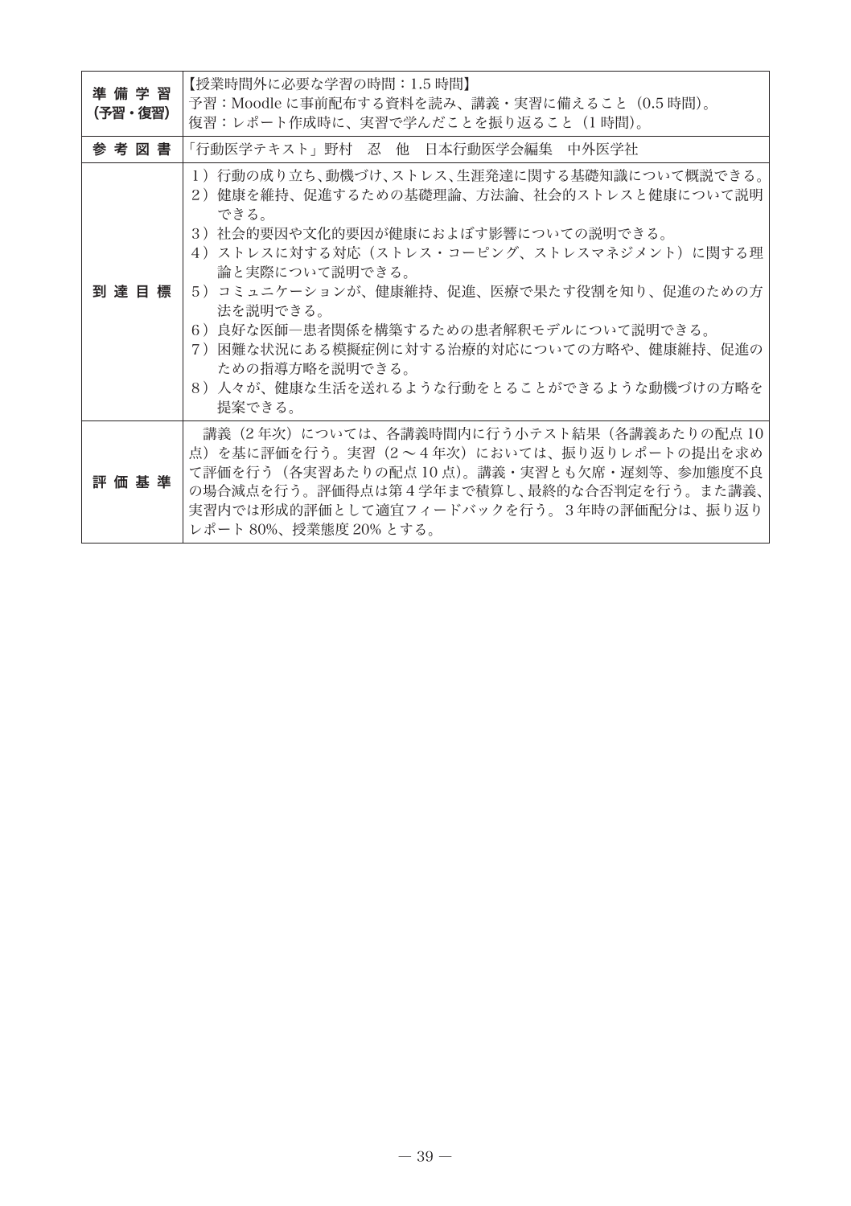| | |
|---|---|
| **準備学習(予習・復習)** | 【授業時間外に必要な学習の時間：1.5 時間】<br>予習：Moodle に事前配布する資料を読み、講義・実習に備えること（0.5 時間）。<br>復習：レポート作成時に、実習で学んだことを振り返ること（1 時間）。 |
| **参考図書** | 「行動医学テキスト」野村　忍　他　日本行動医学会編集　中外医学社 |
| **到達目標** | 1）行動の成り立ち、動機づけ、ストレス、生涯発達に関する基礎知識について概説できる。<br>2）健康を維持、促進するための基礎理論、方法論、社会的ストレスと健康について説明できる。<br>3）社会的要因や文化的要因が健康におよぼす影響についての説明できる。<br>4）ストレスに対する対応（ストレス・コーピング、ストレスマネジメント）に関する理論と実際について説明できる。<br>5）コミュニケーションが、健康維持、促進、医療で果たす役割を知り、促進のための方法を説明できる。<br>6）良好な医師―患者関係を構築するための患者解釈モデルについて説明できる。<br>7）困難な状況にある模擬症例に対する治療的対応についての方略や、健康維持、促進のための指導方略を説明できる。<br>8）人々が、健康な生活を送れるような行動をとることができるような動機づけの方略を提案できる。 |
| **評価基準** | 講義（2 年次）については、各講義時間内に行う小テスト結果（各講義あたりの配点 10 点）を基に評価を行う。実習（2 ～ 4 年次）においては、振り返りレポートの提出を求めて評価を行う（各実習あたりの配点 10 点）。講義・実習とも欠席・遅刻等、参加態度不良の場合減点を行う。評価得点は第 4 学年まで積算し、最終的な合否判定を行う。また講義、実習内では形成的評価として適宜フィードバックを行う。 3 年時の評価配分は、振り返りレポート 80%、授業態度 20% とする。 |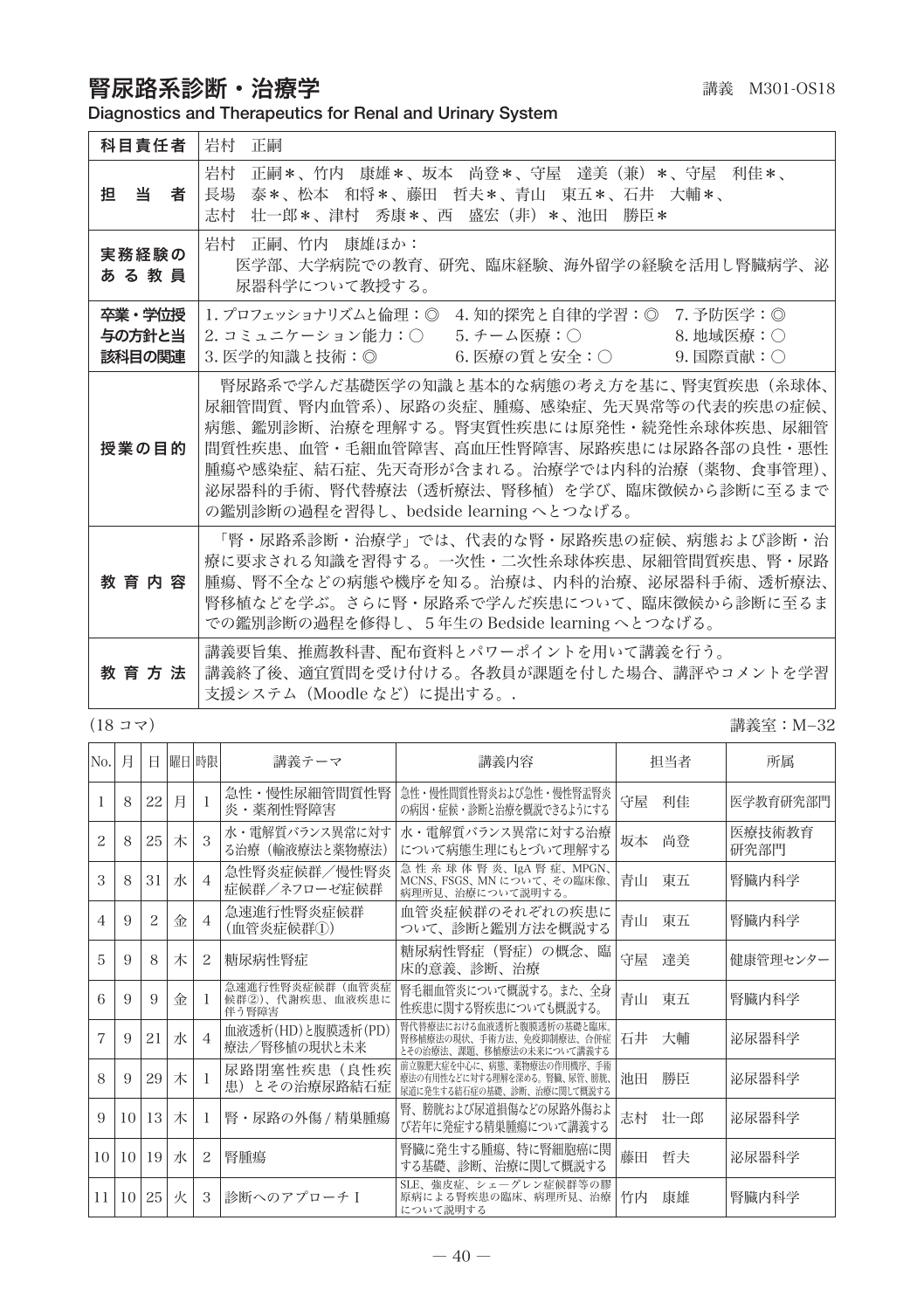# 腎尿路系診断・治療学

講義　M301-OS18

**Diagnostics and Therapeutics for Renal and Urinary System**

| | |
|---|---|
| **科目責任者** | 岩村　正嗣 |
| **担　当　者** | 岩村　正嗣*、竹内　康雄*、坂本　尚登*、守屋　達美（兼）*、守屋　利佳*、長場　泰*、松本　和将*、藤田　哲夫*、青山　東五*、石井　大輔*、志村　壮一郎*、津村　秀康*、西　盛宏（非）*、池田　勝臣* |
| **実務経験のある教員** | 岩村　正嗣、竹内　康雄ほか：医学部、大学病院での教育、研究、臨床経験、海外留学の経験を活用し腎臓病学、泌尿器科学について教授する。 |
| **卒業・学位授与の方針と当該科目の関連** | 1. プロフェッショナリズムと倫理：◎　4. 知的探究と自律的学習：◎　7. 予防医学：◎<br>2. コミュニケーション能力：○　5. チーム医療：○　8. 地域医療：○<br>3. 医学的知識と技術：◎　6. 医療の質と安全：○　9. 国際貢献：○ |
| **授業の目的** | 腎尿路系で学んだ基礎医学の知識と基本的な病態の考え方を基に、腎実質疾患（糸球体、尿細管間質、腎内血管系）、尿路の炎症、腫瘍、感染症、先天異常等の代表的疾患の症候、病態、鑑別診断、治療を理解する。腎実質性疾患には原発性・続発性糸球体疾患、尿細管間質性疾患、血管・毛細血管障害、高血圧性腎障害、尿路疾患には尿路各部の良性・悪性腫瘍や感染症、結石症、先天奇形が含まれる。治療学では内科的治療（薬物、食事管理）、泌尿器科的手術、腎代替療法（透析療法、腎移植）を学び、臨床徴候から診断に至るまでの鑑別診断の過程を習得し、bedside learning へとつなげる。 |
| **教育内容** | 「腎・尿路系診断・治療学」では、代表的な腎・尿路疾患の症候、病態および診断・治療に要求される知識を習得する。一次性・二次性糸球体疾患、尿細管間質疾患、腎・尿路腫瘍、腎不全などの病態や機序を知る。治療は、内科的治療、泌尿器科手術、透析療法、腎移植などを学ぶ。さらに腎・尿路系で学んだ疾患について、臨床徴候から診断に至るまでの鑑別診断の過程を修得し、5年生の Bedside learning へとつなげる。 |
| **教育方法** | 講義要旨集、推薦教科書、配布資料とパワーポイントを用いて講義を行う。<br>講義終了後、適宜質問を受け付ける。各教員が課題を付した場合、講評やコメントを学習支援システム（Moodle など）に提出する。. |

（18 コマ）　　　　講義室：M–32

| No. | 月 | 日 | 曜日 | 時限 | 講義テーマ | 講義内容 | 担当者 | 所属 |
|---|---|---|---|---|---|---|---|---|
| 1 | 8 | 22 | 月 | 1 | 急性・慢性尿細管間質性腎炎・薬剤性腎障害 | 急性・慢性間質性腎炎および急性・慢性腎盂腎炎の病因・症候・診断と治療を概説できるようにする | 守屋　利佳 | 医学教育研究部門 |
| 2 | 8 | 25 | 木 | 3 | 水・電解質バランス異常に対する治療（輸液療法と薬物療法） | 水・電解質バランス異常に対する治療について病態生理にもとづいて理解する | 坂本　尚登 | 医療技術教育研究部門 |
| 3 | 8 | 31 | 水 | 4 | 急性腎炎症候群／慢性腎炎症候群／ネフローゼ症候群 | 急性糸球体腎炎、IgA 腎症、MPGN、MCNS、FSGS、MN について、その臨床像、病理所見、治療について説明する。 | 青山　東五 | 腎臓内科学 |
| 4 | 9 | 2 | 金 | 4 | 急速進行性腎炎症候群（血管炎症候群①） | 血管炎症候群のそれぞれの疾患について、診断と鑑別方法を概説する | 青山　東五 | 腎臓内科学 |
| 5 | 9 | 8 | 木 | 2 | 糖尿病性腎症 | 糖尿病性腎症（腎症）の概念、臨床的意義、診断、治療 | 守屋　達美 | 健康管理センター |
| 6 | 9 | 9 | 金 | 1 | 急速進行性腎炎症候群（血管炎症候群②）、代謝疾患、血液疾患に伴う腎障害 | 腎毛細血管炎について概説する。また、全身性疾患に関する腎疾患についても概説する。 | 青山　東五 | 腎臓内科学 |
| 7 | 9 | 21 | 水 | 4 | 血液透析(HD)と腹膜透析(PD)療法／腎移植の現状と未来 | 腎代替療法における血液透析と腹膜透析の基礎と臨床、腎移植療法の現状、手術方法、免疫抑制療法、合併症とその治療法、課題、移植療法の未来について講義する | 石井　大輔 | 泌尿器科学 |
| 8 | 9 | 29 | 木 | 1 | 尿路閉塞性疾患（良性疾患）とその治療尿路結石症 | 前立腺肥大症を中心に、病態、薬物療法の作用機序、手術療法の有用性などに対する理解を深める。腎臓、尿管、膀胱、尿道に発生する結石症の基礎、診断、治療に関して概説する | 池田　勝臣 | 泌尿器科学 |
| 9 | 10 | 13 | 木 | 1 | 腎・尿路の外傷 / 精巣腫瘍 | 腎、膀胱および尿道損傷などの尿路外傷および若年に発症する精巣腫瘍について講義する | 志村　壮一郎 | 泌尿器科学 |
| 10 | 10 | 19 | 水 | 2 | 腎腫瘍 | 腎臓に発生する腫瘍、特に腎細胞癌に関する基礎、診断、治療に関して概説する | 藤田　哲夫 | 泌尿器科学 |
| 11 | 10 | 25 | 火 | 3 | 診断へのアプローチ I | SLE、強皮症、シェーグレン症候群等の膠原病による腎疾患の臨床、病理所見、治療について説明する | 竹内　康雄 | 腎臓内科学 |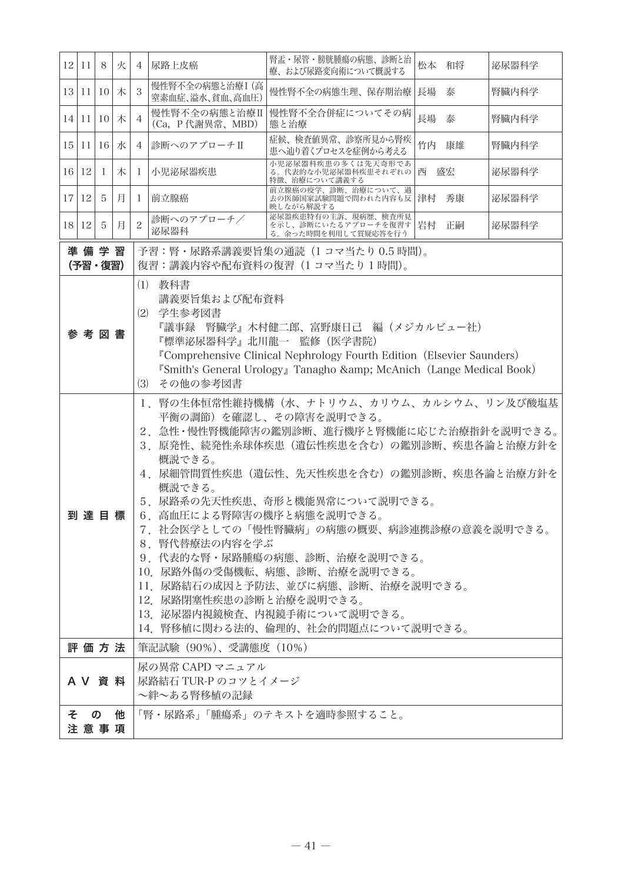| 12 | 11 | 8 | 火 | 4 | 尿路上皮癌 | 腎盂・尿管・膀胱腫瘍の病態、診断と治療、および尿路変向術について概説する | 松本　和将 | 泌尿器科学 |
|---|---|---|---|---|---|---|---|---|
| 13 | 11 | 10 | 木 | 3 | 慢性腎不全の病態と治療Ⅰ（高窒素血症、溢水、貧血、高血圧） | 慢性腎不全の病態生理、保存期治療 | 長場　泰 | 腎臓内科学 |
| 14 | 11 | 10 | 木 | 4 | 慢性腎不全の病態と治療Ⅱ（Ca，P 代謝異常、MBD） | 慢性腎不全合併症についてその病態と治療 | 長場　泰 | 腎臓内科学 |
| 15 | 11 | 16 | 水 | 4 | 診断へのアプローチⅡ | 症候、検査値異常、診察所見から腎疾患へ辿り着くプロセスを症例から考える | 竹内　康雄 | 腎臓内科学 |
| 16 | 12 | 1 | 木 | 1 | 小児泌尿器疾患 | 小児泌尿器科疾患の多くは先天奇形である。代表的な小児泌尿器科疾患それぞれの特徴、治療について講義する | 西　盛宏 | 泌尿器科学 |
| 17 | 12 | 5 | 月 | 1 | 前立腺癌 | 前立腺癌の疫学、診断、治療について、過去の医師国家試験問題で問われた内容も反映しながら解説する | 津村　秀康 | 泌尿器科学 |
| 18 | 12 | 5 | 月 | 2 | 診断へのアプローチ／泌尿器科 | 泌尿器疾患特有の主訴、現病歴、検査所見を示し、診断にいたるアプローチを復習する。余った時間を利用して質疑応答を行う | 岩村　正嗣 | 泌尿器科学 |

| 項目 | 内容 |
|---|---|
| **準備学習（予習・復習）** | 予習：腎・尿路系講義要旨集の通読（1 コマ当たり 0.5 時間）。<br>復習：講義内容や配布資料の復習（1 コマ当たり 1 時間）。 |
| **参考図書** | (1) 教科書<br>講義要旨集および配布資料<br>(2) 学生参考図書<br>『議事録　腎臓学』木村健二郎、富野康日己　編（メジカルビュー社）<br>『標準泌尿器科学』北川龍一　監修（医学書院）<br>『Comprehensive Clinical Nephrology Fourth Edition（Elsevier Saunders）<br>『Smith's General Urology』Tanagho &amp; McAnich（Lange Medical Book）<br>(3) その他の参考図書 |
| **到達目標** | 1．腎の生体恒常性維持機構（水、ナトリウム、カリウム、カルシウム、リン及び酸塩基平衡の調節）を確認し、その障害を説明できる。<br>2．急性・慢性腎機能障害の鑑別診断、進行機序と腎機能に応じた治療指針を説明できる。<br>3．原発性、続発性糸球体疾患（遺伝性疾患を含む）の鑑別診断、疾患各論と治療方針を概説できる。<br>4．尿細管間質性疾患（遺伝性、先天性疾患を含む）の鑑別診断、疾患各論と治療方針を概説できる。<br>5．尿路系の先天性疾患、奇形と機能異常について説明できる。<br>6．高血圧による腎障害の機序と病態を説明できる。<br>7．社会医学としての「慢性腎臓病」の病態の概要、病診連携診療の意義を説明できる。<br>8．腎代替療法の内容を学ぶ<br>9．代表的な腎・尿路腫瘍の病態、診断、治療を説明できる。<br>10．尿路外傷の受傷機転、病態、診断、治療を説明できる。<br>11．尿路結石の成因と予防法、並びに病態、診断、治療を説明できる。<br>12．尿路閉塞性疾患の診断と治療を説明できる。<br>13．泌尿器内視鏡検査、内視鏡手術について説明できる。<br>14．腎移植に関わる法的、倫理的、社会的問題点について説明できる。 |
| **評価方法** | 筆記試験（90%）、受講態度（10%） |
| **AV 資料** | 尿の異常 CAPD マニュアル<br>尿路結石 TUR-P のコツとイメージ<br>〜絆〜ある腎移植の記録 |
| **その他注意事項** | 「腎・尿路系」「腫瘍系」のテキストを適時参照すること。 |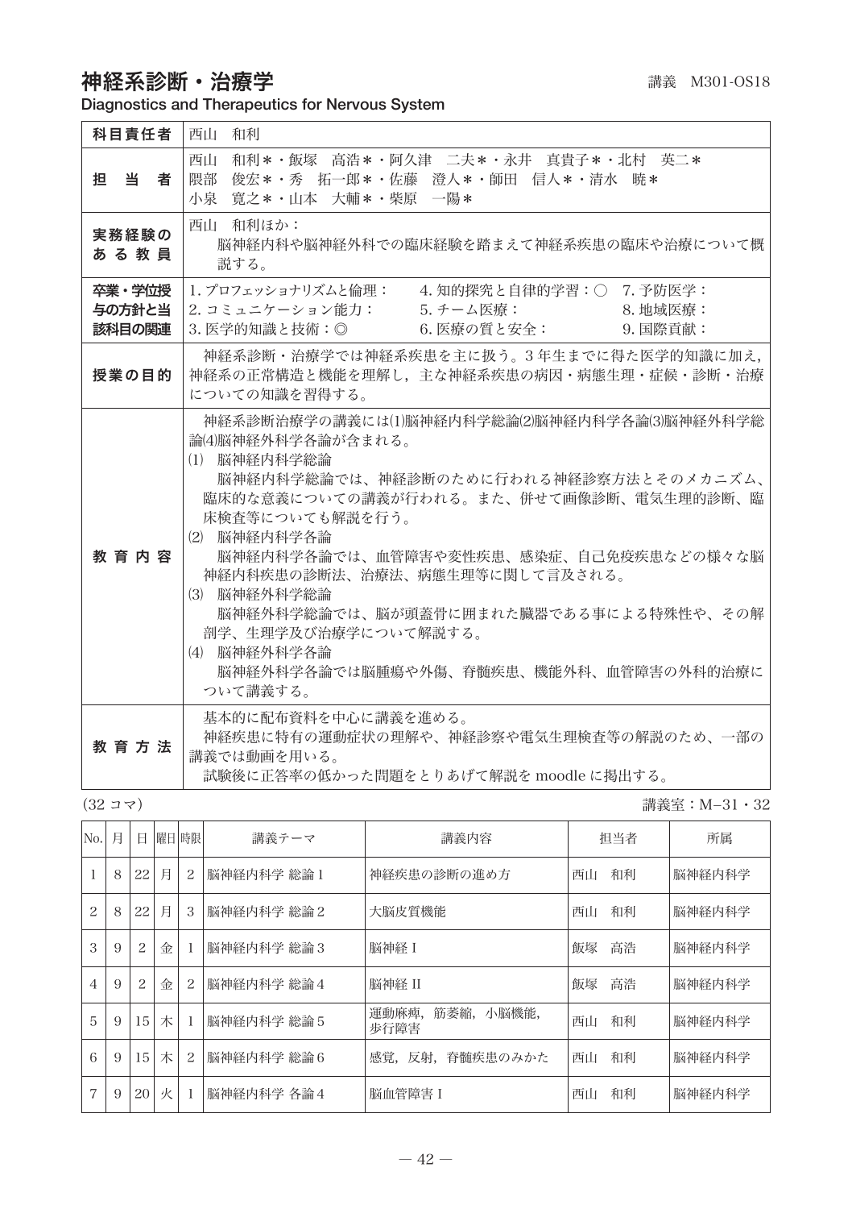# 神経系診断・治療学

講義　M301-OS18

**Diagnostics and Therapeutics for Nervous System**

| | |
|---|---|
| **科目責任者** | 西山　和利 |
| **担　当　者** | 西山　和利＊・飯塚　高浩＊・阿久津　二夫＊・永井　真貴子＊・北村　英二＊<br>隈部　俊宏＊・秀　拓一郎＊・佐藤　澄人＊・師田　信人＊・清水　暁＊<br>小泉　寛之＊・山本　大輔＊・柴原　一陽＊ |
| **実務経験のある教員** | 西山　和利ほか：<br>脳神経内科や脳神経外科での臨床経験を踏まえて神経系疾患の臨床や治療について概説する。 |
| **卒業・学位授与の方針と当該科目の関連** | 1. プロフェッショナリズムと倫理：　4. 知的探究と自律的学習：○　7. 予防医学：<br>2. コミュニケーション能力：　5. チーム医療：　8. 地域医療：<br>3. 医学的知識と技術：◎　6. 医療の質と安全：　9. 国際貢献： |
| **授業の目的** | 神経系診断・治療学では神経系疾患を主に扱う。3 年生までに得た医学的知識に加え，神経系の正常構造と機能を理解し，主な神経系疾患の病因・病態生理・症候・診断・治療についての知識を習得する。 |
| **教育内容** | 神経系診断治療学の講義には⑴脳神経内科学総論⑵脳神経内科学各論⑶脳神経外科学総論⑷脳神経外科学各論が含まれる。<br>⑴　脳神経内科学総論<br>脳神経内科学総論では、神経診断のために行われる神経診察方法とそのメカニズム、臨床的な意義についての講義が行われる。また、併せて画像診断、電気生理的診断、臨床検査等についても解説を行う。<br>⑵　脳神経内科学各論<br>脳神経内科学各論では、血管障害や変性疾患、感染症、自己免疫疾患などの様々な脳神経内科疾患の診断法、治療法、病態生理等に関して言及される。<br>⑶　脳神経外科学総論<br>脳神経外科学総論では、脳が頭蓋骨に囲まれた臓器である事による特殊性や、その解剖学、生理学及び治療学について解説する。<br>⑷　脳神経外科学各論<br>脳神経外科学各論では脳腫瘍や外傷、脊髄疾患、機能外科、血管障害の外科的治療について講義する。 |
| **教育方法** | 基本的に配布資料を中心に講義を進める。<br>神経疾患に特有の運動症状の理解や、神経診察や電気生理検査等の解説のため、一部の講義では動画を用いる。<br>試験後に正答率の低かった問題をとりあげて解説を moodle に掲出する。 |

(32 コマ)　　講義室：M−31・32

| No. | 月 | 日 | 曜日 | 時限 | 講義テーマ | 講義内容 | 担当者 | 所属 |
|---|---|---|---|---|---|---|---|---|
| 1 | 8 | 22 | 月 | 2 | 脳神経内科学 総論 1 | 神経疾患の診断の進め方 | 西山　和利 | 脳神経内科学 |
| 2 | 8 | 22 | 月 | 3 | 脳神経内科学 総論 2 | 大脳皮質機能 | 西山　和利 | 脳神経内科学 |
| 3 | 9 | 2 | 金 | 1 | 脳神経内科学 総論 3 | 脳神経 I | 飯塚　高浩 | 脳神経内科学 |
| 4 | 9 | 2 | 金 | 2 | 脳神経内科学 総論 4 | 脳神経 II | 飯塚　高浩 | 脳神経内科学 |
| 5 | 9 | 15 | 木 | 1 | 脳神経内科学 総論 5 | 運動麻痺，筋萎縮，小脳機能，歩行障害 | 西山　和利 | 脳神経内科学 |
| 6 | 9 | 15 | 木 | 2 | 脳神経内科学 総論 6 | 感覚，反射，脊髄疾患のみかた | 西山　和利 | 脳神経内科学 |
| 7 | 9 | 20 | 火 | 1 | 脳神経内科学 各論 4 | 脳血管障害 I | 西山　和利 | 脳神経内科学 |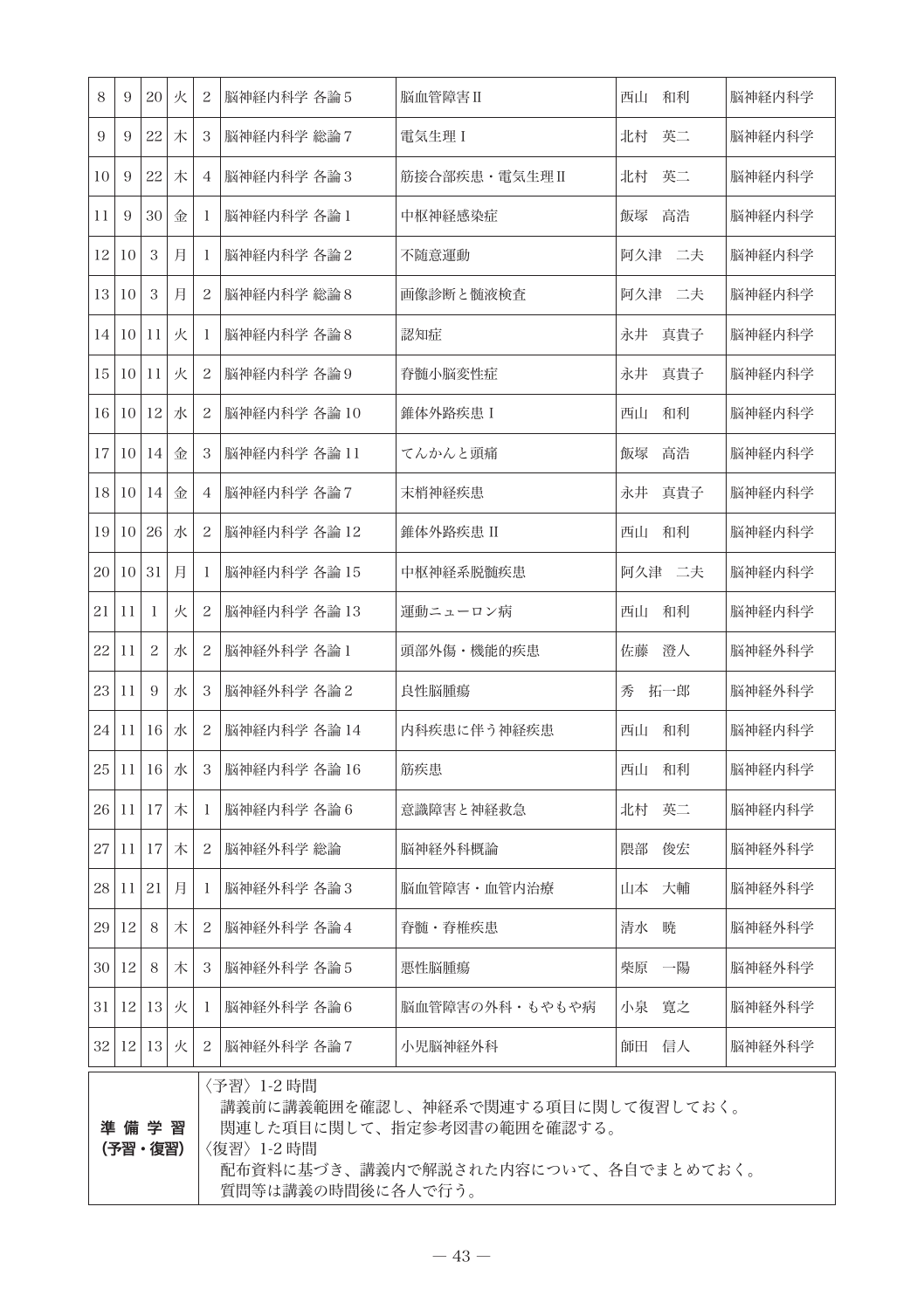| 8 | 9 | 20 | 火 | 2 | 脳神経内科学 各論 5 | 脳血管障害 II | 西山　和利 | 脳神経内科学 |
|---|---|---|---|---|---|---|---|---|
| 9 | 9 | 22 | 木 | 3 | 脳神経内科学 総論 7 | 電気生理 I | 北村　英二 | 脳神経内科学 |
| 10 | 9 | 22 | 木 | 4 | 脳神経内科学 各論 3 | 筋接合部疾患・電気生理 II | 北村　英二 | 脳神経内科学 |
| 11 | 9 | 30 | 金 | 1 | 脳神経内科学 各論 1 | 中枢神経感染症 | 飯塚　高浩 | 脳神経内科学 |
| 12 | 10 | 3 | 月 | 1 | 脳神経内科学 各論 2 | 不随意運動 | 阿久津　二夫 | 脳神経内科学 |
| 13 | 10 | 3 | 月 | 2 | 脳神経内科学 総論 8 | 画像診断と髄液検査 | 阿久津　二夫 | 脳神経内科学 |
| 14 | 10 | 11 | 火 | 1 | 脳神経内科学 各論 8 | 認知症 | 永井　真貴子 | 脳神経内科学 |
| 15 | 10 | 11 | 火 | 2 | 脳神経内科学 各論 9 | 脊髄小脳変性症 | 永井　真貴子 | 脳神経内科学 |
| 16 | 10 | 12 | 水 | 2 | 脳神経内科学 各論 10 | 錐体外路疾患 I | 西山　和利 | 脳神経内科学 |
| 17 | 10 | 14 | 金 | 3 | 脳神経内科学 各論 11 | てんかんと頭痛 | 飯塚　高浩 | 脳神経内科学 |
| 18 | 10 | 14 | 金 | 4 | 脳神経内科学 各論 7 | 末梢神経疾患 | 永井　真貴子 | 脳神経内科学 |
| 19 | 10 | 26 | 水 | 2 | 脳神経内科学 各論 12 | 錐体外路疾患 II | 西山　和利 | 脳神経内科学 |
| 20 | 10 | 31 | 月 | 1 | 脳神経内科学 各論 15 | 中枢神経系脱髄疾患 | 阿久津　二夫 | 脳神経内科学 |
| 21 | 11 | 1 | 火 | 2 | 脳神経内科学 各論 13 | 運動ニューロン病 | 西山　和利 | 脳神経内科学 |
| 22 | 11 | 2 | 水 | 2 | 脳神経外科学 各論 1 | 頭部外傷・機能的疾患 | 佐藤　澄人 | 脳神経外科学 |
| 23 | 11 | 9 | 水 | 3 | 脳神経外科学 各論 2 | 良性脳腫瘍 | 秀　拓一郎 | 脳神経外科学 |
| 24 | 11 | 16 | 水 | 2 | 脳神経内科学 各論 14 | 内科疾患に伴う神経疾患 | 西山　和利 | 脳神経内科学 |
| 25 | 11 | 16 | 水 | 3 | 脳神経内科学 各論 16 | 筋疾患 | 西山　和利 | 脳神経内科学 |
| 26 | 11 | 17 | 木 | 1 | 脳神経内科学 各論 6 | 意識障害と神経救急 | 北村　英二 | 脳神経内科学 |
| 27 | 11 | 17 | 木 | 2 | 脳神経外科学 総論 | 脳神経外科概論 | 隈部　俊宏 | 脳神経外科学 |
| 28 | 11 | 21 | 月 | 1 | 脳神経外科学 各論 3 | 脳血管障害・血管内治療 | 山本　大輔 | 脳神経外科学 |
| 29 | 12 | 8 | 木 | 2 | 脳神経外科学 各論 4 | 脊髄・脊椎疾患 | 清水　暁 | 脳神経外科学 |
| 30 | 12 | 8 | 木 | 3 | 脳神経外科学 各論 5 | 悪性脳腫瘍 | 柴原　一陽 | 脳神経外科学 |
| 31 | 12 | 13 | 火 | 1 | 脳神経外科学 各論 6 | 脳血管障害の外科・もやもや病 | 小泉　寛之 | 脳神経外科学 |
| 32 | 12 | 13 | 火 | 2 | 脳神経外科学 各論 7 | 小児脳神経外科 | 師田　信人 | 脳神経外科学 |

| 準備学習（予習・復習） | 〈予習〉1-2 時間<br>講義前に講義範囲を確認し、神経系で関連する項目に関して復習しておく。<br>関連した項目に関して、指定参考図書の範囲を確認する。<br>〈復習〉1-2 時間<br>配布資料に基づき、講義内で解説された内容について、各自でまとめておく。<br>質問等は講義の時間後に各人で行う。 |
|---|---|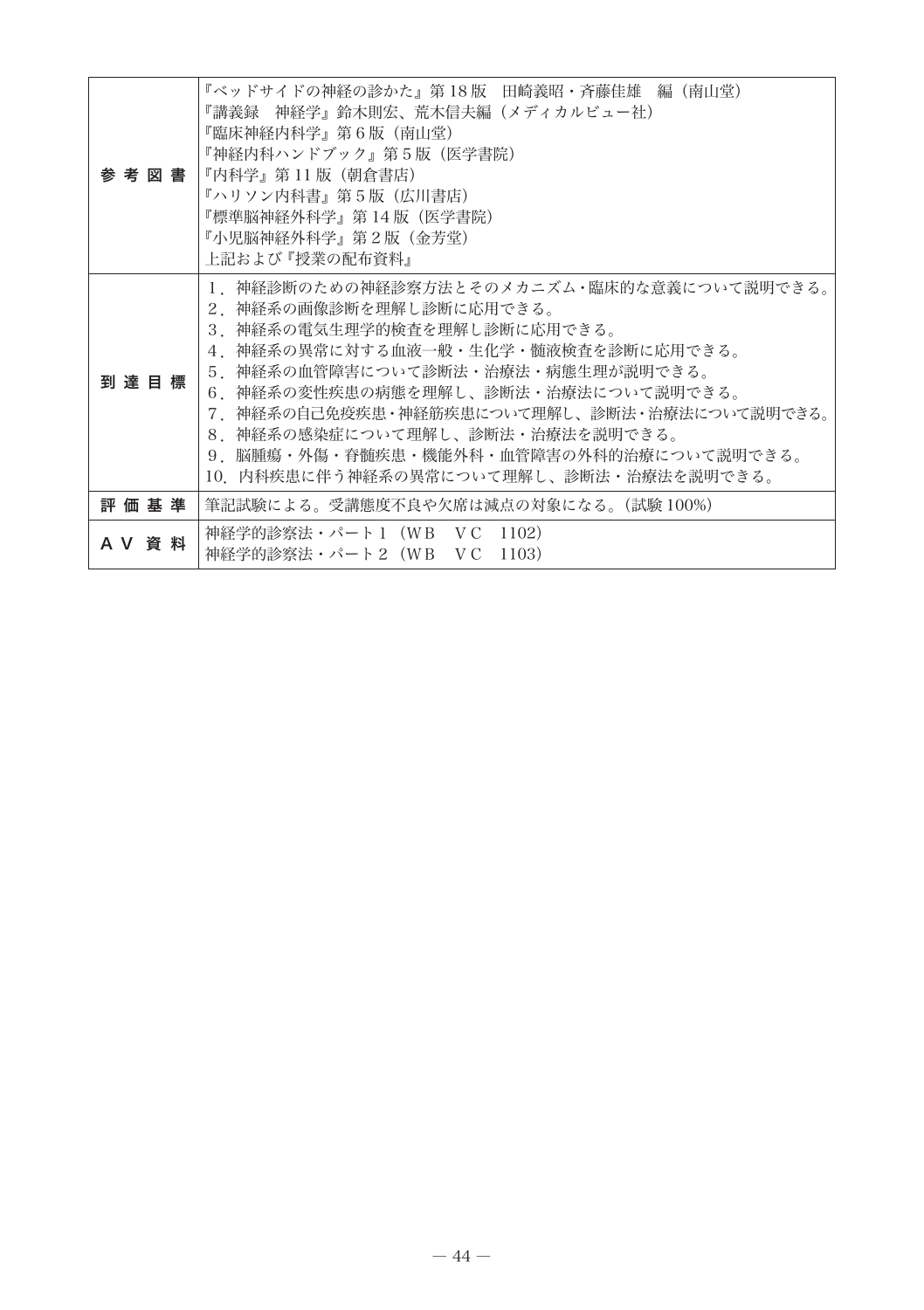| | |
|---|---|
| 参考図書 | 『ベッドサイドの神経の診かた』第18版　田崎義昭・斉藤佳雄　編（南山堂）<br>『講義録　神経学』鈴木則宏、荒木信夫編（メディカルビュー社）<br>『臨床神経内科学』第6版（南山堂）<br>『神経内科ハンドブック』第5版（医学書院）<br>『内科学』第11版（朝倉書店）<br>『ハリソン内科書』第5版（広川書店）<br>『標準脳神経外科学』第14版（医学書院）<br>『小児脳神経外科学』第2版（金芳堂）<br>上記および『授業の配布資料』 |
| 到達目標 | 1．神経診断のための神経診察方法とそのメカニズム・臨床的な意義について説明できる。<br>2．神経系の画像診断を理解し診断に応用できる。<br>3．神経系の電気生理学的検査を理解し診断に応用できる。<br>4．神経系の異常に対する血液一般・生化学・髄液検査を診断に応用できる。<br>5．神経系の血管障害について診断法・治療法・病態生理が説明できる。<br>6．神経系の変性疾患の病態を理解し、診断法・治療法について説明できる。<br>7．神経系の自己免疫疾患・神経筋疾患について理解し、診断法・治療法について説明できる。<br>8．神経系の感染症について理解し、診断法・治療法を説明できる。<br>9．脳腫瘍・外傷・脊髄疾患・機能外科・血管障害の外科的治療について説明できる。<br>10．内科疾患に伴う神経系の異常について理解し、診断法・治療法を説明できる。 |
| 評価基準 | 筆記試験による。受講態度不良や欠席は減点の対象になる。（試験100%） |
| AV資料 | 神経学的診察法・パート1（WB　VC　1102）<br>神経学的診察法・パート2（WB　VC　1103） |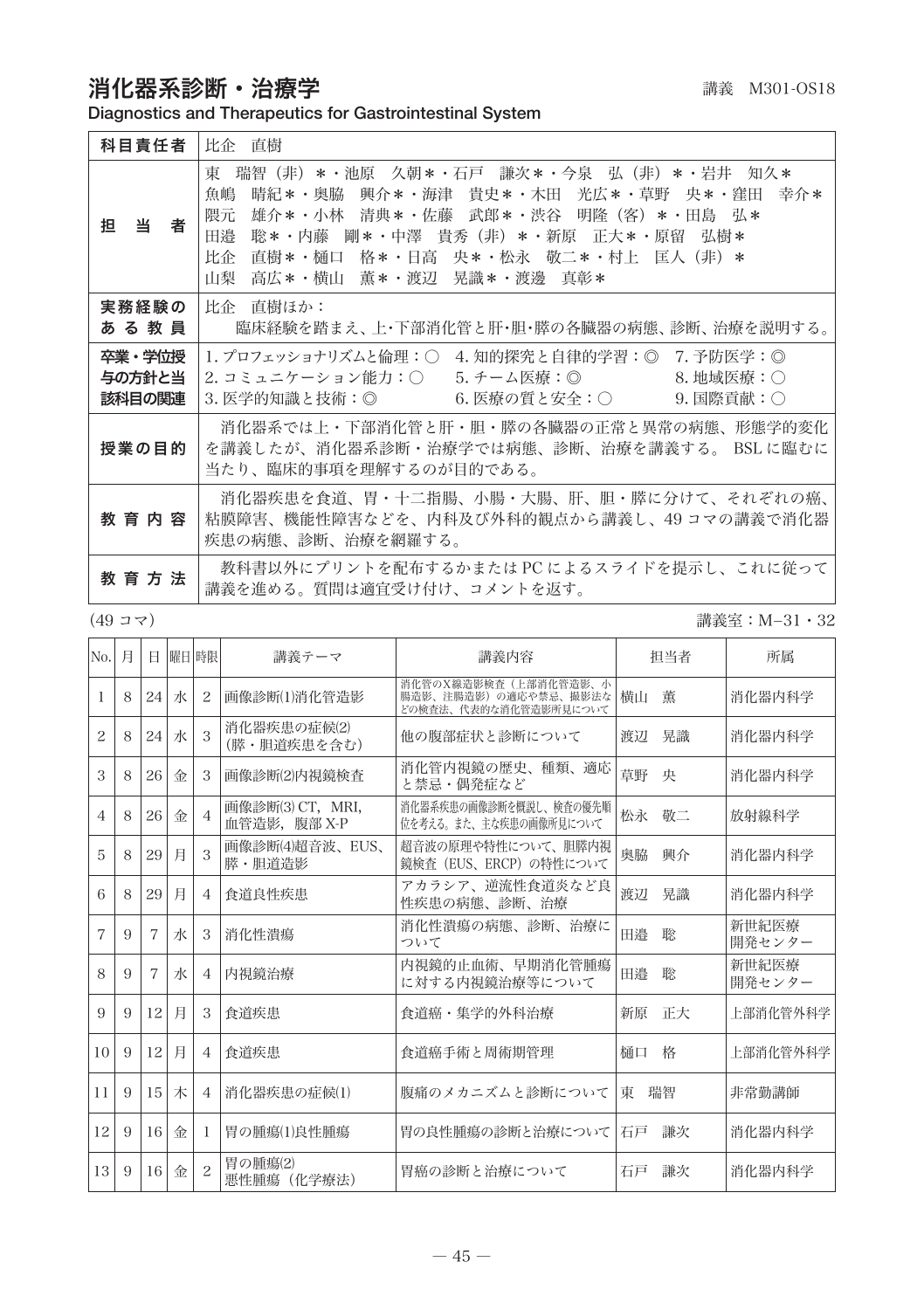# 消化器系診断・治療学

講義　M301-OS18

**Diagnostics and Therapeutics for Gastrointestinal System**

| | |
|---|---|
| **科目責任者** | 比企　直樹 |
| **担　当　者** | 東　瑞智（非）＊・池原　久朝＊・石戸　謙次＊・今泉　弘（非）＊・岩井　知久＊<br>魚嶋　晴紀＊・奥脇　興介＊・海津　貴史＊・木田　光広＊・草野　央＊・窪田　幸介＊<br>隈元　雄介＊・小林　清典＊・佐藤　武郎＊・渋谷　明隆（客）＊・田島　弘＊<br>田邉　聡＊・内藤　剛＊・中澤　貴秀（非）＊・新原　正大＊・原留　弘樹＊<br>比企　直樹＊・樋口　格＊・日高　央＊・松永　敬二＊・村上　匡人（非）＊<br>山梨　高広＊・横山　薫＊・渡辺　晃識＊・渡邊　真彰＊ |
| **実務経験のある教員** | 比企　直樹ほか：<br>臨床経験を踏まえ、上･下部消化管と肝･胆･膵の各臓器の病態、診断、治療を説明する。 |
| **卒業・学位授与の方針と当該科目の関連** | 1. プロフェッショナリズムと倫理：○　4. 知的探究と自律的学習：◎　7. 予防医学：◎<br>2. コミュニケーション能力：○　5. チーム医療：◎　8. 地域医療：○<br>3. 医学的知識と技術：◎　6. 医療の質と安全：○　9. 国際貢献：○ |
| **授業の目的** | 消化器系では上・下部消化管と肝・胆・膵の各臓器の正常と異常の病態、形態学的変化を講義したが、消化器系診断・治療学では病態、診断、治療を講義する。 BSL に臨むに当たり、臨床的事項を理解するのが目的である。 |
| **教 育 内 容** | 消化器疾患を食道、胃・十二指腸、小腸・大腸、肝、胆・膵に分けて、それぞれの癌、粘膜障害、機能性障害などを、内科及び外科的観点から講義し、49 コマの講義で消化器疾患の病態、診断、治療を網羅する。 |
| **教 育 方 法** | 教科書以外にプリントを配布するかまたは PC によるスライドを提示し、これに従って講義を進める。質問は適宜受け付け、コメントを返す。 |

（49 コマ）　　　講義室：M−31・32

| No. | 月 | 日 | 曜日 | 時限 | 講義テーマ | 講義内容 | 担当者 | 所属 |
|---|---|---|---|---|---|---|---|---|
| 1 | 8 | 24 | 水 | 2 | 画像診断(1)消化管造影 | 消化管のX線造影検査（上部消化管造影、小腸造影、注腸造影）の適応や禁忌、撮影法などの検査法、代表的な消化管造影所見について | 横山　薫 | 消化器内科学 |
| 2 | 8 | 24 | 水 | 3 | 消化器疾患の症候(2)（膵・胆道疾患を含む） | 他の腹部症状と診断について | 渡辺　晃識 | 消化器内科学 |
| 3 | 8 | 26 | 金 | 3 | 画像診断(2)内視鏡検査 | 消化管内視鏡の歴史、種類、適応と禁忌・偶発症など | 草野　央 | 消化器内科学 |
| 4 | 8 | 26 | 金 | 4 | 画像診断(3) CT，MRI，血管造影，腹部 X-P | 消化器系疾患の画像診断を概説し、検査の優先順位を考える。また、主な疾患の画像所見について | 松永　敬二 | 放射線科学 |
| 5 | 8 | 29 | 月 | 3 | 画像診断(4)超音波、EUS、膵・胆道造影 | 超音波の原理や特性について、胆膵内視鏡検査（EUS、ERCP）の特性について | 奥脇　興介 | 消化器内科学 |
| 6 | 8 | 29 | 月 | 4 | 食道良性疾患 | アカラシア、逆流性食道炎など良性疾患の病態、診断、治療 | 渡辺　晃識 | 消化器内科学 |
| 7 | 9 | 7 | 水 | 3 | 消化性潰瘍 | 消化性潰瘍の病態、診断、治療について | 田邉　聡 | 新世紀医療開発センター |
| 8 | 9 | 7 | 水 | 4 | 内視鏡治療 | 内視鏡的止血術、早期消化管腫瘍に対する内視鏡治療等について | 田邉　聡 | 新世紀医療開発センター |
| 9 | 9 | 12 | 月 | 3 | 食道疾患 | 食道癌・集学的外科治療 | 新原　正大 | 上部消化管外科学 |
| 10 | 9 | 12 | 月 | 4 | 食道疾患 | 食道癌手術と周術期管理 | 樋口　格 | 上部消化管外科学 |
| 11 | 9 | 15 | 木 | 4 | 消化器疾患の症候(1) | 腹痛のメカニズムと診断について | 東　瑞智 | 非常勤講師 |
| 12 | 9 | 16 | 金 | 1 | 胃の腫瘍(1)良性腫瘍 | 胃の良性腫瘍の診断と治療について | 石戸　謙次 | 消化器内科学 |
| 13 | 9 | 16 | 金 | 2 | 胃の腫瘍(2)悪性腫瘍（化学療法） | 胃癌の診断と治療について | 石戸　謙次 | 消化器内科学 |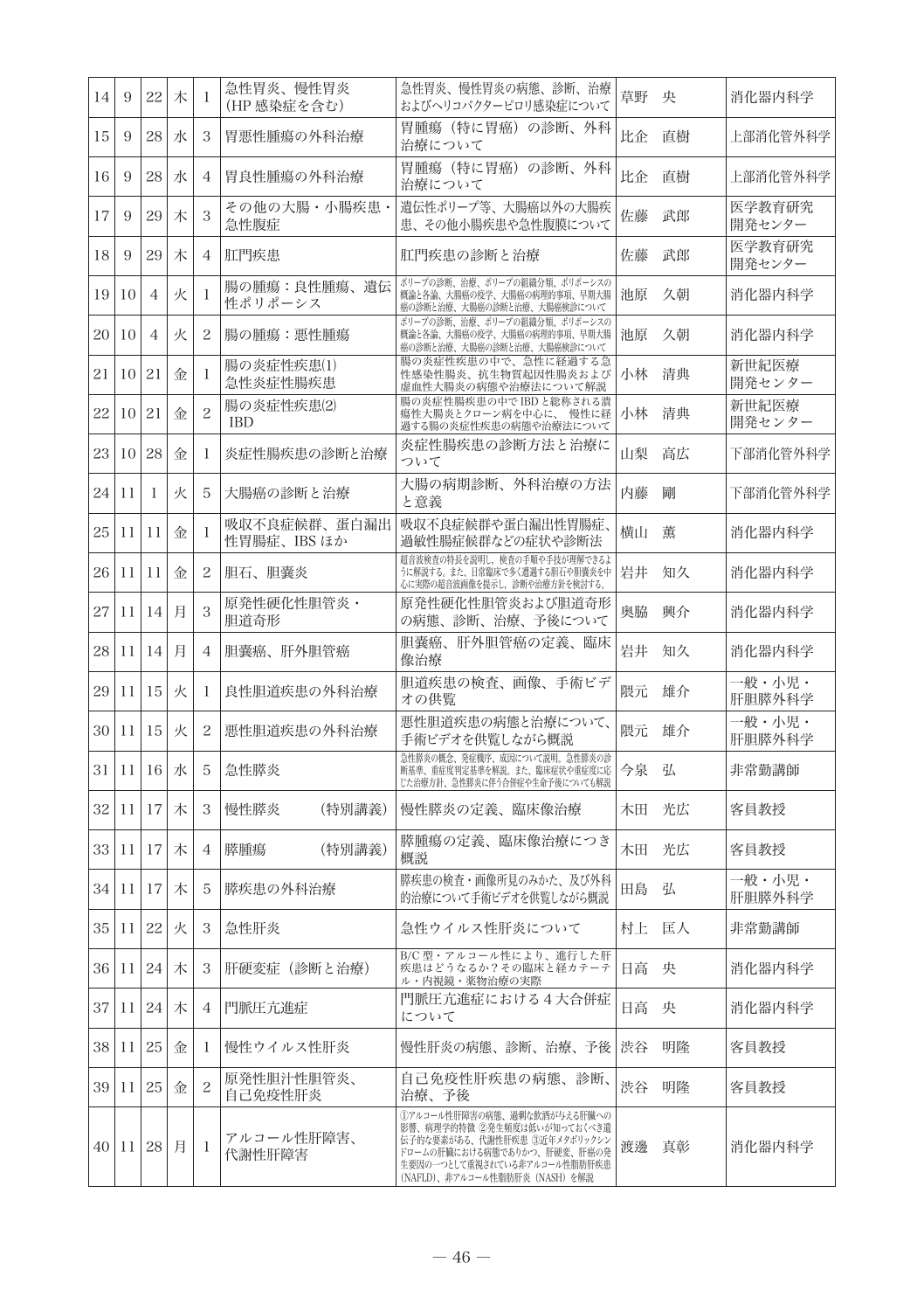| 14 | 9 | 22 | 木 | 1 | 急性胃炎、慢性胃炎<br>(HP 感染症を含む) | 急性胃炎、慢性胃炎の病態、診断、治療およびヘリコバクターピロリ感染症について | 草野　央 | 消化器内科学 |
|---|---|---|---|---|---|---|---|---|
| 15 | 9 | 28 | 水 | 3 | 胃悪性腫瘍の外科治療 | 胃腫瘍（特に胃癌）の診断、外科治療について | 比企　直樹 | 上部消化管外科学 |
| 16 | 9 | 28 | 水 | 4 | 胃良性腫瘍の外科治療 | 胃腫瘍（特に胃癌）の診断、外科治療について | 比企　直樹 | 上部消化管外科学 |
| 17 | 9 | 29 | 木 | 3 | その他の大腸・小腸疾患・急性腹症 | 遺伝性ポリープ等、大腸癌以外の大腸疾患、その他小腸疾患や急性腹膜について | 佐藤　武郎 | 医学教育研究開発センター |
| 18 | 9 | 29 | 木 | 4 | 肛門疾患 | 肛門疾患の診断と治療 | 佐藤　武郎 | 医学教育研究開発センター |
| 19 | 10 | 4 | 火 | 1 | 腸の腫瘍：良性腫瘍、遺伝性ポリポーシス | ポリープの診断、治療、ポリープの組織分類、ポリポーシスの概論と各論、大腸癌の疫学、大腸癌の病理的事項、早期大腸癌の診断と治療、大腸癌の診断と治療、大腸癌検診について | 池原　久朝 | 消化器内科学 |
| 20 | 10 | 4 | 火 | 2 | 腸の腫瘍：悪性腫瘍 | ポリープの診断、治療、ポリープの組織分類、ポリポーシスの概論と各論、大腸癌の疫学、大腸癌の病理的事項、早期大腸癌の診断と治療、大腸癌の診断と治療、大腸癌検診について | 池原　久朝 | 消化器内科学 |
| 21 | 10 | 21 | 金 | 1 | 腸の炎症性疾患(1)<br>急性炎症性腸疾患 | 腸の炎症性疾患の中で、急性に経過する急性感染性腸炎、抗生物質起因性腸炎および虚血性大腸炎の病態や治療法について解説 | 小林　清典 | 新世紀医療開発センター |
| 22 | 10 | 21 | 金 | 2 | 腸の炎症性疾患(2)<br>IBD | 腸の炎症性腸疾患の中で IBD と総称される潰瘍性大腸炎とクローン病を中心に、慢性に経過する腸の炎症性疾患の病態や治療法について | 小林　清典 | 新世紀医療開発センター |
| 23 | 10 | 28 | 金 | 1 | 炎症性腸疾患の診断と治療 | 炎症性腸疾患の診断方法と治療について | 山梨　高広 | 下部消化管外科学 |
| 24 | 11 | 1 | 火 | 5 | 大腸癌の診断と治療 | 大腸の病期診断、外科治療の方法と意義 | 内藤　剛 | 下部消化管外科学 |
| 25 | 11 | 11 | 金 | 1 | 吸収不良症候群、蛋白漏出性胃腸症、IBS ほか | 吸収不良症候群や蛋白漏出性胃腸症、過敏性腸症候群などの症状や診断法 | 横山　薫 | 消化器内科学 |
| 26 | 11 | 11 | 金 | 2 | 胆石、胆嚢炎 | 超音波検査の特長を説明し、検査の手順や手技が理解できるように解説する。また、日常臨床で多く遭遇する胆石や胆嚢炎を中心に実際の超音波画像を提示し，診断や治療方針を検討する。 | 岩井　知久 | 消化器内科学 |
| 27 | 11 | 14 | 月 | 3 | 原発性硬化性胆管炎・胆道奇形 | 原発性硬化性胆管炎および胆道奇形の病態、診断、治療、予後について | 奥脇　興介 | 消化器内科学 |
| 28 | 11 | 14 | 月 | 4 | 胆嚢癌、肝外胆管癌 | 胆嚢癌、肝外胆管癌の定義、臨床像治療 | 岩井　知久 | 消化器内科学 |
| 29 | 11 | 15 | 火 | 1 | 良性胆道疾患の外科治療 | 胆道疾患の検査、画像、手術ビデオの供覧 | 隈元　雄介 | 一般・小児・肝胆膵外科学 |
| 30 | 11 | 15 | 火 | 2 | 悪性胆道疾患の外科治療 | 悪性胆道疾患の病態と治療について、手術ビデオを供覧しながら概説 | 隈元　雄介 | 一般・小児・肝胆膵外科学 |
| 31 | 11 | 16 | 水 | 5 | 急性膵炎 | 急性膵炎の概念、発症機序、成因について説明。急性膵炎の診断基準、重症度判定基準を解説。また、臨床症状や重症度に応じた治療方針、急性膵炎に伴う合併症や生命予後についても解説 | 今泉　弘 | 非常勤講師 |
| 32 | 11 | 17 | 木 | 3 | 慢性膵炎　　　（特別講義） | 慢性膵炎の定義、臨床像治療 | 木田　光広 | 客員教授 |
| 33 | 11 | 17 | 木 | 4 | 膵腫瘍　　　（特別講義） | 膵腫瘍の定義、臨床像治療につき概説 | 木田　光広 | 客員教授 |
| 34 | 11 | 17 | 木 | 5 | 膵疾患の外科治療 | 膵疾患の検査・画像所見のみかた、及び外科的治療について手術ビデオを供覧しながら概説 | 田島　弘 | 一般・小児・肝胆膵外科学 |
| 35 | 11 | 22 | 火 | 3 | 急性肝炎 | 急性ウイルス性肝炎について | 村上　匡人 | 非常勤講師 |
| 36 | 11 | 24 | 木 | 3 | 肝硬変症（診断と治療） | B/C 型・アルコール性により、進行した肝疾患はどうなるか？その臨床と経カテーテル・内視鏡・薬物治療の実際 | 日高　央 | 消化器内科学 |
| 37 | 11 | 24 | 木 | 4 | 門脈圧亢進症 | 門脈圧亢進症における 4 大合併症について | 日高　央 | 消化器内科学 |
| 38 | 11 | 25 | 金 | 1 | 慢性ウイルス性肝炎 | 慢性肝炎の病態、診断、治療、予後 | 渋谷　明隆 | 客員教授 |
| 39 | 11 | 25 | 金 | 2 | 原発性胆汁性胆管炎、自己免疫性肝炎 | 自己免疫性肝疾患の病態、診断、治療、予後 | 渋谷　明隆 | 客員教授 |
| 40 | 11 | 28 | 月 | 1 | アルコール性肝障害、代謝性肝障害 | ①アルコール性肝障害の病態、過剰な飲酒が与える肝臓への影響、病理学的特徴 ②発生頻度は低いが知っておくべき遺伝子的な要素がある、代謝性肝疾患 ③近年メタボリックシンドロームの肝臓における病態でありかつ、肝硬変、肝癌の発生要因の一つとして重視されている非アルコール性脂肪肝疾患（NAFLD）、非アルコール性脂肪肝炎（NASH）を解説 | 渡邊　真彰 | 消化器内科学 |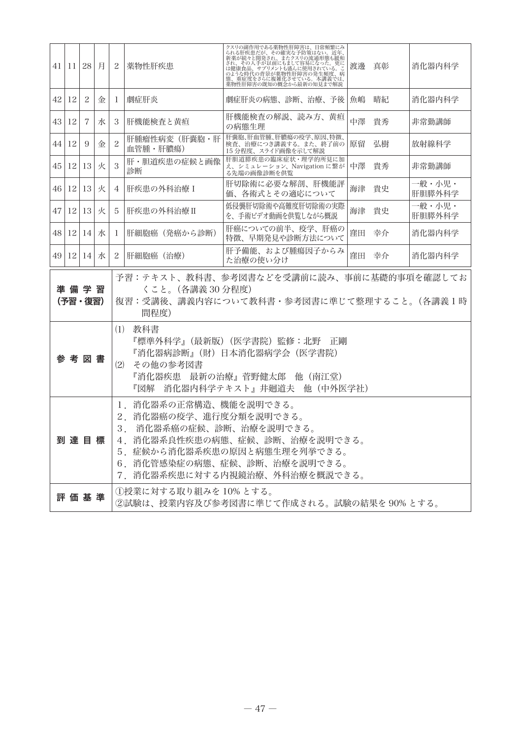| | | | | | | | | |
|---|---|---|---|---|---|---|---|---|
| 41 | 11 | 28 | 月 | 2 | 薬物性肝疾患 | クスリの副作用である薬物性肝障害は、日常頻繁にみられる肝疾患だが、その確実な予防策はない。近年、新薬が続々と開発され、またクスリの流通形態も緩和され、その入手が以前にもまして容易になった。更には健康食品、サプリメントも盛んに使用されている。このような時代の背景が薬物性肝障害の発生頻度、病態、重症度をさらに複雑化させている。本講義では、薬物性肝障害の既知の概念から最新の知見まで解説 | 渡邊　真彰 | 消化器内科学 |
| 42 | 12 | 2 | 金 | 1 | 劇症肝炎 | 劇症肝炎の病態、診断、治療、予後 | 魚嶋　晴紀 | 消化器内科学 |
| 43 | 12 | 7 | 水 | 3 | 肝機能検査と黄疸 | 肝機能検査の解説、読み方、黄疸の病態生理 | 中澤　貴秀 | 非常勤講師 |
| 44 | 12 | 9 | 金 | 2 | 肝腫瘤性病変（肝嚢胞・肝血管腫・肝膿瘍） | 肝嚢胞、肝血管腫、肝膿瘍の疫学、原因、特徴、検査、治療につき講義する。また、終了前の15分程度、スライド画像を示して解説 | 原留　弘樹 | 放射線科学 |
| 45 | 12 | 13 | 火 | 3 | 肝・胆道疾患の症候と画像診断 | 肝胆道膵疾患の臨床症状・理学的所見に加え、シミュレーション、Navigation に繋がる先端の画像診断を供覧 | 中澤　貴秀 | 非常勤講師 |
| 46 | 12 | 13 | 火 | 4 | 肝疾患の外科治療Ⅰ | 肝切除術に必要な解剖、肝機能評価、各術式とその適応について | 海津　貴史 | 一般・小児・肝胆膵外科学 |
| 47 | 12 | 13 | 火 | 5 | 肝疾患の外科治療Ⅱ | 低侵襲肝切除術や高難度肝切除術の実際を、手術ビデオ動画を供覧しながら概説 | 海津　貴史 | 一般・小児・肝胆膵外科学 |
| 48 | 12 | 14 | 水 | 1 | 肝細胞癌（発癌から診断） | 肝癌についての前半、疫学、肝癌の特徴、早期発見や診断方法について | 窪田　幸介 | 消化器内科学 |
| 49 | 12 | 14 | 水 | 2 | 肝細胞癌（治療） | 肝予備能、および腫瘍因子からみた治療の使い分け | 窪田　幸介 | 消化器内科学 |

| | |
|---|---|
| **準備学習（予習・復習）** | 予習：テキスト、教科書、参考図書などを受講前に読み、事前に基礎的事項を確認しておくこと。（各講義30分程度）<br>復習：受講後、講義内容について教科書・参考図書に準じて整理すること。（各講義1時間程度） |
| **参考図書** | (1) 教科書<br>『標準外科学』（最新版）（医学書院）監修：北野　正剛<br>『消化器病診断』（財）日本消化器病学会（医学書院）<br>(2) その他の参考図書<br>『消化器疾患　最新の治療』菅野健太郎　他（南江堂）<br>『図解　消化器内科学テキスト』井廻道夫　他（中外医学社） |
| **到達目標** | 1．消化器系の正常構造、機能を説明できる。<br>2．消化器癌の疫学、進行度分類を説明できる。<br>3．消化器系癌の症候、診断、治療を説明できる。<br>4．消化器系良性疾患の病態、症候、診断、治療を説明できる。<br>5．症候から消化器系疾患の原因と病態生理を列挙できる。<br>6．消化管感染症の病態、症候、診断、治療を説明できる。<br>7．消化器系疾患に対する内視鏡治療、外科治療を概説できる。 |
| **評価基準** | ①授業に対する取り組みを10％とする。<br>②試験は、授業内容及び参考図書に準じて作成される。試験の結果を90％とする。 |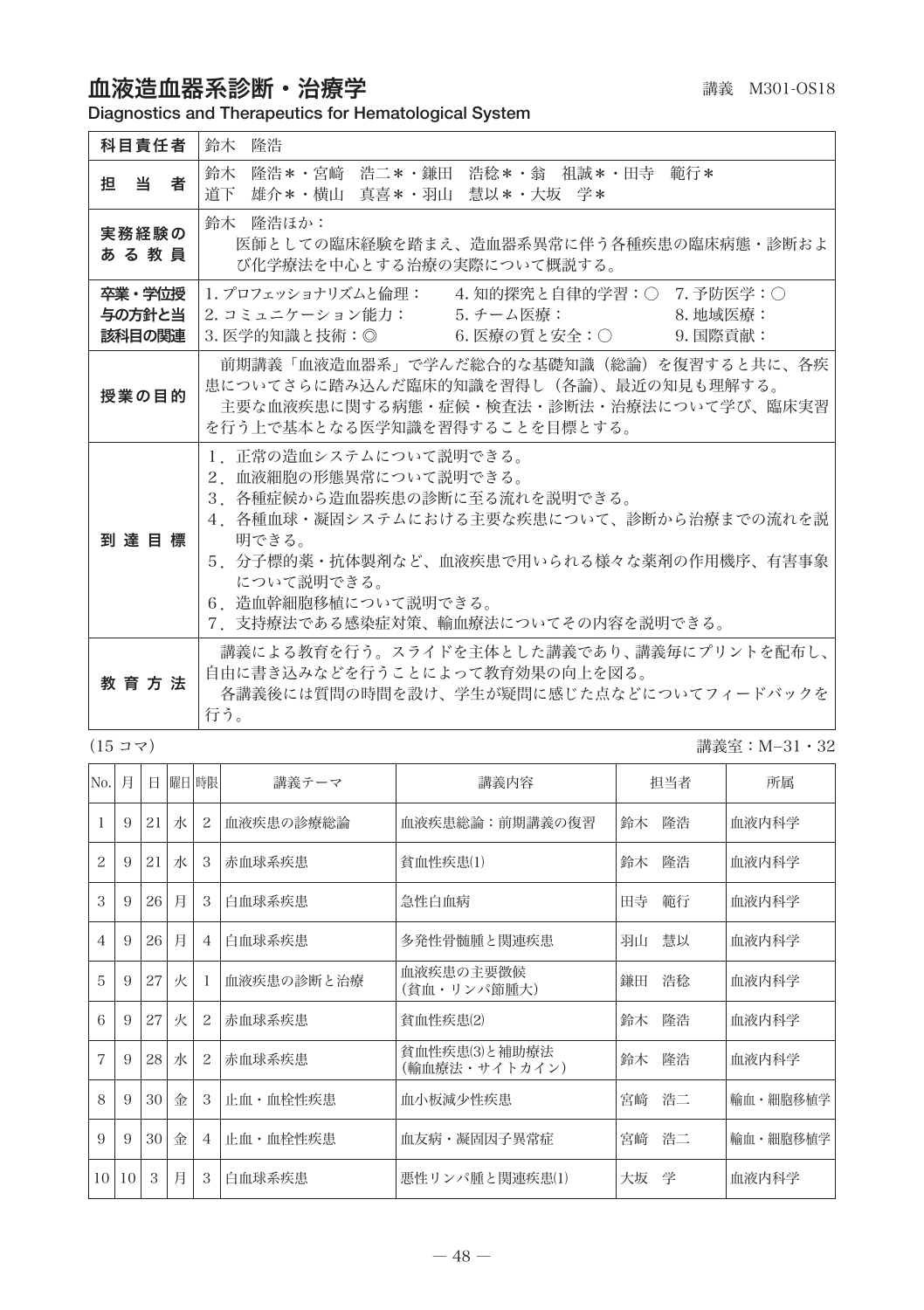# 血液造血器系診断・治療学

講義　M301-OS18

**Diagnostics and Therapeutics for Hematological System**

| 科目責任者 | 鈴木　隆浩 |
|---|---|
| 担　当　者 | 鈴木　隆浩＊・宮﨑　浩二＊・鎌田　浩稔＊・翁　祖誠＊・田寺　範行＊<br>道下　雄介＊・横山　真喜＊・羽山　慧以＊・大坂　学＊ |
| 実務経験のある教員 | 鈴木　隆浩ほか：<br>医師としての臨床経験を踏まえ、造血器系異常に伴う各種疾患の臨床病態・診断および化学療法を中心とする治療の実際について概説する。 |
| 卒業・学位授与の方針と当該科目の関連 | 1. プロフェッショナリズムと倫理：　4. 知的探究と自律的学習：○　7. 予防医学：○<br>2. コミュニケーション能力：　5. チーム医療：　8. 地域医療：<br>3. 医学的知識と技術：◎　6. 医療の質と安全：○　9. 国際貢献： |
| 授業の目的 | 前期講義「血液造血器系」で学んだ総合的な基礎知識（総論）を復習すると共に、各疾患についてさらに踏み込んだ臨床的知識を習得し（各論）、最近の知見も理解する。<br>主要な血液疾患に関する病態・症候・検査法・診断法・治療法について学び、臨床実習を行う上で基本となる医学知識を習得することを目標とする。 |
| 到達目標 | 1．正常の造血システムについて説明できる。<br>2．血液細胞の形態異常について説明できる。<br>3．各種症候から造血器疾患の診断に至る流れを説明できる。<br>4．各種血球・凝固システムにおける主要な疾患について、診断から治療までの流れを説明できる。<br>5．分子標的薬・抗体製剤など、血液疾患で用いられる様々な薬剤の作用機序、有害事象について説明できる。<br>6．造血幹細胞移植について説明できる。<br>7．支持療法である感染症対策、輸血療法についてその内容を説明できる。 |
| 教育方法 | 講義による教育を行う。スライドを主体とした講義であり、講義毎にプリントを配布し、自由に書き込みなどを行うことによって教育効果の向上を図る。<br>各講義後には質問の時間を設け、学生が疑問に感じた点などについてフィードバックを行う。 |

（15 コマ）　　講義室：M−31・32

| No. | 月 | 日 | 曜日 | 時限 | 講義テーマ | 講義内容 | 担当者 | 所属 |
|---|---|---|---|---|---|---|---|---|
| 1 | 9 | 21 | 水 | 2 | 血液疾患の診療総論 | 血液疾患総論：前期講義の復習 | 鈴木　隆浩 | 血液内科学 |
| 2 | 9 | 21 | 水 | 3 | 赤血球系疾患 | 貧血性疾患(1) | 鈴木　隆浩 | 血液内科学 |
| 3 | 9 | 26 | 月 | 3 | 白血球系疾患 | 急性白血病 | 田寺　範行 | 血液内科学 |
| 4 | 9 | 26 | 月 | 4 | 白血球系疾患 | 多発性骨髄腫と関連疾患 | 羽山　慧以 | 血液内科学 |
| 5 | 9 | 27 | 火 | 1 | 血液疾患の診断と治療 | 血液疾患の主要徴候<br>（貧血・リンパ節腫大） | 鎌田　浩稔 | 血液内科学 |
| 6 | 9 | 27 | 火 | 2 | 赤血球系疾患 | 貧血性疾患(2) | 鈴木　隆浩 | 血液内科学 |
| 7 | 9 | 28 | 水 | 2 | 赤血球系疾患 | 貧血性疾患(3)と補助療法<br>（輸血療法・サイトカイン） | 鈴木　隆浩 | 血液内科学 |
| 8 | 9 | 30 | 金 | 3 | 止血・血栓性疾患 | 血小板減少性疾患 | 宮﨑　浩二 | 輸血・細胞移植学 |
| 9 | 9 | 30 | 金 | 4 | 止血・血栓性疾患 | 血友病・凝固因子異常症 | 宮﨑　浩二 | 輸血・細胞移植学 |
| 10 | 10 | 3 | 月 | 3 | 白血球系疾患 | 悪性リンパ腫と関連疾患(1) | 大坂　学 | 血液内科学 |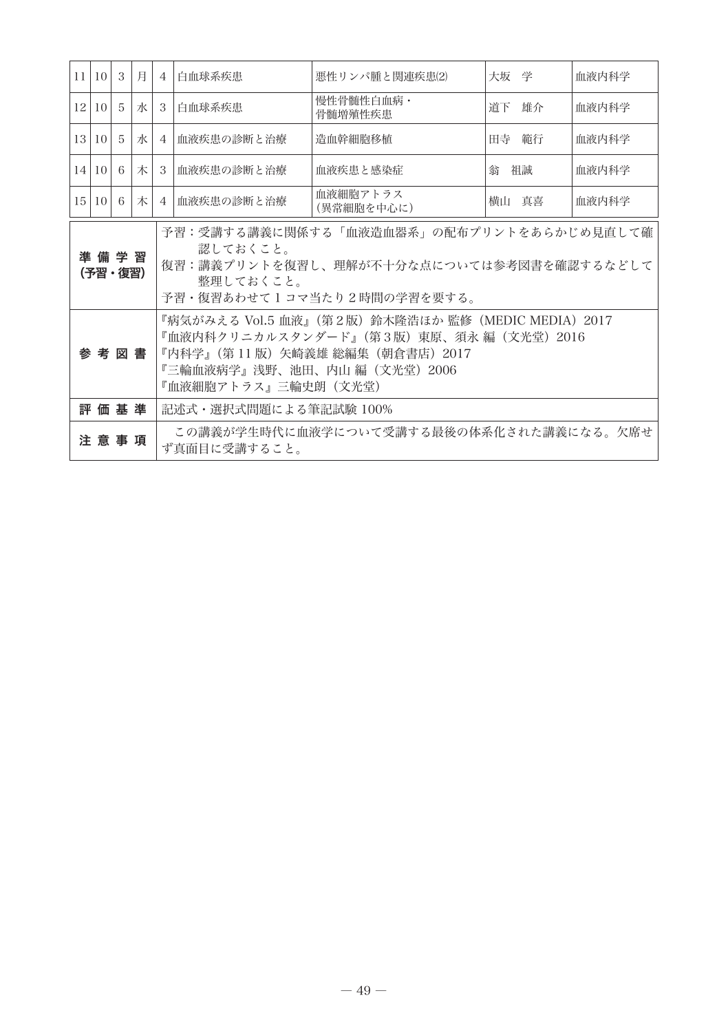| 11 | 10 | 3 | 月 | 4 | 白血球系疾患 | 悪性リンパ腫と関連疾患(2) | 大坂　学 | 血液内科学 |
|---|---|---|---|---|---|---|---|---|
| 12 | 10 | 5 | 水 | 3 | 白血球系疾患 | 慢性骨髄性白血病・骨髄増殖性疾患 | 道下　雄介 | 血液内科学 |
| 13 | 10 | 5 | 水 | 4 | 血液疾患の診断と治療 | 造血幹細胞移植 | 田寺　範行 | 血液内科学 |
| 14 | 10 | 6 | 木 | 3 | 血液疾患の診断と治療 | 血液疾患と感染症 | 翁　祖誠 | 血液内科学 |
| 15 | 10 | 6 | 木 | 4 | 血液疾患の診断と治療 | 血液細胞アトラス（異常細胞を中心に） | 横山　真喜 | 血液内科学 |

| | |
|---|---|
| **準備学習（予習・復習）** | 予習：受講する講義に関係する「血液造血器系」の配布プリントをあらかじめ見直して確認しておくこと。<br>復習：講義プリントを復習し、理解が不十分な点については参考図書を確認するなどして整理しておくこと。<br>予習・復習あわせて1コマ当たり2時間の学習を要する。 |
| **参考図書** | 『病気がみえる Vol.5 血液』（第2版）鈴木隆浩ほか 監修（MEDIC MEDIA）2017<br>『血液内科クリニカルスタンダード』（第3版）東原、須永 編（文光堂）2016<br>『内科学』（第11版）矢崎義雄 総編集（朝倉書店）2017<br>『三輪血液病学』浅野、池田、内山 編（文光堂）2006<br>『血液細胞アトラス』三輪史朗（文光堂） |
| **評価基準** | 記述式・選択式問題による筆記試験 100% |
| **注意事項** | この講義が学生時代に血液学について受講する最後の体系化された講義になる。欠席せず真面目に受講すること。 |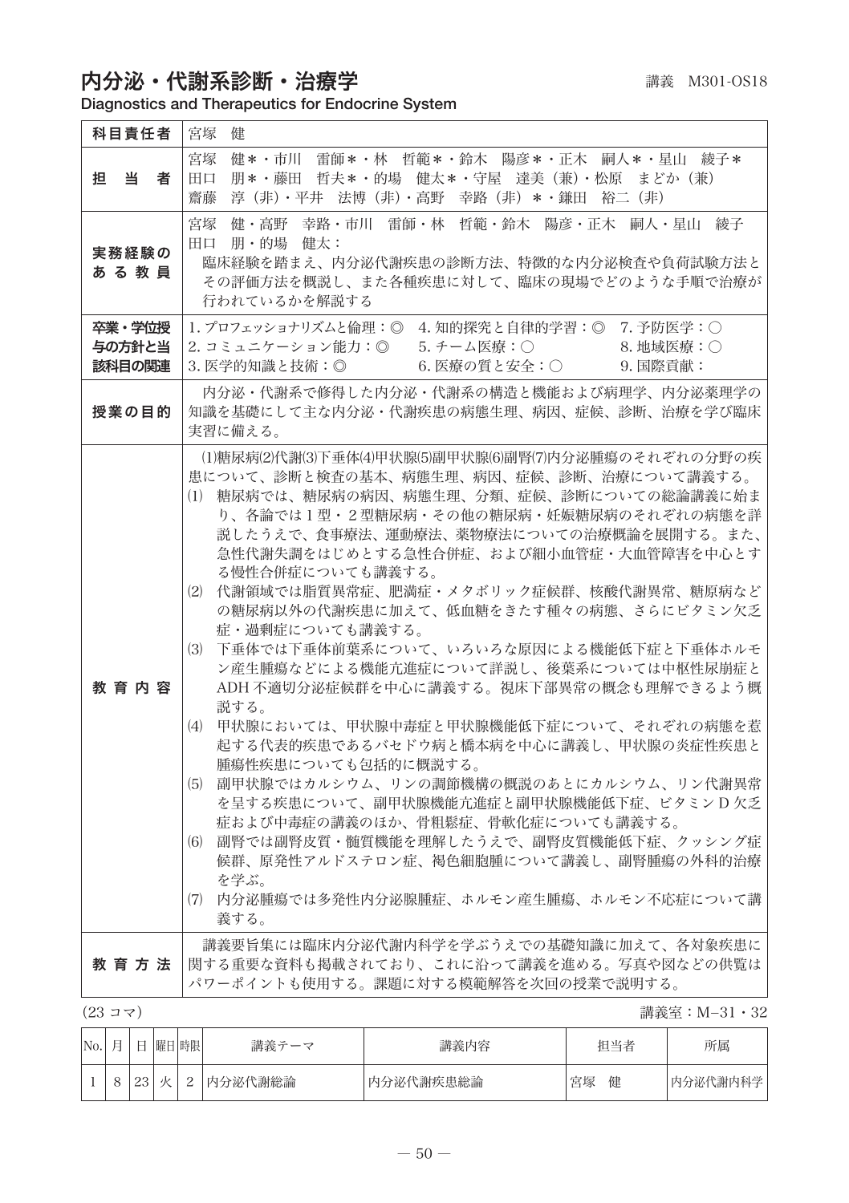# 内分泌・代謝系診断・治療学

講義　M301-OS18

**Diagnostics and Therapeutics for Endocrine System**

| | |
|---|---|
| **科目責任者** | 宮塚　健 |
| **担　当　者** | 宮塚　健＊・市川　雷師＊・林　哲範＊・鈴木　陽彦＊・正木　嗣人＊・星山　綾子＊<br>田口　朋＊・藤田　哲夫＊・的場　健太＊・守屋　達美（兼）・松原　まどか（兼）<br>齋藤　淳（非）・平井　法博（非）・高野　幸路（非）＊・鎌田　裕二（非） |
| **実務経験のある教員** | 宮塚　健・高野　幸路・市川　雷師・林　哲範・鈴木　陽彦・正木　嗣人・星山　綾子<br>田口　朋・的場　健太：<br>臨床経験を踏まえ、内分泌代謝疾患の診断方法、特徴的な内分泌検査や負荷試験方法とその評価方法を概説し、また各種疾患に対して、臨床の現場でどのような手順で治療が行われているかを解説する |
| **卒業・学位授与の方針と当該科目の関連** | 1. プロフェッショナリズムと倫理：◎　4. 知的探究と自律的学習：◎　7. 予防医学：○<br>2. コミュニケーション能力：◎　5. チーム医療：○　8. 地域医療：○<br>3. 医学的知識と技術：◎　6. 医療の質と安全：○　9. 国際貢献： |
| **授業の目的** | 内分泌・代謝系で修得した内分泌・代謝系の構造と機能および病理学、内分泌薬理学の知識を基礎にして主な内分泌・代謝疾患の病態生理、病因、症候、診断、治療を学び臨床実習に備える。 |
| **教育内容** | (1)糖尿病(2)代謝(3)下垂体(4)甲状腺(5)副甲状腺(6)副腎(7)内分泌腫瘍のそれぞれの分野の疾患について、診断と検査の基本、病態生理、病因、症候、診断、治療について講義する。<br>(1) 糖尿病では、糖尿病の病因、病態生理、分類、症候、診断についての総論講義に始まり、各論では1型・2型糖尿病・その他の糖尿病・妊娠糖尿病のそれぞれの病態を詳説したうえで、食事療法、運動療法、薬物療法についての治療概論を展開する。また、急性代謝失調をはじめとする急性合併症、および細小血管症・大血管障害を中心とする慢性合併症についても講義する。<br>(2) 代謝領域では脂質異常症、肥満症・メタボリック症候群、核酸代謝異常、糖原病などの糖尿病以外の代謝疾患に加えて、低血糖をきたす種々の病態、さらにビタミン欠乏症・過剰症についても講義する。<br>(3) 下垂体では下垂体前葉系について、いろいろな原因による機能低下症と下垂体ホルモン産生腫瘍などによる機能亢進症について詳説し、後葉系については中枢性尿崩症とADH 不適切分泌症候群を中心に講義する。視床下部異常の概念も理解できるよう概説する。<br>(4) 甲状腺においては、甲状腺中毒症と甲状腺機能低下症について、それぞれの病態を惹起する代表的疾患であるバセドウ病と橋本病を中心に講義し、甲状腺の炎症性疾患と腫瘍性疾患についても包括的に概説する。<br>(5) 副甲状腺ではカルシウム、リンの調節機構の概説のあとにカルシウム、リン代謝異常を呈する疾患について、副甲状腺機能亢進症と副甲状腺機能低下症、ビタミンD欠乏症および中毒症の講義のほか、骨粗鬆症、骨軟化症についても講義する。<br>(6) 副腎では副腎皮質・髄質機能を理解したうえで、副腎皮質機能低下症、クッシング症候群、原発性アルドステロン症、褐色細胞腫について講義し、副腎腫瘍の外科的治療を学ぶ。<br>(7) 内分泌腫瘍では多発性内分泌腺腫症、ホルモン産生腫瘍、ホルモン不応症について講義する。 |
| **教育方法** | 講義要旨集には臨床内分泌代謝内科学を学ぶうえでの基礎知識に加えて、各対象疾患に関する重要な資料も掲載されており、これに沿って講義を進める。写真や図などの供覧はパワーポイントも使用する。課題に対する模範解答を次回の授業で説明する。 |

（23 コマ）　　講義室：M−31・32

| No. | 月 | 日 | 曜日 | 時限 | 講義テーマ | 講義内容 | 担当者 | 所属 |
|---|---|---|---|---|---|---|---|---|
| 1 | 8 | 23 | 火 | 2 | 内分泌代謝総論 | 内分泌代謝疾患総論 | 宮塚　健 | 内分泌代謝内科学 |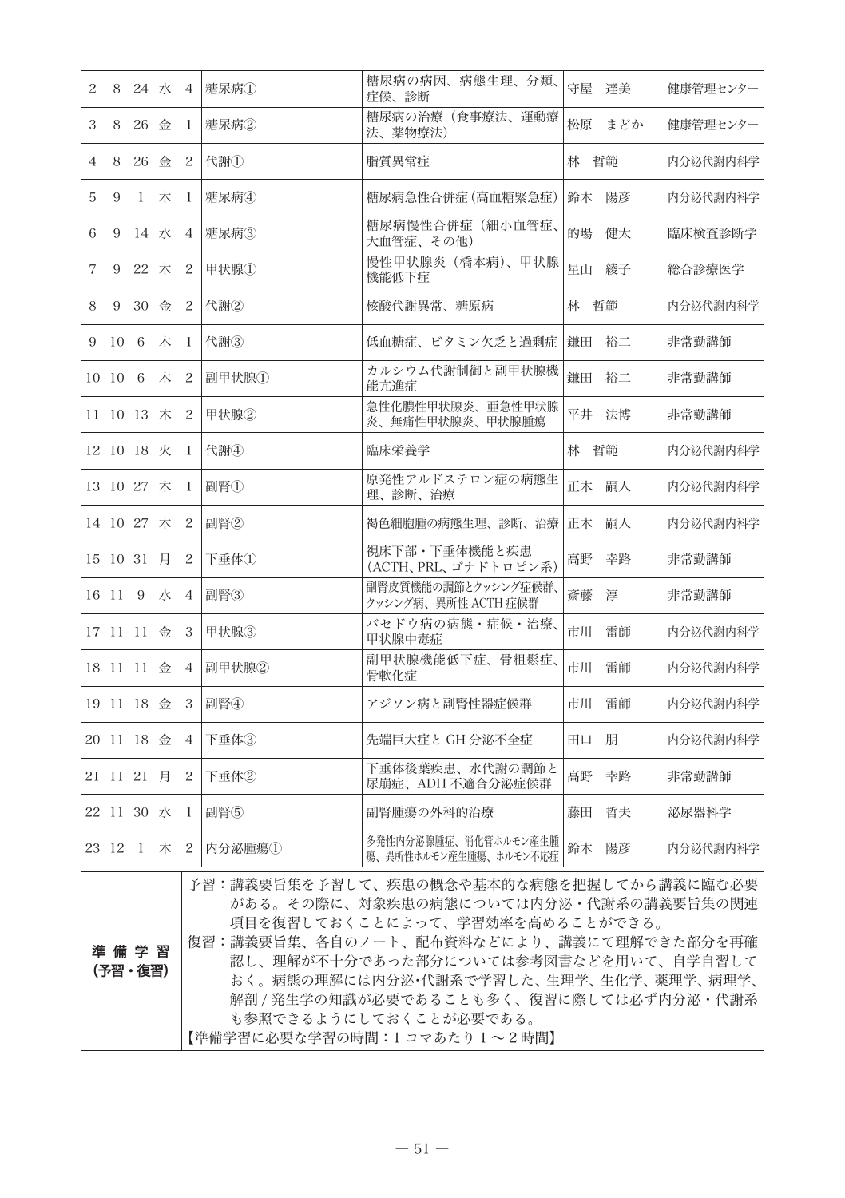| | | | | | | | | |
|---|---|---|---|---|---|---|---|---|
| 2 | 8 | 24 | 水 | 4 | 糖尿病① | 糖尿病の病因、病態生理、分類、症候、診断 | 守屋　達美 | 健康管理センター |
| 3 | 8 | 26 | 金 | 1 | 糖尿病② | 糖尿病の治療（食事療法、運動療法、薬物療法） | 松原　まどか | 健康管理センター |
| 4 | 8 | 26 | 金 | 2 | 代謝① | 脂質異常症 | 林　哲範 | 内分泌代謝内科学 |
| 5 | 9 | 1 | 木 | 1 | 糖尿病④ | 糖尿病急性合併症（高血糖緊急症） | 鈴木　陽彦 | 内分泌代謝内科学 |
| 6 | 9 | 14 | 水 | 4 | 糖尿病③ | 糖尿病慢性合併症（細小血管症、大血管症、その他） | 的場　健太 | 臨床検査診断学 |
| 7 | 9 | 22 | 木 | 2 | 甲状腺① | 慢性甲状腺炎（橋本病）、甲状腺機能低下症 | 星山　綾子 | 総合診療医学 |
| 8 | 9 | 30 | 金 | 2 | 代謝② | 核酸代謝異常、糖原病 | 林　哲範 | 内分泌代謝内科学 |
| 9 | 10 | 6 | 木 | 1 | 代謝③ | 低血糖症、ビタミン欠乏と過剰症 | 鎌田　裕二 | 非常勤講師 |
| 10 | 10 | 6 | 木 | 2 | 副甲状腺① | カルシウム代謝制御と副甲状腺機能亢進症 | 鎌田　裕二 | 非常勤講師 |
| 11 | 10 | 13 | 木 | 2 | 甲状腺② | 急性化膿性甲状腺炎、亜急性甲状腺炎、無痛性甲状腺炎、甲状腺腫瘍 | 平井　法博 | 非常勤講師 |
| 12 | 10 | 18 | 火 | 1 | 代謝④ | 臨床栄養学 | 林　哲範 | 内分泌代謝内科学 |
| 13 | 10 | 27 | 木 | 1 | 副腎① | 原発性アルドステロン症の病態生理、診断、治療 | 正木　嗣人 | 内分泌代謝内科学 |
| 14 | 10 | 27 | 木 | 2 | 副腎② | 褐色細胞腫の病態生理、診断、治療 | 正木　嗣人 | 内分泌代謝内科学 |
| 15 | 10 | 31 | 月 | 2 | 下垂体① | 視床下部・下垂体機能と疾患（ACTH、PRL、ゴナドトロピン系） | 高野　幸路 | 非常勤講師 |
| 16 | 11 | 9 | 水 | 4 | 副腎③ | 副腎皮質機能の調節とクッシング症候群、クッシング病、異所性 ACTH 症候群 | 斎藤　淳 | 非常勤講師 |
| 17 | 11 | 11 | 金 | 3 | 甲状腺③ | バセドウ病の病態・症候・治療、甲状腺中毒症 | 市川　雷師 | 内分泌代謝内科学 |
| 18 | 11 | 11 | 金 | 4 | 副甲状腺② | 副甲状腺機能低下症、骨粗鬆症、骨軟化症 | 市川　雷師 | 内分泌代謝内科学 |
| 19 | 11 | 18 | 金 | 3 | 副腎④ | アジソン病と副腎性器症候群 | 市川　雷師 | 内分泌代謝内科学 |
| 20 | 11 | 18 | 金 | 4 | 下垂体③ | 先端巨大症と GH 分泌不全症 | 田口　朋 | 内分泌代謝内科学 |
| 21 | 11 | 21 | 月 | 2 | 下垂体② | 下垂体後葉疾患、水代謝の調節と尿崩症、ADH 不適合分泌症候群 | 高野　幸路 | 非常勤講師 |
| 22 | 11 | 30 | 水 | 1 | 副腎⑤ | 副腎腫瘍の外科的治療 | 藤田　哲夫 | 泌尿器科学 |
| 23 | 12 | 1 | 木 | 2 | 内分泌腫瘍① | 多発性内分泌腺腫症、消化管ホルモン産生腫瘍、異所性ホルモン産生腫瘍、ホルモン不応症 | 鈴木　陽彦 | 内分泌代謝内科学 |

| **準備学習（予習・復習）** | 予習：講義要旨集を予習して、疾患の概念や基本的な病態を把握してから講義に臨む必要がある。その際に、対象疾患の病態については内分泌・代謝系の講義要旨集の関連項目を復習しておくことによって、学習効率を高めることができる。<br>復習：講義要旨集、各自のノート、配布資料などにより、講義にて理解できた部分を再確認し、理解が不十分であった部分については参考図書などを用いて、自学自習しておく。病態の理解には内分泌･代謝系で学習した、生理学、生化学、薬理学、病理学、解剖 / 発生学の知識が必要であることも多く、復習に際しては必ず内分泌・代謝系も参照できるようにしておくことが必要である。<br>【準備学習に必要な学習の時間：1 コマあたり 1 〜 2 時間】 |
|---|---|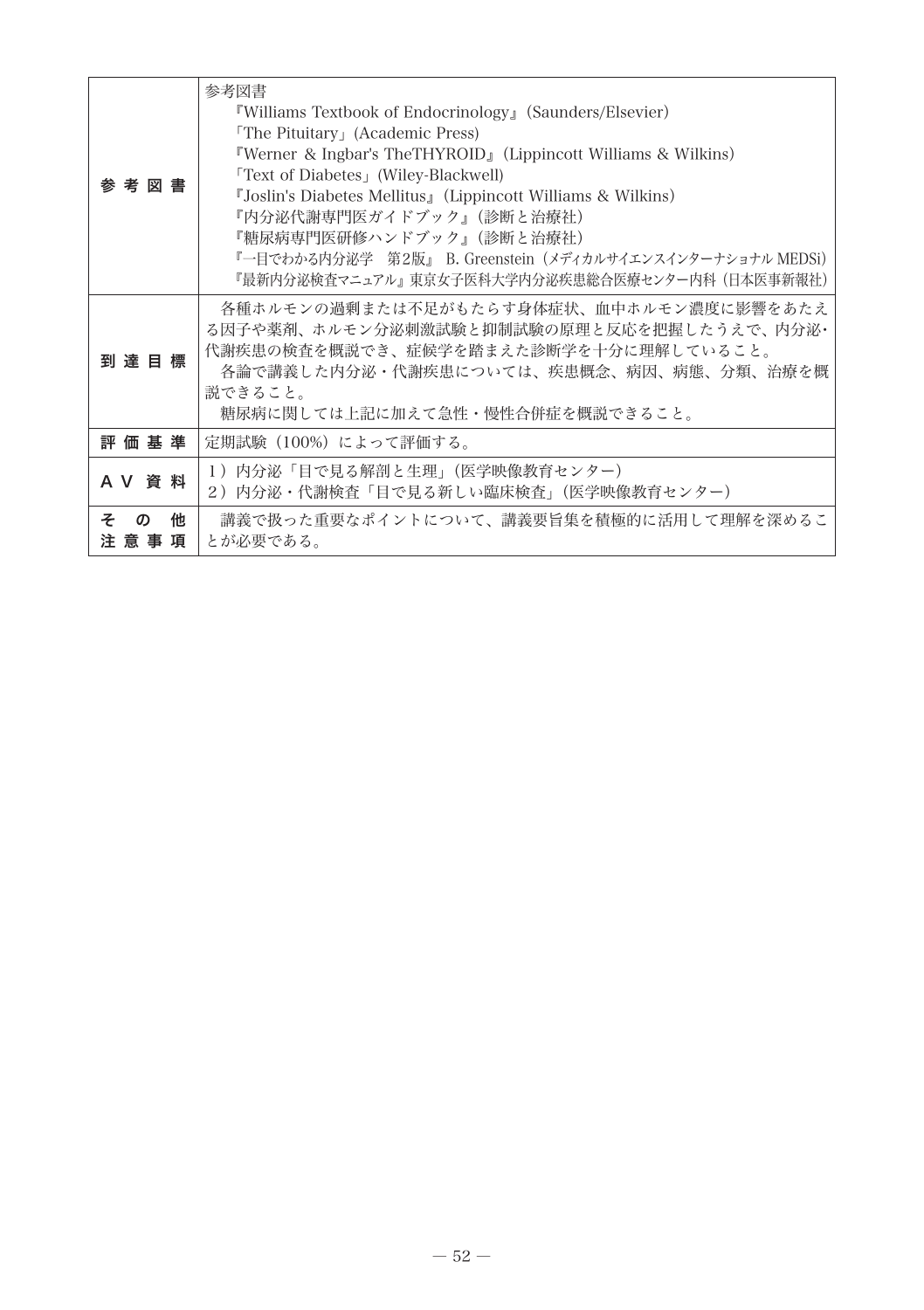| | |
|---|---|
| 参考図書 | 参考図書<br>『Williams Textbook of Endocrinology』(Saunders/Elsevier)<br>「The Pituitary」(Academic Press)<br>『Werner & Ingbar's TheTHYROID』(Lippincott Williams & Wilkins)<br>「Text of Diabetes」(Wiley-Blackwell)<br>『Joslin's Diabetes Mellitus』(Lippincott Williams & Wilkins)<br>『内分泌代謝専門医ガイドブック』(診断と治療社)<br>『糖尿病専門医研修ハンドブック』(診断と治療社)<br>『一目でわかる内分泌学　第2版』 B. Greenstein（メディカルサイエンスインターナショナル MEDSi)<br>『最新内分泌検査マニュアル』東京女子医科大学内分泌疾患総合医療センター内科（日本医事新報社) |
| 到達目標 | 各種ホルモンの過剰または不足がもたらす身体症状、血中ホルモン濃度に影響をあたえる因子や薬剤、ホルモン分泌刺激試験と抑制試験の原理と反応を把握したうえで、内分泌・代謝疾患の検査を概説でき、症候学を踏まえた診断学を十分に理解していること。<br>各論で講義した内分泌・代謝疾患については、疾患概念、病因、病態、分類、治療を概説できること。<br>糖尿病に関しては上記に加えて急性・慢性合併症を概説できること。 |
| 評価基準 | 定期試験（100%）によって評価する。 |
| AV資料 | 1）内分泌「目で見る解剖と生理」(医学映像教育センター)<br>2）内分泌・代謝検査「目で見る新しい臨床検査」(医学映像教育センター) |
| その他注意事項 | 講義で扱った重要なポイントについて、講義要旨集を積極的に活用して理解を深めることが必要である。 |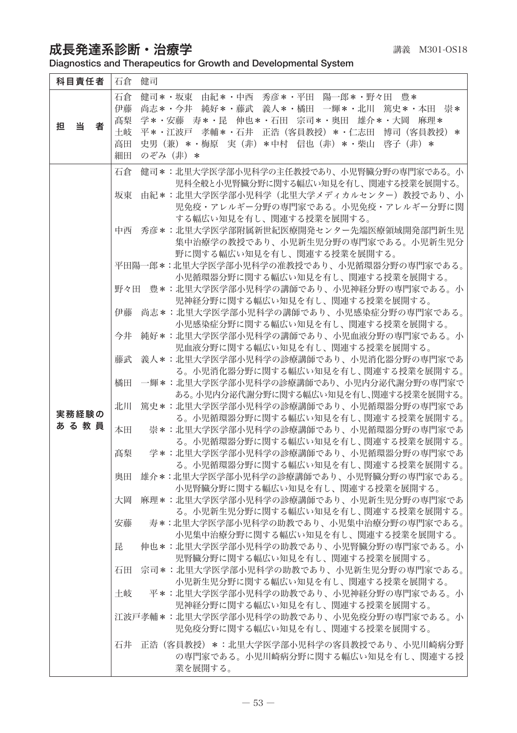# 成長発達系診断・治療学

講義　M301-OS18

Diagnostics and Therapeutics for Growth and Developmental System

| 科目責任者 | 石倉　健司 |
|---|---|
| 担　当　者 | 石倉　健司*・坂東　由紀*・中西　秀彦*・平田　陽一郎*・野々田　豊*<br>伊藤　尚志*・今井　純好*・藤武　義人*・橘田　一輝*・北川　篤史*・本田　崇*<br>髙梨　学*・安藤　寿*・昆　伸也*・石田　宗司*・奥田　雄介*・大岡　麻理*<br>土岐　平*・江波戸　孝輔*・石井　正浩（客員教授）*・仁志田　博司（客員教授）*<br>高田　史男（兼）*・梅原　実（非）*中村　信也（非）*・柴山　啓子（非）*<br>細田　のぞみ（非）* |
| 実務経験のある教員 | 石倉　健司*：北里大学医学部小児科学の主任教授であり、小児腎臓分野の専門家である。小児科全般と小児腎臓分野に関する幅広い知見を有し、関連する授業を展開する。<br>坂東　由紀*：北里大学医学部小児科学（北里大学メディカルセンター）教授であり、小児免疫・アレルギー分野の専門家である。小児免疫・アレルギー分野に関する幅広い知見を有し、関連する授業を展開する。<br>中西　秀彦*：北里大学医学部附属新世紀医療開発センター先端医療領域開発部門新生児集中治療学の教授であり、小児新生児分野の専門家である。小児新生児分野に関する幅広い知見を有し、関連する授業を展開する。<br>平田陽一郎*：北里大学医学部小児科学の准教授であり、小児循環器分野の専門家である。小児循環器分野に関する幅広い知見を有し、関連する授業を展開する。<br>野々田　豊*：北里大学医学部小児科学の講師であり、小児神経分野の専門家である。小児神経分野に関する幅広い知見を有し、関連する授業を展開する。<br>伊藤　尚志*：北里大学医学部小児科学の講師であり、小児感染症分野の専門家である。小児感染症分野に関する幅広い知見を有し、関連する授業を展開する。<br>今井　純好*：北里大学医学部小児科学の講師であり、小児血液分野の専門家である。小児血液分野に関する幅広い知見を有し、関連する授業を展開する。<br>藤武　義人*：北里大学医学部小児科学の診療講師であり、小児消化器分野の専門家である。小児消化器分野に関する幅広い知見を有し、関連する授業を展開する。<br>橘田　一輝*：北里大学医学部小児科学の診療講師であり、小児内分泌代謝分野の専門家である。小児内分泌代謝分野に関する幅広い知見を有し、関連する授業を展開する。<br>北川　篤史*：北里大学医学部小児科学の診療講師であり、小児循環器分野の専門家である。小児循環器分野に関する幅広い知見を有し、関連する授業を展開する。<br>本田　　崇*：北里大学医学部小児科学の診療講師であり、小児循環器分野の専門家である。小児循環器分野に関する幅広い知見を有し、関連する授業を展開する。<br>髙梨　　学*：北里大学医学部小児科学の診療講師であり、小児循環器分野の専門家である。小児循環器分野に関する幅広い知見を有し、関連する授業を展開する。<br>奥田　雄介*：北里大学医学部小児科学の診療講師であり、小児腎臓分野の専門家である。小児腎臓分野に関する幅広い知見を有し、関連する授業を展開する。<br>大岡　麻理*：北里大学医学部小児科学の診療講師であり、小児新生児分野の専門家である。小児新生児分野に関する幅広い知見を有し、関連する授業を展開する。<br>安藤　　寿*：北里大学医学部小児科学の助教であり、小児集中治療分野の専門家である。小児集中治療分野に関する幅広い知見を有し、関連する授業を展開する。<br>昆　　伸也*：北里大学医学部小児科学の助教であり、小児腎臓分野の専門家である。小児腎臓分野に関する幅広い知見を有し、関連する授業を展開する。<br>石田　宗司*：北里大学医学部小児科学の助教であり、小児新生児分野の専門家である。小児新生児分野に関する幅広い知見を有し、関連する授業を展開する。<br>土岐　　平*：北里大学医学部小児科学の助教であり、小児神経分野の専門家である。小児神経分野に関する幅広い知見を有し、関連する授業を展開する。<br>江波戸孝輔*：北里大学医学部小児科学の助教であり、小児免疫分野の専門家である。小児免疫分野に関する幅広い知見を有し、関連する授業を展開する。<br>石井　正浩（客員教授）*：北里大学医学部小児科学の客員教授であり、小児川崎病分野の専門家である。小児川崎病分野に関する幅広い知見を有し、関連する授業を展開する。 |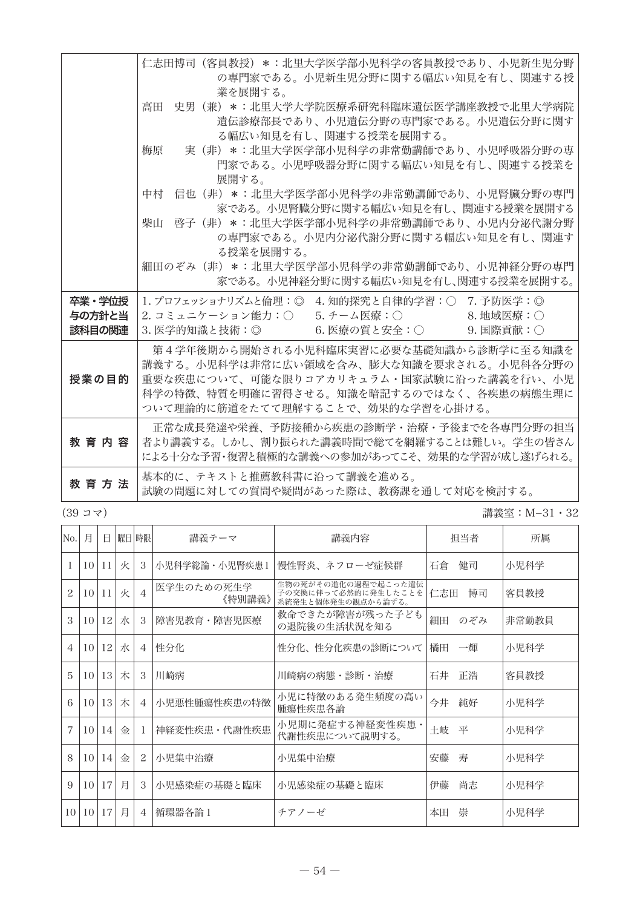| | |
|---|---|
| | 仁志田博司（客員教授）＊：北里大学医学部小児科学の客員教授であり、小児新生児分野の専門家である。小児新生児分野に関する幅広い知見を有し、関連する授業を展開する。<br>高田　史男（兼）＊：北里大学大学院医療系研究科臨床遺伝医学講座教授で北里大学病院遺伝診療部長であり、小児遺伝分野の専門家である。小児遺伝分野に関する幅広い知見を有し、関連する授業を展開する。<br>梅原　　実（非）＊：北里大学医学部小児科学の非常勤講師であり、小児呼吸器分野の専門家である。小児呼吸器分野に関する幅広い知見を有し、関連する授業を展開する。<br>中村　信也（非）＊：北里大学医学部小児科学の非常勤講師であり、小児腎臓分野の専門家である。小児腎臓分野に関する幅広い知見を有し、関連する授業を展開する。<br>柴山　啓子（非）＊：北里大学医学部小児科学の非常勤講師であり、小児内分泌代謝分野の専門家である。小児内分泌代謝分野に関する幅広い知見を有し、関連する授業を展開する。<br>細田のぞみ（非）＊：北里大学医学部小児科学の非常勤講師であり、小児神経分野の専門家である。小児神経分野に関する幅広い知見を有し、関連する授業を展開する。 |
| **卒業・学位授与の方針と当該科目の関連** | 1. プロフェッショナリズムと倫理：◎　4. 知的探究と自律的学習：○　7. 予防医学：◎<br>2. コミュニケーション能力：○　5. チーム医療：○　8. 地域医療：○<br>3. 医学的知識と技術：◎　6. 医療の質と安全：○　9. 国際貢献：○ |
| **授業の目的** | 第４学年後期から開始される小児科臨床実習に必要な基礎知識から診断学に至る知識を講義する。小児科学は非常に広い領域を含み、膨大な知識を要求される。小児科各分野の重要な疾患について、可能な限りコアカリキュラム・国家試験に沿った講義を行い、小児科学の特徴、特質を明確に習得させる。知識を暗記するのではなく、各疾患の病態生理について理論的に筋道をたてて理解することで、効果的な学習を心掛ける。 |
| **教育内容** | 正常な成長発達や栄養、予防接種から疾患の診断学・治療・予後までを各専門分野の担当者より講義する。しかし、割り振られた講義時間で総てを網羅することは難しい。学生の皆さんによる十分な予習・復習と積極的な講義への参加があってこそ、効果的な学習が成し遂げられる。 |
| **教育方法** | 基本的に、テキストと推薦教科書に沿って講義を進める。<br>試験の問題に対しての質問や疑問があった際は、教務課を通して対応を検討する。 |

（39 コマ）　　講義室：M−31・32

| No. | 月 | 日 | 曜日 | 時限 | 講義テーマ | 講義内容 | 担当者 | 所属 |
|---|---|---|---|---|---|---|---|---|
| 1 | 10 | 11 | 火 | 3 | 小児科学総論・小児腎疾患1 | 慢性腎炎、ネフローゼ症候群 | 石倉　健司 | 小児科学 |
| 2 | 10 | 11 | 火 | 4 | 医学生のための死生学《特別講義》 | 生物の死がその進化の過程で起こった遺伝子の交換に伴って必然的に発生したことを系統発生と個体発生の観点から論ずる。 | 仁志田　博司 | 客員教授 |
| 3 | 10 | 12 | 水 | 3 | 障害児教育・障害児医療 | 救命できたが障害が残った子どもの退院後の生活状況を知る | 細田　のぞみ | 非常勤教員 |
| 4 | 10 | 12 | 水 | 4 | 性分化 | 性分化、性分化疾患の診断について | 橘田　一輝 | 小児科学 |
| 5 | 10 | 13 | 木 | 3 | 川崎病 | 川崎病の病態・診断・治療 | 石井　正浩 | 客員教授 |
| 6 | 10 | 13 | 木 | 4 | 小児悪性腫瘍性疾患の特徴 | 小児に特徴のある発生頻度の高い腫瘍性疾患各論 | 今井　純好 | 小児科学 |
| 7 | 10 | 14 | 金 | 1 | 神経変性疾患・代謝性疾患 | 小児期に発症する神経変性疾患・代謝性疾患について説明する。 | 土岐　平 | 小児科学 |
| 8 | 10 | 14 | 金 | 2 | 小児集中治療 | 小児集中治療 | 安藤　寿 | 小児科学 |
| 9 | 10 | 17 | 月 | 3 | 小児感染症の基礎と臨床 | 小児感染症の基礎と臨床 | 伊藤　尚志 | 小児科学 |
| 10 | 10 | 17 | 月 | 4 | 循環器各論1 | チアノーゼ | 本田　崇 | 小児科学 |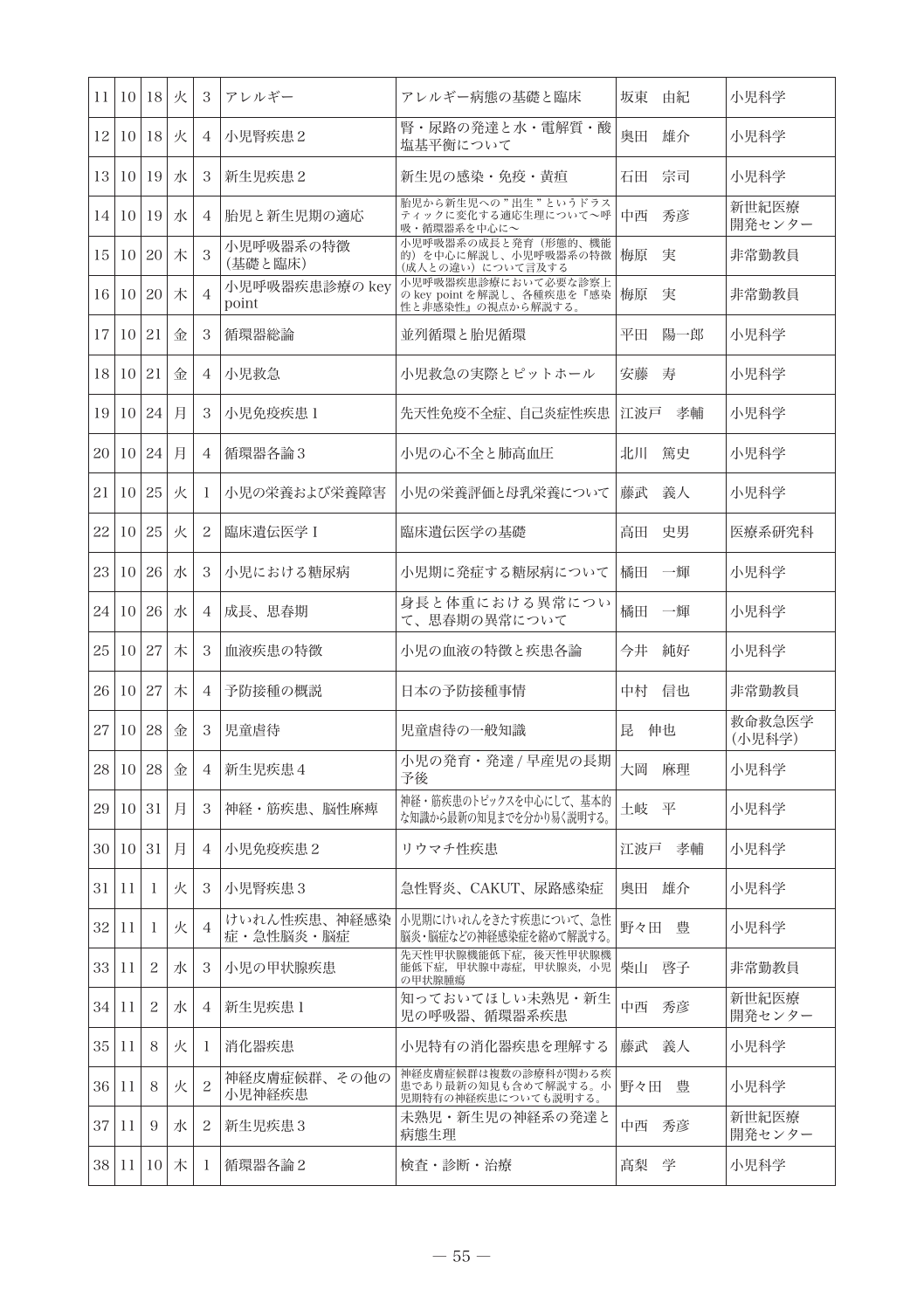| | | | | | | | | |
|---|---|---|---|---|---|---|---|---|
| 11 | 10 | 18 | 火 | 3 | アレルギー | アレルギー病態の基礎と臨床 | 坂東　由紀 | 小児科学 |
| 12 | 10 | 18 | 火 | 4 | 小児腎疾患２ | 腎・尿路の発達と水・電解質・酸塩基平衡について | 奥田　雄介 | 小児科学 |
| 13 | 10 | 19 | 水 | 3 | 新生児疾患２ | 新生児の感染・免疫・黄疸 | 石田　宗司 | 小児科学 |
| 14 | 10 | 19 | 水 | 4 | 胎児と新生児期の適応 | 胎児から新生児への"出生"というドラスティックに変化する適応生理について～呼吸・循環器系を中心に～ | 中西　秀彦 | 新世紀医療開発センター |
| 15 | 10 | 20 | 木 | 3 | 小児呼吸器系の特徴(基礎と臨床) | 小児呼吸器系の成長と発育（形態的、機能的）を中心に解説し、小児呼吸器系の特徴（成人との違い）について言及する | 梅原　実 | 非常勤教員 |
| 16 | 10 | 20 | 木 | 4 | 小児呼吸器疾患診療の key point | 小児呼吸器疾患診療において必要な診察上の key point を解説し、各種疾患を『感染性と非感染性』の視点から解説する。 | 梅原　実 | 非常勤教員 |
| 17 | 10 | 21 | 金 | 3 | 循環器総論 | 並列循環と胎児循環 | 平田　陽一郎 | 小児科学 |
| 18 | 10 | 21 | 金 | 4 | 小児救急 | 小児救急の実際とピットホール | 安藤　寿 | 小児科学 |
| 19 | 10 | 24 | 月 | 3 | 小児免疫疾患１ | 先天性免疫不全症、自己炎症性疾患 | 江波戸　孝輔 | 小児科学 |
| 20 | 10 | 24 | 月 | 4 | 循環器各論３ | 小児の心不全と肺高血圧 | 北川　篤史 | 小児科学 |
| 21 | 10 | 25 | 火 | 1 | 小児の栄養および栄養障害 | 小児の栄養評価と母乳栄養について | 藤武　義人 | 小児科学 |
| 22 | 10 | 25 | 火 | 2 | 臨床遺伝医学Ⅰ | 臨床遺伝医学の基礎 | 高田　史男 | 医療系研究科 |
| 23 | 10 | 26 | 水 | 3 | 小児における糖尿病 | 小児期に発症する糖尿病について | 橘田　一輝 | 小児科学 |
| 24 | 10 | 26 | 水 | 4 | 成長、思春期 | 身長と体重における異常について、思春期の異常について | 橘田　一輝 | 小児科学 |
| 25 | 10 | 27 | 木 | 3 | 血液疾患の特徴 | 小児の血液の特徴と疾患各論 | 今井　純好 | 小児科学 |
| 26 | 10 | 27 | 木 | 4 | 予防接種の概説 | 日本の予防接種事情 | 中村　信也 | 非常勤教員 |
| 27 | 10 | 28 | 金 | 3 | 児童虐待 | 児童虐待の一般知識 | 昆　伸也 | 救命救急医学(小児科学) |
| 28 | 10 | 28 | 金 | 4 | 新生児疾患４ | 小児の発育・発達 / 早産児の長期予後 | 大岡　麻理 | 小児科学 |
| 29 | 10 | 31 | 月 | 3 | 神経・筋疾患、脳性麻痺 | 神経・筋疾患のトピックスを中心にして、基本的な知識から最新の知見までを分かり易く説明する。 | 土岐　平 | 小児科学 |
| 30 | 10 | 31 | 月 | 4 | 小児免疫疾患２ | リウマチ性疾患 | 江波戸　孝輔 | 小児科学 |
| 31 | 11 | 1 | 火 | 3 | 小児腎疾患３ | 急性腎炎、CAKUT、尿路感染症 | 奥田　雄介 | 小児科学 |
| 32 | 11 | 1 | 火 | 4 | けいれん性疾患、神経感染症・急性脳炎・脳症 | 小児期にけいれんをきたす疾患について、急性脳炎・脳症などの神経感染症を絡めて解説する。 | 野々田　豊 | 小児科学 |
| 33 | 11 | 2 | 水 | 3 | 小児の甲状腺疾患 | 先天性甲状腺機能低下症，後天性甲状腺機能低下症，甲状腺中毒症，甲状腺炎，小児の甲状腺腫瘍 | 柴山　啓子 | 非常勤教員 |
| 34 | 11 | 2 | 水 | 4 | 新生児疾患１ | 知っておいてほしい未熟児・新生児の呼吸器、循環器系疾患 | 中西　秀彦 | 新世紀医療開発センター |
| 35 | 11 | 8 | 火 | 1 | 消化器疾患 | 小児特有の消化器疾患を理解する | 藤武　義人 | 小児科学 |
| 36 | 11 | 8 | 火 | 2 | 神経皮膚症候群、その他の小児神経疾患 | 神経皮膚症候群は複数の診療科が関わる疾患であり最新の知見も含めて解説する。小児期特有の神経疾患についても説明する。 | 野々田　豊 | 小児科学 |
| 37 | 11 | 9 | 水 | 2 | 新生児疾患３ | 未熟児・新生児の神経系の発達と病態生理 | 中西　秀彦 | 新世紀医療開発センター |
| 38 | 11 | 10 | 木 | 1 | 循環器各論２ | 検査・診断・治療 | 髙梨　学 | 小児科学 |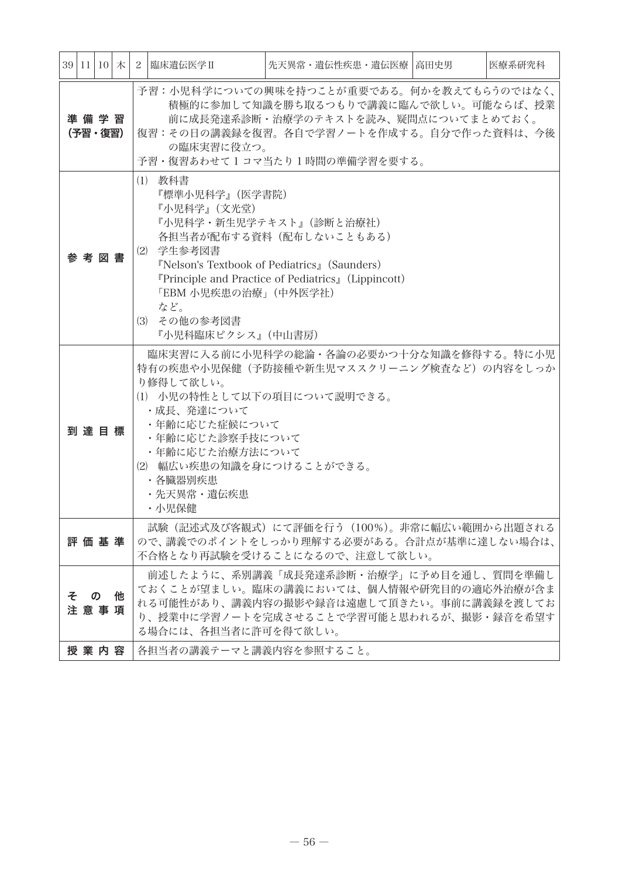| 39 | 11 | 10 | 木 | 2 | 臨床遺伝医学Ⅱ | 先天異常・遺伝性疾患・遺伝医療 | 高田史男 | 医療系研究科 |
|---|---|---|---|---|---|---|---|---|

| | |
|---|---|
| **準備学習（予習・復習）** | 予習：小児科学についての興味を持つことが重要である。何かを教えてもらうのではなく、積極的に参加して知識を勝ち取るつもりで講義に臨んで欲しい。可能ならば、授業前に成長発達系診断・治療学のテキストを読み、疑問点についてまとめておく。<br>復習：その日の講義録を復習。各自で学習ノートを作成する。自分で作った資料は、今後の臨床実習に役立つ。<br>予習・復習あわせて1コマ当たり1時間の準備学習を要する。 |
| **参考図書** | ⑴ 教科書<br>『標準小児科学』（医学書院）<br>『小児科学』（文光堂）<br>『小児科学・新生児学テキスト』（診断と治療社）<br>各担当者が配布する資料（配布しないこともある）<br>⑵ 学生参考図書<br>『Nelson's Textbook of Pediatrics』（Saunders）<br>『Principle and Practice of Pediatrics』（Lippincott）<br>「EBM 小児疾患の治療」（中外医学社）<br>など。<br>⑶ その他の参考図書<br>『小児科臨床ピクシス』（中山書房） |
| **到達目標** | 臨床実習に入る前に小児科学の総論・各論の必要かつ十分な知識を修得する。特に小児特有の疾患や小児保健（予防接種や新生児マススクリーニング検査など）の内容をしっかり修得して欲しい。<br>⑴ 小児の特性として以下の項目について説明できる。<br>・成長、発達について<br>・年齢に応じた症候について<br>・年齢に応じた診察手技について<br>・年齢に応じた治療方法について<br>⑵ 幅広い疾患の知識を身につけることができる。<br>・各臓器別疾患<br>・先天異常・遺伝疾患<br>・小児保健 |
| **評価基準** | 試験（記述式及び客観式）にて評価を行う（100％）。非常に幅広い範囲から出題されるので、講義でのポイントをしっかり理解する必要がある。合計点が基準に達しない場合は、不合格となり再試験を受けることになるので、注意して欲しい。 |
| **その他注意事項** | 前述したように、系別講義「成長発達系診断・治療学」に予め目を通し、質問を準備しておくことが望ましい。臨床の講義においては、個人情報や研究目的の適応外治療が含まれる可能性があり、講義内容の撮影や録音は遠慮して頂きたい。事前に講義録を渡しており、授業中に学習ノートを完成させることで学習可能と思われるが、撮影・録音を希望する場合には、各担当者に許可を得て欲しい。 |
| **授業内容** | 各担当者の講義テーマと講義内容を参照すること。 |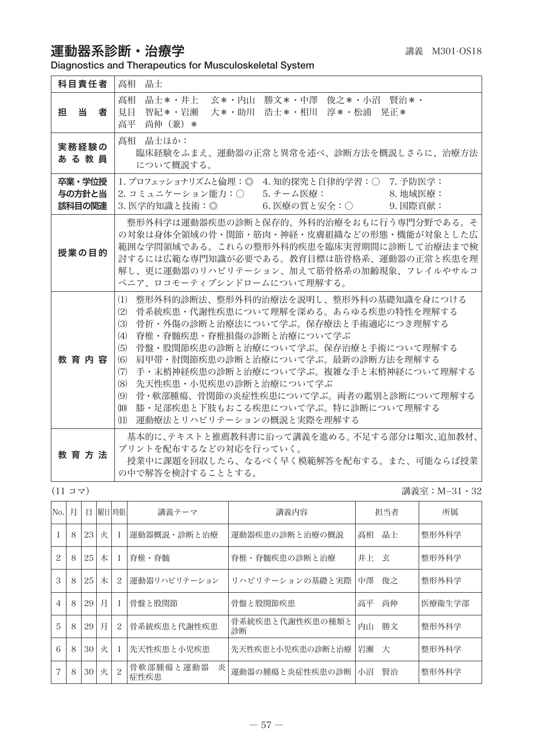# 運動器系診断・治療学

講義　M301-OS18

**Diagnostics and Therapeutics for Musculoskeletal System**

| | |
|---|---|
| **科目責任者** | 髙相　晶士 |
| **担　当　者** | 髙相　晶士＊・井上　玄＊・内山　勝文＊・中澤　俊之＊・小沼　賢治＊・見目　智紀＊・岩瀬　大＊・助川　浩士＊・相川　淳＊・松浦　晃正＊<br>高平　尚伸（兼）＊ |
| **実務経験のある教員** | 髙相　晶士ほか：<br>臨床経験をふまえ、運動器の正常と異常を述べ、診断方法を概説しさらに、治療方法について概説する。 |
| **卒業・学位授与の方針と当該科目の関連** | 1. プロフェッショナリズムと倫理：◎　4. 知的探究と自律的学習：○　7. 予防医学：<br>2. コミュニケーション能力：○　5. チーム医療：　8. 地域医療：<br>3. 医学的知識と技術：◎　6. 医療の質と安全：○　9. 国際貢献： |
| **授業の目的** | 整形外科学は運動器疾患の診断と保存的、外科的治療をおもに行う専門分野である。その対象は身体全領域の骨・関節・筋肉・神経・皮膚組織などの形態・機能が対象とした広範囲な学問領域である。これらの整形外科的疾患を臨床実習期間に診断して治療法まで検討するには広範な専門知識が必要である。教育目標は筋骨格系、運動器の正常と疾患を理解し、更に運動器のリハビリテーション、加えて筋骨格系の加齢現象、フレイルやサルコペニア、ロコモーティブシンドロームについて理解する。 |
| **教育内容** | (1)　整形外科的診断法、整形外科的治療法を説明し、整形外科の基礎知識を身につける<br>(2)　骨系統疾患・代謝性疾患について理解を深める。あらゆる疾患の特性を理解する<br>(3)　骨折・外傷の診断と治療法について学ぶ。保存療法と手術適応につき理解する<br>(4)　脊椎・脊髄疾患・脊椎損傷の診断と治療について学ぶ<br>(5)　骨盤・股関節疾患の診断と治療について学ぶ。保存治療と手術について理解する<br>(6)　肩甲帯・肘関節疾患の診断と治療について学ぶ。最新の診断方法を理解する<br>(7)　手・末梢神経疾患の診断と治療について学ぶ。複雑な手と末梢神経について理解する<br>(8)　先天性疾患・小児疾患の診断と治療について学ぶ<br>(9)　骨・軟部腫瘍、骨関節の炎症性疾患について学ぶ。両者の鑑別と診断について理解する<br>(10)　膝・足部疾患と下肢もおこる疾患について学ぶ。特に診断について理解する<br>(11)　運動療法とリハビリテーションの概説と実際を理解する |
| **教育方法** | 基本的に、テキストと推薦教科書に沿って講義を進める。不足する部分は順次、追加教材、プリントを配布するなどの対応を行っていく。<br>授業中に課題を回収したら、なるべく早く模範解答を配布する。また、可能ならば授業の中で解答を検討することとする。 |

(11 コマ)　　講義室：M−31・32

| No. | 月 | 日 | 曜日 | 時限 | 講義テーマ | 講義内容 | 担当者 | 所属 |
|---|---|---|---|---|---|---|---|---|
| 1 | 8 | 23 | 火 | 1 | 運動器概説・診断と治療 | 運動器疾患の診断と治療の概説 | 髙相　晶士 | 整形外科学 |
| 2 | 8 | 25 | 木 | 1 | 脊椎・脊髄 | 脊椎・脊髄疾患の診断と治療 | 井上　玄 | 整形外科学 |
| 3 | 8 | 25 | 木 | 2 | 運動器リハビリテーション | リハビリテーションの基礎と実際 | 中澤　俊之 | 整形外科学 |
| 4 | 8 | 29 | 月 | 1 | 骨盤と股関節 | 骨盤と股関節疾患 | 高平　尚伸 | 医療衛生学部 |
| 5 | 8 | 29 | 月 | 2 | 骨系統疾患と代謝性疾患 | 骨系統疾患と代謝性疾患の種類と診断 | 内山　勝文 | 整形外科学 |
| 6 | 8 | 30 | 火 | 1 | 先天性疾患と小児疾患 | 先天性疾患と小児疾患の診断と治療 | 岩瀬　大 | 整形外科学 |
| 7 | 8 | 30 | 火 | 2 | 骨軟部腫瘍と運動器　炎症性疾患 | 運動器の腫瘍と炎症性疾患の診断 | 小沼　賢治 | 整形外科学 |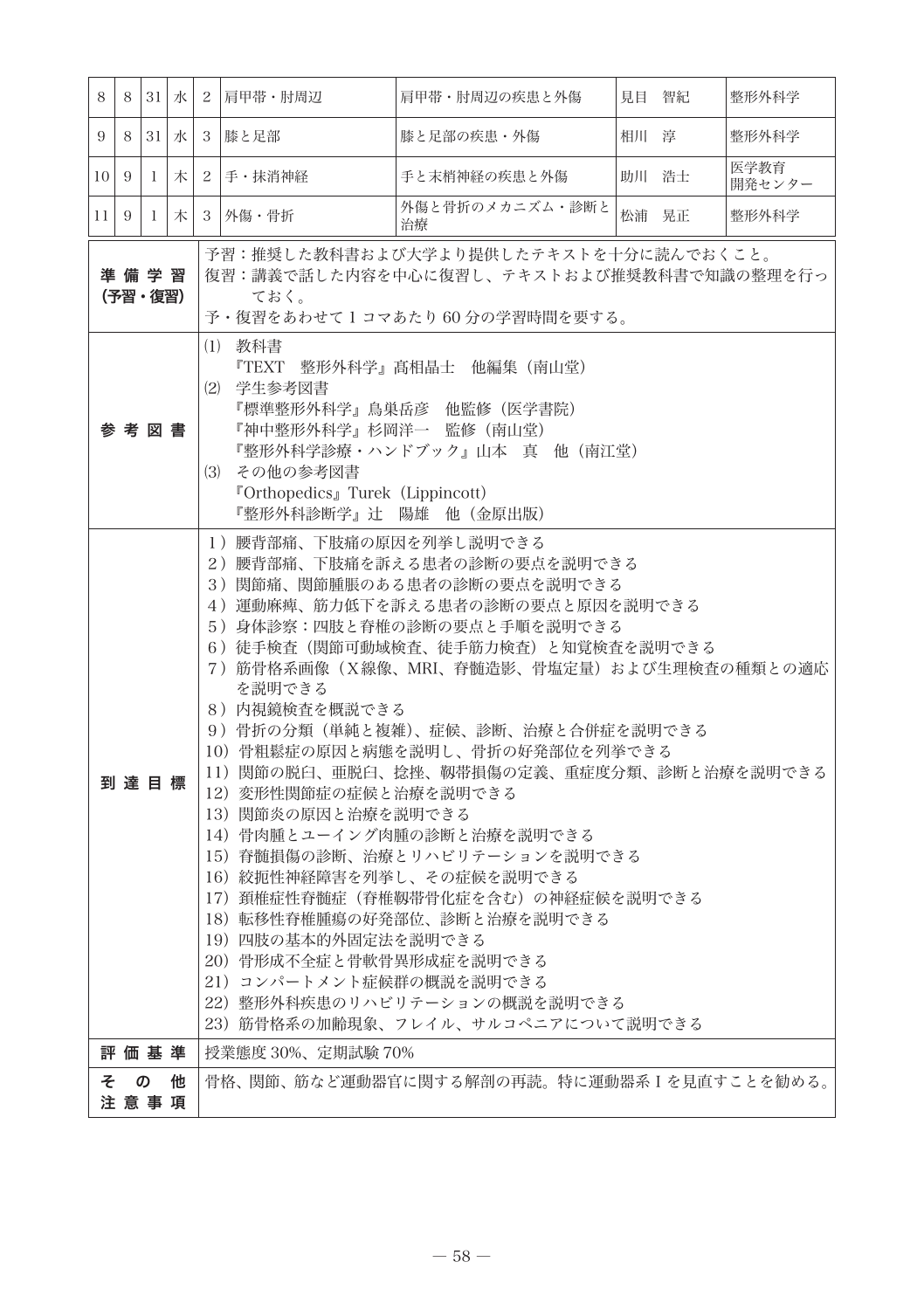| 8 | 8 | 31 | 水 | 2 | 肩甲帯・肘周辺 | 肩甲帯・肘周辺の疾患と外傷 | 見目　智紀 | 整形外科学 |
|---|---|---|---|---|---|---|---|---|
| 9 | 8 | 31 | 水 | 3 | 膝と足部 | 膝と足部の疾患・外傷 | 相川　淳 | 整形外科学 |
| 10 | 9 | 1 | 木 | 2 | 手・抹消神経 | 手と末梢神経の疾患と外傷 | 助川　浩士 | 医学教育開発センター |
| 11 | 9 | 1 | 木 | 3 | 外傷・骨折 | 外傷と骨折のメカニズム・診断と治療 | 松浦　晃正 | 整形外科学 |

| 項目 | 内容 |
|---|---|
| 準備学習（予習・復習） | 予習：推奨した教科書および大学より提供したテキストを十分に読んでおくこと。<br>復習：講義で話した内容を中心に復習し、テキストおよび推奨教科書で知識の整理を行っておく。<br>予・復習をあわせて1コマあたり60分の学習時間を要する。 |
| 参考図書 | ⑴　教科書<br>『TEXT　整形外科学』髙相晶士　他編集（南山堂）<br>⑵　学生参考図書<br>『標準整形外科学』鳥巣岳彦　他監修（医学書院）<br>『神中整形外科学』杉岡洋一　監修（南山堂）<br>『整形外科学診療・ハンドブック』山本　真　他（南江堂）<br>⑶　その他の参考図書<br>『Orthopedics』Turek（Lippincott）<br>『整形外科診断学』辻　陽雄　他（金原出版） |
| 到達目標 | 1）腰背部痛、下肢痛の原因を列挙し説明できる<br>2）腰背部痛、下肢痛を訴える患者の診断の要点を説明できる<br>3）関節痛、関節腫脹のある患者の診断の要点を説明できる<br>4）運動麻痺、筋力低下を訴える患者の診断の要点と原因を説明できる<br>5）身体診察：四肢と脊椎の診断の要点と手順を説明できる<br>6）徒手検査（関節可動域検査、徒手筋力検査）と知覚検査を説明できる<br>7）筋骨格系画像（X線像、MRI、脊髄造影、骨塩定量）および生理検査の種類との適応を説明できる<br>8）内視鏡検査を概説できる<br>9）骨折の分類（単純と複雑）、症候、診断、治療と合併症を説明できる<br>10）骨粗鬆症の原因と病態を説明し、骨折の好発部位を列挙できる<br>11）関節の脱臼、亜脱臼、捻挫、靭帯損傷の定義、重症度分類、診断と治療を説明できる<br>12）変形性関節症の症候と治療を説明できる<br>13）関節炎の原因と治療を説明できる<br>14）骨肉腫とユーイング肉腫の診断と治療を説明できる<br>15）脊髄損傷の診断、治療とリハビリテーションを説明できる<br>16）絞扼性神経障害を列挙し、その症候を説明できる<br>17）頚椎症性脊髄症（脊椎靭帯骨化症を含む）の神経症候を説明できる<br>18）転移性脊椎腫瘍の好発部位、診断と治療を説明できる<br>19）四肢の基本的外固定法を説明できる<br>20）骨形成不全症と骨軟骨異形成症を説明できる<br>21）コンパートメント症候群の概説を説明できる<br>22）整形外科疾患のリハビリテーションの概説を説明できる<br>23）筋骨格系の加齢現象、フレイル、サルコペニアについて説明できる |
| 評価基準 | 授業態度30%、定期試験70% |
| その他注意事項 | 骨格、関節、筋など運動器官に関する解剖の再読。特に運動器系Ⅰを見直すことを勧める。 |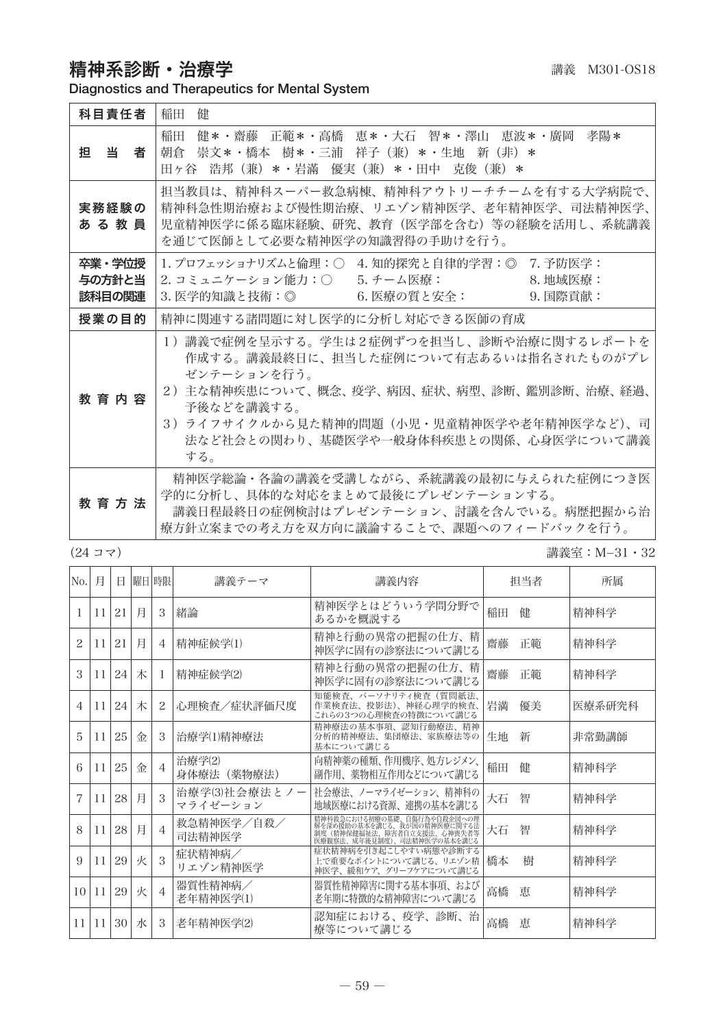# 精神系診断・治療学

講義　M301-OS18

**Diagnostics and Therapeutics for Mental System**

| | |
|---|---|
| **科目責任者** | 稲田　健 |
| **担　当　者** | 稲田　健＊・齋藤　正範＊・高橋　恵＊・大石　智＊・澤山　恵波＊・廣岡　孝陽＊<br>朝倉　崇文＊・橋本　樹＊・三浦　祥子（兼）＊・生地　新（非）＊<br>田ヶ谷　浩邦（兼）＊・岩滿　優実（兼）＊・田中　克俊（兼）＊ |
| **実務経験のある教員** | 担当教員は、精神科スーパー救急病棟、精神科アウトリーチチームを有する大学病院で、精神科急性期治療および慢性期治療、リエゾン精神医学、老年精神医学、司法精神医学、児童精神医学に係る臨床経験、研究、教育（医学部を含む）等の経験を活用し、系統講義を通じて医師として必要な精神医学の知識習得の手助けを行う。 |
| **卒業・学位授与の方針と当該科目の関連** | 1. プロフェッショナリズムと倫理：○　4. 知的探究と自律的学習：◎　7. 予防医学：<br>2. コミュニケーション能力：○　5. チーム医療：　8. 地域医療：<br>3. 医学的知識と技術：◎　6. 医療の質と安全：　9. 国際貢献： |
| **授業の目的** | 精神に関連する諸問題に対し医学的に分析し対応できる医師の育成 |
| **教育内容** | 1）講義で症例を呈示する。学生は2症例ずつを担当し、診断や治療に関するレポートを作成する。講義最終日に、担当した症例について有志あるいは指名されたものがプレゼンテーションを行う。<br>2）主な精神疾患について、概念、疫学、病因、症状、病型、診断、鑑別診断、治療、経過、予後などを講義する。<br>3）ライフサイクルから見た精神的問題（小児・児童精神医学や老年精神医学など）、司法など社会との関わり、基礎医学や一般身体科疾患との関係、心身医学について講義する。 |
| **教育方法** | 精神医学総論・各論の講義を受講しながら、系統講義の最初に与えられた症例につき医学的に分析し、具体的な対応をまとめて最後にプレゼンテーションする。<br>講義日程最終日の症例検討はプレゼンテーション、討議を含んでいる。病歴把握から治療方針立案までの考え方を双方向に議論することで、課題へのフィードバックを行う。 |

（24 コマ）　　講義室：M–31・32

| No. | 月 | 日 | 曜日 | 時限 | 講義テーマ | 講義内容 | 担当者 | 所属 |
|---|---|---|---|---|---|---|---|---|
| 1 | 11 | 21 | 月 | 3 | 緒論 | 精神医学とはどういう学問分野であるかを概説する | 稲田　健 | 精神科学 |
| 2 | 11 | 21 | 月 | 4 | 精神症候学(1) | 精神と行動の異常の把握の仕方、精神医学に固有の診察法について講じる | 齋藤　正範 | 精神科学 |
| 3 | 11 | 24 | 木 | 1 | 精神症候学(2) | 精神と行動の異常の把握の仕方、精神医学に固有の診察法について講じる | 齋藤　正範 | 精神科学 |
| 4 | 11 | 24 | 木 | 2 | 心理検査／症状評価尺度 | 知能検査、パーソナリティ検査（質問紙法、作業検査法、投影法）、神経心理学的検査、これらの3つの心理検査の特徴について講じる | 岩滿　優美 | 医療系研究科 |
| 5 | 11 | 25 | 金 | 3 | 治療学(1)精神療法 | 精神療法の基本事項、認知行動療法、精神分析的精神療法、集団療法、家族療法等の基本について講じる | 生地　新 | 非常勤講師 |
| 6 | 11 | 25 | 金 | 4 | 治療学(2)<br>身体療法（薬物療法） | 向精神薬の種類、作用機序、処方レジメン、副作用、薬物相互作用などについて講じる | 稲田　健 | 精神科学 |
| 7 | 11 | 28 | 月 | 3 | 治療学(3)社会療法とノーマライゼーション | 社会療法、ノーマライゼーション、精神科の地域医療における資源、連携の基本を講じる | 大石　智 | 精神科学 |
| 8 | 11 | 28 | 月 | 4 | 救急精神医学／自殺／<br>司法精神医学 | 精神科救急における初療の基礎、自傷行為や自殺企図への理解を深め援助の基本を講じる、我が国の精神医療に関する法制度（精神保健福祉法、障害者自立支援法、心神喪失者等医療観察法、成年後見制度）、司法精神医学の基本を講じる | 大石　智 | 精神科学 |
| 9 | 11 | 29 | 火 | 3 | 症状精神病／<br>リエゾン精神医学 | 症状精神病を引き起こしやすい病態や診断する上で重要なポイントについて講じる、リエゾン精神医学、緩和ケア、グリーフケアについて講じる | 橋本　樹 | 精神科学 |
| 10 | 11 | 29 | 火 | 4 | 器質性精神病／<br>老年精神医学(1) | 器質性精神障害に関する基本事項、および老年期に特徴的な精神障害について講じる | 高橋　恵 | 精神科学 |
| 11 | 11 | 30 | 水 | 3 | 老年精神医学(2) | 認知症における、疫学、診断、治療等について講じる | 高橋　恵 | 精神科学 |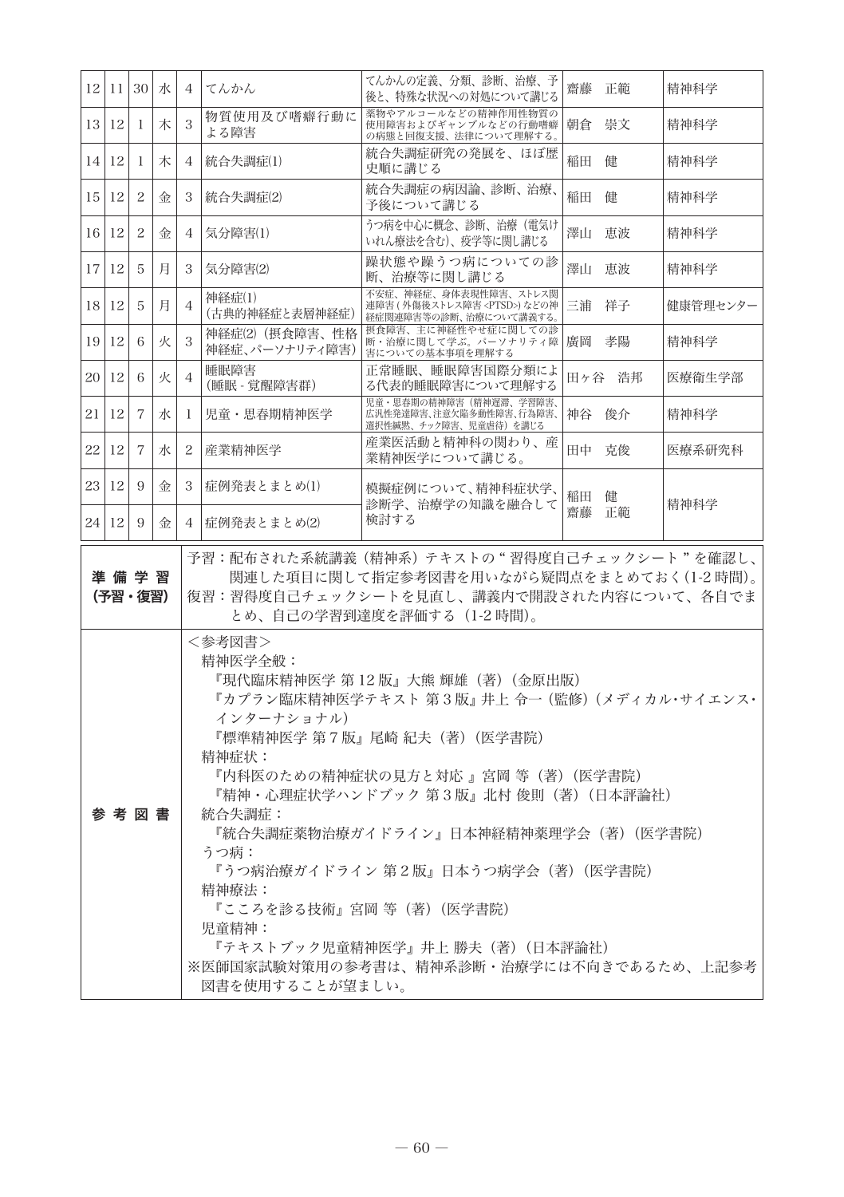| 12 | 11 | 30 | 水 | 4 | てんかん | てんかんの定義、分類、診断、治療、予後と、特殊な状況への対処について講じる | 齋藤　正範 | 精神科学 |
|---|---|---|---|---|---|---|---|---|
| 13 | 12 | 1 | 木 | 3 | 物質使用及び嗜癖行動による障害 | 薬物やアルコールなどの精神作用性物質の使用障害およびギャンブルなどの行動嗜癖の病態と回復支援、法律について理解する。 | 朝倉　崇文 | 精神科学 |
| 14 | 12 | 1 | 木 | 4 | 統合失調症(1) | 統合失調症研究の発展を、ほぼ歴史順に講じる | 稲田　健 | 精神科学 |
| 15 | 12 | 2 | 金 | 3 | 統合失調症(2) | 統合失調症の病因論、診断、治療、予後について講じる | 稲田　健 | 精神科学 |
| 16 | 12 | 2 | 金 | 4 | 気分障害(1) | うつ病を中心に概念、診断、治療（電気けいれん療法を含む）、疫学等に関し講じる | 澤山　恵波 | 精神科学 |
| 17 | 12 | 5 | 月 | 3 | 気分障害(2) | 躁状態や躁うつ病についての診断、治療等に関し講じる | 澤山　恵波 | 精神科学 |
| 18 | 12 | 5 | 月 | 4 | 神経症(1)<br>（古典的神経症と表層神経症） | 不安症、神経症、身体表現性障害、ストレス関連障害(外傷後ストレス障害<PTSD>)などの神経症関連障害等の診断、治療について講義する。 | 三浦　祥子 | 健康管理センター |
| 19 | 12 | 6 | 火 | 3 | 神経症(2)（摂食障害、性格神経症、パーソナリティ障害） | 摂食障害、主に神経性やせ症に関しての診断・治療に関して学ぶ。パーソナリティ障害についての基本事項を理解する | 廣岡　孝陽 | 精神科学 |
| 20 | 12 | 6 | 火 | 4 | 睡眠障害<br>（睡眠 - 覚醒障害群） | 正常睡眠、睡眠障害国際分類による代表的睡眠障害について理解する | 田ヶ谷　浩邦 | 医療衛生学部 |
| 21 | 12 | 7 | 水 | 1 | 児童・思春期精神医学 | 児童・思春期の精神障害（精神遅滞、学習障害、広汎性発達障害、注意欠陥多動性障害、行為障害、選択性緘黙、チック障害、児童虐待）を講じる | 神谷　俊介 | 精神科学 |
| 22 | 12 | 7 | 水 | 2 | 産業精神医学 | 産業医活動と精神科の関わり、産業精神医学について講じる。 | 田中　克俊 | 医療系研究科 |
| 23 | 12 | 9 | 金 | 3 | 症例発表とまとめ(1) | 模擬症例について、精神科症状学、診断学、治療学の知識を融合して検討する | 稲田　健<br>齋藤　正範 | 精神科学 |
| 24 | 12 | 9 | 金 | 4 | 症例発表とまとめ(2) | | | |

| 準備学習（予習・復習） | 予習：配布された系統講義（精神系）テキストの“習得度自己チェックシート”を確認し、関連した項目に関して指定参考図書を用いながら疑問点をまとめておく(1-2 時間)。<br>復習：習得度自己チェックシートを見直し、講義内で開設された内容について、各自でまとめ、自己の学習到達度を評価する（1-2 時間)。 |
|---|---|
| 参考図書 | ＜参考図書＞<br>精神医学全般：<br>『現代臨床精神医学 第 12 版』大熊 輝雄（著）（金原出版）<br>『カプラン臨床精神医学テキスト 第 3 版』井上 令一（監修）（メディカル・サイエンス・インターナショナル）<br>『標準精神医学 第 7 版』尾崎 紀夫（著）（医学書院）<br>精神症状：<br>『内科医のための精神症状の見方と対応 』宮岡 等（著）（医学書院）<br>『精神・心理症状学ハンドブック 第 3 版』北村 俊則（著）（日本評論社）<br>統合失調症：<br>『統合失調症薬物治療ガイドライン』日本神経精神薬理学会（著）（医学書院）<br>うつ病：<br>『うつ病治療ガイドライン 第 2 版』日本うつ病学会（著）（医学書院）<br>精神療法：<br>『こころを診る技術』宮岡 等（著）（医学書院）<br>児童精神：<br>『テキストブック児童精神医学』井上 勝夫（著）（日本評論社）<br>※医師国家試験対策用の参考書は、精神系診断・治療学には不向きであるため、上記参考図書を使用することが望ましい。 |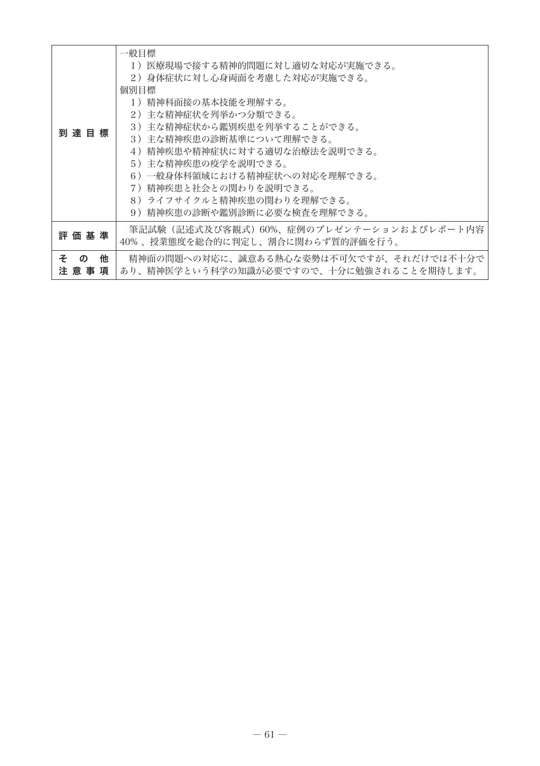| | |
|---|---|
| **到達目標** | 一般目標<br>1）医療現場で接する精神的問題に対し適切な対応が実施できる。<br>2）身体症状に対し心身両面を考慮した対応が実施できる。<br>個別目標<br>1）精神科面接の基本技能を理解する。<br>2）主な精神症状を列挙かつ分類できる。<br>3）主な精神症状から鑑別疾患を列挙することができる。<br>3）主な精神疾患の診断基準について理解できる。<br>4）精神疾患や精神症状に対する適切な治療法を説明できる。<br>5）主な精神疾患の疫学を説明できる。<br>6）一般身体科領域における精神症状への対応を理解できる。<br>7）精神疾患と社会との関わりを説明できる。<br>8）ライフサイクルと精神疾患の関わりを理解できる。<br>9）精神疾患の診断や鑑別診断に必要な検査を理解できる。 |
| **評価基準** | 筆記試験（記述式及び客観式）60%、症例のプレゼンテーションおよびレポート内容40%、授業態度を総合的に判定し、割合に関わらず質的評価を行う。 |
| **その他注意事項** | 精神面の問題への対応に、誠意ある熱心な姿勢は不可欠ですが、それだけでは不十分であり、精神医学という科学の知識が必要ですので、十分に勉強されることを期待します。 |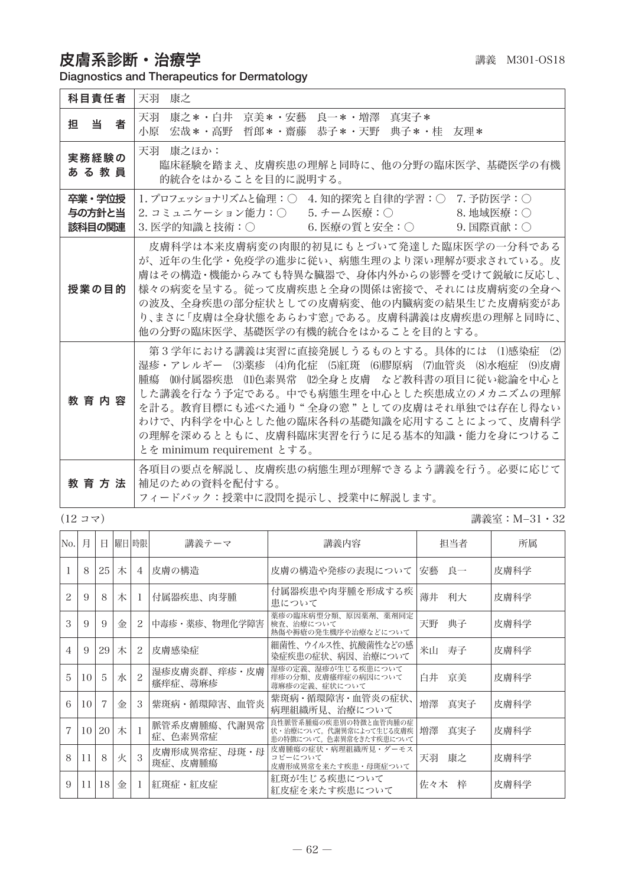# 皮膚系診断・治療学

講義　M301-OS18

**Diagnostics and Therapeutics for Dermatology**

| | |
|---|---|
| **科目責任者** | 天羽　康之 |
| **担　当　者** | 天羽　康之＊・白井　京美＊・安藝　良一＊・増澤　真実子＊<br>小原　宏哉＊・高野　哲郎＊・齋藤　恭子＊・天野　典子＊・桂　友理＊ |
| **実務経験のある教員** | 天羽　康之ほか：<br>臨床経験を踏まえ、皮膚疾患の理解と同時に、他の分野の臨床医学、基礎医学の有機的統合をはかることを目的に説明する。 |
| **卒業・学位授与の方針と当該科目の関連** | 1. プロフェッショナリズムと倫理：○　4. 知的探究と自律的学習：○　7. 予防医学：○<br>2. コミュニケーション能力：○　5. チーム医療：○　8. 地域医療：○<br>3. 医学的知識と技術：○　6. 医療の質と安全：○　9. 国際貢献：○ |
| **授業の目的** | 皮膚科学は本来皮膚病変の肉眼的初見にもとづいて発達した臨床医学の一分科であるが、近年の生化学・免疫学の進歩に従い、病態生理のより深い理解が要求されている。皮膚はその構造・機能からみても特異な臓器で、身体内外からの影響を受けて鋭敏に反応し、様々の病変を呈する。従って皮膚疾患と全身の関係は密接で、それには皮膚病変の全身への波及、全身疾患の部分症状としての皮膚病変、他の内臓病変の結果生じた皮膚病変があり、まさに「皮膚は全身状態をあらわす窓」である。皮膚科講義は皮膚疾患の理解と同時に、他の分野の臨床医学、基礎医学の有機的統合をはかることを目的とする。 |
| **教育内容** | 第３学年における講義は実習に直接発展しうるものとする。具体的には ⑴感染症 ⑵湿疹・アレルギー ⑶薬疹 ⑷角化症 ⑸紅斑 ⑹膠原病 ⑺血管炎 ⑻水疱症 ⑼皮膚腫瘍 ⑽付属器疾患 ⑾色素異常 ⑿全身と皮膚　など教科書の項目に従い総論を中心とした講義を行なう予定である。中でも病態生理を中心とした疾患成立のメカニズムの理解を計る。教育目標にも述べた通り“全身の窓”としての皮膚はそれ単独では存在し得ないわけで、内科学を中心とした他の臨床各科の基礎知識を応用することによって、皮膚科学の理解を深めるとともに、皮膚科臨床実習を行うに足る基本的知識・能力を身につけることを minimum requirement とする。 |
| **教育方法** | 各項目の要点を解説し、皮膚疾患の病態生理が理解できるよう講義を行う。必要に応じて補足のための資料を配付する。<br>フィードバック：授業中に設問を提示し、授業中に解説します。 |

(12 コマ)　　　　講義室：M−31・32

| No. | 月 | 日 | 曜日 | 時限 | 講義テーマ | 講義内容 | 担当者 | 所属 |
|---|---|---|---|---|---|---|---|---|
| 1 | 8 | 25 | 木 | 4 | 皮膚の構造 | 皮膚の構造や発疹の表現について | 安藝　良一 | 皮膚科学 |
| 2 | 9 | 8 | 木 | 1 | 付属器疾患、肉芽腫 | 付属器疾患や肉芽腫を形成する疾患について | 薄井　利大 | 皮膚科学 |
| 3 | 9 | 9 | 金 | 2 | 中毒疹・薬疹、物理化学障害 | 薬疹の臨床病型分類、原因薬剤、薬剤同定検査、治療について<br>熱傷や褥瘡の発生機序や治療などについて | 天野　典子 | 皮膚科学 |
| 4 | 9 | 29 | 木 | 2 | 皮膚感染症 | 細菌性、ウイルス性、抗酸菌性などの感染症疾患の症状、病因、治療について | 米山　寿子 | 皮膚科学 |
| 5 | 10 | 5 | 水 | 2 | 湿疹皮膚炎群、痒疹・皮膚瘙痒症、蕁麻疹 | 湿疹の定義、湿疹が生じる疾患について<br>痒疹の分類、皮膚瘙痒症の病因について<br>蕁麻疹の定義、症状について | 白井　京美 | 皮膚科学 |
| 6 | 10 | 7 | 金 | 3 | 紫斑病・循環障害、血管炎 | 紫斑病・循環障害・血管炎の症状、病理組織所見、治療について | 増澤　真実子 | 皮膚科学 |
| 7 | 10 | 20 | 木 | 1 | 脈管系皮膚腫瘍、代謝異常症、色素異常症 | 良性脈管系腫瘍の疾患別の特徴と血管肉腫の症状・治療について。代謝異常によって生じる皮膚疾患の特徴について。色素異常をきたす疾患について | 増澤　真実子 | 皮膚科学 |
| 8 | 11 | 8 | 火 | 3 | 皮膚形成異常症、母斑・母斑症、皮膚腫瘍 | 皮膚腫瘍の症状・病理組織所見・ダーモスコピーについて<br>皮膚形成異常を来たす疾患・母斑症ついて | 天羽　康之 | 皮膚科学 |
| 9 | 11 | 18 | 金 | 1 | 紅斑症・紅皮症 | 紅斑が生じる疾患について<br>紅皮症を来たす疾患について | 佐々木　梓 | 皮膚科学 |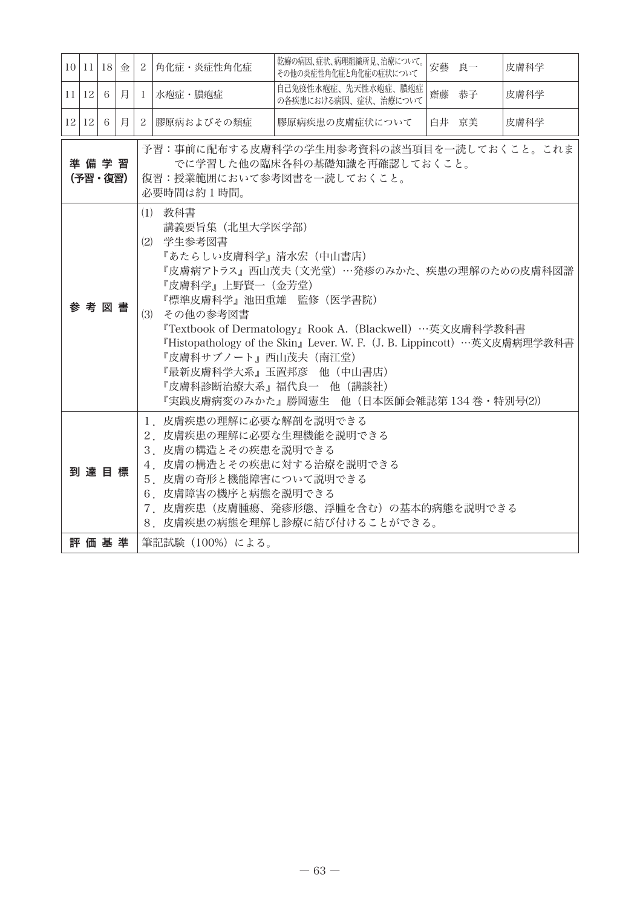| | | | | | | | | |
|---|---|---|---|---|---|---|---|---|
| 10 | 11 | 18 | 金 | 2 | 角化症・炎症性角化症 | 乾癬の病因、症状、病理組織所見、治療について。その他の炎症性角化症と角化症の症状について | 安藝　良一 | 皮膚科学 |
| 11 | 12 | 6 | 月 | 1 | 水疱症・膿疱症 | 自己免疫性水疱症、先天性水疱症、膿疱症の各疾患における病因、症状、治療について | 齋藤　恭子 | 皮膚科学 |
| 12 | 12 | 6 | 月 | 2 | 膠原病およびその類疾 | 膠原病疾患の皮膚症状について | 白井　京美 | 皮膚科学 |

| | |
|---|---|
| **準備学習（予習・復習）** | 予習：事前に配布する皮膚科学の学生用参考資料の該当項目を一読しておくこと。これまでに学習した他の臨床各科の基礎知識を再確認しておくこと。<br>復習：授業範囲において参考図書を一読しておくこと。<br>必要時間は約1時間。 |
| **参考図書** | (1) 教科書<br>講義要旨集（北里大学医学部）<br>(2) 学生参考図書<br>『あたらしい皮膚科学』清水宏（中山書店）<br>『皮膚病アトラス』西山茂夫（文光堂）…発疹のみかた、疾患の理解のための皮膚科図譜<br>『皮膚科学』上野賢一（金芳堂）<br>『標準皮膚科学』池田重雄　監修（医学書院）<br>(3) その他の参考図書<br>『Textbook of Dermatology』Rook A.（Blackwell）…英文皮膚科学教科書<br>『Histopathology of the Skin』Lever. W. F.（J. B. Lippincott）…英文皮膚病理学教科書<br>『皮膚科サブノート』西山茂夫（南江堂）<br>『最新皮膚科学大系』玉置邦彦　他（中山書店）<br>『皮膚科診断治療大系』福代良一　他（講談社）<br>『実践皮膚病変のみかた』勝岡憲生　他（日本医師会雑誌第134巻・特別号(2)） |
| **到達目標** | 1．皮膚疾患の理解に必要な解剖を説明できる<br>2．皮膚疾患の理解に必要な生理機能を説明できる<br>3．皮膚の構造とその疾患を説明できる<br>4．皮膚の構造とその疾患に対する治療を説明できる<br>5．皮膚の奇形と機能障害について説明できる<br>6．皮膚障害の機序と病態を説明できる<br>7．皮膚疾患（皮膚腫瘍、発疹形態、浮腫を含む）の基本的病態を説明できる<br>8．皮膚疾患の病態を理解し診療に結び付けることができる。 |
| **評価基準** | 筆記試験（100%）による。 |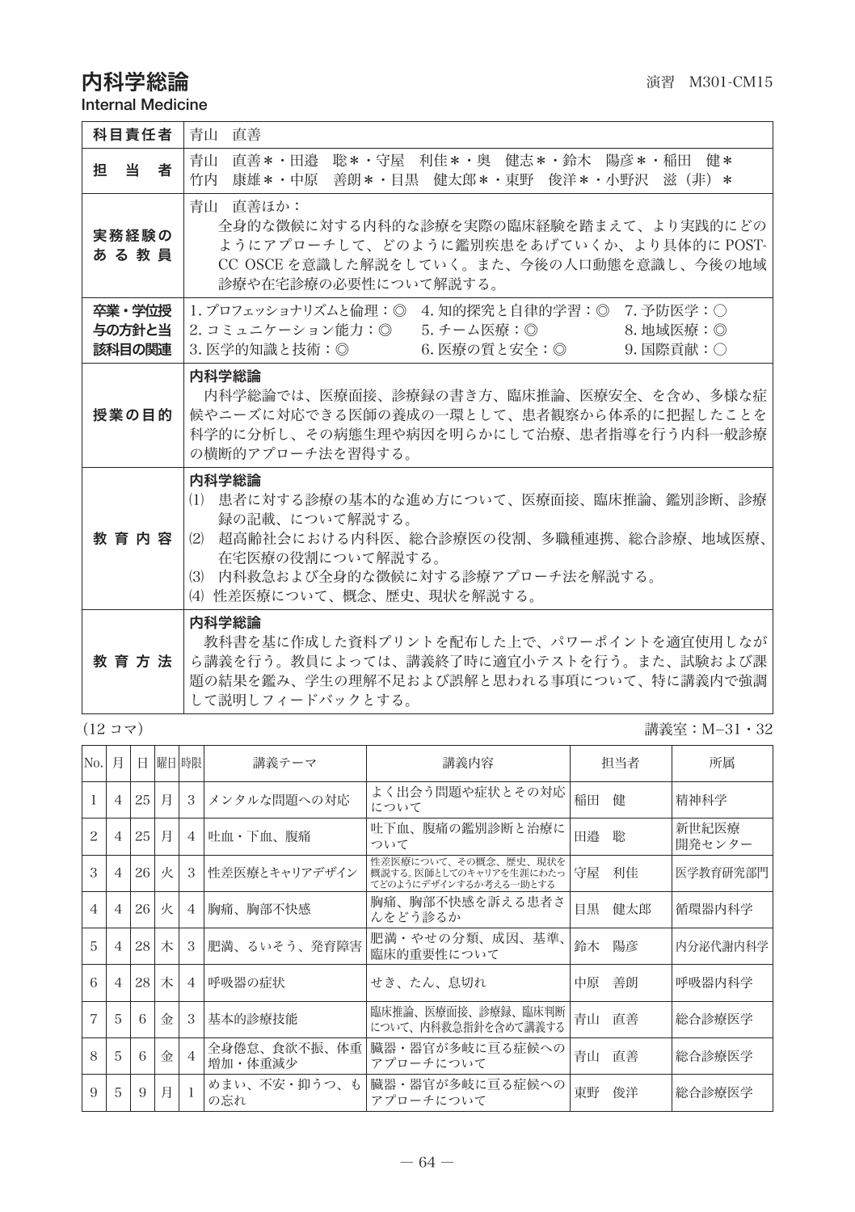# 内科学総論

演習 M301-CM15

Internal Medicine

| 科目責任者 | 青山　直善 |
|---|---|
| 担当者 | 青山　直善＊・田邉　聡＊・守屋　利佳＊・奥　健志＊・鈴木　陽彦＊・稲田　健＊<br>竹内　康雄＊・中原　善朗＊・目黒　健太郎＊・東野　俊洋＊・小野沢　滋（非）＊ |
| 実務経験のある教員 | 青山　直善ほか：<br>全身的な徴候に対する内科的な診療を実際の臨床経験を踏まえて、より実践的にどのようにアプローチして、どのように鑑別疾患をあげていくか、より具体的に POST-CC OSCE を意識した解説をしていく。また、今後の人口動態を意識し、今後の地域診療や在宅診療の必要性について解説する。 |
| 卒業・学位授与の方針と当該科目の関連 | 1. プロフェッショナリズムと倫理：◎　4. 知的探究と自律的学習：◎　7. 予防医学：○<br>2. コミュニケーション能力：◎　5. チーム医療：◎　8. 地域医療：◎<br>3. 医学的知識と技術：◎　6. 医療の質と安全：◎　9. 国際貢献：○ |
| 授業の目的 | **内科学総論**<br>内科学総論では、医療面接、診療録の書き方、臨床推論、医療安全、を含め、多様な症候やニーズに対応できる医師の養成の一環として、患者観察から体系的に把握したことを科学的に分析し、その病態生理や病因を明らかにして治療、患者指導を行う内科一般診療の横断的アプローチ法を習得する。 |
| 教育内容 | **内科学総論**<br>(1) 患者に対する診療の基本的な進め方について、医療面接、臨床推論、鑑別診断、診療録の記載、について解説する。<br>(2) 超高齢社会における内科医、総合診療医の役割、多職種連携、総合診療、地域医療、在宅医療の役割について解説する。<br>(3) 内科救急および全身的な徴候に対する診療アプローチ法を解説する。<br>(4) 性差医療について、概念、歴史、現状を解説する。 |
| 教育方法 | **内科学総論**<br>教科書を基に作成した資料プリントを配布した上で、パワーポイントを適宜使用しながら講義を行う。教員によっては、講義終了時に適宜小テストを行う。また、試験および課題の結果を鑑み、学生の理解不足および誤解と思われる事項について、特に講義内で強調して説明しフィードバックとする。 |

（12 コマ）　　講義室：M−31・32

| No. | 月 | 日 | 曜日 | 時限 | 講義テーマ | 講義内容 | 担当者 | 所属 |
|---|---|---|---|---|---|---|---|---|
| 1 | 4 | 25 | 月 | 3 | メンタルな問題への対応 | よく出会う問題や症状とその対応について | 稲田　健 | 精神科学 |
| 2 | 4 | 25 | 月 | 4 | 吐血・下血、腹痛 | 吐下血、腹痛の鑑別診断と治療について | 田邉　聡 | 新世紀医療開発センター |
| 3 | 4 | 26 | 火 | 3 | 性差医療とキャリアデザイン | 性差医療について、その概念、歴史、現状を概説する。医師としてのキャリアを生涯にわたってどのようにデザインするか考える一助とする | 守屋　利佳 | 医学教育研究部門 |
| 4 | 4 | 26 | 火 | 4 | 胸痛、胸部不快感 | 胸痛、胸部不快感を訴える患者さんをどう診るか | 目黒　健太郎 | 循環器内科学 |
| 5 | 4 | 28 | 木 | 3 | 肥満、るいそう、発育障害 | 肥満・やせの分類、成因、基準、臨床的重要性について | 鈴木　陽彦 | 内分泌代謝内科学 |
| 6 | 4 | 28 | 木 | 4 | 呼吸器の症状 | せき、たん、息切れ | 中原　善朗 | 呼吸器内科学 |
| 7 | 5 | 6 | 金 | 3 | 基本的診療技能 | 臨床推論、医療面接、診療録、臨床判断について、内科救急指針を含めて講義する | 青山　直善 | 総合診療医学 |
| 8 | 5 | 6 | 金 | 4 | 全身倦怠、食欲不振、体重増加・体重減少 | 臓器・器官が多岐に亘る症候へのアプローチについて | 青山　直善 | 総合診療医学 |
| 9 | 5 | 9 | 月 | 1 | めまい、不安・抑うつ、もの忘れ | 臓器・器官が多岐に亘る症候へのアプローチについて | 東野　俊洋 | 総合診療医学 |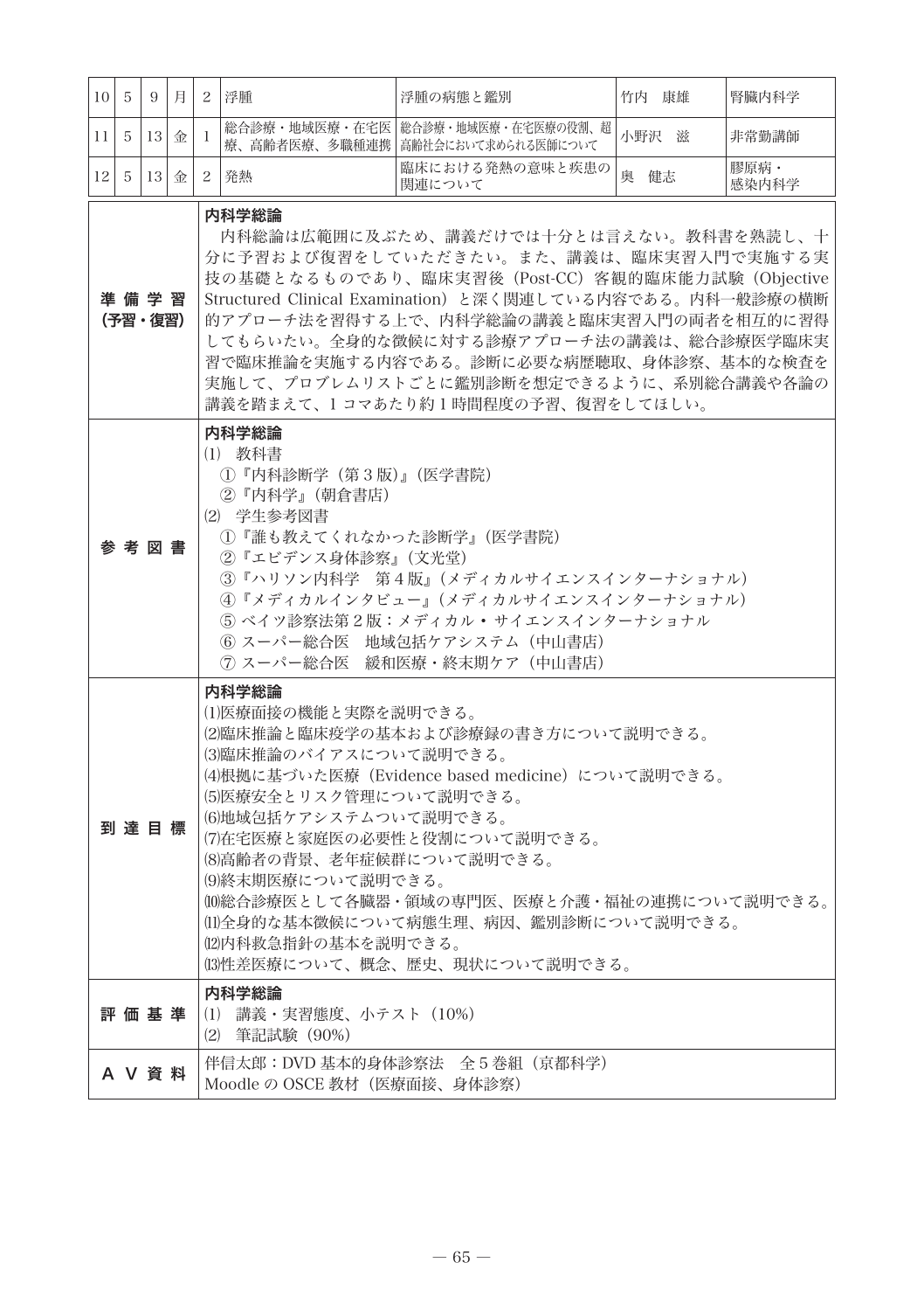| 10 | 5 | 9 | 月 | 2 | 浮腫 | 浮腫の病態と鑑別 | 竹内　康雄 | 腎臓内科学 |
|---|---|---|---|---|---|---|---|---|
| 11 | 5 | 13 | 金 | 1 | 総合診療・地域医療・在宅医療、高齢者医療、多職種連携 | 総合診療・地域医療・在宅医療の役割、超高齢社会において求められる医師について | 小野沢　滋 | 非常勤講師 |
| 12 | 5 | 13 | 金 | 2 | 発熱 | 臨床における発熱の意味と疾患の関連について | 奥　健志 | 膠原病・感染内科学 |

| 項目 | 内容 |
|---|---|
| 準備学習（予習・復習） | **内科学総論**<br>内科総論は広範囲に及ぶため、講義だけでは十分とは言えない。教科書を熟読し、十分に予習および復習をしていただきたい。また、講義は、臨床実習入門で実施する実技の基礎となるものであり、臨床実習後（Post-CC）客観的臨床能力試験（Objective Structured Clinical Examination）と深く関連している内容である。内科一般診療の横断的アプローチ法を習得する上で、内科学総論の講義と臨床実習入門の両者を相互的に習得してもらいたい。全身的な徴候に対する診療アプローチ法の講義は、総合診療医学臨床実習で臨床推論を実施する内容である。診断に必要な病歴聴取、身体診察、基本的な検査を実施して、プロブレムリストごとに鑑別診断を想定できるように、系別総合講義や各論の講義を踏まえて、1コマあたり約1時間程度の予習、復習をしてほしい。 |
| 参考図書 | **内科学総論**<br>⑴　教科書<br>①『内科診断学（第3版）』（医学書院）<br>②『内科学』（朝倉書店）<br>⑵　学生参考図書<br>①『誰も教えてくれなかった診断学』（医学書院）<br>②『エビデンス身体診察』（文光堂）<br>③『ハリソン内科学　第4版』（メディカルサイエンスインターナショナル）<br>④『メディカルインタビュー』（メディカルサイエンスインターナショナル）<br>⑤ ベイツ診察法第2版：メディカル・サイエンスインターナショナル<br>⑥ スーパー総合医　地域包括ケアシステム（中山書店）<br>⑦ スーパー総合医　緩和医療・終末期ケア（中山書店） |
| 到達目標 | **内科学総論**<br>⑴医療面接の機能と実際を説明できる。<br>⑵臨床推論と臨床疫学の基本および診療録の書き方について説明できる。<br>⑶臨床推論のバイアスについて説明できる。<br>⑷根拠に基づいた医療（Evidence based medicine）について説明できる。<br>⑸医療安全とリスク管理について説明できる。<br>⑹地域包括ケアシステムついて説明できる。<br>⑺在宅医療と家庭医の必要性と役割について説明できる。<br>⑻高齢者の背景、老年症候群について説明できる。<br>⑼終末期医療について説明できる。<br>⑽総合診療医として各臓器・領域の専門医、医療と介護・福祉の連携について説明できる。<br>⑾全身的な基本徴候について病態生理、病因、鑑別診断について説明できる。<br>⑿内科救急指針の基本を説明できる。<br>⒀性差医療について、概念、歴史、現状について説明できる。 |
| 評価基準 | **内科学総論**<br>⑴　講義・実習態度、小テスト（10%）<br>⑵　筆記試験（90%） |
| AV資料 | 伴信太郎：DVD 基本的身体診察法　全5巻組（京都科学）<br>Moodle の OSCE 教材（医療面接、身体診察） |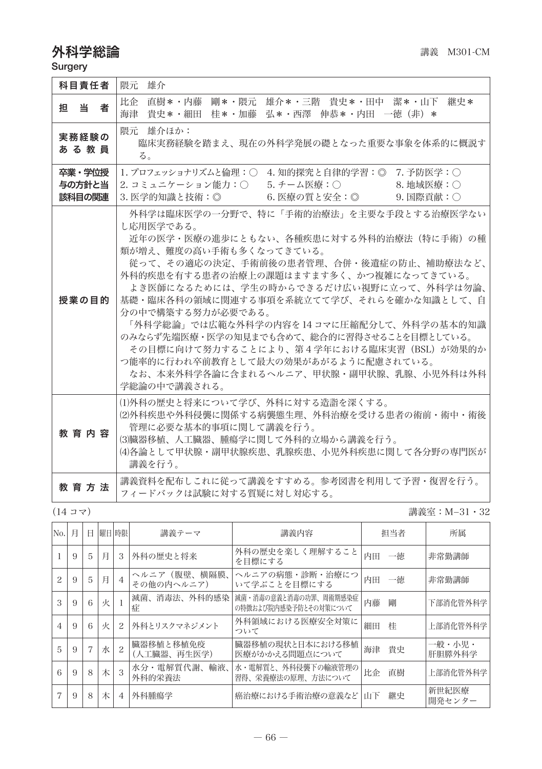# 外科学総論

講義　M301-CM

Surgery

| | |
|---|---|
| **科目責任者** | 隈元　雄介 |
| **担　当　者** | 比企　直樹＊・内藤　剛＊・隈元　雄介＊・三階　貴史＊・田中　潔＊・山下　継史＊<br>海津　貴史＊・細田　桂＊・加藤　弘＊・西澤　伸恭＊・内田　一徳（非）＊ |
| **実務経験のある教員** | 隈元　雄介ほか：<br>臨床実務経験を踏まえ、現在の外科学発展の礎となった重要な事象を体系的に概説する。 |
| **卒業・学位授与の方針と当該科目の関連** | 1. プロフェッショナリズムと倫理：○　4. 知的探究と自律的学習：◎　7. 予防医学：○<br>2. コミュニケーション能力：○　5. チーム医療：○　8. 地域医療：○<br>3. 医学的知識と技術：◎　6. 医療の質と安全：◎　9. 国際貢献：○ |
| **授業の目的** | 外科学は臨床医学の一分野で、特に「手術的治療法」を主要な手段とする治療医学ないし応用医学である。<br>近年の医学・医療の進歩にともない、各種疾患に対する外科的治療法（特に手術）の種類が増え、難度の高い手術も多くなってきている。<br>従って、その適応の決定、手術前後の患者管理、合併・後遺症の防止、補助療法など、外科的疾患を有する患者の治療上の課題はますます多く、かつ複雑になってきている。<br>よき医師になるためには、学生の時からできるだけ広い視野に立って、外科学は勿論、基礎・臨床各科の領域に関連する事項を系統立てて学び、それらを確かな知識として、自分の中で構築する努力が必要である。<br>「外科学総論」では広範な外科学の内容を 14 コマに圧縮配分して、外科学の基本的知識のみならず先端医療・医学の知見までも含めて、総合的に習得させることを目標としている。<br>その目標に向けて努力することにより、第 4 学年における臨床実習（BSL）が効果的かつ能率的に行われ卒前教育として最大の効果があがるように配慮されている。<br>なお、本来外科学各論に含まれるヘルニア、甲状腺・副甲状腺、乳腺、小児外科は外科学総論の中で講義される。 |
| **教育内容** | ⑴外科の歴史と将来について学び、外科に対する造詣を深くする。<br>⑵外科疾患や外科侵襲に関係する病襲態生理、外科治療を受ける患者の術前・術中・術後管理に必要な基本的事項に関して講義を行う。<br>⑶臓器移植、人工臓器、腫瘍学に関して外科的立場から講義を行う。<br>⑷各論として甲状腺・副甲状腺疾患、乳腺疾患、小児外科疾患に関して各分野の専門医が講義を行う。 |
| **教育方法** | 講義資料を配布しこれに従って講義をすすめる。参考図書を利用して予習・復習を行う。<br>フィードバックは試験に対する質疑に対し対応する。 |

（14 コマ）

講義室：M−31・32

| No. | 月 | 日 | 曜日 | 時限 | 講義テーマ | 講義内容 | 担当者 | 所属 |
|---|---|---|---|---|---|---|---|---|
| 1 | 9 | 5 | 月 | 3 | 外科の歴史と将来 | 外科の歴史を楽しく理解することを目標にする | 内田　一徳 | 非常勤講師 |
| 2 | 9 | 5 | 月 | 4 | ヘルニア（腹壁、横隔膜、その他の内ヘルニア） | ヘルニアの病態・診断・治療について学ぶことを目標にする | 内田　一徳 | 非常勤講師 |
| 3 | 9 | 6 | 火 | 1 | 滅菌、消毒法、外科的感染症 | 滅菌・消毒の意義と消毒の功罪、周術期感染症の特徴および院内感染予防とその対策について | 内藤　剛 | 下部消化管外科学 |
| 4 | 9 | 6 | 火 | 2 | 外科とリスクマネジメント | 外科領域における医療安全対策について | 細田　桂 | 上部消化管外科学 |
| 5 | 9 | 7 | 水 | 2 | 臓器移植と移植免疫（人工臓器、再生医学） | 臓器移植の現状と日本における移植医療がかかえる問題点について | 海津　貴史 | 一般・小児・肝胆膵外科学 |
| 6 | 9 | 8 | 木 | 3 | 水分・電解質代謝、輸液、外科的栄養法 | 水・電解質と、外科侵襲下の輸液管理の習得、栄養療法の原理、方法について | 比企　直樹 | 上部消化管外科学 |
| 7 | 9 | 8 | 木 | 4 | 外科腫瘍学 | 癌治療における手術治療の意義など | 山下　継史 | 新世紀医療開発センター |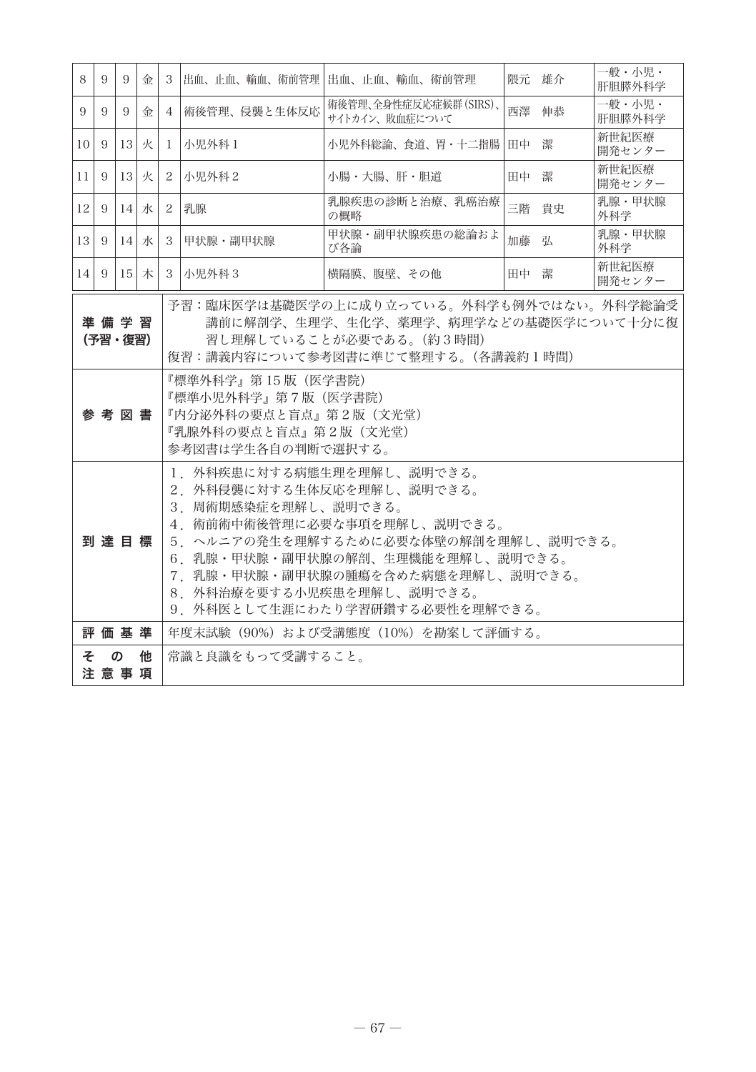| 8 | 9 | 9 | 金 | 3 | 出血、止血、輸血、術前管理 | 出血、止血、輸血、術前管理 | 隈元　雄介 | 一般・小児・肝胆膵外科学 |
|---|---|---|---|---|---|---|---|---|
| 9 | 9 | 9 | 金 | 4 | 術後管理、侵襲と生体反応 | 術後管理、全身性炎症反応症候群(SIRS)、サイトカイン、敗血症について | 西澤　伸恭 | 一般・小児・肝胆膵外科学 |
| 10 | 9 | 13 | 火 | 1 | 小児外科 1 | 小児外科総論、食道、胃・十二指腸 | 田中　潔 | 新世紀医療開発センター |
| 11 | 9 | 13 | 火 | 2 | 小児外科 2 | 小腸・大腸、肝・胆道 | 田中　潔 | 新世紀医療開発センター |
| 12 | 9 | 14 | 水 | 2 | 乳腺 | 乳腺疾患の診断と治療、乳癌治療の概略 | 三階　貴史 | 乳腺・甲状腺外科学 |
| 13 | 9 | 14 | 水 | 3 | 甲状腺・副甲状腺 | 甲状腺・副甲状腺疾患の総論および各論 | 加藤　弘 | 乳腺・甲状腺外科学 |
| 14 | 9 | 15 | 木 | 3 | 小児外科 3 | 横隔膜、腹壁、その他 | 田中　潔 | 新世紀医療開発センター |

| 項目 | 内容 |
|---|---|
| **準備学習(予習・復習)** | 予習：臨床医学は基礎医学の上に成り立っている。外科学も例外ではない。外科学総論受講前に解剖学、生理学、生化学、薬理学、病理学などの基礎医学について十分に復習し理解していることが必要である。(約3時間)<br>復習：講義内容について参考図書に準じて整理する。(各講義約1時間) |
| **参考図書** | 『標準外科学』第15版（医学書院）<br>『標準小児外科学』第7版（医学書院）<br>『内分泌外科の要点と盲点』第2版（文光堂）<br>『乳腺外科の要点と盲点』第2版（文光堂）<br>参考図書は学生各自の判断で選択する。 |
| **到達目標** | 1．外科疾患に対する病態生理を理解し、説明できる。<br>2．外科侵襲に対する生体反応を理解し、説明できる。<br>3．周術期感染症を理解し、説明できる。<br>4．術前術中術後管理に必要な事項を理解し、説明できる。<br>5．ヘルニアの発生を理解するために必要な体壁の解剖を理解し、説明できる。<br>6．乳腺・甲状腺・副甲状腺の解剖、生理機能を理解し、説明できる。<br>7．乳腺・甲状腺・副甲状腺の腫瘍を含めた病態を理解し、説明できる。<br>8．外科治療を要する小児疾患を理解し、説明できる。<br>9．外科医として生涯にわたり学習研鑽する必要性を理解できる。 |
| **評価基準** | 年度末試験（90%）および受講態度（10%）を勘案して評価する。 |
| **その他注意事項** | 常識と良識をもって受講すること。 |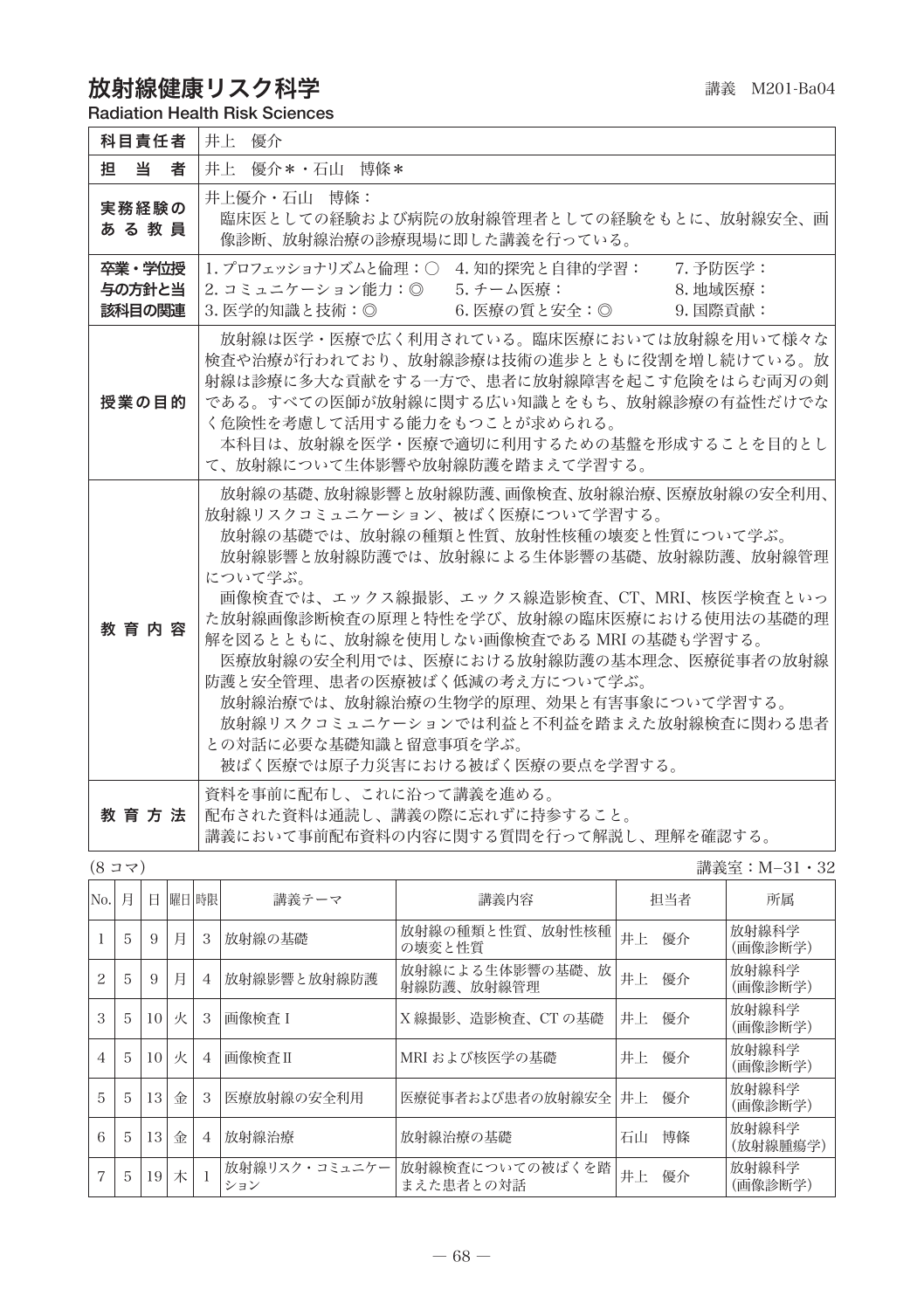# 放射線健康リスク科学

講義　M201-Ba04

Radiation Health Risk Sciences

| 科目責任者 | 井上　優介 |
|---|---|
| 担　当　者 | 井上　優介＊・石山　博條＊ |
| 実務経験のある教員 | 井上優介・石山　博條：<br>臨床医としての経験および病院の放射線管理者としての経験をもとに、放射線安全、画像診断、放射線治療の診療現場に即した講義を行っている。 |
| 卒業・学位授与の方針と当該科目の関連 | 1. プロフェッショナリズムと倫理：○　4. 知的探究と自律的学習：　7. 予防医学：<br>2. コミュニケーション能力：◎　5. チーム医療：　8. 地域医療：<br>3. 医学的知識と技術：◎　6. 医療の質と安全：◎　9. 国際貢献： |
| 授業の目的 | 放射線は医学・医療で広く利用されている。臨床医療においては放射線を用いて様々な検査や治療が行われており、放射線診療は技術の進歩とともに役割を増し続けている。放射線は診療に多大な貢献をする一方で、患者に放射線障害を起こす危険をはらむ両刃の剣である。すべての医師が放射線に関する広い知識をともち、放射線診療の有益性だけでなく危険性を考慮して活用する能力をもつことが求められる。<br>本科目は、放射線を医学・医療で適切に利用するための基盤を形成することを目的として、放射線について生体影響や放射線防護を踏まえて学習する。 |
| 教育内容 | 放射線の基礎、放射線影響と放射線防護、画像検査、放射線治療、医療放射線の安全利用、放射線リスクコミュニケーション、被ばく医療について学習する。<br>放射線の基礎では、放射線の種類と性質、放射性核種の壊変と性質について学ぶ。<br>放射線影響と放射線防護では、放射線による生体影響の基礎、放射線防護、放射線管理について学ぶ。<br>画像検査では、エックス線撮影、エックス線造影検査、CT、MRI、核医学検査といった放射線画像診断検査の原理と特性を学び、放射線の臨床医療における使用法の基礎的理解を図るとともに、放射線を使用しない画像検査である MRI の基礎も学習する。<br>医療放射線の安全利用では、医療における放射線防護の基本理念、医療従事者の放射線防護と安全管理、患者の医療被ばく低減の考え方について学ぶ。<br>放射線治療では、放射線治療の生物学的原理、効果と有害事象について学習する。<br>放射線リスクコミュニケーションでは利益と不利益を踏まえた放射線検査に関わる患者との対話に必要な基礎知識と留意事項を学ぶ。<br>被ばく医療では原子力災害における被ばく医療の要点を学習する。 |
| 教育方法 | 資料を事前に配布し、これに沿って講義を進める。<br>配布された資料は通読し、講義の際に忘れずに持参すること。<br>講義において事前配布資料の内容に関する質問を行って解説し、理解を確認する。 |

(8 コマ)　　講義室：M−31・32

| No. | 月 | 日 | 曜日 | 時限 | 講義テーマ | 講義内容 | 担当者 | 所属 |
|---|---|---|---|---|---|---|---|---|
| 1 | 5 | 9 | 月 | 3 | 放射線の基礎 | 放射線の種類と性質、放射性核種の壊変と性質 | 井上　優介 | 放射線科学(画像診断学) |
| 2 | 5 | 9 | 月 | 4 | 放射線影響と放射線防護 | 放射線による生体影響の基礎、放射線防護、放射線管理 | 井上　優介 | 放射線科学(画像診断学) |
| 3 | 5 | 10 | 火 | 3 | 画像検査Ⅰ | X 線撮影、造影検査、CT の基礎 | 井上　優介 | 放射線科学(画像診断学) |
| 4 | 5 | 10 | 火 | 4 | 画像検査Ⅱ | MRI および核医学の基礎 | 井上　優介 | 放射線科学(画像診断学) |
| 5 | 5 | 13 | 金 | 3 | 医療放射線の安全利用 | 医療従事者および患者の放射線安全 | 井上　優介 | 放射線科学(画像診断学) |
| 6 | 5 | 13 | 金 | 4 | 放射線治療 | 放射線治療の基礎 | 石山　博條 | 放射線科学(放射線腫瘍学) |
| 7 | 5 | 19 | 木 | 1 | 放射線リスク・コミュニケーション | 放射線検査についての被ばくを踏まえた患者との対話 | 井上　優介 | 放射線科学(画像診断学) |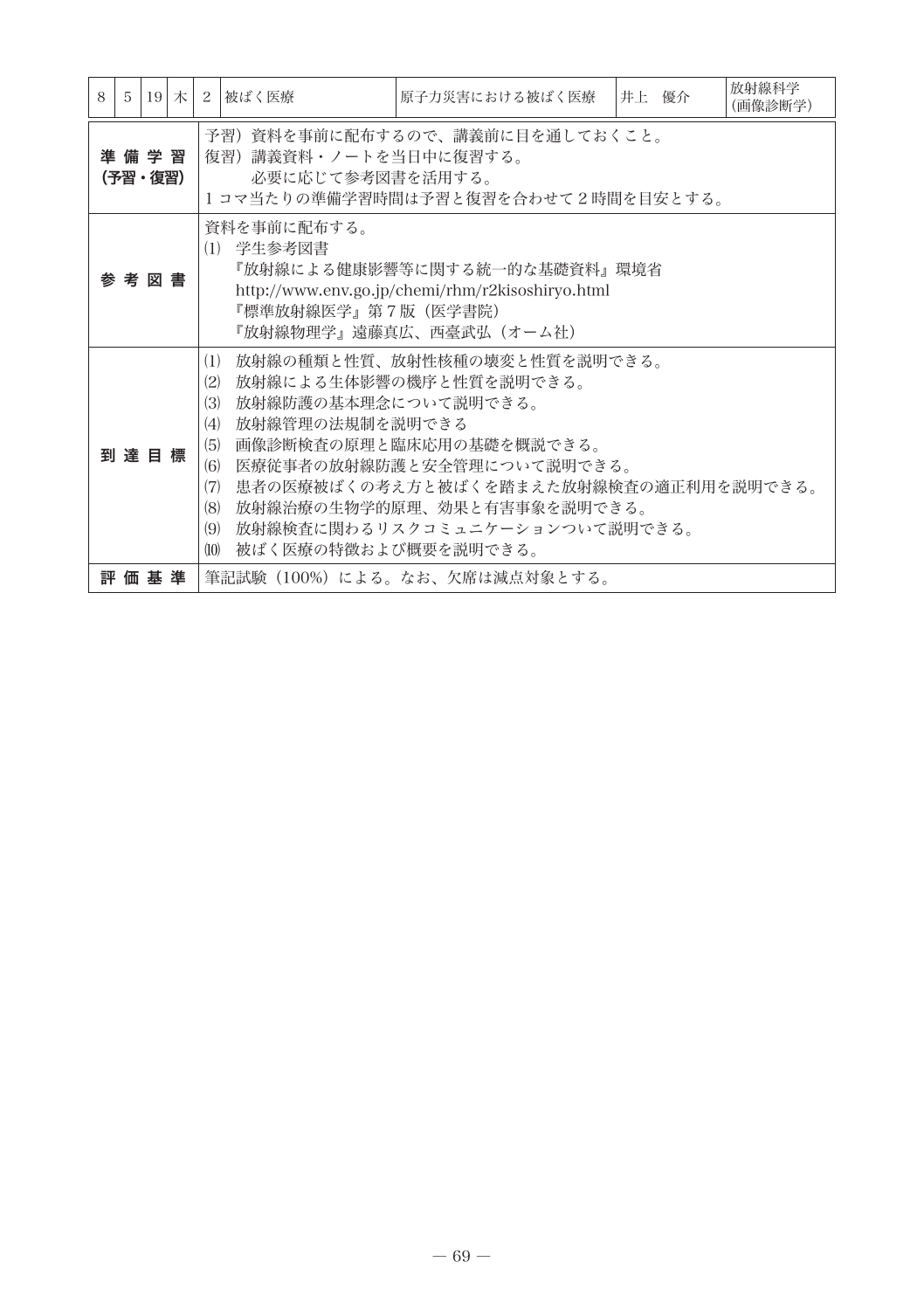| 8 | 5 | 19 | 木 | 2 | 被ばく医療 | 原子力災害における被ばく医療 | 井上　優介 | 放射線科学（画像診断学） |
|---|---|---|---|---|---|---|---|---|

| | |
|---|---|
| **準備学習（予習・復習）** | 予習）資料を事前に配布するので、講義前に目を通しておくこと。<br>復習）講義資料・ノートを当日中に復習する。<br>必要に応じて参考図書を活用する。<br>1コマ当たりの準備学習時間は予習と復習を合わせて2時間を目安とする。 |
| **参考図書** | 資料を事前に配布する。<br>⑴　学生参考図書<br>『放射線による健康影響等に関する統一的な基礎資料』環境省<br>http://www.env.go.jp/chemi/rhm/r2kisoshiryo.html<br>『標準放射線医学』第7版（医学書院）<br>『放射線物理学』遠藤真広、西臺武弘（オーム社） |
| **到達目標** | ⑴　放射線の種類と性質、放射性核種の壊変と性質を説明できる。<br>⑵　放射線による生体影響の機序と性質を説明できる。<br>⑶　放射線防護の基本理念について説明できる。<br>⑷　放射線管理の法規制を説明できる<br>⑸　画像診断検査の原理と臨床応用の基礎を概説できる。<br>⑹　医療従事者の放射線防護と安全管理について説明できる。<br>⑺　患者の医療被ばくの考え方と被ばくを踏まえた放射線検査の適正利用を説明できる。<br>⑻　放射線治療の生物学的原理、効果と有害事象を説明できる。<br>⑼　放射線検査に関わるリスクコミュニケーションついて説明できる。<br>⑽　被ばく医療の特徴および概要を説明できる。 |
| **評価基準** | 筆記試験（100%）による。なお、欠席は減点対象とする。 |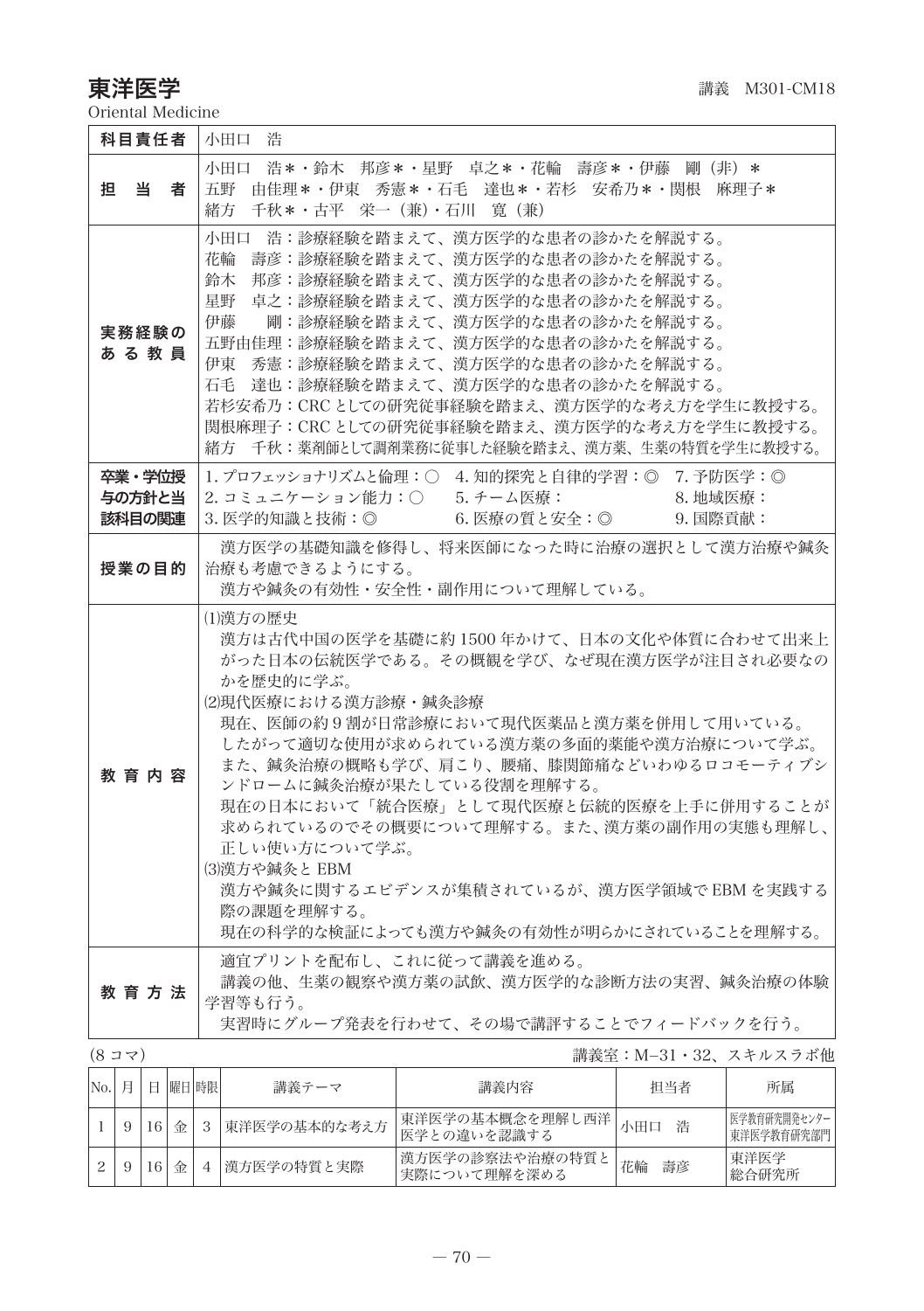# 東洋医学

講義　M301-CM18

Oriental Medicine

| 科目責任者 | 小田口　浩 |
|---|---|
| 担　当　者 | 小田口　浩＊・鈴木　邦彦＊・星野　卓之＊・花輪　壽彦＊・伊藤　剛（非）＊<br>五野　由佳理＊・伊東　秀憲＊・石毛　達也＊・若杉　安希乃＊・関根　麻理子＊<br>緒方　千秋＊・古平　栄一（兼）・石川　寛（兼） |
| 実務経験のある教員 | 小田口　浩：診療経験を踏まえて、漢方医学的な患者の診かたを解説する。<br>花輪　壽彦：診療経験を踏まえて、漢方医学的な患者の診かたを解説する。<br>鈴木　邦彦：診療経験を踏まえて、漢方医学的な患者の診かたを解説する。<br>星野　卓之：診療経験を踏まえて、漢方医学的な患者の診かたを解説する。<br>伊藤　　剛：診療経験を踏まえて、漢方医学的な患者の診かたを解説する。<br>五野由佳理：診療経験を踏まえて、漢方医学的な患者の診かたを解説する。<br>伊東　秀憲：診療経験を踏まえて、漢方医学的な患者の診かたを解説する。<br>石毛　達也：診療経験を踏まえて、漢方医学的な患者の診かたを解説する。<br>若杉安希乃：CRC としての研究従事経験を踏まえ、漢方医学的な考え方を学生に教授する。<br>関根麻理子：CRC としての研究従事経験を踏まえ、漢方医学的な考え方を学生に教授する。<br>緒方　千秋：薬剤師として調剤業務に従事した経験を踏まえ、漢方薬、生薬の特質を学生に教授する。 |
| 卒業・学位授与の方針と当該科目の関連 | 1. プロフェッショナリズムと倫理：○　4. 知的探究と自律的学習：◎　7. 予防医学：◎<br>2. コミュニケーション能力：○　5. チーム医療：　8. 地域医療：<br>3. 医学的知識と技術：◎　6. 医療の質と安全：◎　9. 国際貢献： |
| 授業の目的 | 漢方医学の基礎知識を修得し、将来医師になった時に治療の選択として漢方治療や鍼灸治療も考慮できるようにする。<br>漢方や鍼灸の有効性・安全性・副作用について理解している。 |
| 教育内容 | ⑴漢方の歴史<br>漢方は古代中国の医学を基礎に約 1500 年かけて、日本の文化や体質に合わせて出来上がった日本の伝統医学である。その概観を学び、なぜ現在漢方医学が注目され必要なのかを歴史的に学ぶ。<br>⑵現代医療における漢方診療・鍼灸診療<br>現在、医師の約 9 割が日常診療において現代医薬品と漢方薬を併用して用いている。<br>したがって適切な使用が求められている漢方薬の多面的薬能や漢方治療について学ぶ。<br>また、鍼灸治療の概略も学び、肩こり、腰痛、膝関節痛などいわゆるロコモーティブシンドロームに鍼灸治療が果たしている役割を理解する。<br>現在の日本において「統合医療」として現代医療と伝統的医療を上手に併用することが求められているのでその概要について理解する。また、漢方薬の副作用の実態も理解し、正しい使い方について学ぶ。<br>⑶漢方や鍼灸と EBM<br>漢方や鍼灸に関するエビデンスが集積されているが、漢方医学領域で EBM を実践する際の課題を理解する。<br>現在の科学的な検証によっても漢方や鍼灸の有効性が明らかにされていることを理解する。 |
| 教育方法 | 適宜プリントを配布し、これに従って講義を進める。<br>講義の他、生薬の観察や漢方薬の試飲、漢方医学的な診断方法の実習、鍼灸治療の体験学習等も行う。<br>実習時にグループ発表を行わせて、その場で講評することでフィードバックを行う。 |

(8 コマ)　　講義室：M−31・32、スキルスラボ他

| No. | 月 | 日 | 曜日 | 時限 | 講義テーマ | 講義内容 | 担当者 | 所属 |
|---|---|---|---|---|---|---|---|---|
| 1 | 9 | 16 | 金 | 3 | 東洋医学の基本的な考え方 | 東洋医学の基本概念を理解し西洋医学との違いを認識する | 小田口　浩 | 医学教育研究開発センター東洋医学教育研究部門 |
| 2 | 9 | 16 | 金 | 4 | 漢方医学の特質と実際 | 漢方医学の診察法や治療の特質と実際について理解を深める | 花輪　壽彦 | 東洋医学総合研究所 |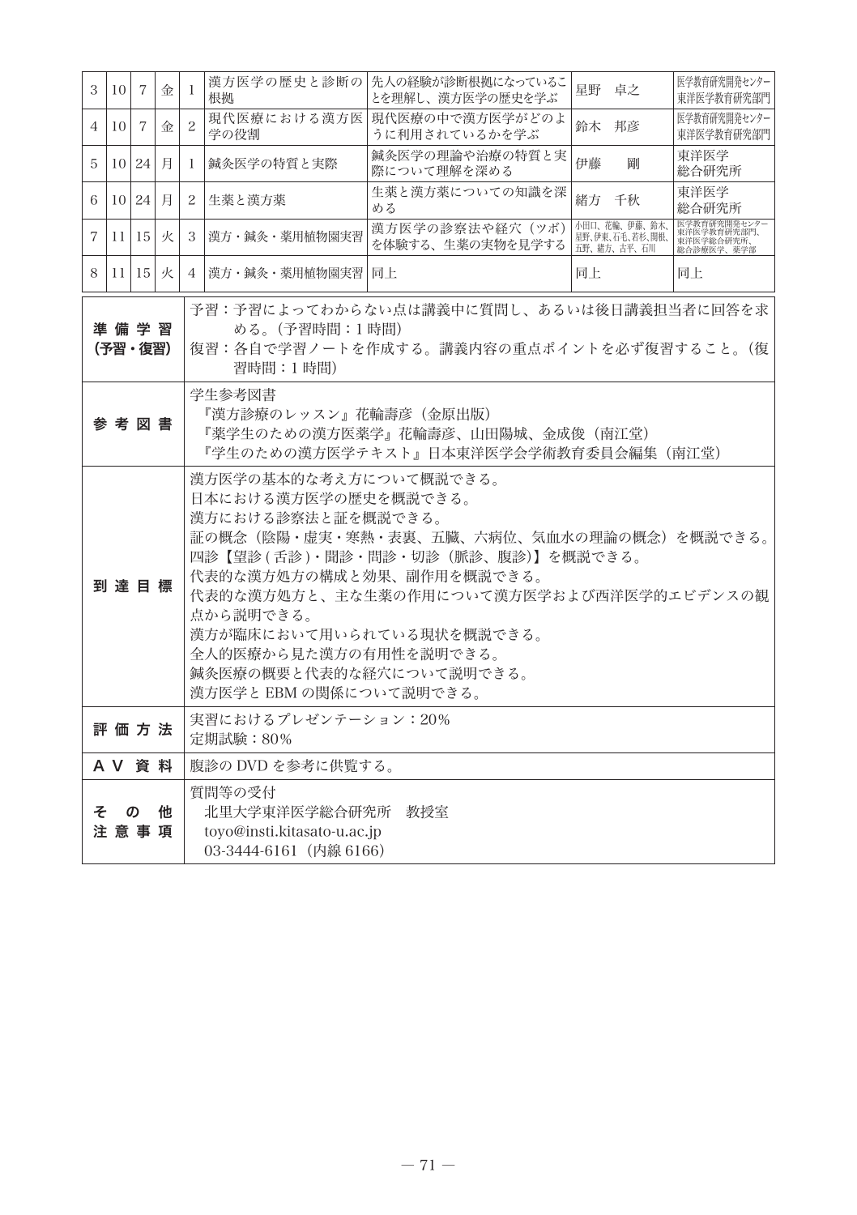| | | | | | | | | |
|---|---|---|---|---|---|---|---|---|
| 3 | 10 | 7 | 金 | 1 | 漢方医学の歴史と診断の根拠 | 先人の経験が診断根拠になっていることを理解し、漢方医学の歴史を学ぶ | 星野　卓之 | 医学教育研究開発センター東洋医学教育研究部門 |
| 4 | 10 | 7 | 金 | 2 | 現代医療における漢方医学の役割 | 現代医療の中で漢方医学がどのように利用されているかを学ぶ | 鈴木　邦彦 | 医学教育研究開発センター東洋医学教育研究部門 |
| 5 | 10 | 24 | 月 | 1 | 鍼灸医学の特質と実際 | 鍼灸医学の理論や治療の特質と実際について理解を深める | 伊藤　　剛 | 東洋医学総合研究所 |
| 6 | 10 | 24 | 月 | 2 | 生薬と漢方薬 | 生薬と漢方薬についての知識を深める | 緒方　千秋 | 東洋医学総合研究所 |
| 7 | 11 | 15 | 火 | 3 | 漢方・鍼灸・薬用植物園実習 | 漢方医学の診察法や経穴（ツボ）を体験する、生薬の実物を見学する | 小田口、花輪、伊藤、鈴木、星野、伊東、石毛、若杉、関根、五野、緒方、古平、石川 | 医学教育研究開発センター東洋医学教育研究部門、東洋医学総合研究所、総合診療医学、薬学部 |
| 8 | 11 | 15 | 火 | 4 | 漢方・鍼灸・薬用植物園実習 | 同上 | 同上 | 同上 |

| | |
|---|---|
| **準備学習（予習・復習）** | 予習：予習によってわからない点は講義中に質問し、あるいは後日講義担当者に回答を求める。（予習時間：1時間）<br>復習：各自で学習ノートを作成する。講義内容の重点ポイントを必ず復習すること。（復習時間：1時間） |
| **参考図書** | 学生参考図書<br>『漢方診療のレッスン』花輪壽彦（金原出版）<br>『薬学生のための漢方医薬学』花輪壽彦、山田陽城、金成俊（南江堂）<br>『学生のための漢方医学テキスト』日本東洋医学会学術教育委員会編集（南江堂） |
| **到達目標** | 漢方医学の基本的な考え方について概説できる。<br>日本における漢方医学の歴史を概説できる。<br>漢方における診察法と証を概説できる。<br>証の概念（陰陽・虚実・寒熱・表裏、五臓、六病位、気血水の理論の概念）を概説できる。<br>四診【望診(舌診)・聞診・問診・切診（脈診、腹診)】を概説できる。<br>代表的な漢方処方の構成と効果、副作用を概説できる。<br>代表的な漢方処方と、主な生薬の作用について漢方医学および西洋医学的エビデンスの観点から説明できる。<br>漢方が臨床において用いられている現状を概説できる。<br>全人的医療から見た漢方の有用性を説明できる。<br>鍼灸医療の概要と代表的な経穴について説明できる。<br>漢方医学と EBM の関係について説明できる。 |
| **評価方法** | 実習におけるプレゼンテーション：20%<br>定期試験：80% |
| **AV資料** | 腹診の DVD を参考に供覧する。 |
| **その他注意事項** | 質問等の受付<br>北里大学東洋医学総合研究所　教授室<br>toyo@insti.kitasato-u.ac.jp<br>03-3444-6161（内線 6166） |